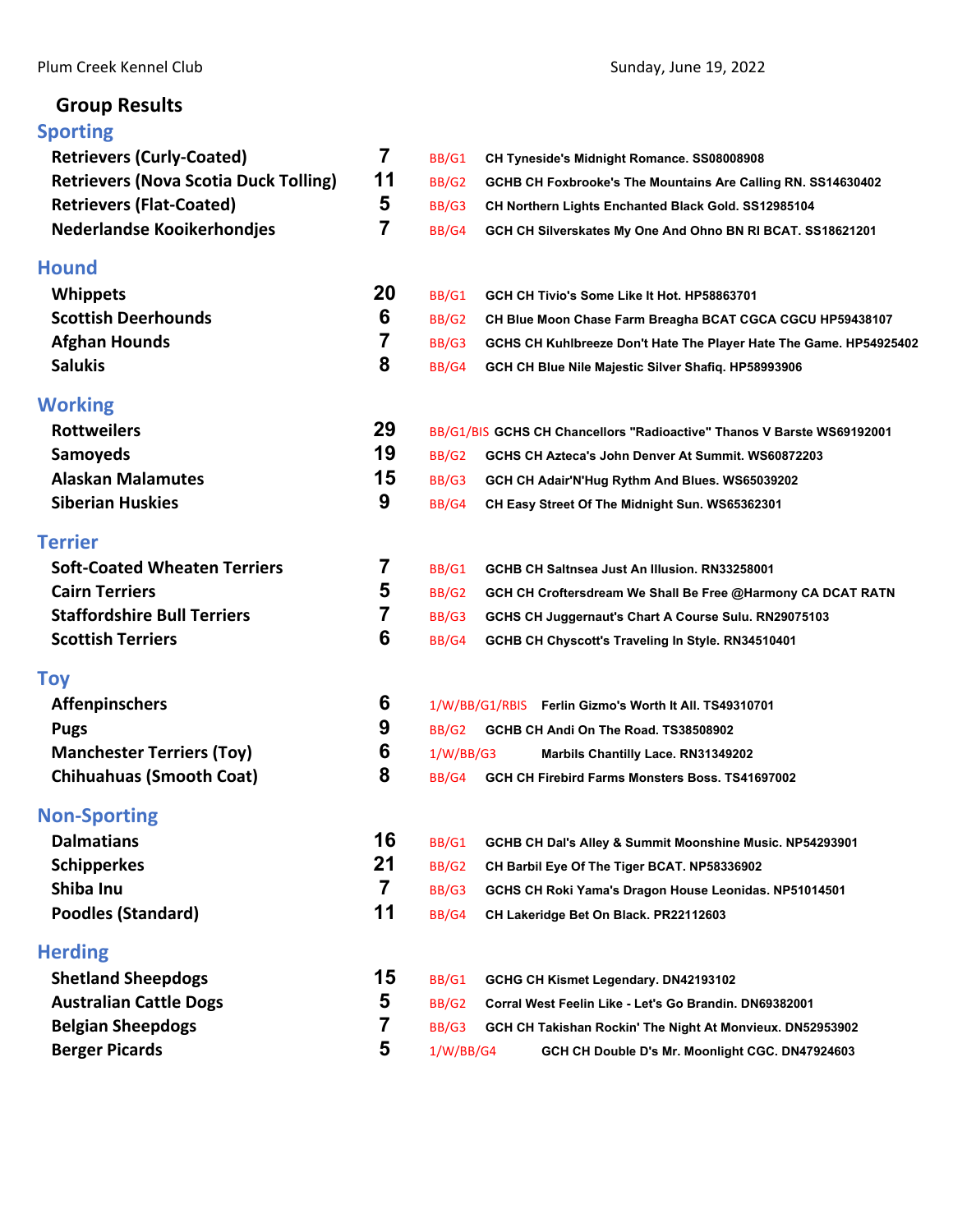Plum Creek Kennel Club — Sunday, June 19, 2022

## Group Results

### Sporting

| Breed | Entries | Award | Dog |
|---|---|---|---|
| Retrievers (Curly-Coated) | 7 | BB/G1 | CH Tyneside's Midnight Romance. SS08008908 |
| Retrievers (Nova Scotia Duck Tolling) | 11 | BB/G2 | GCHB CH Foxbrooke's The Mountains Are Calling RN. SS14630402 |
| Retrievers (Flat-Coated) | 5 | BB/G3 | CH Northern Lights Enchanted Black Gold. SS12985104 |
| Nederlandse Kooikerhondjes | 7 | BB/G4 | GCH CH Silverskates My One And Ohno BN RI BCAT. SS18621201 |

### Hound

| Breed | Entries | Award | Dog |
|---|---|---|---|
| Whippets | 20 | BB/G1 | GCH CH Tivio's Some Like It Hot. HP58863701 |
| Scottish Deerhounds | 6 | BB/G2 | CH Blue Moon Chase Farm Breagha BCAT CGCA CGCU HP59438107 |
| Afghan Hounds | 7 | BB/G3 | GCHS CH Kuhlbreeze Don't Hate The Player Hate The Game. HP54925402 |
| Salukis | 8 | BB/G4 | GCH CH Blue Nile Majestic Silver Shafiq. HP58993906 |

### Working

| Breed | Entries | Award | Dog |
|---|---|---|---|
| Rottweilers | 29 | BB/G1/BIS | GCHS CH Chancellors "Radioactive" Thanos V Barste WS69192001 |
| Samoyeds | 19 | BB/G2 | GCHS CH Azteca's John Denver At Summit. WS60872203 |
| Alaskan Malamutes | 15 | BB/G3 | GCH CH Adair'N'Hug Rythm And Blues. WS65039202 |
| Siberian Huskies | 9 | BB/G4 | CH Easy Street Of The Midnight Sun. WS65362301 |

### Terrier

| Breed | Entries | Award | Dog |
|---|---|---|---|
| Soft-Coated Wheaten Terriers | 7 | BB/G1 | GCHB CH Saltnsea Just An Illusion. RN33258001 |
| Cairn Terriers | 5 | BB/G2 | GCH CH Croftersdream We Shall Be Free @Harmony CA DCAT RATN |
| Staffordshire Bull Terriers | 7 | BB/G3 | GCHS CH Juggernaut's Chart A Course Sulu. RN29075103 |
| Scottish Terriers | 6 | BB/G4 | GCHB CH Chyscott's Traveling In Style. RN34510401 |

### Toy

| Breed | Entries | Award | Dog |
|---|---|---|---|
| Affenpinschers | 6 | 1/W/BB/G1/RBIS | Ferlin Gizmo's Worth It All. TS49310701 |
| Pugs | 9 | BB/G2 | GCHB CH Andi On The Road. TS38508902 |
| Manchester Terriers (Toy) | 6 | 1/W/BB/G3 | Marbils Chantilly Lace. RN31349202 |
| Chihuahuas (Smooth Coat) | 8 | BB/G4 | GCH CH Firebird Farms Monsters Boss. TS41697002 |

### Non-Sporting

| Breed | Entries | Award | Dog |
|---|---|---|---|
| Dalmatians | 16 | BB/G1 | GCHB CH Dal's Alley & Summit Moonshine Music. NP54293901 |
| Schipperkes | 21 | BB/G2 | CH Barbil Eye Of The Tiger BCAT. NP58336902 |
| Shiba Inu | 7 | BB/G3 | GCHS CH Roki Yama's Dragon House Leonidas. NP51014501 |
| Poodles (Standard) | 11 | BB/G4 | CH Lakeridge Bet On Black. PR22112603 |

### Herding

| Breed | Entries | Award | Dog |
|---|---|---|---|
| Shetland Sheepdogs | 15 | BB/G1 | GCHG CH Kismet Legendary. DN42193102 |
| Australian Cattle Dogs | 5 | BB/G2 | Corral West Feelin Like - Let's Go Brandin. DN69382001 |
| Belgian Sheepdogs | 7 | BB/G3 | GCH CH Takishan Rockin' The Night At Monvieux. DN52953902 |
| Berger Picards | 5 | 1/W/BB/G4 | GCH CH Double D's Mr. Moonlight CGC. DN47924603 |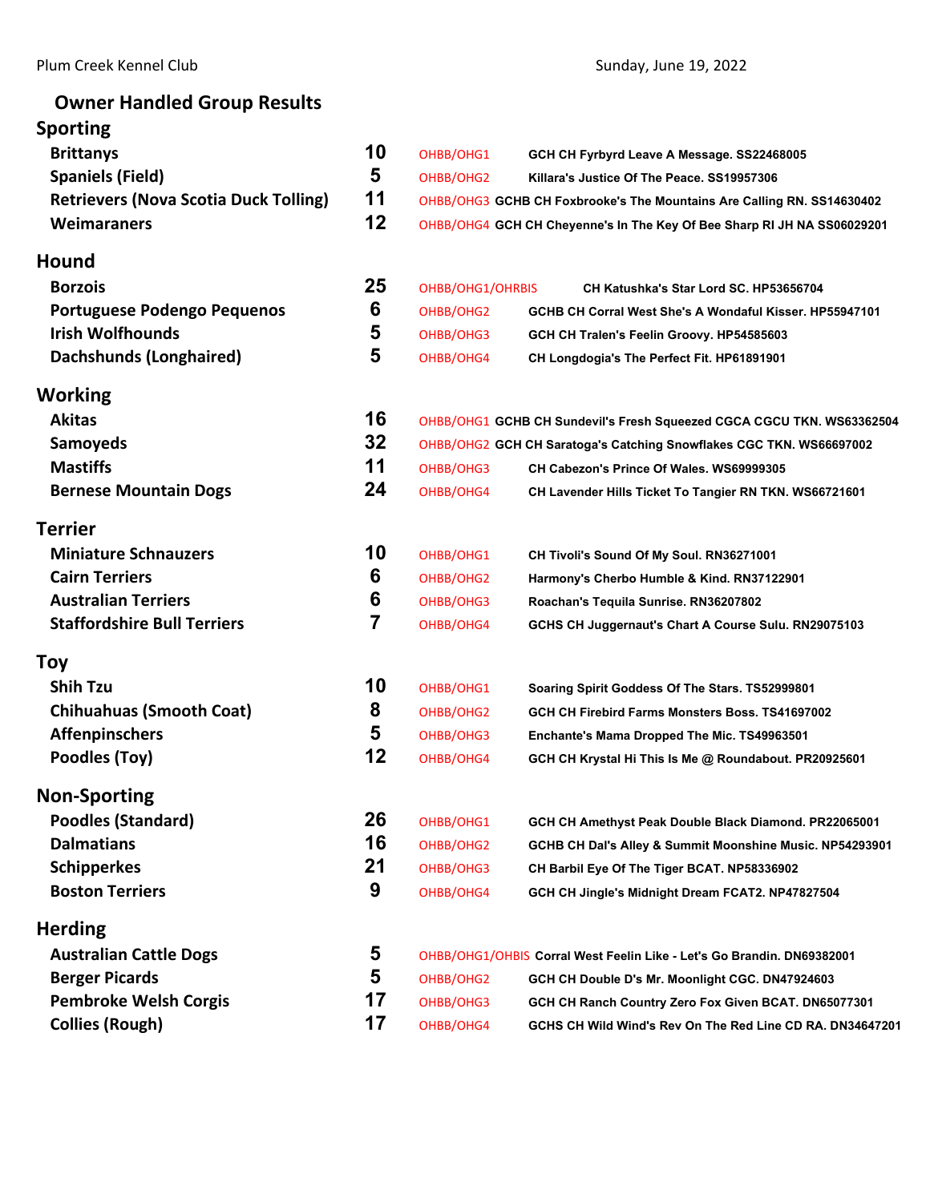Plum Creek Kennel Club — Sunday, June 19, 2022

## Owner Handled Group Results

### Sporting

| Breed | Count | Award | Dog |
|---|---|---|---|
| Brittanys | 10 | OHBB/OHG1 | GCH CH Fyrbyrd Leave A Message. SS22468005 |
| Spaniels (Field) | 5 | OHBB/OHG2 | Killara's Justice Of The Peace. SS19957306 |
| Retrievers (Nova Scotia Duck Tolling) | 11 | OHBB/OHG3 | GCHB CH Foxbrooke's The Mountains Are Calling RN. SS14630402 |
| Weimaraners | 12 | OHBB/OHG4 | GCH CH Cheyenne's In The Key Of Bee Sharp RI JH NA SS06029201 |

### Hound

| Breed | Count | Award | Dog |
|---|---|---|---|
| Borzois | 25 | OHBB/OHG1/OHRBIS | CH Katushka's Star Lord SC. HP53656704 |
| Portuguese Podengo Pequenos | 6 | OHBB/OHG2 | GCHB CH Corral West She's A Wondaful Kisser. HP55947101 |
| Irish Wolfhounds | 5 | OHBB/OHG3 | GCH CH Tralen's Feelin Groovy. HP54585603 |
| Dachshunds (Longhaired) | 5 | OHBB/OHG4 | CH Longdogia's The Perfect Fit. HP61891901 |

### Working

| Breed | Count | Award | Dog |
|---|---|---|---|
| Akitas | 16 | OHBB/OHG1 | GCHB CH Sundevil's Fresh Squeezed CGCA CGCU TKN. WS63362504 |
| Samoyeds | 32 | OHBB/OHG2 | GCH CH Saratoga's Catching Snowflakes CGC TKN. WS66697002 |
| Mastiffs | 11 | OHBB/OHG3 | CH Cabezon's Prince Of Wales. WS69999305 |
| Bernese Mountain Dogs | 24 | OHBB/OHG4 | CH Lavender Hills Ticket To Tangier RN TKN. WS66721601 |

### Terrier

| Breed | Count | Award | Dog |
|---|---|---|---|
| Miniature Schnauzers | 10 | OHBB/OHG1 | CH Tivoli's Sound Of My Soul. RN36271001 |
| Cairn Terriers | 6 | OHBB/OHG2 | Harmony's Cherbo Humble & Kind. RN37122901 |
| Australian Terriers | 6 | OHBB/OHG3 | Roachan's Tequila Sunrise. RN36207802 |
| Staffordshire Bull Terriers | 7 | OHBB/OHG4 | GCHS CH Juggernaut's Chart A Course Sulu. RN29075103 |

### Toy

| Breed | Count | Award | Dog |
|---|---|---|---|
| Shih Tzu | 10 | OHBB/OHG1 | Soaring Spirit Goddess Of The Stars. TS52999801 |
| Chihuahuas (Smooth Coat) | 8 | OHBB/OHG2 | GCH CH Firebird Farms Monsters Boss. TS41697002 |
| Affenpinschers | 5 | OHBB/OHG3 | Enchante's Mama Dropped The Mic. TS49963501 |
| Poodles (Toy) | 12 | OHBB/OHG4 | GCH CH Krystal Hi This Is Me @ Roundabout. PR20925601 |

### Non-Sporting

| Breed | Count | Award | Dog |
|---|---|---|---|
| Poodles (Standard) | 26 | OHBB/OHG1 | GCH CH Amethyst Peak Double Black Diamond. PR22065001 |
| Dalmatians | 16 | OHBB/OHG2 | GCHB CH Dal's Alley & Summit Moonshine Music. NP54293901 |
| Schipperkes | 21 | OHBB/OHG3 | CH Barbil Eye Of The Tiger BCAT. NP58336902 |
| Boston Terriers | 9 | OHBB/OHG4 | GCH CH Jingle's Midnight Dream FCAT2. NP47827504 |

### Herding

| Breed | Count | Award | Dog |
|---|---|---|---|
| Australian Cattle Dogs | 5 | OHBB/OHG1/OHBIS | Corral West Feelin Like - Let's Go Brandin. DN69382001 |
| Berger Picards | 5 | OHBB/OHG2 | GCH CH Double D's Mr. Moonlight CGC. DN47924603 |
| Pembroke Welsh Corgis | 17 | OHBB/OHG3 | GCH CH Ranch Country Zero Fox Given BCAT. DN65077301 |
| Collies (Rough) | 17 | OHBB/OHG4 | GCHS CH Wild Wind's Rev On The Red Line CD RA. DN34647201 |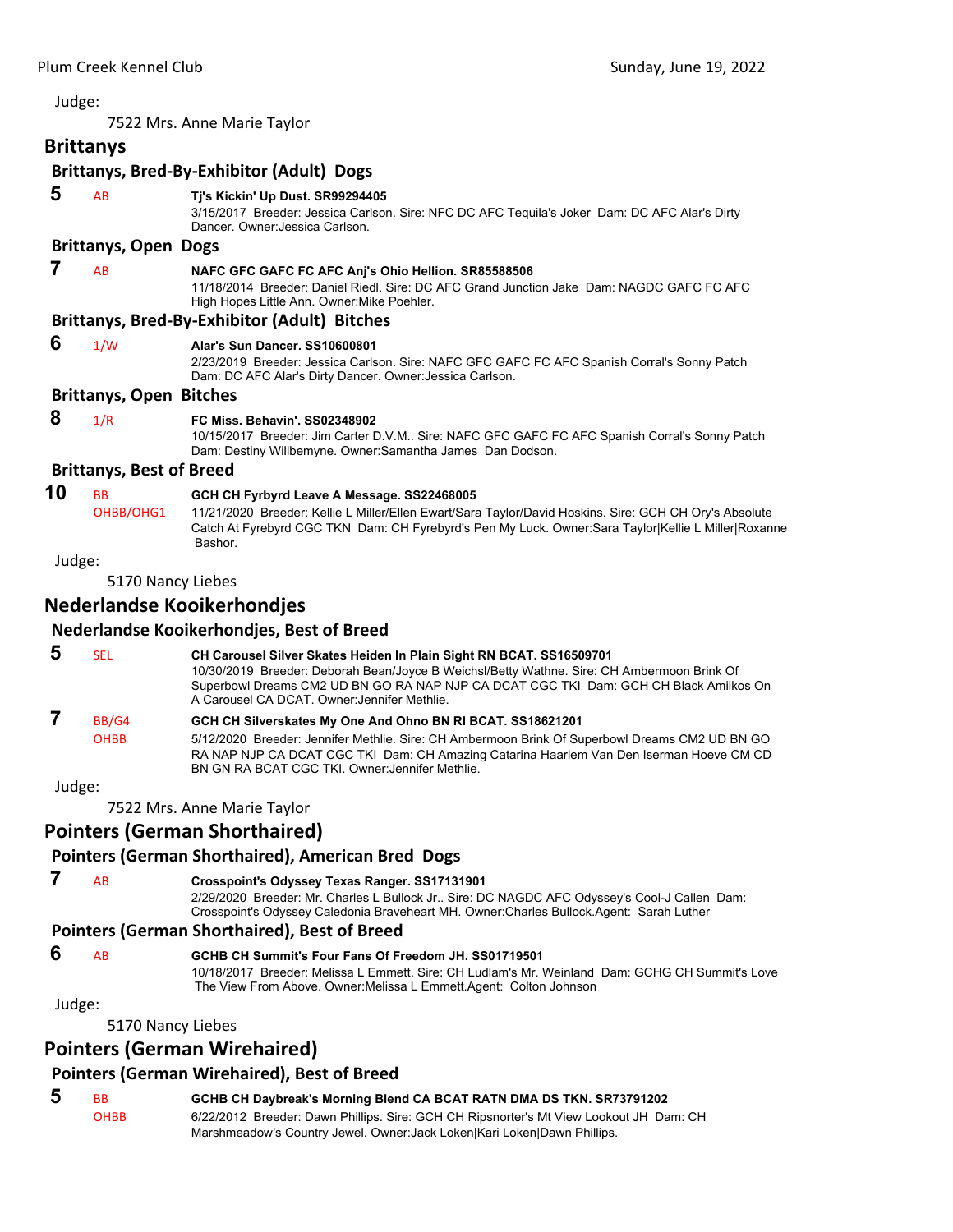Judge:

7522 Mrs. Anne Marie Taylor

## Brittanys

### Brittanys, Bred-By-Exhibitor (Adult) Dogs

**5** AB **Tj's Kickin' Up Dust. SR99294405**
3/15/2017 Breeder: Jessica Carlson. Sire: NFC DC AFC Tequila's Joker Dam: DC AFC Alar's Dirty Dancer. Owner:Jessica Carlson.

### Brittanys, Open Dogs

**7** AB **NAFC GFC GAFC FC AFC Anj's Ohio Hellion. SR85588506**
11/18/2014 Breeder: Daniel Riedl. Sire: DC AFC Grand Junction Jake Dam: NAGDC GAFC FC AFC High Hopes Little Ann. Owner:Mike Poehler.

### Brittanys, Bred-By-Exhibitor (Adult) Bitches

**6** 1/W **Alar's Sun Dancer. SS10600801**
2/23/2019 Breeder: Jessica Carlson. Sire: NAFC GFC GAFC FC AFC Spanish Corral's Sonny Patch Dam: DC AFC Alar's Dirty Dancer. Owner:Jessica Carlson.

### Brittanys, Open Bitches

**8** 1/R **FC Miss. Behavin'. SS02348902**
10/15/2017 Breeder: Jim Carter D.V.M.. Sire: NAFC GFC GAFC FC AFC Spanish Corral's Sonny Patch Dam: Destiny Willbemyne. Owner:Samantha James Dan Dodson.

### Brittanys, Best of Breed

**10** BB OHBB/OHG1 **GCH CH Fyrbyrd Leave A Message. SS22468005**
11/21/2020 Breeder: Kellie L Miller/Ellen Ewart/Sara Taylor/David Hoskins. Sire: GCH CH Ory's Absolute Catch At Fyrebyrd CGC TKN Dam: CH Fyrebyrd's Pen My Luck. Owner:Sara Taylor|Kellie L Miller|Roxanne Bashor.

Judge:

5170 Nancy Liebes

## Nederlandse Kooikerhondjes

### Nederlandse Kooikerhondjes, Best of Breed

**5** SEL **CH Carousel Silver Skates Heiden In Plain Sight RN BCAT. SS16509701**
10/30/2019 Breeder: Deborah Bean/Joyce B Weichsl/Betty Wathne. Sire: CH Ambermoon Brink Of Superbowl Dreams CM2 UD BN GO RA NAP NJP CA DCAT CGC TKI Dam: GCH CH Black Amiikos On A Carousel CA DCAT. Owner:Jennifer Methlie.

**7** BB/G4 OHBB **GCH CH Silverskates My One And Ohno BN RI BCAT. SS18621201**
5/12/2020 Breeder: Jennifer Methlie. Sire: CH Ambermoon Brink Of Superbowl Dreams CM2 UD BN GO RA NAP NJP CA DCAT CGC TKI Dam: CH Amazing Catarina Haarlem Van Den Iserman Hoeve CM CD BN GN RA BCAT CGC TKI. Owner:Jennifer Methlie.

Judge:

7522 Mrs. Anne Marie Taylor

## Pointers (German Shorthaired)

### Pointers (German Shorthaired), American Bred Dogs

**7** AB **Crosspoint's Odyssey Texas Ranger. SS17131901**
2/29/2020 Breeder: Mr. Charles L Bullock Jr.. Sire: DC NAGDC AFC Odyssey's Cool-J Callen Dam: Crosspoint's Odyssey Caledonia Braveheart MH. Owner:Charles Bullock.Agent: Sarah Luther

### Pointers (German Shorthaired), Best of Breed

**6** AB **GCHB CH Summit's Four Fans Of Freedom JH. SS01719501**
10/18/2017 Breeder: Melissa L Emmett. Sire: CH Ludlam's Mr. Weinland Dam: GCHG CH Summit's Love The View From Above. Owner:Melissa L Emmett.Agent: Colton Johnson

Judge:

5170 Nancy Liebes

## Pointers (German Wirehaired)

### Pointers (German Wirehaired), Best of Breed

**5** BB OHBB **GCHB CH Daybreak's Morning Blend CA BCAT RATN DMA DS TKN. SR73791202**
6/22/2012 Breeder: Dawn Phillips. Sire: GCH CH Ripsnorter's Mt View Lookout JH Dam: CH Marshmeadow's Country Jewel. Owner:Jack Loken|Kari Loken|Dawn Phillips.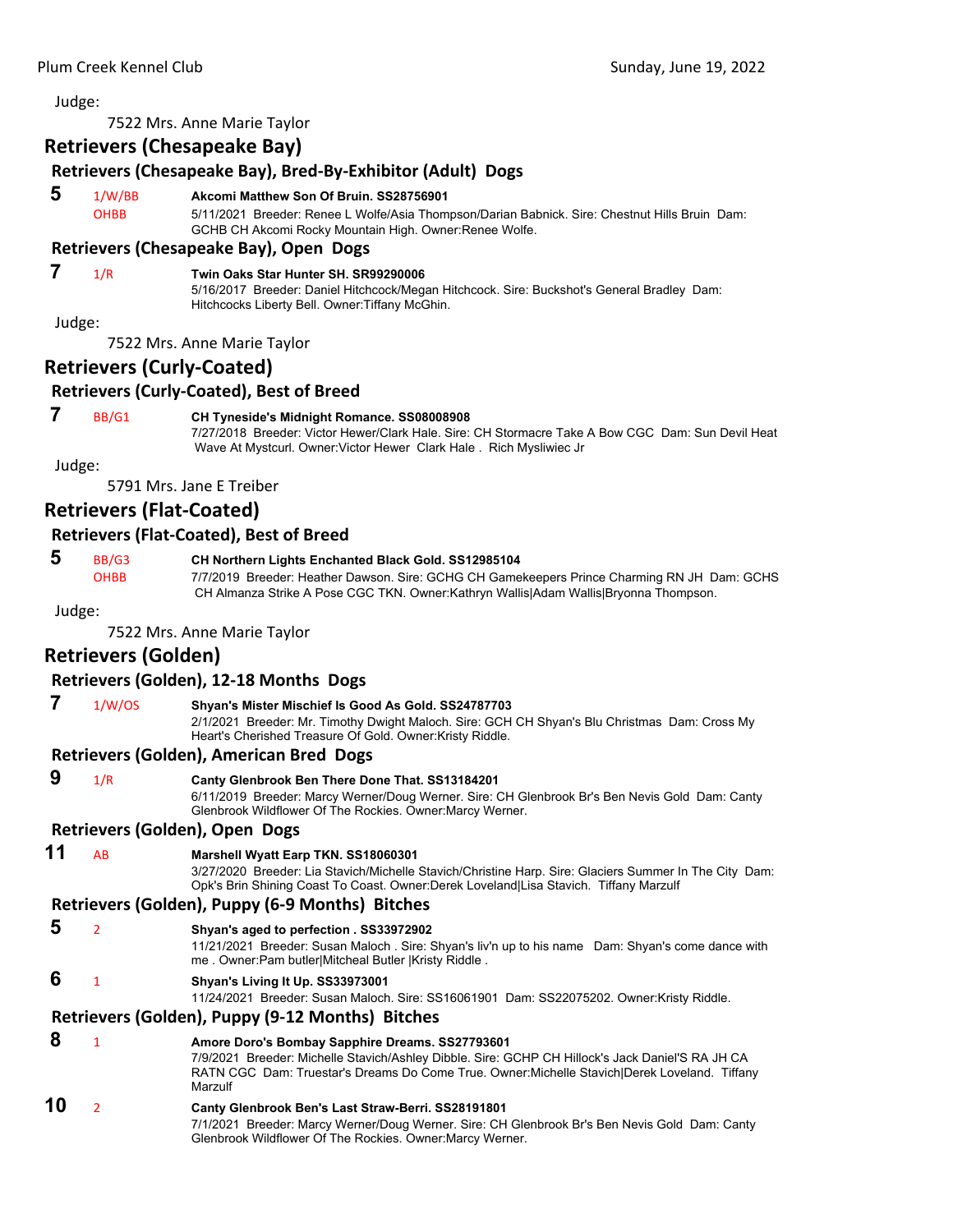Judge:

7522 Mrs. Anne Marie Taylor

## Retrievers (Chesapeake Bay)

### Retrievers (Chesapeake Bay), Bred-By-Exhibitor (Adult) Dogs

**5** 1/W/BB OHBB **Akcomi Matthew Son Of Bruin. SS28756901**
5/11/2021 Breeder: Renee L Wolfe/Asia Thompson/Darian Babnick. Sire: Chestnut Hills Bruin Dam: GCHB CH Akcomi Rocky Mountain High. Owner:Renee Wolfe.

### Retrievers (Chesapeake Bay), Open Dogs

**7** 1/R **Twin Oaks Star Hunter SH. SR99290006**
5/16/2017 Breeder: Daniel Hitchcock/Megan Hitchcock. Sire: Buckshot's General Bradley Dam: Hitchcocks Liberty Bell. Owner:Tiffany McGhin.

Judge:

7522 Mrs. Anne Marie Taylor

## Retrievers (Curly-Coated)

### Retrievers (Curly-Coated), Best of Breed

**7** BB/G1 **CH Tyneside's Midnight Romance. SS08008908**
7/27/2018 Breeder: Victor Hewer/Clark Hale. Sire: CH Stormacre Take A Bow CGC Dam: Sun Devil Heat Wave At Mystcurl. Owner:Victor Hewer Clark Hale . Rich Mysliwiec Jr

Judge:

5791 Mrs. Jane E Treiber

## Retrievers (Flat-Coated)

### Retrievers (Flat-Coated), Best of Breed

**5** BB/G3 OHBB **CH Northern Lights Enchanted Black Gold. SS12985104**
7/7/2019 Breeder: Heather Dawson. Sire: GCHG CH Gamekeepers Prince Charming RN JH Dam: GCHS CH Almanza Strike A Pose CGC TKN. Owner:Kathryn Wallis|Adam Wallis|Bryonna Thompson.

Judge:

7522 Mrs. Anne Marie Taylor

## Retrievers (Golden)

### Retrievers (Golden), 12-18 Months Dogs

**7** 1/W/OS **Shyan's Mister Mischief Is Good As Gold. SS24787703**
2/1/2021 Breeder: Mr. Timothy Dwight Maloch. Sire: GCH CH Shyan's Blu Christmas Dam: Cross My Heart's Cherished Treasure Of Gold. Owner:Kristy Riddle.

### Retrievers (Golden), American Bred Dogs

**9** 1/R **Canty Glenbrook Ben There Done That. SS13184201**
6/11/2019 Breeder: Marcy Werner/Doug Werner. Sire: CH Glenbrook Br's Ben Nevis Gold Dam: Canty Glenbrook Wildflower Of The Rockies. Owner:Marcy Werner.

### Retrievers (Golden), Open Dogs

**11** AB **Marshell Wyatt Earp TKN. SS18060301**
3/27/2020 Breeder: Lia Stavich/Michelle Stavich/Christine Harp. Sire: Glaciers Summer In The City Dam: Opk's Brin Shining Coast To Coast. Owner:Derek Loveland|Lisa Stavich. Tiffany Marzulf

### Retrievers (Golden), Puppy (6-9 Months) Bitches

**5** 2 **Shyan's aged to perfection . SS33972902**
11/21/2021 Breeder: Susan Maloch . Sire: Shyan's liv'n up to his name Dam: Shyan's come dance with me . Owner:Pam butler|Mitcheal Butler |Kristy Riddle .

**6** 1 **Shyan's Living It Up. SS33973001**
11/24/2021 Breeder: Susan Maloch. Sire: SS16061901 Dam: SS22075202. Owner:Kristy Riddle.

### Retrievers (Golden), Puppy (9-12 Months) Bitches

**8** 1 **Amore Doro's Bombay Sapphire Dreams. SS27793601**
7/9/2021 Breeder: Michelle Stavich/Ashley Dibble. Sire: GCHP CH Hillock's Jack Daniel'S RA JH CA RATN CGC Dam: Truestar's Dreams Do Come True. Owner:Michelle Stavich|Derek Loveland. Tiffany Marzulf

**10** 2 **Canty Glenbrook Ben's Last Straw-Berri. SS28191801**
7/1/2021 Breeder: Marcy Werner/Doug Werner. Sire: CH Glenbrook Br's Ben Nevis Gold Dam: Canty Glenbrook Wildflower Of The Rockies. Owner:Marcy Werner.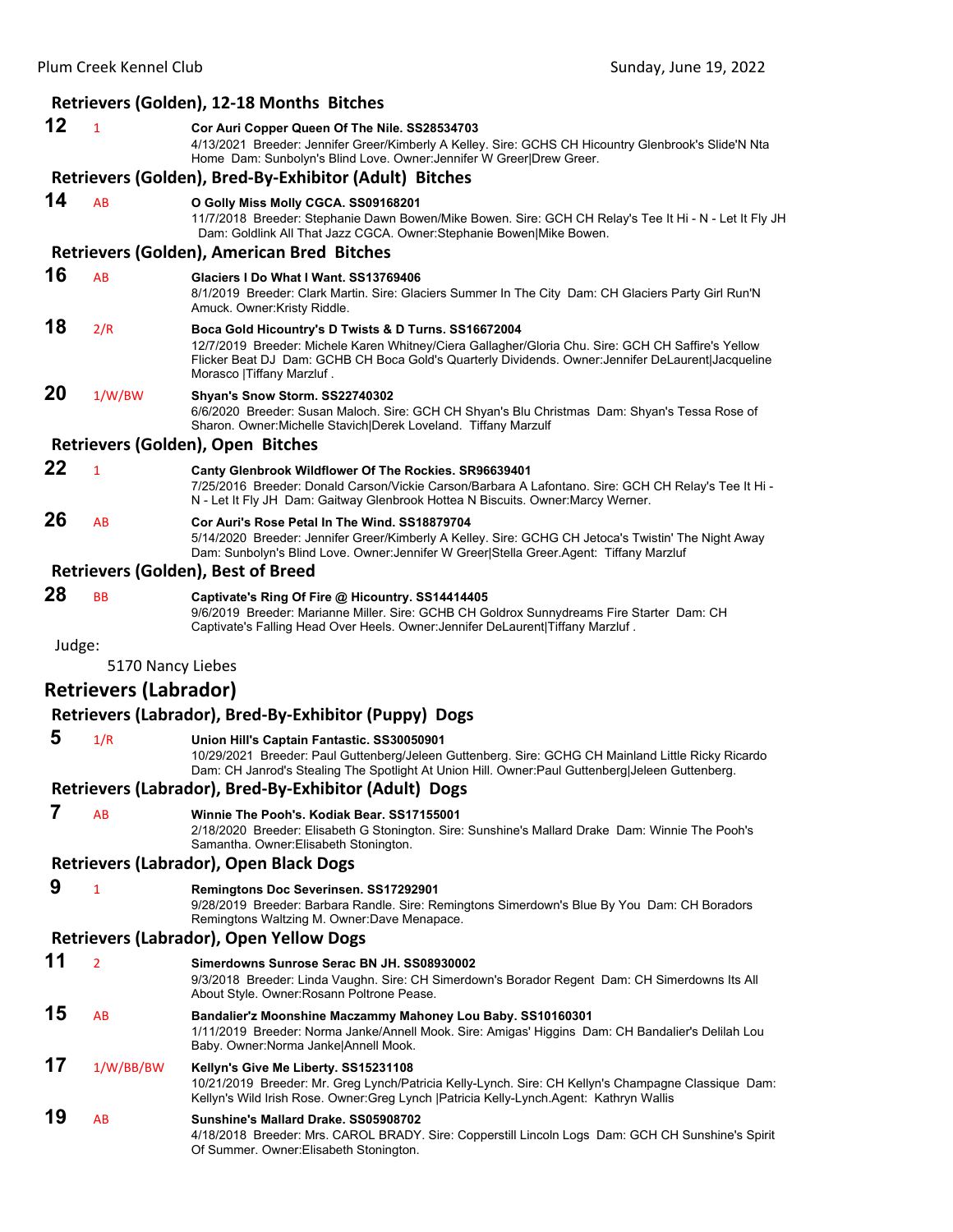### Retrievers (Golden), 12-18 Months Bitches

**12** 1 **Cor Auri Copper Queen Of The Nile. SS28534703**
4/13/2021 Breeder: Jennifer Greer/Kimberly A Kelley. Sire: GCHS CH Hicountry Glenbrook's Slide'N Nta Home Dam: Sunbolyn's Blind Love. Owner:Jennifer W Greer|Drew Greer.

### Retrievers (Golden), Bred-By-Exhibitor (Adult) Bitches

**14** AB **O Golly Miss Molly CGCA. SS09168201**
11/7/2018 Breeder: Stephanie Dawn Bowen/Mike Bowen. Sire: GCH CH Relay's Tee It Hi - N - Let It Fly JH Dam: Goldlink All That Jazz CGCA. Owner:Stephanie Bowen|Mike Bowen.

### Retrievers (Golden), American Bred Bitches

**16** AB **Glaciers I Do What I Want. SS13769406**
8/1/2019 Breeder: Clark Martin. Sire: Glaciers Summer In The City Dam: CH Glaciers Party Girl Run'N Amuck. Owner:Kristy Riddle.

**18** 2/R **Boca Gold Hicountry's D Twists & D Turns. SS16672004**
12/7/2019 Breeder: Michele Karen Whitney/Ciera Gallagher/Gloria Chu. Sire: GCH CH Saffire's Yellow Flicker Beat DJ Dam: GCHB CH Boca Gold's Quarterly Dividends. Owner:Jennifer DeLaurent|Jacqueline Morasco |Tiffany Marzluf .

**20** 1/W/BW **Shyan's Snow Storm. SS22740302**
6/6/2020 Breeder: Susan Maloch. Sire: GCH CH Shyan's Blu Christmas Dam: Shyan's Tessa Rose of Sharon. Owner:Michelle Stavich|Derek Loveland. Tiffany Marzulf

### Retrievers (Golden), Open Bitches

**22** 1 **Canty Glenbrook Wildflower Of The Rockies. SR96639401**
7/25/2016 Breeder: Donald Carson/Vickie Carson/Barbara A Lafontano. Sire: GCH CH Relay's Tee It Hi - N - Let It Fly JH Dam: Gaitway Glenbrook Hottea N Biscuits. Owner:Marcy Werner.

**26** AB **Cor Auri's Rose Petal In The Wind. SS18879704**
5/14/2020 Breeder: Jennifer Greer/Kimberly A Kelley. Sire: GCHG CH Jetoca's Twistin' The Night Away Dam: Sunbolyn's Blind Love. Owner:Jennifer W Greer|Stella Greer.Agent: Tiffany Marzluf

### Retrievers (Golden), Best of Breed

**28** BB **Captivate's Ring Of Fire @ Hicountry. SS14414405**
9/6/2019 Breeder: Marianne Miller. Sire: GCHB CH Goldrox Sunnydreams Fire Starter Dam: CH Captivate's Falling Head Over Heels. Owner:Jennifer DeLaurent|Tiffany Marzluf .

Judge:

5170 Nancy Liebes

## Retrievers (Labrador)

### Retrievers (Labrador), Bred-By-Exhibitor (Puppy) Dogs

**5** 1/R **Union Hill's Captain Fantastic. SS30050901**
10/29/2021 Breeder: Paul Guttenberg/Jeleen Guttenberg. Sire: GCHG CH Mainland Little Ricky Ricardo Dam: CH Janrod's Stealing The Spotlight At Union Hill. Owner:Paul Guttenberg|Jeleen Guttenberg.

### Retrievers (Labrador), Bred-By-Exhibitor (Adult) Dogs

**7** AB **Winnie The Pooh's. Kodiak Bear. SS17155001**
2/18/2020 Breeder: Elisabeth G Stonington. Sire: Sunshine's Mallard Drake Dam: Winnie The Pooh's Samantha. Owner:Elisabeth Stonington.

### Retrievers (Labrador), Open Black Dogs

**9** 1 **Remingtons Doc Severinsen. SS17292901**
9/28/2019 Breeder: Barbara Randle. Sire: Remingtons Simerdown's Blue By You Dam: CH Boradors Remingtons Waltzing M. Owner:Dave Menapace.

### Retrievers (Labrador), Open Yellow Dogs

**11** 2 **Simerdowns Sunrose Serac BN JH. SS08930002**
9/3/2018 Breeder: Linda Vaughn. Sire: CH Simerdown's Borador Regent Dam: CH Simerdowns Its All About Style. Owner:Rosann Poltrone Pease.

**15** AB **Bandalier'z Moonshine Maczammy Mahoney Lou Baby. SS10160301**
1/11/2019 Breeder: Norma Janke/Annell Mook. Sire: Amigas' Higgins Dam: CH Bandalier's Delilah Lou Baby. Owner:Norma Janke|Annell Mook.

**17** 1/W/BB/BW **Kellyn's Give Me Liberty. SS15231108**
10/21/2019 Breeder: Mr. Greg Lynch/Patricia Kelly-Lynch. Sire: CH Kellyn's Champagne Classique Dam: Kellyn's Wild Irish Rose. Owner:Greg Lynch |Patricia Kelly-Lynch.Agent: Kathryn Wallis

**19** AB **Sunshine's Mallard Drake. SS05908702**
4/18/2018 Breeder: Mrs. CAROL BRADY. Sire: Copperstill Lincoln Logs Dam: GCH CH Sunshine's Spirit Of Summer. Owner:Elisabeth Stonington.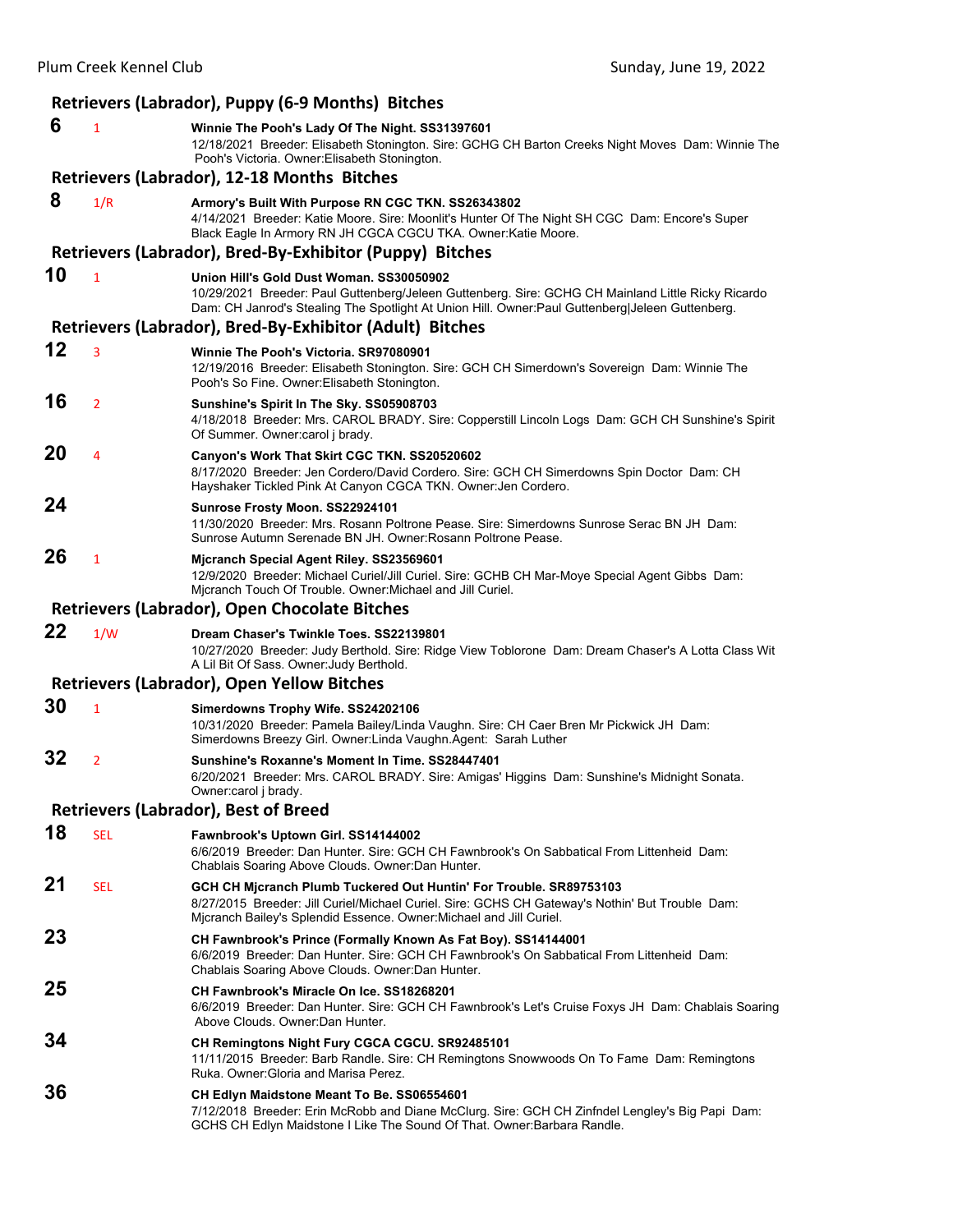### Retrievers (Labrador), Puppy (6-9 Months) Bitches

**6** 1 **Winnie The Pooh's Lady Of The Night. SS31397601**
12/18/2021 Breeder: Elisabeth Stonington. Sire: GCHG CH Barton Creeks Night Moves Dam: Winnie The Pooh's Victoria. Owner:Elisabeth Stonington.

### Retrievers (Labrador), 12-18 Months Bitches

**8** 1/R **Armory's Built With Purpose RN CGC TKN. SS26343802**
4/14/2021 Breeder: Katie Moore. Sire: Moonlit's Hunter Of The Night SH CGC Dam: Encore's Super Black Eagle In Armory RN JH CGCA CGCU TKA. Owner:Katie Moore.

### Retrievers (Labrador), Bred-By-Exhibitor (Puppy) Bitches

**10** 1 **Union Hill's Gold Dust Woman. SS30050902**
10/29/2021 Breeder: Paul Guttenberg/Jeleen Guttenberg. Sire: GCHG CH Mainland Little Ricky Ricardo Dam: CH Janrod's Stealing The Spotlight At Union Hill. Owner:Paul Guttenberg|Jeleen Guttenberg.

### Retrievers (Labrador), Bred-By-Exhibitor (Adult) Bitches

**12** 3 **Winnie The Pooh's Victoria. SR97080901**
12/19/2016 Breeder: Elisabeth Stonington. Sire: GCH CH Simerdown's Sovereign Dam: Winnie The Pooh's So Fine. Owner:Elisabeth Stonington.

**16** 2 **Sunshine's Spirit In The Sky. SS05908703**
4/18/2018 Breeder: Mrs. CAROL BRADY. Sire: Copperstill Lincoln Logs Dam: GCH CH Sunshine's Spirit Of Summer. Owner:carol j brady.

**20** 4 **Canyon's Work That Skirt CGC TKN. SS20520602**
8/17/2020 Breeder: Jen Cordero/David Cordero. Sire: GCH CH Simerdowns Spin Doctor Dam: CH Hayshaker Tickled Pink At Canyon CGCA TKN. Owner:Jen Cordero.

**24** **Sunrose Frosty Moon. SS22924101**
11/30/2020 Breeder: Mrs. Rosann Poltrone Pease. Sire: Simerdowns Sunrose Serac BN JH Dam: Sunrose Autumn Serenade BN JH. Owner:Rosann Poltrone Pease.

**26** 1 **Mjcranch Special Agent Riley. SS23569601**
12/9/2020 Breeder: Michael Curiel/Jill Curiel. Sire: GCHB CH Mar-Moye Special Agent Gibbs Dam: Mjcranch Touch Of Trouble. Owner:Michael and Jill Curiel.

### Retrievers (Labrador), Open Chocolate Bitches

**22** 1/W **Dream Chaser's Twinkle Toes. SS22139801**
10/27/2020 Breeder: Judy Berthold. Sire: Ridge View Toblorone Dam: Dream Chaser's A Lotta Class Wit A Lil Bit Of Sass. Owner:Judy Berthold.

### Retrievers (Labrador), Open Yellow Bitches

**30** 1 **Simerdowns Trophy Wife. SS24202106**
10/31/2020 Breeder: Pamela Bailey/Linda Vaughn. Sire: CH Caer Bren Mr Pickwick JH Dam: Simerdowns Breezy Girl. Owner:Linda Vaughn.Agent: Sarah Luther

**32** 2 **Sunshine's Roxanne's Moment In Time. SS28447401**
6/20/2021 Breeder: Mrs. CAROL BRADY. Sire: Amigas' Higgins Dam: Sunshine's Midnight Sonata. Owner:carol j brady.

### Retrievers (Labrador), Best of Breed

**18** SEL **Fawnbrook's Uptown Girl. SS14144002**
6/6/2019 Breeder: Dan Hunter. Sire: GCH CH Fawnbrook's On Sabbatical From Littenheid Dam: Chablais Soaring Above Clouds. Owner:Dan Hunter.

**21** SEL **GCH CH Mjcranch Plumb Tuckered Out Huntin' For Trouble. SR89753103**
8/27/2015 Breeder: Jill Curiel/Michael Curiel. Sire: GCHS CH Gateway's Nothin' But Trouble Dam: Mjcranch Bailey's Splendid Essence. Owner:Michael and Jill Curiel.

**23** **CH Fawnbrook's Prince (Formally Known As Fat Boy). SS14144001**
6/6/2019 Breeder: Dan Hunter. Sire: GCH CH Fawnbrook's On Sabbatical From Littenheid Dam: Chablais Soaring Above Clouds. Owner:Dan Hunter.

**25** **CH Fawnbrook's Miracle On Ice. SS18268201**
6/6/2019 Breeder: Dan Hunter. Sire: GCH CH Fawnbrook's Let's Cruise Foxys JH Dam: Chablais Soaring Above Clouds. Owner:Dan Hunter.

**34** **CH Remingtons Night Fury CGCA CGCU. SR92485101**
11/11/2015 Breeder: Barb Randle. Sire: CH Remingtons Snowwoods On To Fame Dam: Remingtons Ruka. Owner:Gloria and Marisa Perez.

**36** **CH Edlyn Maidstone Meant To Be. SS06554601**
7/12/2018 Breeder: Erin McRobb and Diane McClurg. Sire: GCH CH Zinfndel Lengley's Big Papi Dam: GCHS CH Edlyn Maidstone I Like The Sound Of That. Owner:Barbara Randle.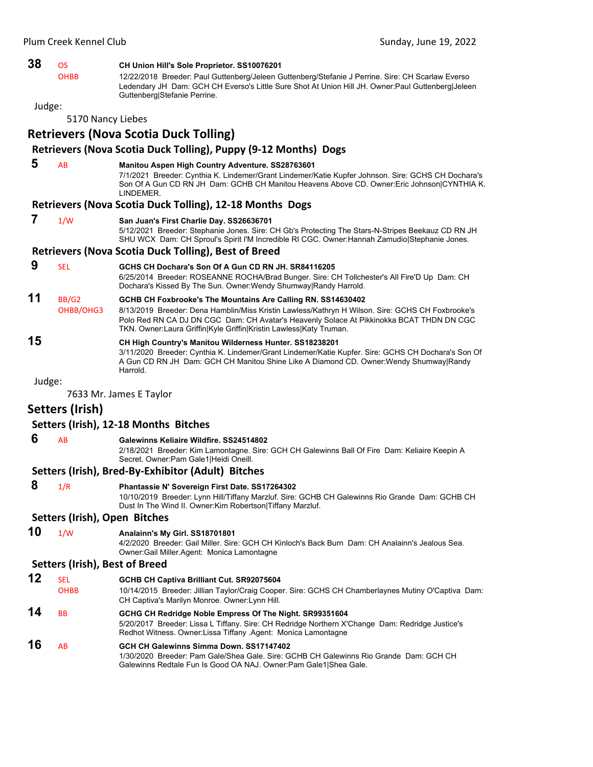**38** OS OHBB **CH Union Hill's Sole Proprietor. SS10076201**
12/22/2018 Breeder: Paul Guttenberg/Jeleen Guttenberg/Stefanie J Perrine. Sire: CH Scarlaw Everso Ledenday JH Dam: GCH CH Everso's Little Sure Shot At Union Hill JH. Owner:Paul Guttenberg|Jeleen Guttenberg|Stefanie Perrine.

Judge:

5170 Nancy Liebes

## Retrievers (Nova Scotia Duck Tolling)

### Retrievers (Nova Scotia Duck Tolling), Puppy (9-12 Months) Dogs

**5** AB **Manitou Aspen High Country Adventure. SS28763601**
7/1/2021 Breeder: Cynthia K. Lindemer/Grant Lindemer/Katie Kupfer Johnson. Sire: GCHS CH Dochara's Son Of A Gun CD RN JH Dam: GCHB CH Manitou Heavens Above CD. Owner:Eric Johnson|CYNTHIA K. LINDEMER.

### Retrievers (Nova Scotia Duck Tolling), 12-18 Months Dogs

**7** 1/W **San Juan's First Charlie Day. SS26636701**
5/12/2021 Breeder: Stephanie Jones. Sire: CH Gb's Protecting The Stars-N-Stripes Beekauz CD RN JH SHU WCX Dam: CH Sproul's Spirit I'M Incredible RI CGC. Owner:Hannah Zamudio|Stephanie Jones.

### Retrievers (Nova Scotia Duck Tolling), Best of Breed

**9** SEL **GCHS CH Dochara's Son Of A Gun CD RN JH. SR84116205**
6/25/2014 Breeder: ROSEANNE ROCHA/Brad Bunger. Sire: CH Tollchester's All Fire'D Up Dam: CH Dochara's Kissed By The Sun. Owner:Wendy Shumway|Randy Harrold.

**11** BB/G2 OHBB/OHG3 **GCHB CH Foxbrooke's The Mountains Are Calling RN. SS14630402**
8/13/2019 Breeder: Dena Hamblin/Miss Kristin Lawless/Kathryn H Wilson. Sire: GCHS CH Foxbrooke's Polo Red RN CA DJ DN CGC Dam: CH Avatar's Heavenly Solace At Pikkinokka BCAT THDN DN CGC TKN. Owner:Laura Griffin|Kyle Griffin|Kristin Lawless|Katy Truman.

**15** **CH High Country's Manitou Wilderness Hunter. SS18238201**
3/11/2020 Breeder: Cynthia K. Lindemer/Grant Lindemer/Katie Kupfer. Sire: GCHS CH Dochara's Son Of A Gun CD RN JH Dam: GCH CH Manitou Shine Like A Diamond CD. Owner:Wendy Shumway|Randy Harrold.

Judge:

7633 Mr. James E Taylor

## Setters (Irish)

### Setters (Irish), 12-18 Months Bitches

**6** AB **Galewinns Keliaire Wildfire. SS24514802**
2/18/2021 Breeder: Kim Lamontagne. Sire: GCH CH Galewinns Ball Of Fire Dam: Keliaire Keepin A Secret. Owner:Pam Gale1|Heidi Oneill.

### Setters (Irish), Bred-By-Exhibitor (Adult) Bitches

**8** 1/R **Phantassie N' Sovereign First Date. SS17264302**
10/10/2019 Breeder: Lynn Hill/Tiffany Marzluf. Sire: GCHB CH Galewinns Rio Grande Dam: GCHB CH Dust In The Wind II. Owner:Kim Robertson|Tiffany Marzluf.

### Setters (Irish), Open Bitches

**10** 1/W **Analainn's My Girl. SS18701801**
4/2/2020 Breeder: Gail Miller. Sire: GCH CH Kinloch's Back Burn Dam: CH Analainn's Jealous Sea. Owner:Gail Miller.Agent: Monica Lamontagne

### Setters (Irish), Best of Breed

**12** SEL OHBB **GCHB CH Captiva Brilliant Cut. SR92075604**
10/14/2015 Breeder: Jillian Taylor/Craig Cooper. Sire: GCHS CH Chamberlaynes Mutiny O'Captiva Dam: CH Captiva's Marilyn Monroe. Owner:Lynn Hill.

**14** BB **GCHG CH Redridge Noble Empress Of The Night. SR99351604**
5/20/2017 Breeder: Lissa L Tiffany. Sire: CH Redridge Northern X'Change Dam: Redridge Justice's Redhot Witness. Owner:Lissa Tiffany .Agent: Monica Lamontagne

**16** AB **GCH CH Galewinns Simma Down. SS17147402**
1/30/2020 Breeder: Pam Gale/Shea Gale. Sire: GCHB CH Galewinns Rio Grande Dam: GCH CH Galewinns Redtale Fun Is Good OA NAJ. Owner:Pam Gale1|Shea Gale.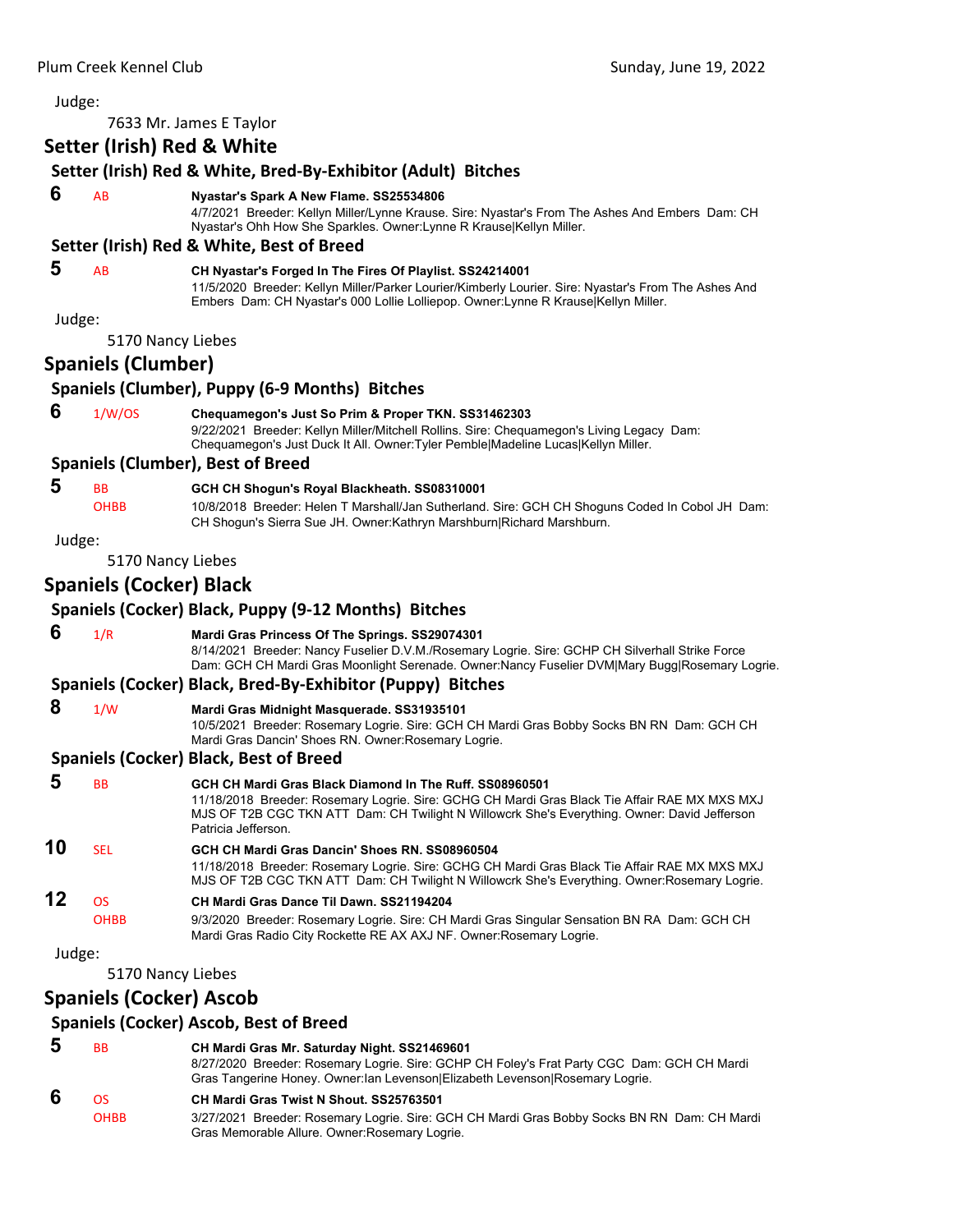Judge:

7633 Mr. James E Taylor

## Setter (Irish) Red & White

### Setter (Irish) Red & White, Bred-By-Exhibitor (Adult) Bitches

**6** AB **Nyastar's Spark A New Flame. SS25534806**
4/7/2021 Breeder: Kellyn Miller/Lynne Krause. Sire: Nyastar's From The Ashes And Embers Dam: CH Nyastar's Ohh How She Sparkles. Owner:Lynne R Krause|Kellyn Miller.

### Setter (Irish) Red & White, Best of Breed

**5** AB **CH Nyastar's Forged In The Fires Of Playlist. SS24214001**
11/5/2020 Breeder: Kellyn Miller/Parker Lourier/Kimberly Lourier. Sire: Nyastar's From The Ashes And Embers Dam: CH Nyastar's 000 Lollie Lolliepop. Owner:Lynne R Krause|Kellyn Miller.

Judge:

5170 Nancy Liebes

## Spaniels (Clumber)

### Spaniels (Clumber), Puppy (6-9 Months) Bitches

**6** 1/W/OS **Chequamegon's Just So Prim & Proper TKN. SS31462303**
9/22/2021 Breeder: Kellyn Miller/Mitchell Rollins. Sire: Chequamegon's Living Legacy Dam: Chequamegon's Just Duck It All. Owner:Tyler Pemble|Madeline Lucas|Kellyn Miller.

### Spaniels (Clumber), Best of Breed

**5** BB OHBB **GCH CH Shogun's Royal Blackheath. SS08310001**
10/8/2018 Breeder: Helen T Marshall/Jan Sutherland. Sire: GCH CH Shoguns Coded In Cobol JH Dam: CH Shogun's Sierra Sue JH. Owner:Kathryn Marshburn|Richard Marshburn.

Judge:

5170 Nancy Liebes

## Spaniels (Cocker) Black

### Spaniels (Cocker) Black, Puppy (9-12 Months) Bitches

**6** 1/R **Mardi Gras Princess Of The Springs. SS29074301**
8/14/2021 Breeder: Nancy Fuselier D.V.M./Rosemary Logrie. Sire: GCHP CH Silverhall Strike Force Dam: GCH CH Mardi Gras Moonlight Serenade. Owner:Nancy Fuselier DVM|Mary Bugg|Rosemary Logrie.

### Spaniels (Cocker) Black, Bred-By-Exhibitor (Puppy) Bitches

**8** 1/W **Mardi Gras Midnight Masquerade. SS31935101**
10/5/2021 Breeder: Rosemary Logrie. Sire: GCH CH Mardi Gras Bobby Socks BN RN Dam: GCH CH Mardi Gras Dancin' Shoes RN. Owner:Rosemary Logrie.

### Spaniels (Cocker) Black, Best of Breed

**5** BB **GCH CH Mardi Gras Black Diamond In The Ruff. SS08960501**
11/18/2018 Breeder: Rosemary Logrie. Sire: GCHG CH Mardi Gras Black Tie Affair RAE MX MXS MXJ MJS OF T2B CGC TKN ATT Dam: CH Twilight N Willowcrk She's Everything. Owner: David Jefferson Patricia Jefferson.

**10** SEL **GCH CH Mardi Gras Dancin' Shoes RN. SS08960504**
11/18/2018 Breeder: Rosemary Logrie. Sire: GCHG CH Mardi Gras Black Tie Affair RAE MX MXS MXJ MJS OF T2B CGC TKN ATT Dam: CH Twilight N Willowcrk She's Everything. Owner:Rosemary Logrie.

**12** OS OHBB **CH Mardi Gras Dance Til Dawn. SS21194204**
9/3/2020 Breeder: Rosemary Logrie. Sire: CH Mardi Gras Singular Sensation BN RA Dam: GCH CH Mardi Gras Radio City Rockette RE AX AXJ NF. Owner:Rosemary Logrie.

Judge:

5170 Nancy Liebes

## Spaniels (Cocker) Ascob

### Spaniels (Cocker) Ascob, Best of Breed

**5** BB **CH Mardi Gras Mr. Saturday Night. SS21469601**
8/27/2020 Breeder: Rosemary Logrie. Sire: GCHP CH Foley's Frat Party CGC Dam: GCH CH Mardi Gras Tangerine Honey. Owner:Ian Levenson|Elizabeth Levenson|Rosemary Logrie.

**6** OS OHBB **CH Mardi Gras Twist N Shout. SS25763501**
3/27/2021 Breeder: Rosemary Logrie. Sire: GCH CH Mardi Gras Bobby Socks BN RN Dam: CH Mardi Gras Memorable Allure. Owner:Rosemary Logrie.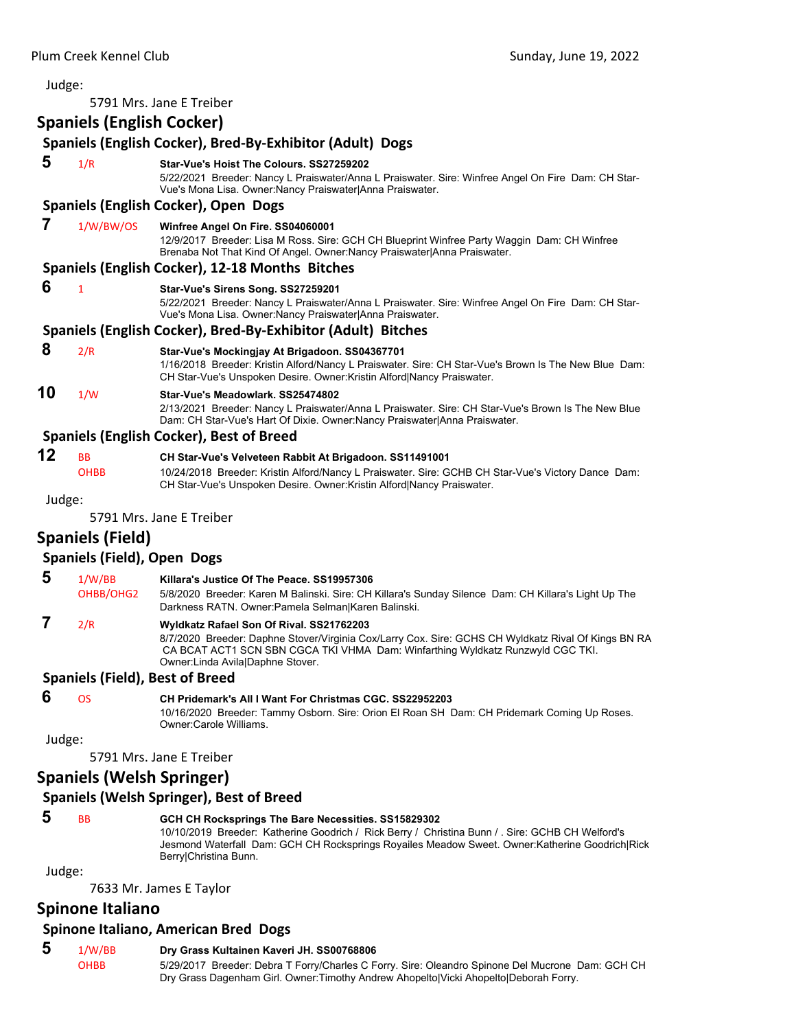Judge:

5791 Mrs. Jane E Treiber

## Spaniels (English Cocker)

### Spaniels (English Cocker), Bred-By-Exhibitor (Adult) Dogs

**5** 1/R **Star-Vue's Hoist The Colours. SS27259202**
5/22/2021 Breeder: Nancy L Praiswater/Anna L Praiswater. Sire: Winfree Angel On Fire Dam: CH Star-Vue's Mona Lisa. Owner:Nancy Praiswater|Anna Praiswater.

### Spaniels (English Cocker), Open Dogs

**7** 1/W/BW/OS **Winfree Angel On Fire. SS04060001**
12/9/2017 Breeder: Lisa M Ross. Sire: GCH CH Blueprint Winfree Party Waggin Dam: CH Winfree Brenaba Not That Kind Of Angel. Owner:Nancy Praiswater|Anna Praiswater.

### Spaniels (English Cocker), 12-18 Months Bitches

**6** 1 **Star-Vue's Sirens Song. SS27259201**
5/22/2021 Breeder: Nancy L Praiswater/Anna L Praiswater. Sire: Winfree Angel On Fire Dam: CH Star-Vue's Mona Lisa. Owner:Nancy Praiswater|Anna Praiswater.

### Spaniels (English Cocker), Bred-By-Exhibitor (Adult) Bitches

**8** 2/R **Star-Vue's Mockingjay At Brigadoon. SS04367701**
1/16/2018 Breeder: Kristin Alford/Nancy L Praiswater. Sire: CH Star-Vue's Brown Is The New Blue Dam: CH Star-Vue's Unspoken Desire. Owner:Kristin Alford|Nancy Praiswater.

**10** 1/W **Star-Vue's Meadowlark. SS25474802**
2/13/2021 Breeder: Nancy L Praiswater/Anna L Praiswater. Sire: CH Star-Vue's Brown Is The New Blue Dam: CH Star-Vue's Hart Of Dixie. Owner:Nancy Praiswater|Anna Praiswater.

### Spaniels (English Cocker), Best of Breed

**12** BB OHBB **CH Star-Vue's Velveteen Rabbit At Brigadoon. SS11491001**
10/24/2018 Breeder: Kristin Alford/Nancy L Praiswater. Sire: GCHB CH Star-Vue's Victory Dance Dam: CH Star-Vue's Unspoken Desire. Owner:Kristin Alford|Nancy Praiswater.

Judge:

5791 Mrs. Jane E Treiber

## Spaniels (Field)

### Spaniels (Field), Open Dogs

**5** 1/W/BB OHBB/OHG2 **Killara's Justice Of The Peace. SS19957306**
5/8/2020 Breeder: Karen M Balinski. Sire: CH Killara's Sunday Silence Dam: CH Killara's Light Up The Darkness RATN. Owner:Pamela Selman|Karen Balinski.

**7** 2/R **Wyldkatz Rafael Son Of Rival. SS21762203**
8/7/2020 Breeder: Daphne Stover/Virginia Cox/Larry Cox. Sire: GCHS CH Wyldkatz Rival Of Kings BN RA CA BCAT ACT1 SCN SBN CGCA TKI VHMA Dam: Winfarthing Wyldkatz Runzwyld CGC TKI. Owner:Linda Avila|Daphne Stover.

### Spaniels (Field), Best of Breed

**6** OS **CH Pridemark's All I Want For Christmas CGC. SS22952203**
10/16/2020 Breeder: Tammy Osborn. Sire: Orion El Roan SH Dam: CH Pridemark Coming Up Roses. Owner:Carole Williams.

Judge:

5791 Mrs. Jane E Treiber

## Spaniels (Welsh Springer)

### Spaniels (Welsh Springer), Best of Breed

**5** BB **GCH CH Rocksprings The Bare Necessities. SS15829302**
10/10/2019 Breeder: Katherine Goodrich / Rick Berry / Christina Bunn / . Sire: GCHB CH Welford's Jesmond Waterfall Dam: GCH CH Rocksprings Royailes Meadow Sweet. Owner:Katherine Goodrich|Rick Berry|Christina Bunn.

Judge:

7633 Mr. James E Taylor

## Spinone Italiano

### Spinone Italiano, American Bred Dogs

**5** 1/W/BB OHBB **Dry Grass Kultainen Kaveri JH. SS00768806**
5/29/2017 Breeder: Debra T Forry/Charles C Forry. Sire: Oleandro Spinone Del Mucrone Dam: GCH CH Dry Grass Dagenham Girl. Owner:Timothy Andrew Ahopelto|Vicki Ahopelto|Deborah Forry.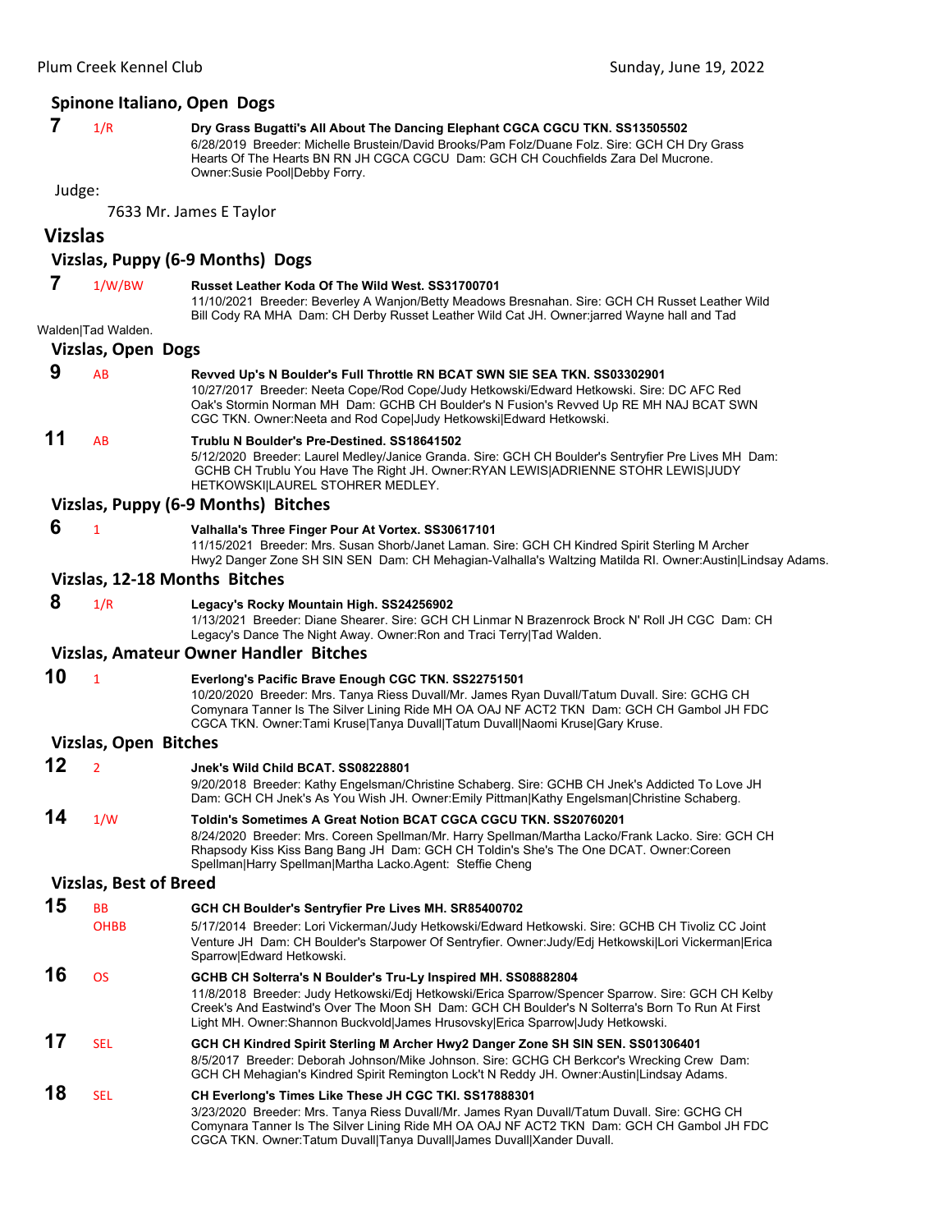### Spinone Italiano, Open Dogs

**7** 1/R **Dry Grass Bugatti's All About The Dancing Elephant CGCA CGCU TKN. SS13505502**
6/28/2019 Breeder: Michelle Brustein/David Brooks/Pam Folz/Duane Folz. Sire: GCH CH Dry Grass Hearts Of The Hearts BN RN JH CGCA CGCU Dam: GCH CH Couchfields Zara Del Mucrone. Owner:Susie Pool|Debby Forry.

Judge:

7633 Mr. James E Taylor

## Vizslas

### Vizslas, Puppy (6-9 Months) Dogs

**7** 1/W/BW **Russet Leather Koda Of The Wild West. SS31700701**
11/10/2021 Breeder: Beverley A Wanjon/Betty Meadows Bresnahan. Sire: GCH CH Russet Leather Wild Bill Cody RA MHA Dam: CH Derby Russet Leather Wild Cat JH. Owner:jarred Wayne hall and Tad Walden|Tad Walden.

### Vizslas, Open Dogs

**9** AB **Revved Up's N Boulder's Full Throttle RN BCAT SWN SIE SEA TKN. SS03302901**
10/27/2017 Breeder: Neeta Cope/Rod Cope/Judy Hetkowski/Edward Hetkowski. Sire: DC AFC Red Oak's Stormin Norman MH Dam: GCHB CH Boulder's N Fusion's Revved Up RE MH NAJ BCAT SWN CGC TKN. Owner:Neeta and Rod Cope|Judy Hetkowski|Edward Hetkowski.

**11** AB **Trublu N Boulder's Pre-Destined. SS18641502**
5/12/2020 Breeder: Laurel Medley/Janice Granda. Sire: GCH CH Boulder's Sentryfier Pre Lives MH Dam: GCHB CH Trublu You Have The Right JH. Owner:RYAN LEWIS|ADRIENNE STOHR LEWIS|JUDY HETKOWSKI|LAUREL STOHRER MEDLEY.

### Vizslas, Puppy (6-9 Months) Bitches

**6** 1 **Valhalla's Three Finger Pour At Vortex. SS30617101**
11/15/2021 Breeder: Mrs. Susan Shorb/Janet Laman. Sire: GCH CH Kindred Spirit Sterling M Archer Hwy2 Danger Zone SH SIN SEN Dam: CH Mehagian-Valhalla's Waltzing Matilda RI. Owner:Austin|Lindsay Adams.

### Vizslas, 12-18 Months Bitches

**8** 1/R **Legacy's Rocky Mountain High. SS24256902**
1/13/2021 Breeder: Diane Shearer. Sire: GCH CH Linmar N Brazenrock Brock N' Roll JH CGC Dam: CH Legacy's Dance The Night Away. Owner:Ron and Traci Terry|Tad Walden.

### Vizslas, Amateur Owner Handler Bitches

**10** 1 **Everlong's Pacific Brave Enough CGC TKN. SS22751501**
10/20/2020 Breeder: Mrs. Tanya Riess Duvall/Mr. James Ryan Duvall/Tatum Duvall. Sire: GCHG CH Comynara Tanner Is The Silver Lining Ride MH OA OAJ NF ACT2 TKN Dam: GCH CH Gambol JH FDC CGCA TKN. Owner:Tami Kruse|Tanya Duvall|Tatum Duvall|Naomi Kruse|Gary Kruse.

### Vizslas, Open Bitches

**12** 2 **Jnek's Wild Child BCAT. SS08228801**
9/20/2018 Breeder: Kathy Engelsman/Christine Schaberg. Sire: GCHB CH Jnek's Addicted To Love JH Dam: GCH CH Jnek's As You Wish JH. Owner:Emily Pittman|Kathy Engelsman|Christine Schaberg.

**14** 1/W **Toldin's Sometimes A Great Notion BCAT CGCA CGCU TKN. SS20760201**
8/24/2020 Breeder: Mrs. Coreen Spellman/Mr. Harry Spellman/Martha Lacko/Frank Lacko. Sire: GCH CH Rhapsody Kiss Kiss Bang Bang JH Dam: GCH CH Toldin's She's The One DCAT. Owner:Coreen Spellman|Harry Spellman|Martha Lacko.Agent: Steffie Cheng

### Vizslas, Best of Breed

**15** BB OHBB **GCH CH Boulder's Sentryfier Pre Lives MH. SR85400702**
5/17/2014 Breeder: Lori Vickerman/Judy Hetkowski/Edward Hetkowski. Sire: GCHB CH Tivoliz CC Joint Venture JH Dam: CH Boulder's Starpower Of Sentryfier. Owner:Judy/Edj Hetkowski|Lori Vickerman|Erica Sparrow|Edward Hetkowski.

**16** OS **GCHB CH Solterra's N Boulder's Tru-Ly Inspired MH. SS08882804**
11/8/2018 Breeder: Judy Hetkowski/Edj Hetkowski/Erica Sparrow/Spencer Sparrow. Sire: GCH CH Kelby Creek's And Eastwind's Over The Moon SH Dam: GCH CH Boulder's N Solterra's Born To Run At First Light MH. Owner:Shannon Buckvold|James Hrusovsky|Erica Sparrow|Judy Hetkowski.

**17** SEL **GCH CH Kindred Spirit Sterling M Archer Hwy2 Danger Zone SH SIN SEN. SS01306401**
8/5/2017 Breeder: Deborah Johnson/Mike Johnson. Sire: GCHG CH Berkcor's Wrecking Crew Dam: GCH CH Mehagian's Kindred Spirit Remington Lock't N Reddy JH. Owner:Austin|Lindsay Adams.

**18** SEL **CH Everlong's Times Like These JH CGC TKI. SS17888301**
3/23/2020 Breeder: Mrs. Tanya Riess Duvall/Mr. James Ryan Duvall/Tatum Duvall. Sire: GCHG CH Comynara Tanner Is The Silver Lining Ride MH OA OAJ NF ACT2 TKN Dam: GCH CH Gambol JH FDC CGCA TKN. Owner:Tatum Duvall|Tanya Duvall|James Duvall|Xander Duvall.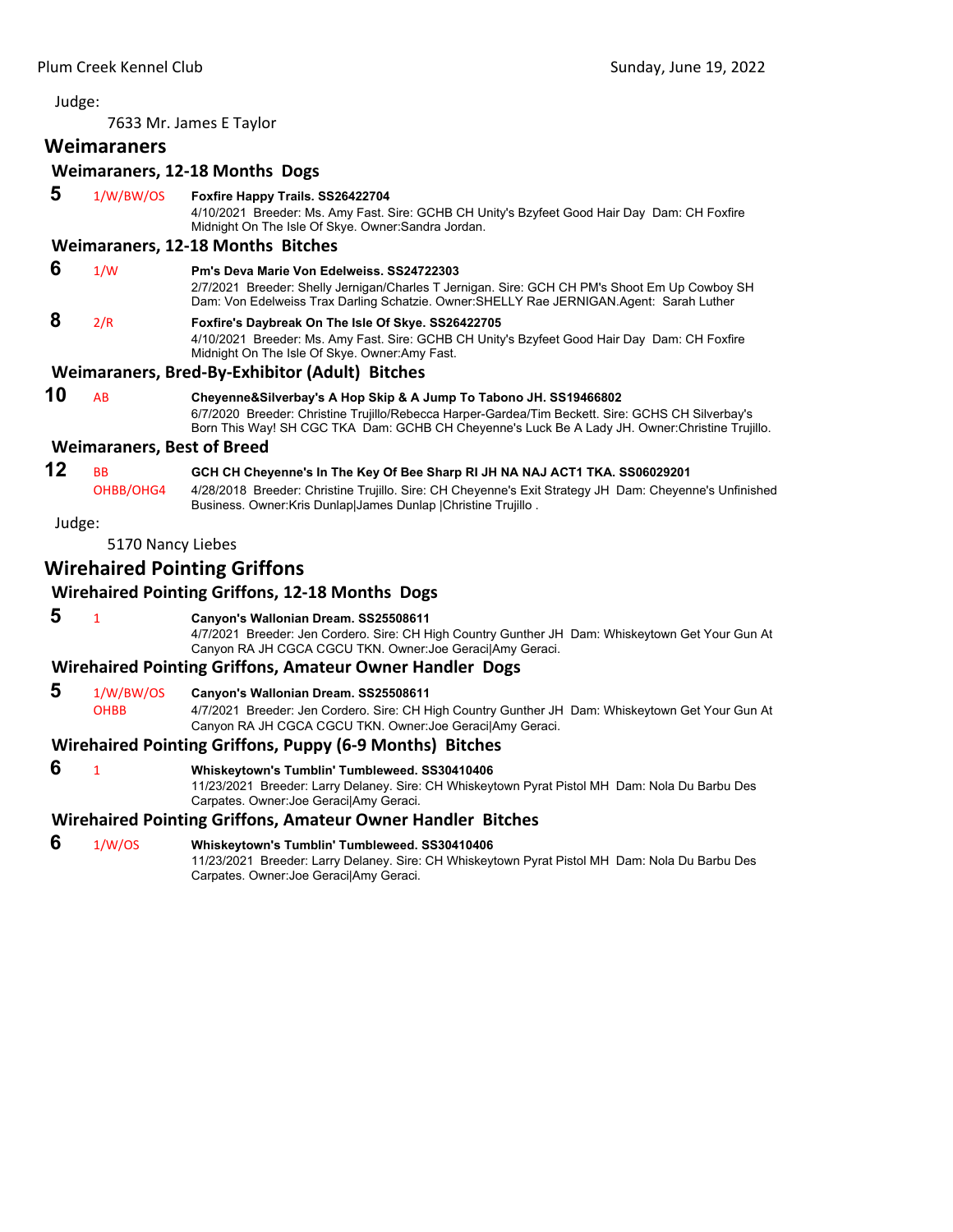Judge:

7633 Mr. James E Taylor

## Weimaraners

### Weimaraners, 12-18 Months Dogs

**5** 1/W/BW/OS **Foxfire Happy Trails. SS26422704**
4/10/2021 Breeder: Ms. Amy Fast. Sire: GCHB CH Unity's Bzyfeet Good Hair Day Dam: CH Foxfire Midnight On The Isle Of Skye. Owner:Sandra Jordan.

### Weimaraners, 12-18 Months Bitches

**6** 1/W **Pm's Deva Marie Von Edelweiss. SS24722303**
2/7/2021 Breeder: Shelly Jernigan/Charles T Jernigan. Sire: GCH CH PM's Shoot Em Up Cowboy SH Dam: Von Edelweiss Trax Darling Schatzie. Owner:SHELLY Rae JERNIGAN.Agent: Sarah Luther

**8** 2/R **Foxfire's Daybreak On The Isle Of Skye. SS26422705**
4/10/2021 Breeder: Ms. Amy Fast. Sire: GCHB CH Unity's Bzyfeet Good Hair Day Dam: CH Foxfire Midnight On The Isle Of Skye. Owner:Amy Fast.

### Weimaraners, Bred-By-Exhibitor (Adult) Bitches

**10** AB **Cheyenne&Silverbay's A Hop Skip & A Jump To Tabono JH. SS19466802**
6/7/2020 Breeder: Christine Trujillo/Rebecca Harper-Gardea/Tim Beckett. Sire: GCHS CH Silverbay's Born This Way! SH CGC TKA Dam: GCHB CH Cheyenne's Luck Be A Lady JH. Owner:Christine Trujillo.

### Weimaraners, Best of Breed

**12** BB OHBB/OHG4 **GCH CH Cheyenne's In The Key Of Bee Sharp RI JH NA NAJ ACT1 TKA. SS06029201**
4/28/2018 Breeder: Christine Trujillo. Sire: CH Cheyenne's Exit Strategy JH Dam: Cheyenne's Unfinished Business. Owner:Kris Dunlap|James Dunlap |Christine Trujillo .

Judge:

5170 Nancy Liebes

## Wirehaired Pointing Griffons

### Wirehaired Pointing Griffons, 12-18 Months Dogs

**5** 1 **Canyon's Wallonian Dream. SS25508611**
4/7/2021 Breeder: Jen Cordero. Sire: CH High Country Gunther JH Dam: Whiskeytown Get Your Gun At Canyon RA JH CGCA CGCU TKN. Owner:Joe Geraci|Amy Geraci.

### Wirehaired Pointing Griffons, Amateur Owner Handler Dogs

**5** 1/W/BW/OS OHBB **Canyon's Wallonian Dream. SS25508611**
4/7/2021 Breeder: Jen Cordero. Sire: CH High Country Gunther JH Dam: Whiskeytown Get Your Gun At Canyon RA JH CGCA CGCU TKN. Owner:Joe Geraci|Amy Geraci.

### Wirehaired Pointing Griffons, Puppy (6-9 Months) Bitches

**6** 1 **Whiskeytown's Tumblin' Tumbleweed. SS30410406**
11/23/2021 Breeder: Larry Delaney. Sire: CH Whiskeytown Pyrat Pistol MH Dam: Nola Du Barbu Des Carpates. Owner:Joe Geraci|Amy Geraci.

### Wirehaired Pointing Griffons, Amateur Owner Handler Bitches

**6** 1/W/OS **Whiskeytown's Tumblin' Tumbleweed. SS30410406**
11/23/2021 Breeder: Larry Delaney. Sire: CH Whiskeytown Pyrat Pistol MH Dam: Nola Du Barbu Des Carpates. Owner:Joe Geraci|Amy Geraci.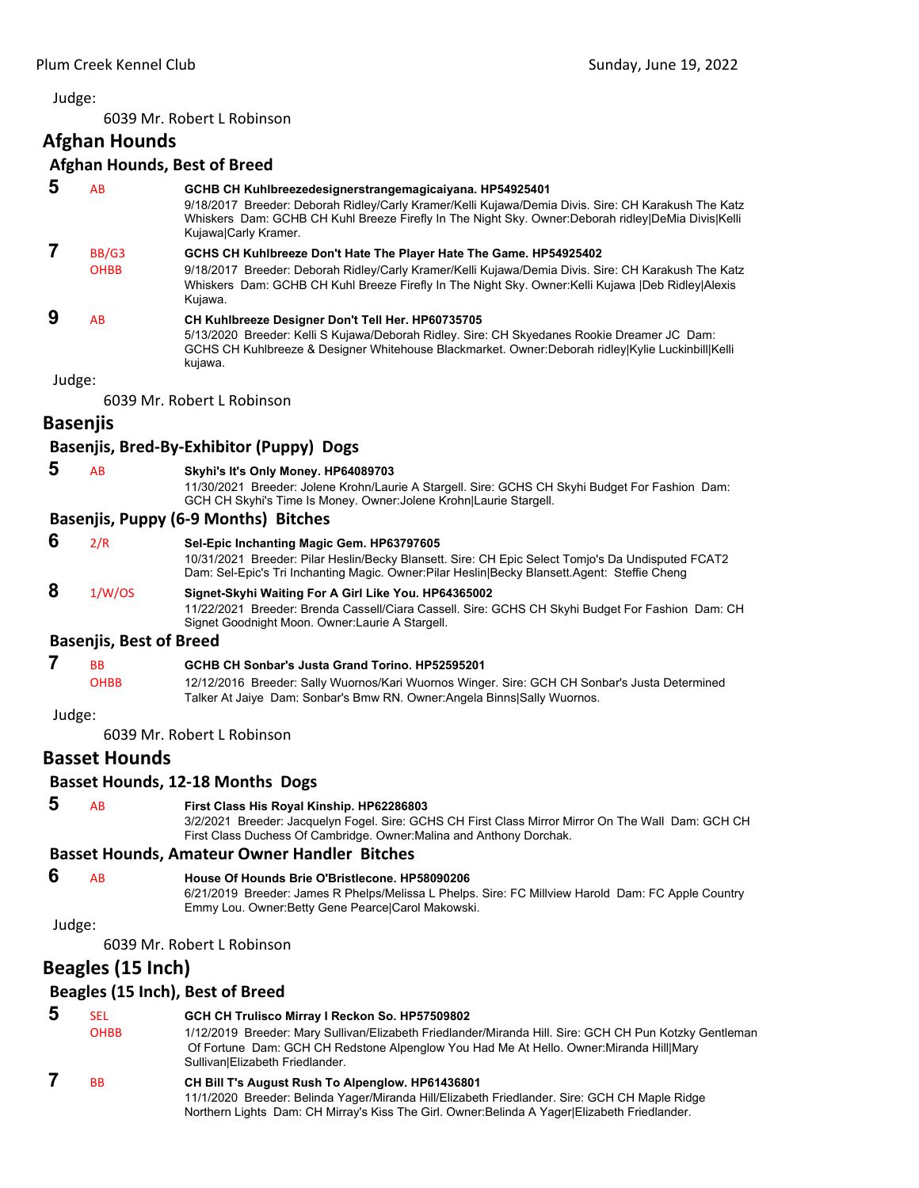Judge:

6039 Mr. Robert L Robinson

## Afghan Hounds

### Afghan Hounds, Best of Breed

**5** AB **GCHB CH Kuhlbreezedesignerstrangemagicaiyana. HP54925401**
9/18/2017 Breeder: Deborah Ridley/Carly Kramer/Kelli Kujawa/Demia Divis. Sire: CH Karakush The Katz Whiskers Dam: GCHB CH Kuhl Breeze Firefly In The Night Sky. Owner:Deborah ridley|DeMia Divis|Kelli Kujawa|Carly Kramer.

**7** BB/G3 OHBB **GCHS CH Kuhlbreeze Don't Hate The Player Hate The Game. HP54925402**
9/18/2017 Breeder: Deborah Ridley/Carly Kramer/Kelli Kujawa/Demia Divis. Sire: CH Karakush The Katz Whiskers Dam: GCHB CH Kuhl Breeze Firefly In The Night Sky. Owner:Kelli Kujawa |Deb Ridley|Alexis Kujawa.

**9** AB **CH Kuhlbreeze Designer Don't Tell Her. HP60735705**
5/13/2020 Breeder: Kelli S Kujawa/Deborah Ridley. Sire: CH Skyedanes Rookie Dreamer JC Dam: GCHS CH Kuhlbreeze & Designer Whitehouse Blackmarket. Owner:Deborah ridley|Kylie Luckinbill|Kelli kujawa.

Judge:

6039 Mr. Robert L Robinson

## Basenjis

### Basenjis, Bred-By-Exhibitor (Puppy) Dogs

**5** AB **Skyhi's It's Only Money. HP64089703**
11/30/2021 Breeder: Jolene Krohn/Laurie A Stargell. Sire: GCHS CH Skyhi Budget For Fashion Dam: GCH CH Skyhi's Time Is Money. Owner:Jolene Krohn|Laurie Stargell.

### Basenjis, Puppy (6-9 Months) Bitches

**6** 2/R **Sel-Epic Inchanting Magic Gem. HP63797605**
10/31/2021 Breeder: Pilar Heslin/Becky Blansett. Sire: CH Epic Select Tomjo's Da Undisputed FCAT2 Dam: Sel-Epic's Tri Inchanting Magic. Owner:Pilar Heslin|Becky Blansett.Agent: Steffie Cheng

**8** 1/W/OS **Signet-Skyhi Waiting For A Girl Like You. HP64365002**
11/22/2021 Breeder: Brenda Cassell/Ciara Cassell. Sire: GCHS CH Skyhi Budget For Fashion Dam: CH Signet Goodnight Moon. Owner:Laurie A Stargell.

### Basenjis, Best of Breed

**7** BB OHBB **GCHB CH Sonbar's Justa Grand Torino. HP52595201**
12/12/2016 Breeder: Sally Wuornos/Kari Wuornos Winger. Sire: GCH CH Sonbar's Justa Determined Talker At Jaiye Dam: Sonbar's Bmw RN. Owner:Angela Binns|Sally Wuornos.

Judge:

6039 Mr. Robert L Robinson

## Basset Hounds

### Basset Hounds, 12-18 Months Dogs

**5** AB **First Class His Royal Kinship. HP62286803**
3/2/2021 Breeder: Jacquelyn Fogel. Sire: GCHS CH First Class Mirror Mirror On The Wall Dam: GCH CH First Class Duchess Of Cambridge. Owner:Malina and Anthony Dorchak.

### Basset Hounds, Amateur Owner Handler Bitches

**6** AB **House Of Hounds Brie O'Bristlecone. HP58090206**
6/21/2019 Breeder: James R Phelps/Melissa L Phelps. Sire: FC Millview Harold Dam: FC Apple Country Emmy Lou. Owner:Betty Gene Pearce|Carol Makowski.

Judge:

6039 Mr. Robert L Robinson

## Beagles (15 Inch)

### Beagles (15 Inch), Best of Breed

**5** SEL OHBB **GCH CH Trulisco Mirray I Reckon So. HP57509802**
1/12/2019 Breeder: Mary Sullivan/Elizabeth Friedlander/Miranda Hill. Sire: GCH CH Pun Kotzky Gentleman Of Fortune Dam: GCH CH Redstone Alpenglow You Had Me At Hello. Owner:Miranda Hill|Mary Sullivan|Elizabeth Friedlander.

**7** BB **CH Bill T's August Rush To Alpenglow. HP61436801**
11/1/2020 Breeder: Belinda Yager/Miranda Hill/Elizabeth Friedlander. Sire: GCH CH Maple Ridge Northern Lights Dam: CH Mirray's Kiss The Girl. Owner:Belinda A Yager|Elizabeth Friedlander.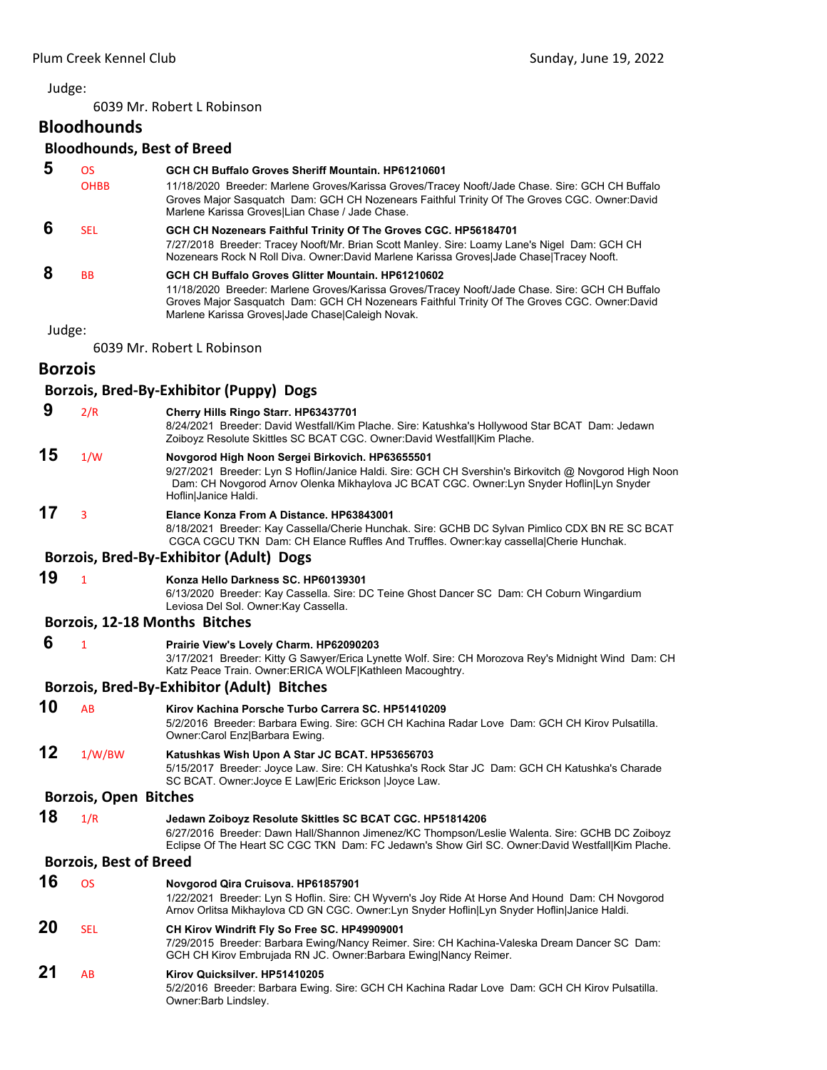Judge:

6039 Mr. Robert L Robinson

## Bloodhounds

### Bloodhounds, Best of Breed

**5** OS OHBB **GCH CH Buffalo Groves Sheriff Mountain. HP61210601**
11/18/2020 Breeder: Marlene Groves/Karissa Groves/Tracey Nooft/Jade Chase. Sire: GCH CH Buffalo Groves Major Sasquatch Dam: GCH CH Nozenears Faithful Trinity Of The Groves CGC. Owner:David Marlene Karissa Groves|Lian Chase / Jade Chase.

**6** SEL **GCH CH Nozenears Faithful Trinity Of The Groves CGC. HP56184701**
7/27/2018 Breeder: Tracey Nooft/Mr. Brian Scott Manley. Sire: Loamy Lane's Nigel Dam: GCH CH Nozenears Rock N Roll Diva. Owner:David Marlene Karissa Groves|Jade Chase|Tracey Nooft.

**8** BB **GCH CH Buffalo Groves Glitter Mountain. HP61210602**
11/18/2020 Breeder: Marlene Groves/Karissa Groves/Tracey Nooft/Jade Chase. Sire: GCH CH Buffalo Groves Major Sasquatch Dam: GCH CH Nozenears Faithful Trinity Of The Groves CGC. Owner:David Marlene Karissa Groves|Jade Chase|Caleigh Novak.

Judge:

6039 Mr. Robert L Robinson

## Borzois

### Borzois, Bred-By-Exhibitor (Puppy) Dogs

**9** 2/R **Cherry Hills Ringo Starr. HP63437701**
8/24/2021 Breeder: David Westfall/Kim Plache. Sire: Katushka's Hollywood Star BCAT Dam: Jedawn Zoiboyz Resolute Skittles SC BCAT CGC. Owner:David Westfall|Kim Plache.

**15** 1/W **Novgorod High Noon Sergei Birkovich. HP63655501**
9/27/2021 Breeder: Lyn S Hoflin/Janice Haldi. Sire: GCH CH Svershin's Birkovitch @ Novgorod High Noon Dam: CH Novgorod Arnov Olenka Mikhaylova JC BCAT CGC. Owner:Lyn Snyder Hoflin|Lyn Snyder Hoflin|Janice Haldi.

**17** 3 **Elance Konza From A Distance. HP63843001**
8/18/2021 Breeder: Kay Cassella/Cherie Hunchak. Sire: GCHB DC Sylvan Pimlico CDX BN RE SC BCAT CGCA CGCU TKN Dam: CH Elance Ruffles And Truffles. Owner:kay cassella|Cherie Hunchak.

### Borzois, Bred-By-Exhibitor (Adult) Dogs

**19** 1 **Konza Hello Darkness SC. HP60139301**
6/13/2020 Breeder: Kay Cassella. Sire: DC Teine Ghost Dancer SC Dam: CH Coburn Wingardium Leviosa Del Sol. Owner:Kay Cassella.

### Borzois, 12-18 Months Bitches

**6** 1 **Prairie View's Lovely Charm. HP62090203**
3/17/2021 Breeder: Kitty G Sawyer/Erica Lynette Wolf. Sire: CH Morozova Rey's Midnight Wind Dam: CH Katz Peace Train. Owner:ERICA WOLF|Kathleen Macoughtry.

### Borzois, Bred-By-Exhibitor (Adult) Bitches

**10** AB **Kirov Kachina Porsche Turbo Carrera SC. HP51410209**
5/2/2016 Breeder: Barbara Ewing. Sire: GCH CH Kachina Radar Love Dam: GCH CH Kirov Pulsatilla. Owner:Carol Enz|Barbara Ewing.

**12** 1/W/BW **Katushkas Wish Upon A Star JC BCAT. HP53656703**
5/15/2017 Breeder: Joyce Law. Sire: CH Katushka's Rock Star JC Dam: GCH CH Katushka's Charade SC BCAT. Owner:Joyce E Law|Eric Erickson |Joyce Law.

### Borzois, Open Bitches

**18** 1/R **Jedawn Zoiboyz Resolute Skittles SC BCAT CGC. HP51814206**
6/27/2016 Breeder: Dawn Hall/Shannon Jimenez/KC Thompson/Leslie Walenta. Sire: GCHB DC Zoiboyz Eclipse Of The Heart SC CGC TKN Dam: FC Jedawn's Show Girl SC. Owner:David Westfall|Kim Plache.

### Borzois, Best of Breed

**16** OS **Novgorod Qira Cruisova. HP61857901**
1/22/2021 Breeder: Lyn S Hoflin. Sire: CH Wyvern's Joy Ride At Horse And Hound Dam: CH Novgorod Arnov Orlitsa Mikhaylova CD GN CGC. Owner:Lyn Snyder Hoflin|Lyn Snyder Hoflin|Janice Haldi.

**20** SEL **CH Kirov Windrift Fly So Free SC. HP49909001**
7/29/2015 Breeder: Barbara Ewing/Nancy Reimer. Sire: CH Kachina-Valeska Dream Dancer SC Dam: GCH CH Kirov Embrujada RN JC. Owner:Barbara Ewing|Nancy Reimer.

**21** AB **Kirov Quicksilver. HP51410205**
5/2/2016 Breeder: Barbara Ewing. Sire: GCH CH Kachina Radar Love Dam: GCH CH Kirov Pulsatilla. Owner:Barb Lindsley.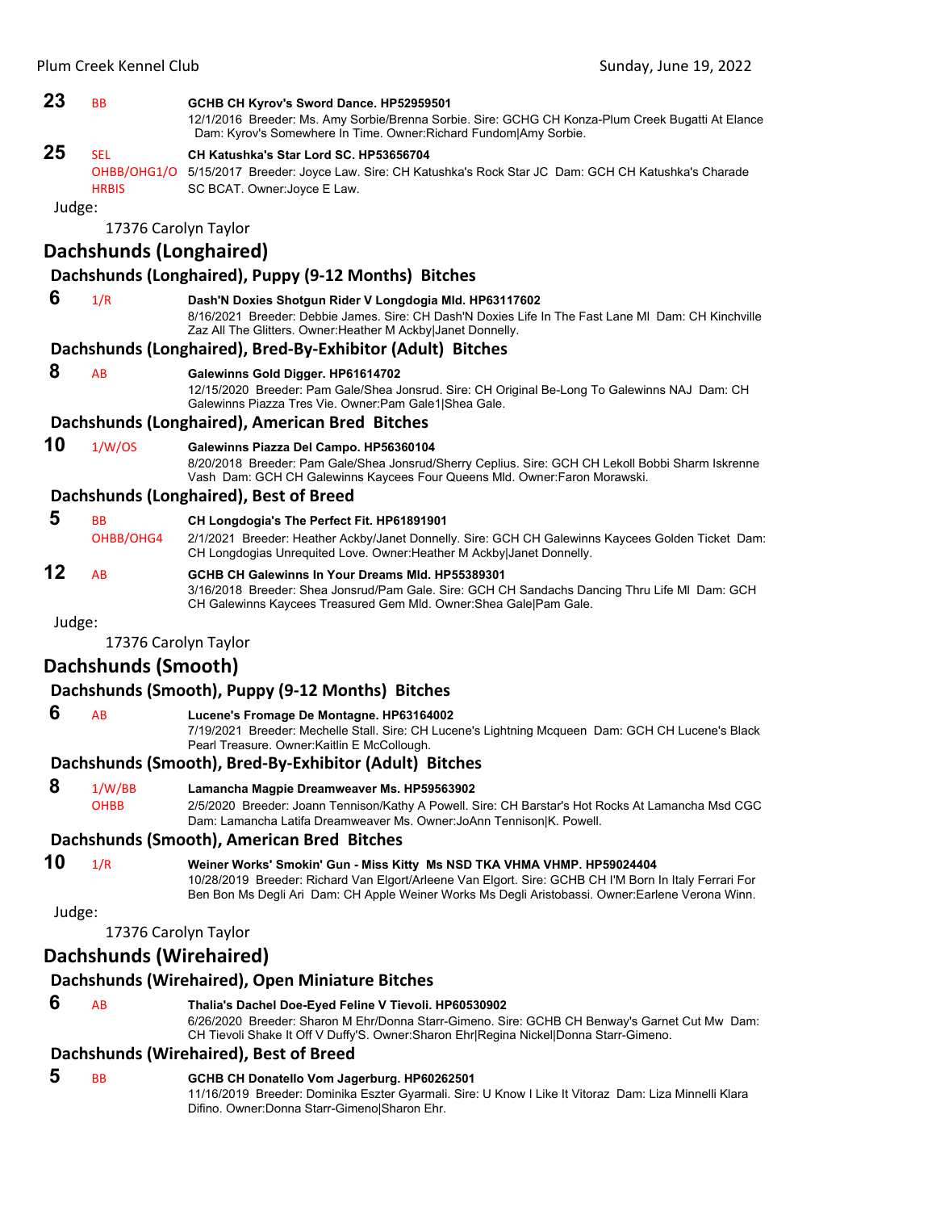**23** BB **GCHB CH Kyrov's Sword Dance. HP52959501**
12/1/2016 Breeder: Ms. Amy Sorbie/Brenna Sorbie. Sire: GCHG CH Konza-Plum Creek Bugatti At Elance Dam: Kyrov's Somewhere In Time. Owner:Richard Fundom|Amy Sorbie.

**25** SEL OHBB/OHG1/O HRBIS **CH Katushka's Star Lord SC. HP53656704**
5/15/2017 Breeder: Joyce Law. Sire: CH Katushka's Rock Star JC Dam: GCH CH Katushka's Charade SC BCAT. Owner:Joyce E Law.

Judge:

17376 Carolyn Taylor

## Dachshunds (Longhaired)

### Dachshunds (Longhaired), Puppy (9-12 Months) Bitches

**6** 1/R **Dash'N Doxies Shotgun Rider V Longdogia Mld. HP63117602**
8/16/2021 Breeder: Debbie James. Sire: CH Dash'N Doxies Life In The Fast Lane Ml Dam: CH Kinchville Zaz All The Glitters. Owner:Heather M Ackby|Janet Donnelly.

### Dachshunds (Longhaired), Bred-By-Exhibitor (Adult) Bitches

**8** AB **Galewinns Gold Digger. HP61614702**
12/15/2020 Breeder: Pam Gale/Shea Jonsrud. Sire: CH Original Be-Long To Galewinns NAJ Dam: CH Galewinns Piazza Tres Vie. Owner:Pam Gale1|Shea Gale.

### Dachshunds (Longhaired), American Bred Bitches

**10** 1/W/OS **Galewinns Piazza Del Campo. HP56360104**
8/20/2018 Breeder: Pam Gale/Shea Jonsrud/Sherry Ceplius. Sire: GCH CH Lekoll Bobbi Sharm Iskrenne Vash Dam: GCH CH Galewinns Kaycees Four Queens Mld. Owner:Faron Morawski.

### Dachshunds (Longhaired), Best of Breed

**5** BB OHBB/OHG4 **CH Longdogia's The Perfect Fit. HP61891901**
2/1/2021 Breeder: Heather Ackby/Janet Donnelly. Sire: GCH CH Galewinns Kaycees Golden Ticket Dam: CH Longdogias Unrequited Love. Owner:Heather M Ackby|Janet Donnelly.

**12** AB **GCHB CH Galewinns In Your Dreams Mld. HP55389301**
3/16/2018 Breeder: Shea Jonsrud/Pam Gale. Sire: GCH CH Sandachs Dancing Thru Life Ml Dam: GCH CH Galewinns Kaycees Treasured Gem Mld. Owner:Shea Gale|Pam Gale.

Judge:

17376 Carolyn Taylor

## Dachshunds (Smooth)

### Dachshunds (Smooth), Puppy (9-12 Months) Bitches

**6** AB **Lucene's Fromage De Montagne. HP63164002**
7/19/2021 Breeder: Mechelle Stall. Sire: CH Lucene's Lightning Mcqueen Dam: GCH CH Lucene's Black Pearl Treasure. Owner:Kaitlin E McCollough.

### Dachshunds (Smooth), Bred-By-Exhibitor (Adult) Bitches

**8** 1/W/BB OHBB **Lamancha Magpie Dreamweaver Ms. HP59563902**
2/5/2020 Breeder: Joann Tennison/Kathy A Powell. Sire: CH Barstar's Hot Rocks At Lamancha Msd CGC Dam: Lamancha Latifa Dreamweaver Ms. Owner:JoAnn Tennison|K. Powell.

### Dachshunds (Smooth), American Bred Bitches

**10** 1/R **Weiner Works' Smokin' Gun - Miss Kitty Ms NSD TKA VHMA VHMP. HP59024404**
10/28/2019 Breeder: Richard Van Elgort/Arleene Van Elgort. Sire: GCHB CH I'M Born In Italy Ferrari For Ben Bon Ms Degli Ari Dam: CH Apple Weiner Works Ms Degli Aristobassi. Owner:Earlene Verona Winn.

Judge:

17376 Carolyn Taylor

## Dachshunds (Wirehaired)

### Dachshunds (Wirehaired), Open Miniature Bitches

**6** AB **Thalia's Dachel Doe-Eyed Feline V Tievoli. HP60530902**
6/26/2020 Breeder: Sharon M Ehr/Donna Starr-Gimeno. Sire: GCHB CH Benway's Garnet Cut Mw Dam: CH Tievoli Shake It Off V Duffy'S. Owner:Sharon Ehr|Regina Nickel|Donna Starr-Gimeno.

### Dachshunds (Wirehaired), Best of Breed

**5** BB **GCHB CH Donatello Vom Jagerburg. HP60262501**
11/16/2019 Breeder: Dominika Eszter Gyarmali. Sire: U Know I Like It Vitoraz Dam: Liza Minnelli Klara Difino. Owner:Donna Starr-Gimeno|Sharon Ehr.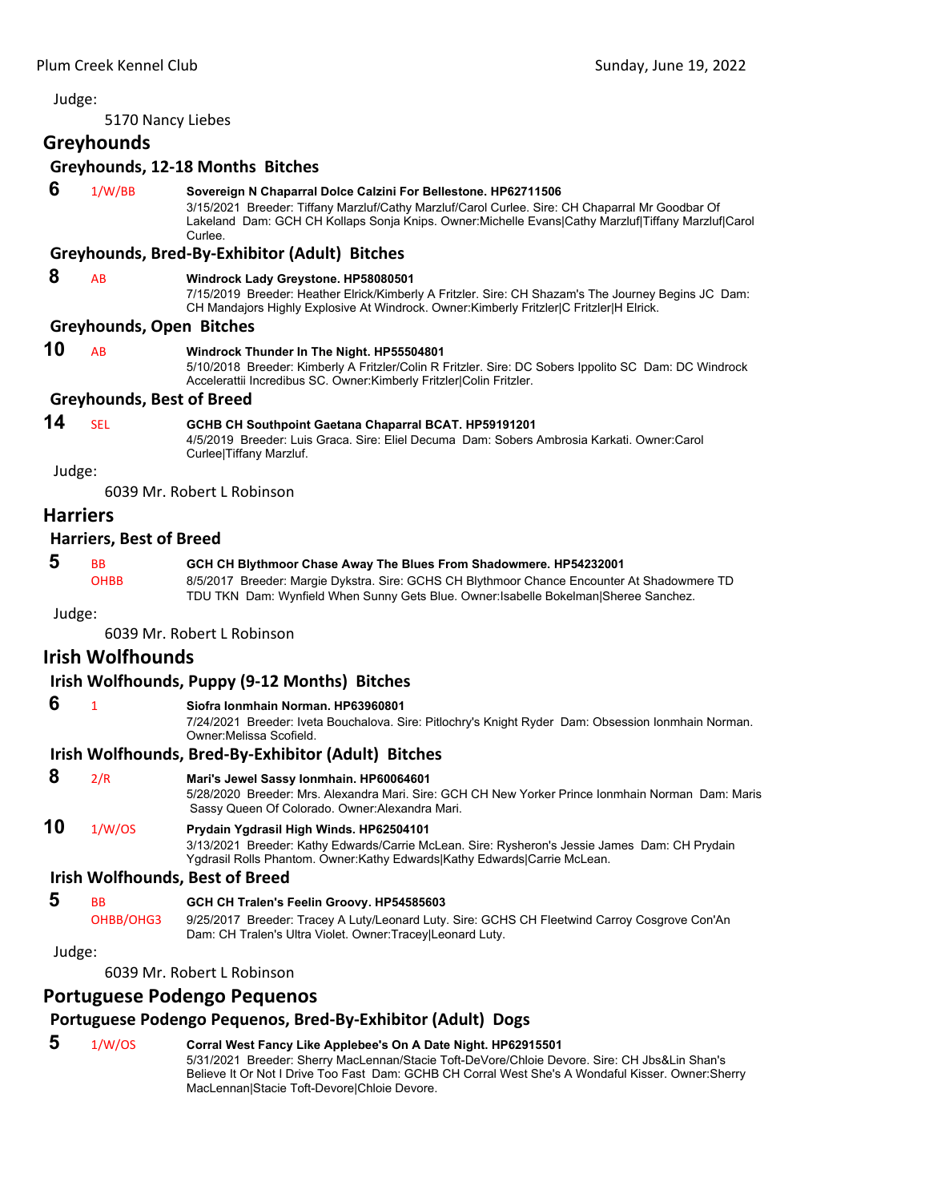Judge:

5170 Nancy Liebes

## Greyhounds

### Greyhounds, 12-18 Months Bitches

**6** 1/W/BB **Sovereign N Chaparral Dolce Calzini For Bellestone. HP62711506**
3/15/2021 Breeder: Tiffany Marzluf/Cathy Marzluf/Carol Curlee. Sire: CH Chaparral Mr Goodbar Of Lakeland Dam: GCH CH Kollaps Sonja Knips. Owner:Michelle Evans|Cathy Marzluf|Tiffany Marzluf|Carol Curlee.

### Greyhounds, Bred-By-Exhibitor (Adult) Bitches

**8** AB **Windrock Lady Greystone. HP58080501**
7/15/2019 Breeder: Heather Elrick/Kimberly A Fritzler. Sire: CH Shazam's The Journey Begins JC Dam: CH Mandajors Highly Explosive At Windrock. Owner:Kimberly Fritzler|C Fritzler|H Elrick.

### Greyhounds, Open Bitches

**10** AB **Windrock Thunder In The Night. HP55504801**
5/10/2018 Breeder: Kimberly A Fritzler/Colin R Fritzler. Sire: DC Sobers Ippolito SC Dam: DC Windrock Accelerattii Incredibus SC. Owner:Kimberly Fritzler|Colin Fritzler.

### Greyhounds, Best of Breed

**14** SEL **GCHB CH Southpoint Gaetana Chaparral BCAT. HP59191201**
4/5/2019 Breeder: Luis Graca. Sire: Eliel Decuma Dam: Sobers Ambrosia Karkati. Owner:Carol Curlee|Tiffany Marzluf.

Judge:

6039 Mr. Robert L Robinson

## Harriers

### Harriers, Best of Breed

**5** BB OHBB **GCH CH Blythmoor Chase Away The Blues From Shadowmere. HP54232001**
8/5/2017 Breeder: Margie Dykstra. Sire: GCHS CH Blythmoor Chance Encounter At Shadowmere TD TDU TKN Dam: Wynfield When Sunny Gets Blue. Owner:Isabelle Bokelman|Sheree Sanchez.

Judge:

6039 Mr. Robert L Robinson

## Irish Wolfhounds

### Irish Wolfhounds, Puppy (9-12 Months) Bitches

**6** 1 **Siofra Ionmhain Norman. HP63960801**
7/24/2021 Breeder: Iveta Bouchalova. Sire: Pitlochry's Knight Ryder Dam: Obsession Ionmhain Norman. Owner:Melissa Scofield.

### Irish Wolfhounds, Bred-By-Exhibitor (Adult) Bitches

**8** 2/R **Mari's Jewel Sassy Ionmhain. HP60064601**
5/28/2020 Breeder: Mrs. Alexandra Mari. Sire: GCH CH New Yorker Prince Ionmhain Norman Dam: Maris Sassy Queen Of Colorado. Owner:Alexandra Mari.

**10** 1/W/OS **Prydain Ygdrasil High Winds. HP62504101**
3/13/2021 Breeder: Kathy Edwards/Carrie McLean. Sire: Rysheron's Jessie James Dam: CH Prydain Ygdrasil Rolls Phantom. Owner:Kathy Edwards|Kathy Edwards|Carrie McLean.

### Irish Wolfhounds, Best of Breed

**5** BB OHBB/OHG3 **GCH CH Tralen's Feelin Groovy. HP54585603**
9/25/2017 Breeder: Tracey A Luty/Leonard Luty. Sire: GCHS CH Fleetwind Carroy Cosgrove Con'An Dam: CH Tralen's Ultra Violet. Owner:Tracey|Leonard Luty.

Judge:

6039 Mr. Robert L Robinson

## Portuguese Podengo Pequenos

### Portuguese Podengo Pequenos, Bred-By-Exhibitor (Adult) Dogs

**5** 1/W/OS **Corral West Fancy Like Applebee's On A Date Night. HP62915501**
5/31/2021 Breeder: Sherry MacLennan/Stacie Toft-DeVore/Chloie Devore. Sire: CH Jbs&Lin Shan's Believe It Or Not I Drive Too Fast Dam: GCHB CH Corral West She's A Wondaful Kisser. Owner:Sherry MacLennan|Stacie Toft-Devore|Chloie Devore.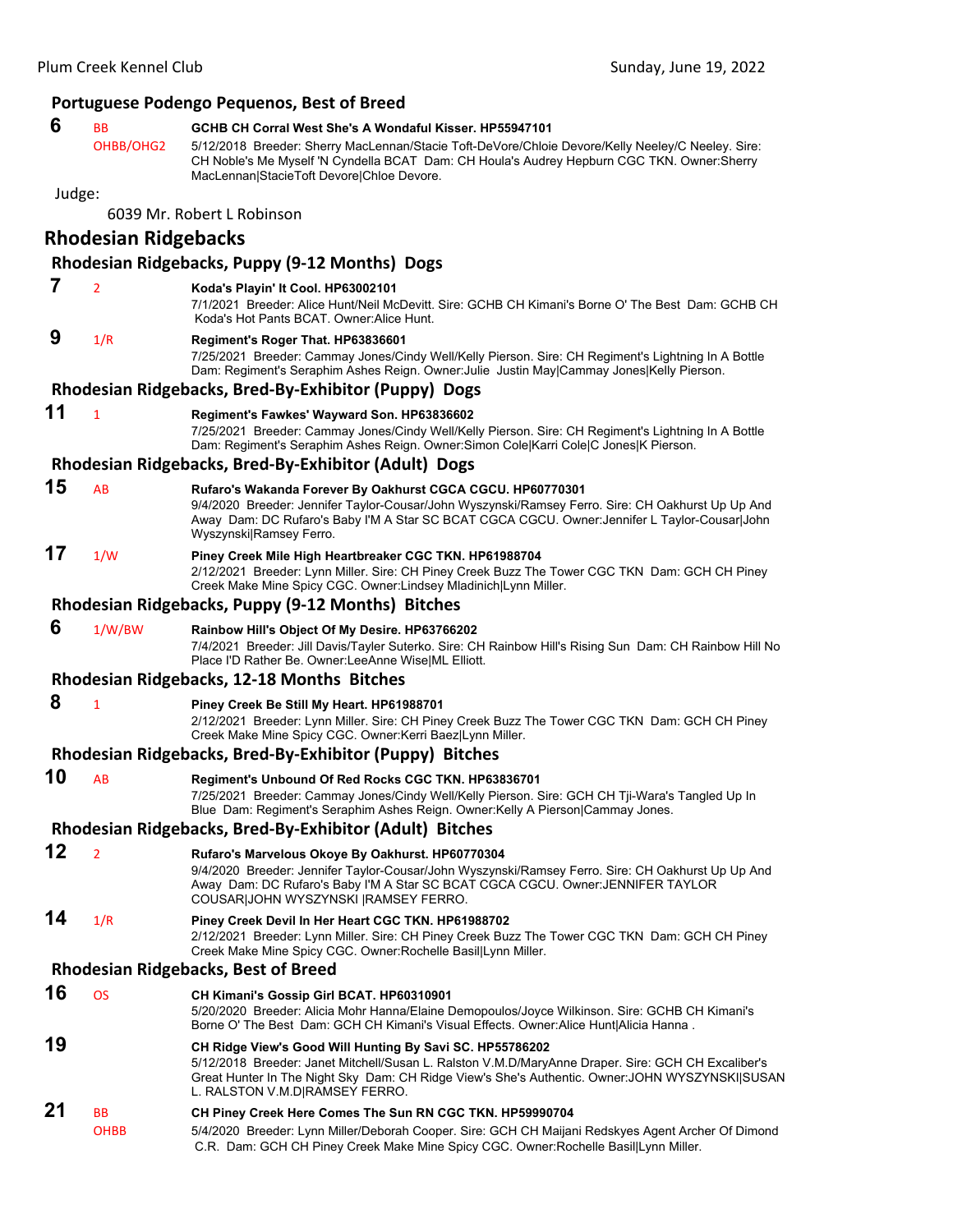### Portuguese Podengo Pequenos, Best of Breed

**6** BB OHBB/OHG2 **GCHB CH Corral West She's A Wondaful Kisser. HP55947101**
5/12/2018 Breeder: Sherry MacLennan/Stacie Toft-DeVore/Chloie Devore/Kelly Neeley/C Neeley. Sire: CH Noble's Me Myself 'N Cyndella BCAT Dam: CH Houla's Audrey Hepburn CGC TKN. Owner:Sherry MacLennan|StacieToft Devore|Chloe Devore.

Judge:

6039 Mr. Robert L Robinson

## Rhodesian Ridgebacks

### Rhodesian Ridgebacks, Puppy (9-12 Months) Dogs

**7** 2 **Koda's Playin' It Cool. HP63002101**
7/1/2021 Breeder: Alice Hunt/Neil McDevitt. Sire: GCHB CH Kimani's Borne O' The Best Dam: GCHB CH Koda's Hot Pants BCAT. Owner:Alice Hunt.

**9** 1/R **Regiment's Roger That. HP63836601**
7/25/2021 Breeder: Cammay Jones/Cindy Well/Kelly Pierson. Sire: CH Regiment's Lightning In A Bottle Dam: Regiment's Seraphim Ashes Reign. Owner:Julie Justin May|Cammay Jones|Kelly Pierson.

### Rhodesian Ridgebacks, Bred-By-Exhibitor (Puppy) Dogs

**11** 1 **Regiment's Fawkes' Wayward Son. HP63836602**
7/25/2021 Breeder: Cammay Jones/Cindy Well/Kelly Pierson. Sire: CH Regiment's Lightning In A Bottle Dam: Regiment's Seraphim Ashes Reign. Owner:Simon Cole|Karri Cole|C Jones|K Pierson.

### Rhodesian Ridgebacks, Bred-By-Exhibitor (Adult) Dogs

**15** AB **Rufaro's Wakanda Forever By Oakhurst CGCA CGCU. HP60770301**
9/4/2020 Breeder: Jennifer Taylor-Cousar/John Wyszynski/Ramsey Ferro. Sire: CH Oakhurst Up Up And Away Dam: DC Rufaro's Baby I'M A Star SC BCAT CGCA CGCU. Owner:Jennifer L Taylor-Cousar|John Wyszynski|Ramsey Ferro.

**17** 1/W **Piney Creek Mile High Heartbreaker CGC TKN. HP61988704**
2/12/2021 Breeder: Lynn Miller. Sire: CH Piney Creek Buzz The Tower CGC TKN Dam: GCH CH Piney Creek Make Mine Spicy CGC. Owner:Lindsey Mladinich|Lynn Miller.

### Rhodesian Ridgebacks, Puppy (9-12 Months) Bitches

**6** 1/W/BW **Rainbow Hill's Object Of My Desire. HP63766202**
7/4/2021 Breeder: Jill Davis/Tayler Suterko. Sire: CH Rainbow Hill's Rising Sun Dam: CH Rainbow Hill No Place I'D Rather Be. Owner:LeeAnne Wise|ML Elliott.

### Rhodesian Ridgebacks, 12-18 Months Bitches

**8** 1 **Piney Creek Be Still My Heart. HP61988701**
2/12/2021 Breeder: Lynn Miller. Sire: CH Piney Creek Buzz The Tower CGC TKN Dam: GCH CH Piney Creek Make Mine Spicy CGC. Owner:Kerri Baez|Lynn Miller.

### Rhodesian Ridgebacks, Bred-By-Exhibitor (Puppy) Bitches

**10** AB **Regiment's Unbound Of Red Rocks CGC TKN. HP63836701**
7/25/2021 Breeder: Cammay Jones/Cindy Well/Kelly Pierson. Sire: GCH CH Tji-Wara's Tangled Up In Blue Dam: Regiment's Seraphim Ashes Reign. Owner:Kelly A Pierson|Cammay Jones.

### Rhodesian Ridgebacks, Bred-By-Exhibitor (Adult) Bitches

**12** 2 **Rufaro's Marvelous Okoye By Oakhurst. HP60770304**
9/4/2020 Breeder: Jennifer Taylor-Cousar/John Wyszynski/Ramsey Ferro. Sire: CH Oakhurst Up Up And Away Dam: DC Rufaro's Baby I'M A Star SC BCAT CGCA CGCU. Owner:JENNIFER TAYLOR COUSAR|JOHN WYSZYNSKI |RAMSEY FERRO.

**14** 1/R **Piney Creek Devil In Her Heart CGC TKN. HP61988702**
2/12/2021 Breeder: Lynn Miller. Sire: CH Piney Creek Buzz The Tower CGC TKN Dam: GCH CH Piney Creek Make Mine Spicy CGC. Owner:Rochelle Basil|Lynn Miller.

### Rhodesian Ridgebacks, Best of Breed

**16** OS **CH Kimani's Gossip Girl BCAT. HP60310901**
5/20/2020 Breeder: Alicia Mohr Hanna/Elaine Demopoulos/Joyce Wilkinson. Sire: GCHB CH Kimani's Borne O' The Best Dam: GCH CH Kimani's Visual Effects. Owner:Alice Hunt|Alicia Hanna .

**19** **CH Ridge View's Good Will Hunting By Savi SC. HP55786202**
5/12/2018 Breeder: Janet Mitchell/Susan L. Ralston V.M.D/MaryAnne Draper. Sire: GCH CH Excaliber's Great Hunter In The Night Sky Dam: CH Ridge View's She's Authentic. Owner:JOHN WYSZYNSKI|SUSAN L. RALSTON V.M.D|RAMSEY FERRO.

**21** BB OHBB **CH Piney Creek Here Comes The Sun RN CGC TKN. HP59990704**
5/4/2020 Breeder: Lynn Miller/Deborah Cooper. Sire: GCH CH Maijani Redskyes Agent Archer Of Dimond C.R. Dam: GCH CH Piney Creek Make Mine Spicy CGC. Owner:Rochelle Basil|Lynn Miller.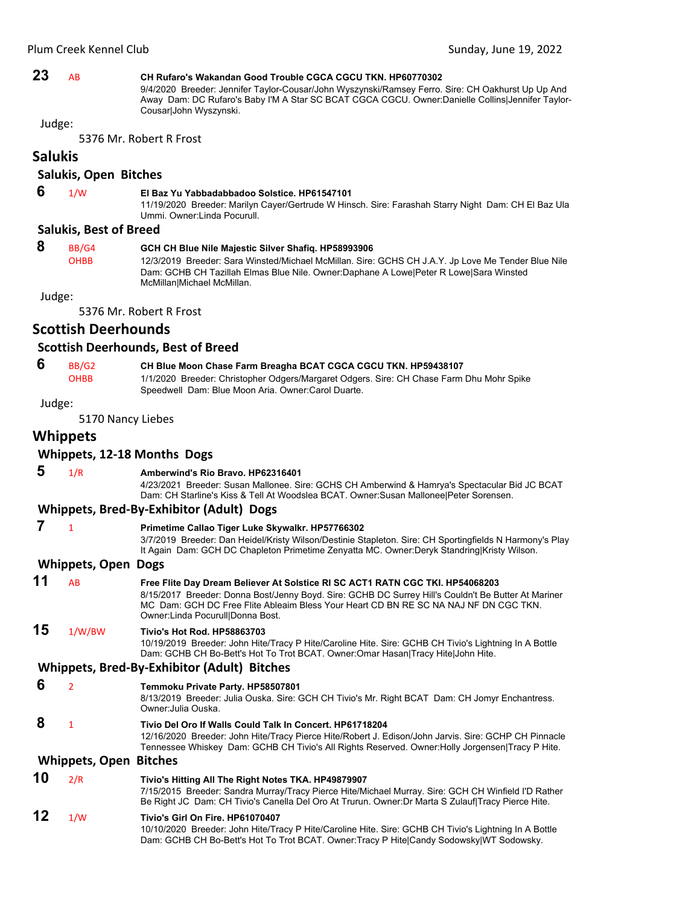**23** AB **CH Rufaro's Wakandan Good Trouble CGCA CGCU TKN. HP60770302**
9/4/2020 Breeder: Jennifer Taylor-Cousar/John Wyszynski/Ramsey Ferro. Sire: CH Oakhurst Up Up And Away Dam: DC Rufaro's Baby I'M A Star SC BCAT CGCA CGCU. Owner:Danielle Collins|Jennifer Taylor-Cousar|John Wyszynski.

Judge:

5376 Mr. Robert R Frost

## Salukis

### Salukis, Open Bitches

**6** 1/W **El Baz Yu Yabbadabbadoo Solstice. HP61547101**
11/19/2020 Breeder: Marilyn Cayer/Gertrude W Hinsch. Sire: Farashah Starry Night Dam: CH El Baz Ula Ummi. Owner:Linda Pocurull.

### Salukis, Best of Breed

**8** BB/G4 OHBB **GCH CH Blue Nile Majestic Silver Shafiq. HP58993906**
12/3/2019 Breeder: Sara Winsted/Michael McMillan. Sire: GCHS CH J.A.Y. Jp Love Me Tender Blue Nile Dam: GCHB CH Tazillah Elmas Blue Nile. Owner:Daphane A Lowe|Peter R Lowe|Sara Winsted McMillan|Michael McMillan.

Judge:

5376 Mr. Robert R Frost

## Scottish Deerhounds

### Scottish Deerhounds, Best of Breed

**6** BB/G2 OHBB **CH Blue Moon Chase Farm Breagha BCAT CGCA CGCU TKN. HP59438107**
1/1/2020 Breeder: Christopher Odgers/Margaret Odgers. Sire: CH Chase Farm Dhu Mohr Spike Speedwell Dam: Blue Moon Aria. Owner:Carol Duarte.

Judge:

5170 Nancy Liebes

## Whippets

### Whippets, 12-18 Months Dogs

**5** 1/R **Amberwind's Rio Bravo. HP62316401**
4/23/2021 Breeder: Susan Mallonee. Sire: GCHS CH Amberwind & Hamrya's Spectacular Bid JC BCAT Dam: CH Starline's Kiss & Tell At Woodslea BCAT. Owner:Susan Mallonee|Peter Sorensen.

### Whippets, Bred-By-Exhibitor (Adult) Dogs

**7** 1 **Primetime Callao Tiger Luke Skywalkr. HP57766302**
3/7/2019 Breeder: Dan Heidel/Kristy Wilson/Destinie Stapleton. Sire: CH Sportingfields N Harmony's Play It Again Dam: GCH DC Chapleton Primetime Zenyatta MC. Owner:Deryk Standring|Kristy Wilson.

### Whippets, Open Dogs

**11** AB **Free Flite Day Dream Believer At Solstice RI SC ACT1 RATN CGC TKI. HP54068203**
8/15/2017 Breeder: Donna Bost/Jenny Boyd. Sire: GCHB DC Surrey Hill's Couldn't Be Butter At Mariner MC Dam: GCH DC Free Flite Ableaim Bless Your Heart CD BN RE SC NA NAJ NF DN CGC TKN. Owner:Linda Pocurull|Donna Bost.

**15** 1/W/BW **Tivio's Hot Rod. HP58863703**
10/19/2019 Breeder: John Hite/Tracy P Hite/Caroline Hite. Sire: GCHB CH Tivio's Lightning In A Bottle Dam: GCHB CH Bo-Bett's Hot To Trot BCAT. Owner:Omar Hasan|Tracy Hite|John Hite.

### Whippets, Bred-By-Exhibitor (Adult) Bitches

**6** 2 **Temmoku Private Party. HP58507801**
8/13/2019 Breeder: Julia Ouska. Sire: GCH CH Tivio's Mr. Right BCAT Dam: CH Jomyr Enchantress. Owner:Julia Ouska.

**8** 1 **Tivio Del Oro If Walls Could Talk In Concert. HP61718204**
12/16/2020 Breeder: John Hite/Tracy Pierce Hite/Robert J. Edison/John Jarvis. Sire: GCHP CH Pinnacle Tennessee Whiskey Dam: GCHB CH Tivio's All Rights Reserved. Owner:Holly Jorgensen|Tracy P Hite.

### Whippets, Open Bitches

**10** 2/R **Tivio's Hitting All The Right Notes TKA. HP49879907**
7/15/2015 Breeder: Sandra Murray/Tracy Pierce Hite/Michael Murray. Sire: GCH CH Winfield I'D Rather Be Right JC Dam: CH Tivio's Canella Del Oro At Trurun. Owner:Dr Marta S Zulauf|Tracy Pierce Hite.

**12** 1/W **Tivio's Girl On Fire. HP61070407**
10/10/2020 Breeder: John Hite/Tracy P Hite/Caroline Hite. Sire: GCHB CH Tivio's Lightning In A Bottle Dam: GCHB CH Bo-Bett's Hot To Trot BCAT. Owner:Tracy P Hite|Candy Sodowsky|WT Sodowsky.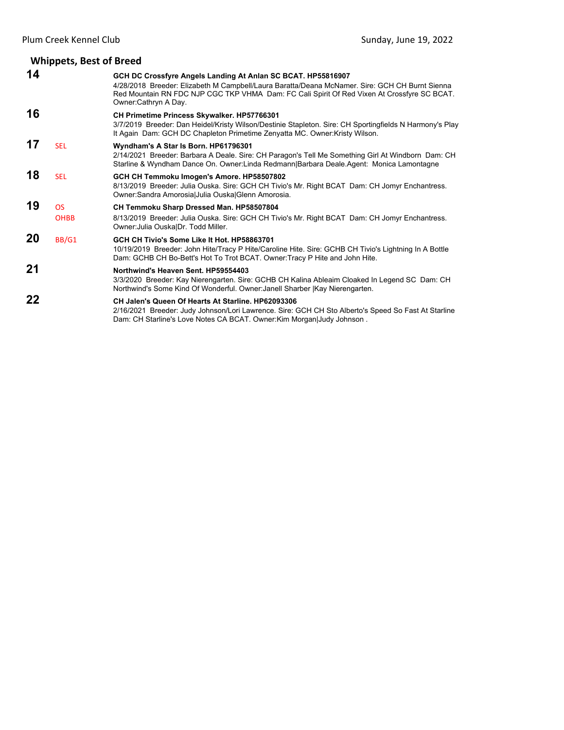## Whippets, Best of Breed

**14** **GCH DC Crossfyre Angels Landing At Anlan SC BCAT. HP55816907**
4/28/2018 Breeder: Elizabeth M Campbell/Laura Baratta/Deana McNamer. Sire: GCH CH Burnt Sienna Red Mountain RN FDC NJP CGC TKP VHMA Dam: FC Cali Spirit Of Red Vixen At Crossfyre SC BCAT. Owner:Cathryn A Day.

**16** **CH Primetime Princess Skywalker. HP57766301**
3/7/2019 Breeder: Dan Heidel/Kristy Wilson/Destinie Stapleton. Sire: CH Sportingfields N Harmony's Play It Again Dam: GCH DC Chapleton Primetime Zenyatta MC. Owner:Kristy Wilson.

**17** SEL **Wyndham's A Star Is Born. HP61796301**
2/14/2021 Breeder: Barbara A Deale. Sire: CH Paragon's Tell Me Something Girl At Windborn Dam: CH Starline & Wyndham Dance On. Owner:Linda Redmann|Barbara Deale.Agent: Monica Lamontagne

**18** SEL **GCH CH Temmoku Imogen's Amore. HP58507802**
8/13/2019 Breeder: Julia Ouska. Sire: GCH CH Tivio's Mr. Right BCAT Dam: CH Jomyr Enchantress. Owner:Sandra Amorosia|Julia Ouska|Glenn Amorosia.

**19** OS OHBB **CH Temmoku Sharp Dressed Man. HP58507804**
8/13/2019 Breeder: Julia Ouska. Sire: GCH CH Tivio's Mr. Right BCAT Dam: CH Jomyr Enchantress. Owner:Julia Ouska|Dr. Todd Miller.

**20** BB/G1 **GCH CH Tivio's Some Like It Hot. HP58863701**
10/19/2019 Breeder: John Hite/Tracy P Hite/Caroline Hite. Sire: GCHB CH Tivio's Lightning In A Bottle Dam: GCHB CH Bo-Bett's Hot To Trot BCAT. Owner:Tracy P Hite and John Hite.

**21** **Northwind's Heaven Sent. HP59554403**
3/3/2020 Breeder: Kay Nierengarten. Sire: GCHB CH Kalina Ableaim Cloaked In Legend SC Dam: CH Northwind's Some Kind Of Wonderful. Owner:Janell Sharber |Kay Nierengarten.

**22** **CH Jalen's Queen Of Hearts At Starline. HP62093306**
2/16/2021 Breeder: Judy Johnson/Lori Lawrence. Sire: GCH CH Sto Alberto's Speed So Fast At Starline Dam: CH Starline's Love Notes CA BCAT. Owner:Kim Morgan|Judy Johnson .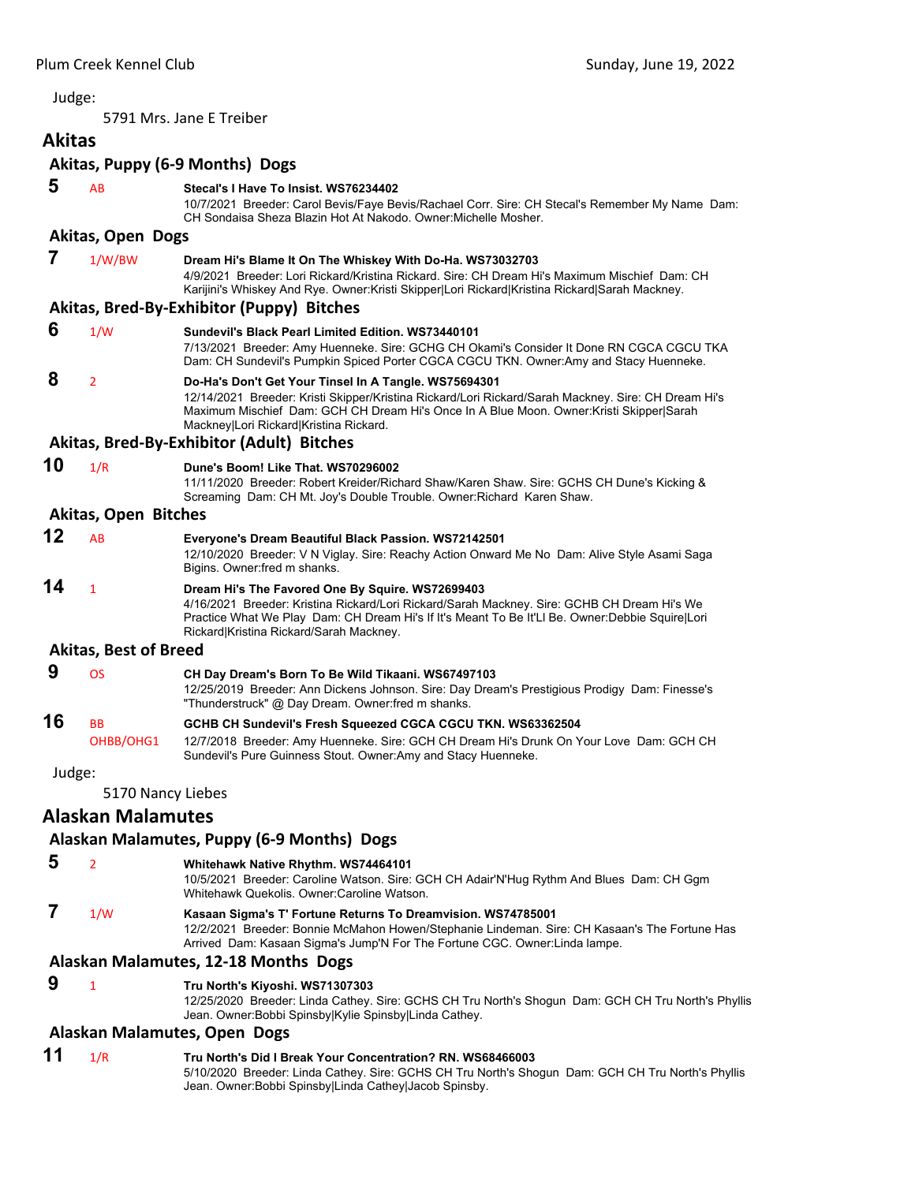Judge:

5791 Mrs. Jane E Treiber

## Akitas

### Akitas, Puppy (6-9 Months) Dogs

**5** AB **Stecal's I Have To Insist. WS76234402**
10/7/2021 Breeder: Carol Bevis/Faye Bevis/Rachael Corr. Sire: CH Stecal's Remember My Name Dam: CH Sondaisa Sheza Blazin Hot At Nakodo. Owner:Michelle Mosher.

### Akitas, Open Dogs

**7** 1/W/BW **Dream Hi's Blame It On The Whiskey With Do-Ha. WS73032703**
4/9/2021 Breeder: Lori Rickard/Kristina Rickard. Sire: CH Dream Hi's Maximum Mischief Dam: CH Karijini's Whiskey And Rye. Owner:Kristi Skipper|Lori Rickard|Kristina Rickard|Sarah Mackney.

### Akitas, Bred-By-Exhibitor (Puppy) Bitches

**6** 1/W **Sundevil's Black Pearl Limited Edition. WS73440101**
7/13/2021 Breeder: Amy Huenneke. Sire: GCHG CH Okami's Consider It Done RN CGCA CGCU TKA Dam: CH Sundevil's Pumpkin Spiced Porter CGCA CGCU TKN. Owner:Amy and Stacy Huenneke.

**8** 2 **Do-Ha's Don't Get Your Tinsel In A Tangle. WS75694301**
12/14/2021 Breeder: Kristi Skipper/Kristina Rickard/Lori Rickard/Sarah Mackney. Sire: CH Dream Hi's Maximum Mischief Dam: GCH CH Dream Hi's Once In A Blue Moon. Owner:Kristi Skipper|Sarah Mackney|Lori Rickard|Kristina Rickard.

### Akitas, Bred-By-Exhibitor (Adult) Bitches

**10** 1/R **Dune's Boom! Like That. WS70296002**
11/11/2020 Breeder: Robert Kreider/Richard Shaw/Karen Shaw. Sire: GCHS CH Dune's Kicking & Screaming Dam: CH Mt. Joy's Double Trouble. Owner:Richard Karen Shaw.

### Akitas, Open Bitches

**12** AB **Everyone's Dream Beautiful Black Passion. WS72142501**
12/10/2020 Breeder: V N Viglay. Sire: Reachy Action Onward Me No Dam: Alive Style Asami Saga Bigins. Owner:fred m shanks.

**14** 1 **Dream Hi's The Favored One By Squire. WS72699403**
4/16/2021 Breeder: Kristina Rickard/Lori Rickard/Sarah Mackney. Sire: GCHB CH Dream Hi's We Practice What We Play Dam: CH Dream Hi's If It's Meant To Be It'Ll Be. Owner:Debbie Squire|Lori Rickard|Kristina Rickard/Sarah Mackney.

### Akitas, Best of Breed

**9** OS **CH Day Dream's Born To Be Wild Tikaani. WS67497103**
12/25/2019 Breeder: Ann Dickens Johnson. Sire: Day Dream's Prestigious Prodigy Dam: Finesse's "Thunderstruck" @ Day Dream. Owner:fred m shanks.

**16** BB OHBB/OHG1 **GCHB CH Sundevil's Fresh Squeezed CGCA CGCU TKN. WS63362504**
12/7/2018 Breeder: Amy Huenneke. Sire: GCH CH Dream Hi's Drunk On Your Love Dam: GCH CH Sundevil's Pure Guinness Stout. Owner:Amy and Stacy Huenneke.

Judge:

5170 Nancy Liebes

## Alaskan Malamutes

### Alaskan Malamutes, Puppy (6-9 Months) Dogs

**5** 2 **Whitehawk Native Rhythm. WS74464101**
10/5/2021 Breeder: Caroline Watson. Sire: GCH CH Adair'N'Hug Rythm And Blues Dam: CH Ggm Whitehawk Quekolis. Owner:Caroline Watson.

**7** 1/W **Kasaan Sigma's T' Fortune Returns To Dreamvision. WS74785001**
12/2/2021 Breeder: Bonnie McMahon Howen/Stephanie Lindeman. Sire: CH Kasaan's The Fortune Has Arrived Dam: Kasaan Sigma's Jump'N For The Fortune CGC. Owner:Linda lampe.

### Alaskan Malamutes, 12-18 Months Dogs

**9** 1 **Tru North's Kiyoshi. WS71307303**
12/25/2020 Breeder: Linda Cathey. Sire: GCHS CH Tru North's Shogun Dam: GCH CH Tru North's Phyllis Jean. Owner:Bobbi Spinsby|Kylie Spinsby|Linda Cathey.

### Alaskan Malamutes, Open Dogs

**11** 1/R **Tru North's Did I Break Your Concentration? RN. WS68466003**
5/10/2020 Breeder: Linda Cathey. Sire: GCHS CH Tru North's Shogun Dam: GCH CH Tru North's Phyllis Jean. Owner:Bobbi Spinsby|Linda Cathey|Jacob Spinsby.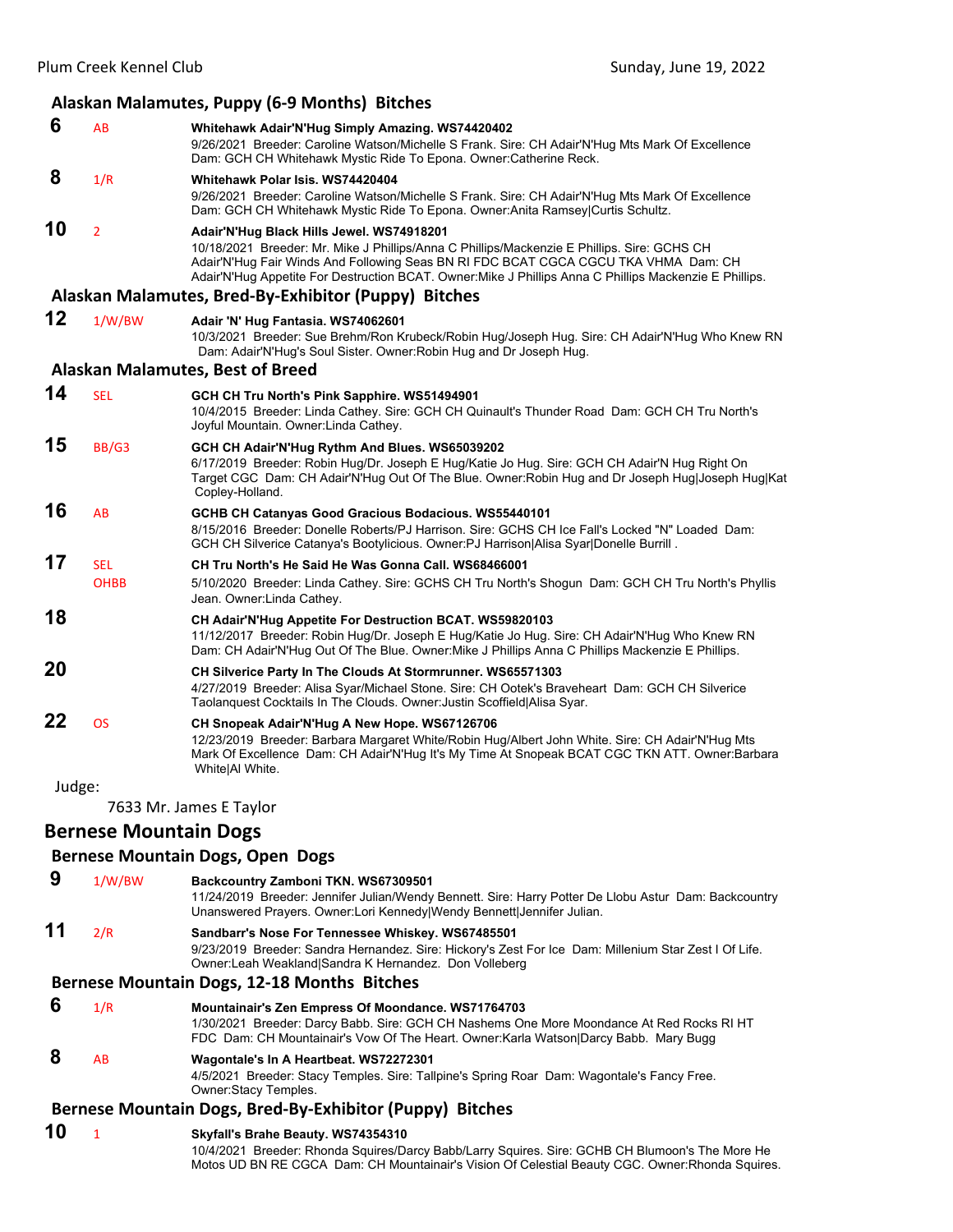### Alaskan Malamutes, Puppy (6-9 Months) Bitches

**6** AB **Whitehawk Adair'N'Hug Simply Amazing. WS74420402**
9/26/2021 Breeder: Caroline Watson/Michelle S Frank. Sire: CH Adair'N'Hug Mts Mark Of Excellence Dam: GCH CH Whitehawk Mystic Ride To Epona. Owner:Catherine Reck.

**8** 1/R **Whitehawk Polar Isis. WS74420404**
9/26/2021 Breeder: Caroline Watson/Michelle S Frank. Sire: CH Adair'N'Hug Mts Mark Of Excellence Dam: GCH CH Whitehawk Mystic Ride To Epona. Owner:Anita Ramsey|Curtis Schultz.

**10** 2 **Adair'N'Hug Black Hills Jewel. WS74918201**
10/18/2021 Breeder: Mr. Mike J Phillips/Anna C Phillips/Mackenzie E Phillips. Sire: GCHS CH Adair'N'Hug Fair Winds And Following Seas BN RI FDC BCAT CGCA CGCU TKA VHMA Dam: CH Adair'N'Hug Appetite For Destruction BCAT. Owner:Mike J Phillips Anna C Phillips Mackenzie E Phillips.

### Alaskan Malamutes, Bred-By-Exhibitor (Puppy) Bitches

**12** 1/W/BW **Adair 'N' Hug Fantasia. WS74062601**
10/3/2021 Breeder: Sue Brehm/Ron Krubeck/Robin Hug/Joseph Hug. Sire: CH Adair'N'Hug Who Knew RN Dam: Adair'N'Hug's Soul Sister. Owner:Robin Hug and Dr Joseph Hug.

### Alaskan Malamutes, Best of Breed

**14** SEL **GCH CH Tru North's Pink Sapphire. WS51494901**
10/4/2015 Breeder: Linda Cathey. Sire: GCH CH Quinault's Thunder Road Dam: GCH CH Tru North's Joyful Mountain. Owner:Linda Cathey.

**15** BB/G3 **GCH CH Adair'N'Hug Rythm And Blues. WS65039202**
6/17/2019 Breeder: Robin Hug/Dr. Joseph E Hug/Katie Jo Hug. Sire: GCH CH Adair'N Hug Right On Target CGC Dam: CH Adair'N'Hug Out Of The Blue. Owner:Robin Hug and Dr Joseph Hug|Joseph Hug|Kat Copley-Holland.

**16** AB **GCHB CH Catanyas Good Gracious Bodacious. WS55440101**
8/15/2016 Breeder: Donelle Roberts/PJ Harrison. Sire: GCHS CH Ice Fall's Locked "N" Loaded Dam: GCH CH Silverice Catanya's Bootylicious. Owner:PJ Harrison|Alisa Syar|Donelle Burrill .

**17** SEL OHBB **CH Tru North's He Said He Was Gonna Call. WS68466001**
5/10/2020 Breeder: Linda Cathey. Sire: GCHS CH Tru North's Shogun Dam: GCH CH Tru North's Phyllis Jean. Owner:Linda Cathey.

**18** **CH Adair'N'Hug Appetite For Destruction BCAT. WS59820103**
11/12/2017 Breeder: Robin Hug/Dr. Joseph E Hug/Katie Jo Hug. Sire: CH Adair'N'Hug Who Knew RN Dam: CH Adair'N'Hug Out Of The Blue. Owner:Mike J Phillips Anna C Phillips Mackenzie E Phillips.

**20** **CH Silverice Party In The Clouds At Stormrunner. WS65571303**
4/27/2019 Breeder: Alisa Syar/Michael Stone. Sire: CH Ootek's Braveheart Dam: GCH CH Silverice Taolanquest Cocktails In The Clouds. Owner:Justin Scoffield|Alisa Syar.

**22** OS **CH Snopeak Adair'N'Hug A New Hope. WS67126706**
12/23/2019 Breeder: Barbara Margaret White/Robin Hug/Albert John White. Sire: CH Adair'N'Hug Mts Mark Of Excellence Dam: CH Adair'N'Hug It's My Time At Snopeak BCAT CGC TKN ATT. Owner:Barbara White|Al White.

Judge:

7633 Mr. James E Taylor

## Bernese Mountain Dogs

### Bernese Mountain Dogs, Open Dogs

**9** 1/W/BW **Backcountry Zamboni TKN. WS67309501**
11/24/2019 Breeder: Jennifer Julian/Wendy Bennett. Sire: Harry Potter De Llobu Astur Dam: Backcountry Unanswered Prayers. Owner:Lori Kennedy|Wendy Bennett|Jennifer Julian.

**11** 2/R **Sandbarr's Nose For Tennessee Whiskey. WS67485501**
9/23/2019 Breeder: Sandra Hernandez. Sire: Hickory's Zest For Ice Dam: Millenium Star Zest I Of Life. Owner:Leah Weakland|Sandra K Hernandez. Don Volleberg

### Bernese Mountain Dogs, 12-18 Months Bitches

**6** 1/R **Mountainair's Zen Empress Of Moondance. WS71764703**
1/30/2021 Breeder: Darcy Babb. Sire: GCH CH Nashems One More Moondance At Red Rocks RI HT FDC Dam: CH Mountainair's Vow Of The Heart. Owner:Karla Watson|Darcy Babb. Mary Bugg

**8** AB **Wagontale's In A Heartbeat. WS72272301**
4/5/2021 Breeder: Stacy Temples. Sire: Tallpine's Spring Roar Dam: Wagontale's Fancy Free. Owner:Stacy Temples.

### Bernese Mountain Dogs, Bred-By-Exhibitor (Puppy) Bitches

**10** 1 **Skyfall's Brahe Beauty. WS74354310**
10/4/2021 Breeder: Rhonda Squires/Darcy Babb/Larry Squires. Sire: GCHB CH Blumoon's The More He Motos UD BN RE CGCA Dam: CH Mountainair's Vision Of Celestial Beauty CGC. Owner:Rhonda Squires.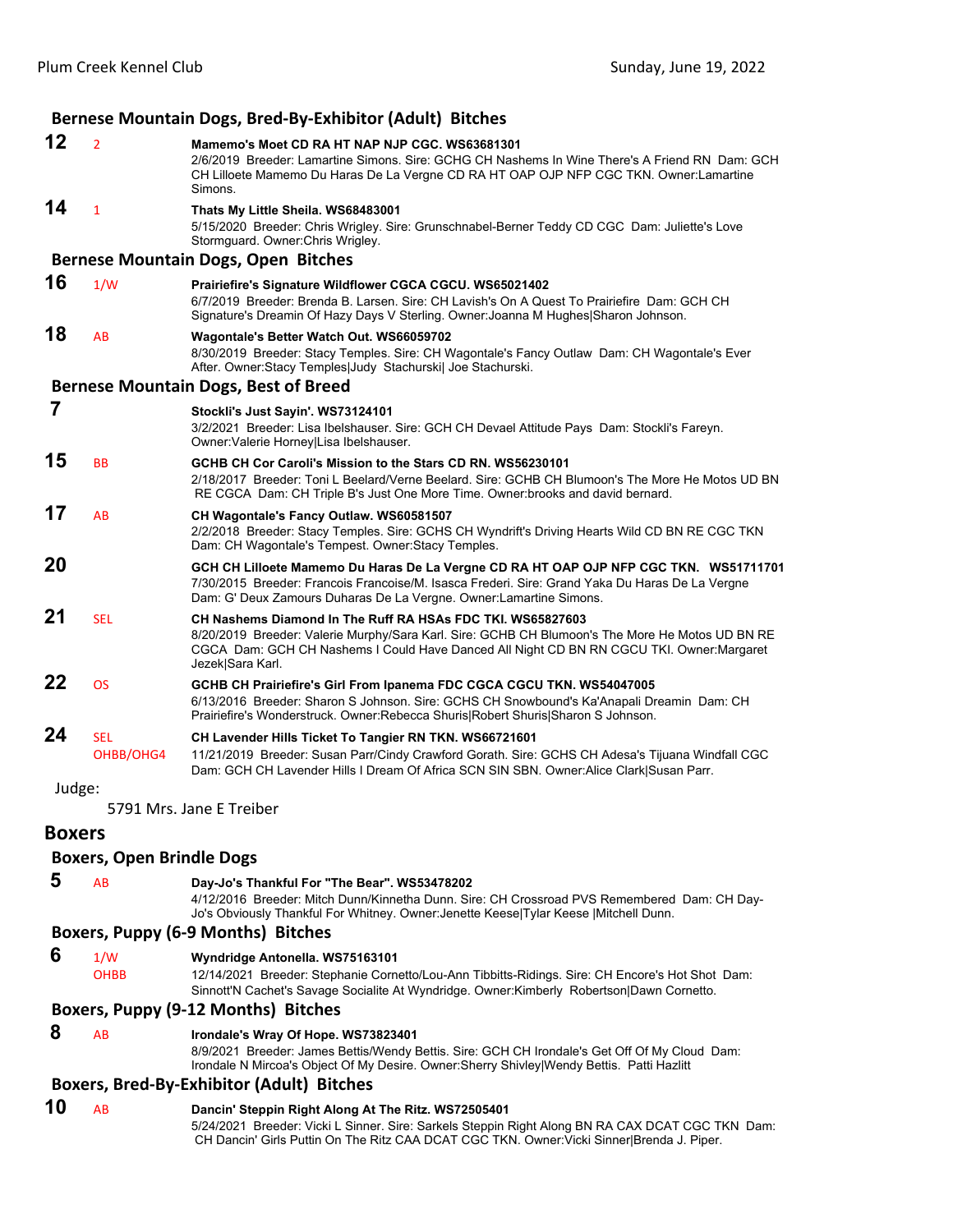### Bernese Mountain Dogs, Bred-By-Exhibitor (Adult) Bitches

**12** 2 **Mamemo's Moet CD RA HT NAP NJP CGC. WS63681301**
2/6/2019 Breeder: Lamartine Simons. Sire: GCHG CH Nashems In Wine There's A Friend RN Dam: GCH CH Lilloete Mamemo Du Haras De La Vergne CD RA HT OAP OJP NFP CGC TKN. Owner:Lamartine Simons.

**14** 1 **Thats My Little Sheila. WS68483001**
5/15/2020 Breeder: Chris Wrigley. Sire: Grunschnabel-Berner Teddy CD CGC Dam: Juliette's Love Stormguard. Owner:Chris Wrigley.

### Bernese Mountain Dogs, Open Bitches

**16** 1/W **Prairiefire's Signature Wildflower CGCA CGCU. WS65021402**
6/7/2019 Breeder: Brenda B. Larsen. Sire: CH Lavish's On A Quest To Prairiefire Dam: GCH CH Signature's Dreamin Of Hazy Days V Sterling. Owner:Joanna M Hughes|Sharon Johnson.

**18** AB **Wagontale's Better Watch Out. WS66059702**
8/30/2019 Breeder: Stacy Temples. Sire: CH Wagontale's Fancy Outlaw Dam: CH Wagontale's Ever After. Owner:Stacy Temples|Judy Stachurski| Joe Stachurski.

### Bernese Mountain Dogs, Best of Breed

**7** **Stockli's Just Sayin'. WS73124101**
3/2/2021 Breeder: Lisa Ibelshauser. Sire: GCH CH Devael Attitude Pays Dam: Stockli's Fareyn. Owner:Valerie Horney|Lisa Ibelshauser.

**15** BB **GCHB CH Cor Caroli's Mission to the Stars CD RN. WS56230101**
2/18/2017 Breeder: Toni L Beelard/Verne Beelard. Sire: GCHB CH Blumoon's The More He Motos UD BN RE CGCA Dam: CH Triple B's Just One More Time. Owner:brooks and david bernard.

**17** AB **CH Wagontale's Fancy Outlaw. WS60581507**
2/2/2018 Breeder: Stacy Temples. Sire: GCHS CH Wyndrift's Driving Hearts Wild CD BN RE CGC TKN Dam: CH Wagontale's Tempest. Owner:Stacy Temples.

**20** **GCH CH Lilloete Mamemo Du Haras De La Vergne CD RA HT OAP OJP NFP CGC TKN. WS51711701**
7/30/2015 Breeder: Francois Francoise/M. Isasca Frederi. Sire: Grand Yaka Du Haras De La Vergne Dam: G' Deux Zamours Duharas De La Vergne. Owner:Lamartine Simons.

**21** SEL **CH Nashems Diamond In The Ruff RA HSAs FDC TKI. WS65827603**
8/20/2019 Breeder: Valerie Murphy/Sara Karl. Sire: GCHB CH Blumoon's The More He Motos UD BN RE CGCA Dam: GCH CH Nashems I Could Have Danced All Night CD BN RN CGCU TKI. Owner:Margaret Jezek|Sara Karl.

**22** OS **GCHB CH Prairiefire's Girl From Ipanema FDC CGCA CGCU TKN. WS54047005**
6/13/2016 Breeder: Sharon S Johnson. Sire: GCHS CH Snowbound's Ka'Anapali Dreamin Dam: CH Prairiefire's Wonderstruck. Owner:Rebecca Shuris|Robert Shuris|Sharon S Johnson.

**24** SEL OHBB/OHG4 **CH Lavender Hills Ticket To Tangier RN TKN. WS66721601**
11/21/2019 Breeder: Susan Parr/Cindy Crawford Gorath. Sire: GCHS CH Adesa's Tijuana Windfall CGC Dam: GCH CH Lavender Hills I Dream Of Africa SCN SIN SBN. Owner:Alice Clark|Susan Parr.

Judge:

5791 Mrs. Jane E Treiber

## Boxers

### Boxers, Open Brindle Dogs

**5** AB **Day-Jo's Thankful For "The Bear". WS53478202**
4/12/2016 Breeder: Mitch Dunn/Kinnetha Dunn. Sire: CH Crossroad PVS Remembered Dam: CH Day-Jo's Obviously Thankful For Whitney. Owner:Jenette Keese|Tylar Keese |Mitchell Dunn.

### Boxers, Puppy (6-9 Months) Bitches

**6** 1/W OHBB **Wyndridge Antonella. WS75163101**
12/14/2021 Breeder: Stephanie Cornetto/Lou-Ann Tibbitts-Ridings. Sire: CH Encore's Hot Shot Dam: Sinnott'N Cachet's Savage Socialite At Wyndridge. Owner:Kimberly Robertson|Dawn Cornetto.

### Boxers, Puppy (9-12 Months) Bitches

**8** AB **Irondale's Wray Of Hope. WS73823401**
8/9/2021 Breeder: James Bettis/Wendy Bettis. Sire: GCH CH Irondale's Get Off Of My Cloud Dam: Irondale N Mircoa's Object Of My Desire. Owner:Sherry Shivley|Wendy Bettis. Patti Hazlitt

### Boxers, Bred-By-Exhibitor (Adult) Bitches

**10** AB **Dancin' Steppin Right Along At The Ritz. WS72505401**
5/24/2021 Breeder: Vicki L Sinner. Sire: Sarkels Steppin Right Along BN RA CAX DCAT CGC TKN Dam: CH Dancin' Girls Puttin On The Ritz CAA DCAT CGC TKN. Owner:Vicki Sinner|Brenda J. Piper.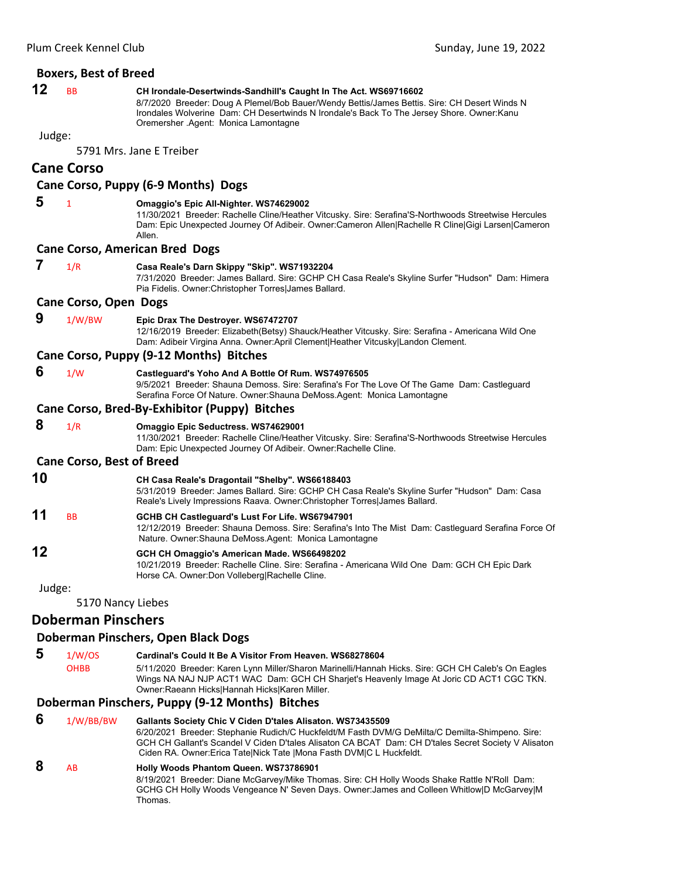### Boxers, Best of Breed

**12** BB **CH Irondale-Desertwinds-Sandhill's Caught In The Act. WS69716602**
8/7/2020 Breeder: Doug A Plemel/Bob Bauer/Wendy Bettis/James Bettis. Sire: CH Desert Winds N Irondales Wolverine Dam: CH Desertwinds N Irondale's Back To The Jersey Shore. Owner:Kanu Oremersher .Agent: Monica Lamontagne

Judge:

5791 Mrs. Jane E Treiber

## Cane Corso

### Cane Corso, Puppy (6-9 Months) Dogs

**5** 1 **Omaggio's Epic All-Nighter. WS74629002**
11/30/2021 Breeder: Rachelle Cline/Heather Vitcusky. Sire: Serafina'S-Northwoods Streetwise Hercules Dam: Epic Unexpected Journey Of Adibeir. Owner:Cameron Allen|Rachelle R Cline|Gigi Larsen|Cameron Allen.

### Cane Corso, American Bred Dogs

**7** 1/R **Casa Reale's Darn Skippy "Skip". WS71932204**
7/31/2020 Breeder: James Ballard. Sire: GCHP CH Casa Reale's Skyline Surfer "Hudson" Dam: Himera Pia Fidelis. Owner:Christopher Torres|James Ballard.

### Cane Corso, Open Dogs

**9** 1/W/BW **Epic Drax The Destroyer. WS67472707**
12/16/2019 Breeder: Elizabeth(Betsy) Shauck/Heather Vitcusky. Sire: Serafina - Americana Wild One Dam: Adibeir Virgina Anna. Owner:April Clement|Heather Vitcusky|Landon Clement.

### Cane Corso, Puppy (9-12 Months) Bitches

**6** 1/W **Castleguard's Yoho And A Bottle Of Rum. WS74976505**
9/5/2021 Breeder: Shauna Demoss. Sire: Serafina's For The Love Of The Game Dam: Castleguard Serafina Force Of Nature. Owner:Shauna DeMoss.Agent: Monica Lamontagne

### Cane Corso, Bred-By-Exhibitor (Puppy) Bitches

**8** 1/R **Omaggio Epic Seductress. WS74629001**
11/30/2021 Breeder: Rachelle Cline/Heather Vitcusky. Sire: Serafina'S-Northwoods Streetwise Hercules Dam: Epic Unexpected Journey Of Adibeir. Owner:Rachelle Cline.

### Cane Corso, Best of Breed

**10** **CH Casa Reale's Dragontail "Shelby". WS66188403**
5/31/2019 Breeder: James Ballard. Sire: GCHP CH Casa Reale's Skyline Surfer "Hudson" Dam: Casa Reale's Lively Impressions Raava. Owner:Christopher Torres|James Ballard.

**11** BB **GCHB CH Castleguard's Lust For Life. WS67947901**
12/12/2019 Breeder: Shauna Demoss. Sire: Serafina's Into The Mist Dam: Castleguard Serafina Force Of Nature. Owner:Shauna DeMoss.Agent: Monica Lamontagne

**12** **GCH CH Omaggio's American Made. WS66498202**
10/21/2019 Breeder: Rachelle Cline. Sire: Serafina - Americana Wild One Dam: GCH CH Epic Dark Horse CA. Owner:Don Volleberg|Rachelle Cline.

Judge:

5170 Nancy Liebes

## Doberman Pinschers

### Doberman Pinschers, Open Black Dogs

**5** 1/W/OS OHBB **Cardinal's Could It Be A Visitor From Heaven. WS68278604**
5/11/2020 Breeder: Karen Lynn Miller/Sharon Marinelli/Hannah Hicks. Sire: GCH CH Caleb's On Eagles Wings NA NAJ NJP ACT1 WAC Dam: GCH CH Sharjet's Heavenly Image At Joric CD ACT1 CGC TKN. Owner:Raeann Hicks|Hannah Hicks|Karen Miller.

### Doberman Pinschers, Puppy (9-12 Months) Bitches

**6** 1/W/BB/BW **Gallants Society Chic V Ciden D'tales Alisaton. WS73435509**
6/20/2021 Breeder: Stephanie Rudich/C Huckfeldt/M Fasth DVM/G DeMilta/C Demilta-Shimpeno. Sire: GCH CH Gallant's Scandel V Ciden D'tales Alisaton CA BCAT Dam: CH D'tales Secret Society V Alisaton Ciden RA. Owner:Erica Tate|Nick Tate |Mona Fasth DVM|C L Huckfeldt.

**8** AB **Holly Woods Phantom Queen. WS73786901**
8/19/2021 Breeder: Diane McGarvey/Mike Thomas. Sire: CH Holly Woods Shake Rattle N'Roll Dam: GCHG CH Holly Woods Vengeance N' Seven Days. Owner:James and Colleen Whitlow|D McGarvey|M Thomas.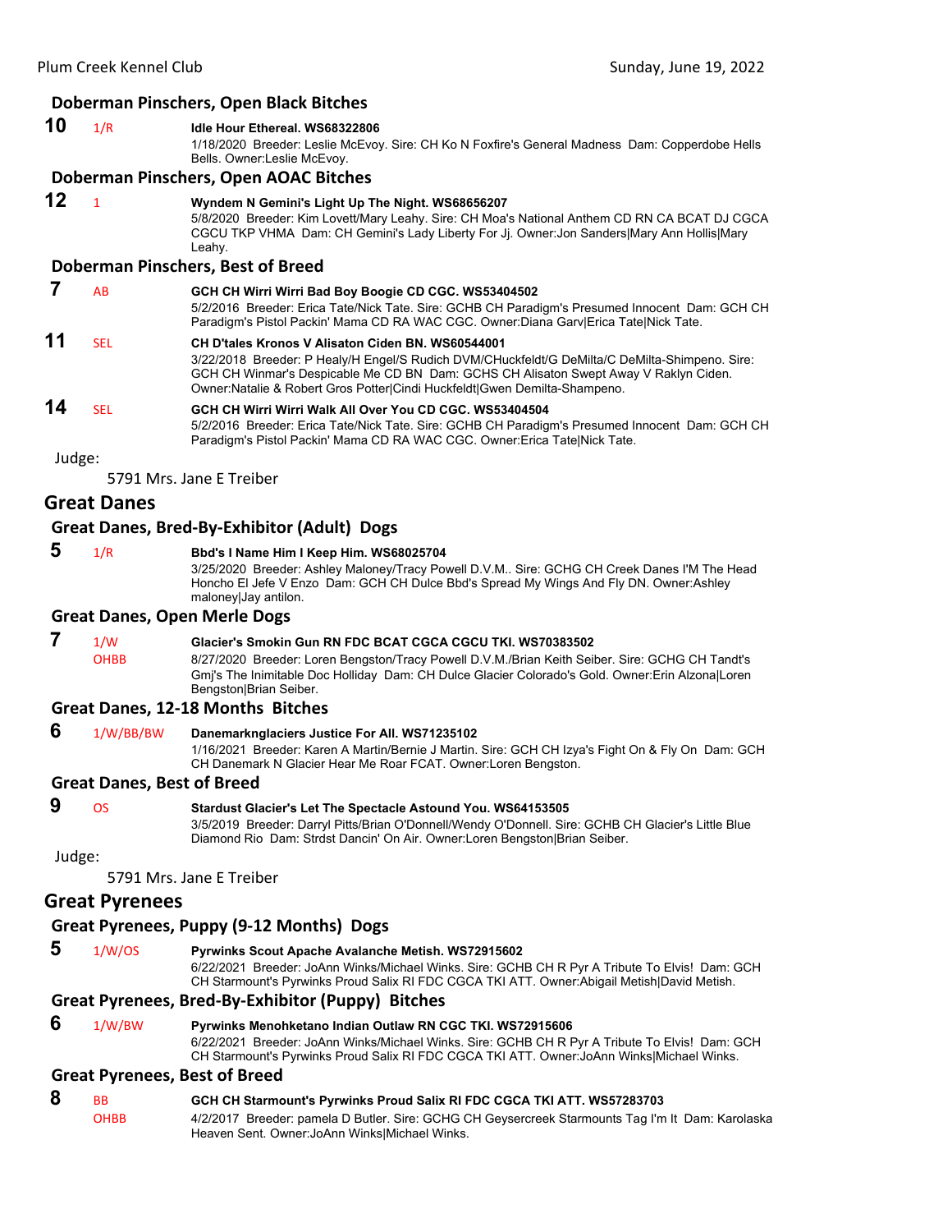## Doberman Pinschers, Open Black Bitches

**10** 1/R **Idle Hour Ethereal. WS68322806**
1/18/2020 Breeder: Leslie McEvoy. Sire: CH Ko N Foxfire's General Madness Dam: Copperdobe Hells Bells. Owner:Leslie McEvoy.

## Doberman Pinschers, Open AOAC Bitches

**12** 1 **Wyndem N Gemini's Light Up The Night. WS68656207**
5/8/2020 Breeder: Kim Lovett/Mary Leahy. Sire: CH Moa's National Anthem CD RN CA BCAT DJ CGCA CGCU TKP VHMA Dam: CH Gemini's Lady Liberty For Jj. Owner:Jon Sanders|Mary Ann Hollis|Mary Leahy.

## Doberman Pinschers, Best of Breed

**7** AB **GCH CH Wirri Wirri Bad Boy Boogie CD CGC. WS53404502**
5/2/2016 Breeder: Erica Tate/Nick Tate. Sire: GCHB CH Paradigm's Presumed Innocent Dam: GCH CH Paradigm's Pistol Packin' Mama CD RA WAC CGC. Owner:Diana Garv|Erica Tate|Nick Tate.

**11** SEL **CH D'tales Kronos V Alisaton Ciden BN. WS60544001**
3/22/2018 Breeder: P Healy/H Engel/S Rudich DVM/CHuckfeldt/G DeMilta/C DeMilta-Shimpeno. Sire: GCH CH Winmar's Despicable Me CD BN Dam: GCHS CH Alisaton Swept Away V Raklyn Ciden. Owner:Natalie & Robert Gros Potter|Cindi Huckfeldt|Gwen Demilta-Shampeno.

**14** SEL **GCH CH Wirri Wirri Walk All Over You CD CGC. WS53404504**
5/2/2016 Breeder: Erica Tate/Nick Tate. Sire: GCHB CH Paradigm's Presumed Innocent Dam: GCH CH Paradigm's Pistol Packin' Mama CD RA WAC CGC. Owner:Erica Tate|Nick Tate.

Judge:

5791 Mrs. Jane E Treiber

# Great Danes

## Great Danes, Bred-By-Exhibitor (Adult) Dogs

**5** 1/R **Bbd's I Name Him I Keep Him. WS68025704**
3/25/2020 Breeder: Ashley Maloney/Tracy Powell D.V.M.. Sire: GCHG CH Creek Danes I'M The Head Honcho El Jefe V Enzo Dam: GCH CH Dulce Bbd's Spread My Wings And Fly DN. Owner:Ashley maloney|Jay antilon.

## Great Danes, Open Merle Dogs

**7** 1/W OHBB **Glacier's Smokin Gun RN FDC BCAT CGCA CGCU TKI. WS70383502**
8/27/2020 Breeder: Loren Bengston/Tracy Powell D.V.M./Brian Keith Seiber. Sire: GCHG CH Tandt's Gmj's The Inimitable Doc Holliday Dam: CH Dulce Glacier Colorado's Gold. Owner:Erin Alzona|Loren Bengston|Brian Seiber.

## Great Danes, 12-18 Months Bitches

**6** 1/W/BB/BW **Danemarknglaciers Justice For All. WS71235102**
1/16/2021 Breeder: Karen A Martin/Bernie J Martin. Sire: GCH CH Izya's Fight On & Fly On Dam: GCH CH Danemark N Glacier Hear Me Roar FCAT. Owner:Loren Bengston.

## Great Danes, Best of Breed

**9** OS **Stardust Glacier's Let The Spectacle Astound You. WS64153505**
3/5/2019 Breeder: Darryl Pitts/Brian O'Donnell/Wendy O'Donnell. Sire: GCHB CH Glacier's Little Blue Diamond Rio Dam: Strdst Dancin' On Air. Owner:Loren Bengston|Brian Seiber.

Judge:

5791 Mrs. Jane E Treiber

# Great Pyrenees

## Great Pyrenees, Puppy (9-12 Months) Dogs

**5** 1/W/OS **Pyrwinks Scout Apache Avalanche Metish. WS72915602**
6/22/2021 Breeder: JoAnn Winks/Michael Winks. Sire: GCHB CH R Pyr A Tribute To Elvis! Dam: GCH CH Starmount's Pyrwinks Proud Salix RI FDC CGCA TKI ATT. Owner:Abigail Metish|David Metish.

## Great Pyrenees, Bred-By-Exhibitor (Puppy) Bitches

**6** 1/W/BW **Pyrwinks Menohketano Indian Outlaw RN CGC TKI. WS72915606**
6/22/2021 Breeder: JoAnn Winks/Michael Winks. Sire: GCHB CH R Pyr A Tribute To Elvis! Dam: GCH CH Starmount's Pyrwinks Proud Salix RI FDC CGCA TKI ATT. Owner:JoAnn Winks|Michael Winks.

## Great Pyrenees, Best of Breed

**8** BB OHBB **GCH CH Starmount's Pyrwinks Proud Salix RI FDC CGCA TKI ATT. WS57283703**
4/2/2017 Breeder: pamela D Butler. Sire: GCHG CH Geysercreek Starmounts Tag I'm It Dam: Karolaska Heaven Sent. Owner:JoAnn Winks|Michael Winks.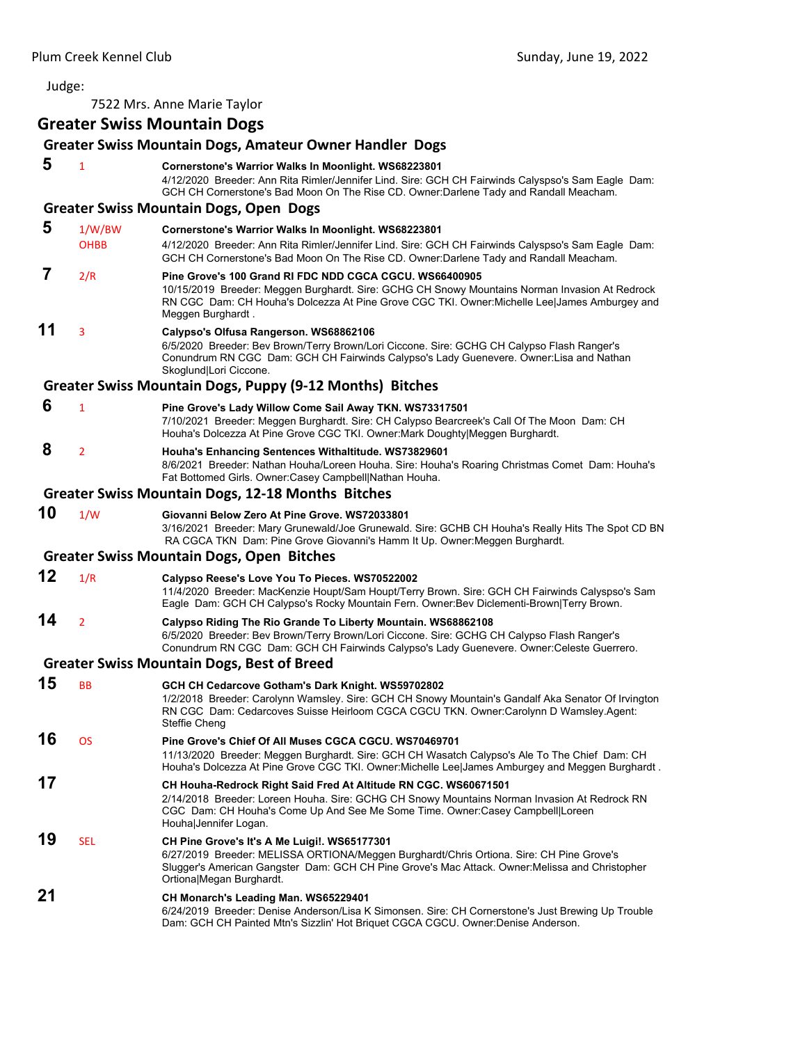Judge:

7522 Mrs. Anne Marie Taylor

## Greater Swiss Mountain Dogs

### Greater Swiss Mountain Dogs, Amateur Owner Handler Dogs

**5** 1 **Cornerstone's Warrior Walks In Moonlight. WS68223801**
4/12/2020 Breeder: Ann Rita Rimler/Jennifer Lind. Sire: GCH CH Fairwinds Calyspso's Sam Eagle Dam: GCH CH Cornerstone's Bad Moon On The Rise CD. Owner:Darlene Tady and Randall Meacham.

### Greater Swiss Mountain Dogs, Open Dogs

**5** 1/W/BW OHBB **Cornerstone's Warrior Walks In Moonlight. WS68223801**
4/12/2020 Breeder: Ann Rita Rimler/Jennifer Lind. Sire: GCH CH Fairwinds Calyspso's Sam Eagle Dam: GCH CH Cornerstone's Bad Moon On The Rise CD. Owner:Darlene Tady and Randall Meacham.

**7** 2/R **Pine Grove's 100 Grand RI FDC NDD CGCA CGCU. WS66400905**
10/15/2019 Breeder: Meggen Burghardt. Sire: GCHG CH Snowy Mountains Norman Invasion At Redrock RN CGC Dam: CH Houha's Dolcezza At Pine Grove CGC TKI. Owner:Michelle Lee|James Amburgey and Meggen Burghardt .

**11** 3 **Calypso's Olfusa Rangerson. WS68862106**
6/5/2020 Breeder: Bev Brown/Terry Brown/Lori Ciccone. Sire: GCHG CH Calypso Flash Ranger's Conundrum RN CGC Dam: GCH CH Fairwinds Calypso's Lady Guenevere. Owner:Lisa and Nathan Skoglund|Lori Ciccone.

### Greater Swiss Mountain Dogs, Puppy (9-12 Months) Bitches

**6** 1 **Pine Grove's Lady Willow Come Sail Away TKN. WS73317501**
7/10/2021 Breeder: Meggen Burghardt. Sire: CH Calypso Bearcreek's Call Of The Moon Dam: CH Houha's Dolcezza At Pine Grove CGC TKI. Owner:Mark Doughty|Meggen Burghardt.

**8** 2 **Houha's Enhancing Sentences Withaltitude. WS73829601**
8/6/2021 Breeder: Nathan Houha/Loreen Houha. Sire: Houha's Roaring Christmas Comet Dam: Houha's Fat Bottomed Girls. Owner:Casey Campbell|Nathan Houha.

### Greater Swiss Mountain Dogs, 12-18 Months Bitches

**10** 1/W **Giovanni Below Zero At Pine Grove. WS72033801**
3/16/2021 Breeder: Mary Grunewald/Joe Grunewald. Sire: GCHB CH Houha's Really Hits The Spot CD BN RA CGCA TKN Dam: Pine Grove Giovanni's Hamm It Up. Owner:Meggen Burghardt.

### Greater Swiss Mountain Dogs, Open Bitches

**12** 1/R **Calypso Reese's Love You To Pieces. WS70522002**
11/4/2020 Breeder: MacKenzie Houpt/Sam Houpt/Terry Brown. Sire: GCH CH Fairwinds Calyspso's Sam Eagle Dam: GCH CH Calypso's Rocky Mountain Fern. Owner:Bev Diclementi-Brown|Terry Brown.

**14** 2 **Calypso Riding The Rio Grande To Liberty Mountain. WS68862108**
6/5/2020 Breeder: Bev Brown/Terry Brown/Lori Ciccone. Sire: GCHG CH Calypso Flash Ranger's Conundrum RN CGC Dam: GCH CH Fairwinds Calypso's Lady Guenevere. Owner:Celeste Guerrero.

### Greater Swiss Mountain Dogs, Best of Breed

**15** BB **GCH CH Cedarcove Gotham's Dark Knight. WS59702802**
1/2/2018 Breeder: Carolynn Wamsley. Sire: GCH CH Snowy Mountain's Gandalf Aka Senator Of Irvington RN CGC Dam: Cedarcoves Suisse Heirloom CGCA CGCU TKN. Owner:Carolynn D Wamsley.Agent: Steffie Cheng

**16** OS **Pine Grove's Chief Of All Muses CGCA CGCU. WS70469701**
11/13/2020 Breeder: Meggen Burghardt. Sire: GCH CH Wasatch Calypso's Ale To The Chief Dam: CH Houha's Dolcezza At Pine Grove CGC TKI. Owner:Michelle Lee|James Amburgey and Meggen Burghardt .

**17** **CH Houha-Redrock Right Said Fred At Altitude RN CGC. WS60671501**
2/14/2018 Breeder: Loreen Houha. Sire: GCHG CH Snowy Mountains Norman Invasion At Redrock RN CGC Dam: CH Houha's Come Up And See Me Some Time. Owner:Casey Campbell|Loreen Houha|Jennifer Logan.

**19** SEL **CH Pine Grove's It's A Me Luigi!. WS65177301**
6/27/2019 Breeder: MELISSA ORTIONA/Meggen Burghardt/Chris Ortiona. Sire: CH Pine Grove's Slugger's American Gangster Dam: GCH CH Pine Grove's Mac Attack. Owner:Melissa and Christopher Ortiona|Megan Burghardt.

**21** **CH Monarch's Leading Man. WS65229401**
6/24/2019 Breeder: Denise Anderson/Lisa K Simonsen. Sire: CH Cornerstone's Just Brewing Up Trouble Dam: GCH CH Painted Mtn's Sizzlin' Hot Briquet CGCA CGCU. Owner:Denise Anderson.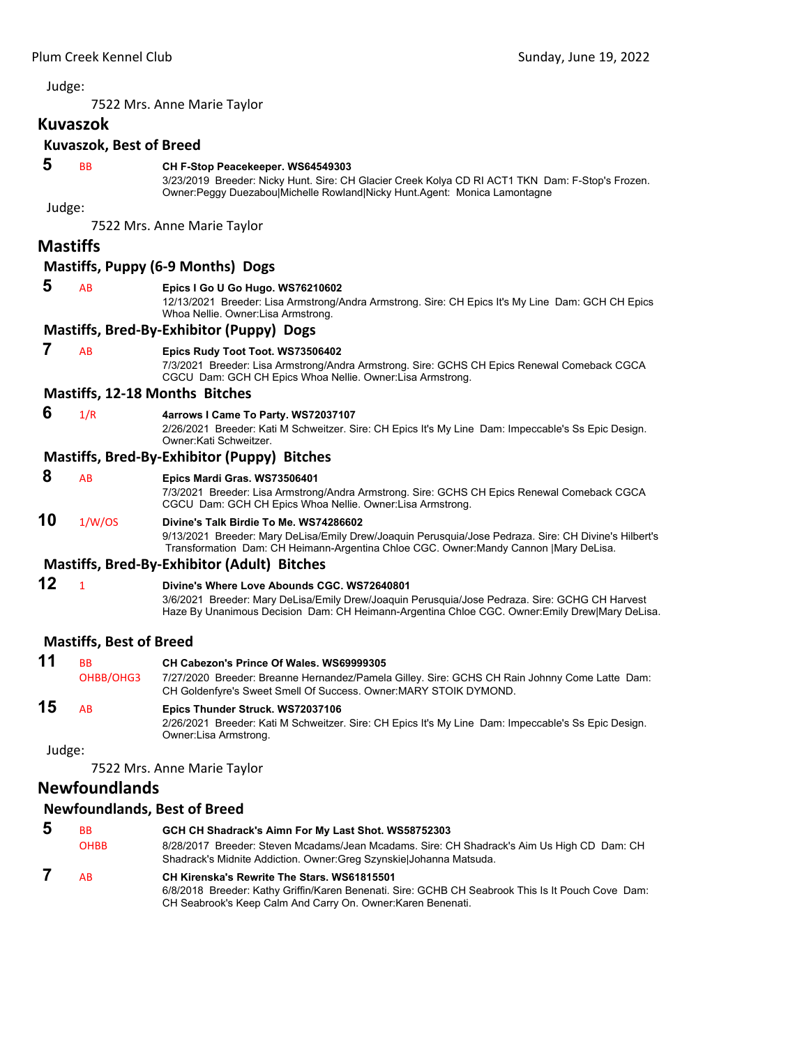Judge:

7522 Mrs. Anne Marie Taylor

## Kuvaszok

### Kuvaszok, Best of Breed

**5** BB **CH F-Stop Peacekeeper. WS64549303**
3/23/2019 Breeder: Nicky Hunt. Sire: CH Glacier Creek Kolya CD RI ACT1 TKN Dam: F-Stop's Frozen. Owner:Peggy Duezabou|Michelle Rowland|Nicky Hunt.Agent: Monica Lamontagne

Judge:

7522 Mrs. Anne Marie Taylor

## Mastiffs

### Mastiffs, Puppy (6-9 Months) Dogs

**5** AB **Epics I Go U Go Hugo. WS76210602**
12/13/2021 Breeder: Lisa Armstrong/Andra Armstrong. Sire: CH Epics It's My Line Dam: GCH CH Epics Whoa Nellie. Owner:Lisa Armstrong.

### Mastiffs, Bred-By-Exhibitor (Puppy) Dogs

**7** AB **Epics Rudy Toot Toot. WS73506402**
7/3/2021 Breeder: Lisa Armstrong/Andra Armstrong. Sire: GCHS CH Epics Renewal Comeback CGCA CGCU Dam: GCH CH Epics Whoa Nellie. Owner:Lisa Armstrong.

### Mastiffs, 12-18 Months Bitches

**6** 1/R **4arrows I Came To Party. WS72037107**
2/26/2021 Breeder: Kati M Schweitzer. Sire: CH Epics It's My Line Dam: Impeccable's Ss Epic Design. Owner:Kati Schweitzer.

### Mastiffs, Bred-By-Exhibitor (Puppy) Bitches

**8** AB **Epics Mardi Gras. WS73506401**
7/3/2021 Breeder: Lisa Armstrong/Andra Armstrong. Sire: GCHS CH Epics Renewal Comeback CGCA CGCU Dam: GCH CH Epics Whoa Nellie. Owner:Lisa Armstrong.

**10** 1/W/OS **Divine's Talk Birdie To Me. WS74286602**
9/13/2021 Breeder: Mary DeLisa/Emily Drew/Joaquin Perusquia/Jose Pedraza. Sire: CH Divine's Hilbert's Transformation Dam: CH Heimann-Argentina Chloe CGC. Owner:Mandy Cannon |Mary DeLisa.

### Mastiffs, Bred-By-Exhibitor (Adult) Bitches

**12** 1 **Divine's Where Love Abounds CGC. WS72640801**
3/6/2021 Breeder: Mary DeLisa/Emily Drew/Joaquin Perusquia/Jose Pedraza. Sire: GCHG CH Harvest Haze By Unanimous Decision Dam: CH Heimann-Argentina Chloe CGC. Owner:Emily Drew|Mary DeLisa.

### Mastiffs, Best of Breed

**11** BB OHBB/OHG3 **CH Cabezon's Prince Of Wales. WS69999305**
7/27/2020 Breeder: Breanne Hernandez/Pamela Gilley. Sire: GCHS CH Rain Johnny Come Latte Dam: CH Goldenfyre's Sweet Smell Of Success. Owner:MARY STOIK DYMOND.

**15** AB **Epics Thunder Struck. WS72037106**
2/26/2021 Breeder: Kati M Schweitzer. Sire: CH Epics It's My Line Dam: Impeccable's Ss Epic Design. Owner:Lisa Armstrong.

Judge:

7522 Mrs. Anne Marie Taylor

## Newfoundlands

### Newfoundlands, Best of Breed

**5** BB OHBB **GCH CH Shadrack's Aimn For My Last Shot. WS58752303**
8/28/2017 Breeder: Steven Mcadams/Jean Mcadams. Sire: CH Shadrack's Aim Us High CD Dam: CH Shadrack's Midnite Addiction. Owner:Greg Szynskie|Johanna Matsuda.

**7** AB **CH Kirenska's Rewrite The Stars. WS61815501**
6/8/2018 Breeder: Kathy Griffin/Karen Benenati. Sire: GCHB CH Seabrook This Is It Pouch Cove Dam: CH Seabrook's Keep Calm And Carry On. Owner:Karen Benenati.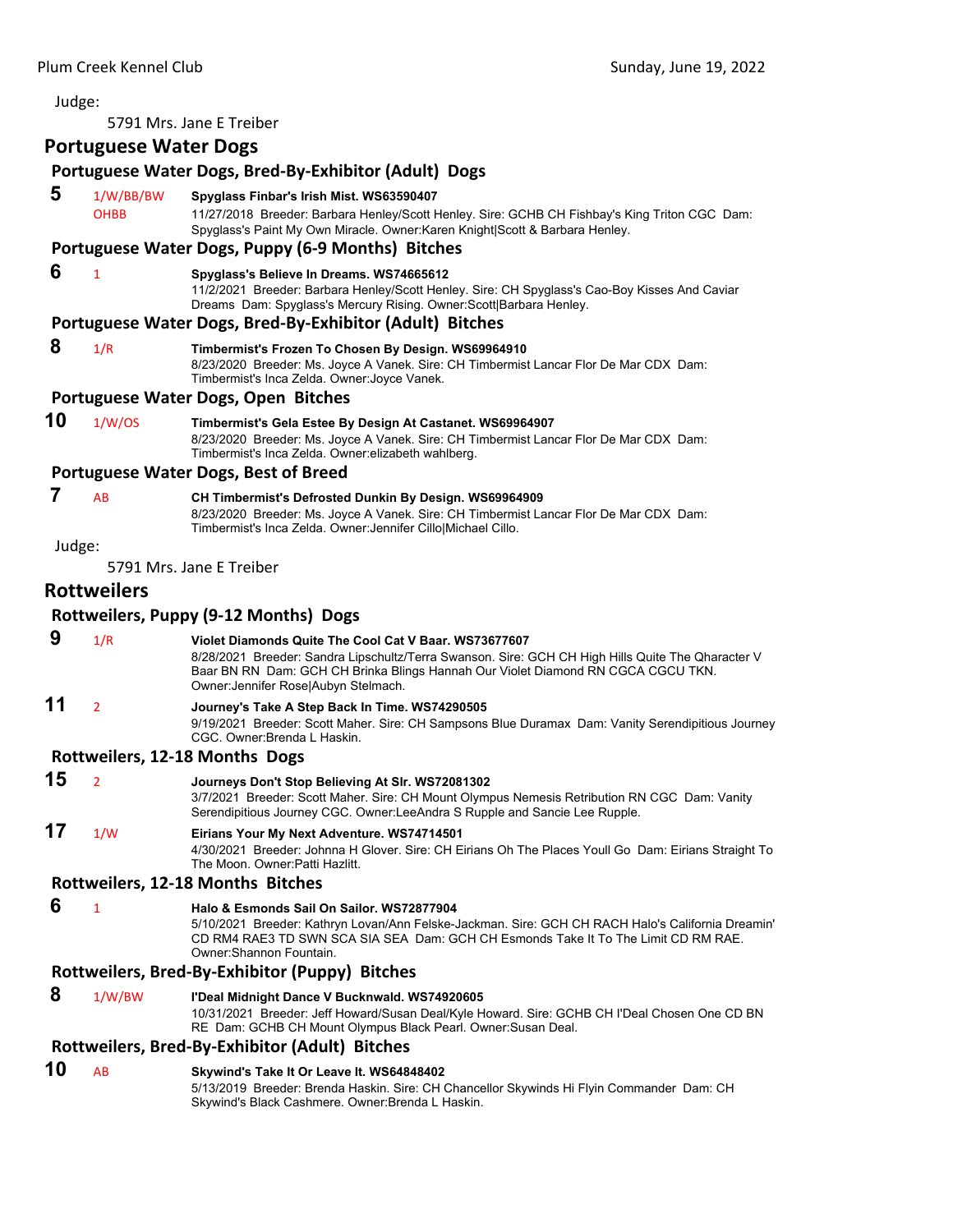Judge:

5791 Mrs. Jane E Treiber

## Portuguese Water Dogs

### Portuguese Water Dogs, Bred-By-Exhibitor (Adult) Dogs

**5** 1/W/BB/BW OHBB **Spyglass Finbar's Irish Mist. WS63590407**
11/27/2018 Breeder: Barbara Henley/Scott Henley. Sire: GCHB CH Fishbay's King Triton CGC Dam: Spyglass's Paint My Own Miracle. Owner:Karen Knight|Scott & Barbara Henley.

### Portuguese Water Dogs, Puppy (6-9 Months) Bitches

**6** 1 **Spyglass's Believe In Dreams. WS74665612**
11/2/2021 Breeder: Barbara Henley/Scott Henley. Sire: CH Spyglass's Cao-Boy Kisses And Caviar Dreams Dam: Spyglass's Mercury Rising. Owner:Scott|Barbara Henley.

### Portuguese Water Dogs, Bred-By-Exhibitor (Adult) Bitches

**8** 1/R **Timbermist's Frozen To Chosen By Design. WS69964910**
8/23/2020 Breeder: Ms. Joyce A Vanek. Sire: CH Timbermist Lancar Flor De Mar CDX Dam: Timbermist's Inca Zelda. Owner:Joyce Vanek.

### Portuguese Water Dogs, Open Bitches

**10** 1/W/OS **Timbermist's Gela Estee By Design At Castanet. WS69964907**
8/23/2020 Breeder: Ms. Joyce A Vanek. Sire: CH Timbermist Lancar Flor De Mar CDX Dam: Timbermist's Inca Zelda. Owner:elizabeth wahlberg.

### Portuguese Water Dogs, Best of Breed

**7** AB **CH Timbermist's Defrosted Dunkin By Design. WS69964909**
8/23/2020 Breeder: Ms. Joyce A Vanek. Sire: CH Timbermist Lancar Flor De Mar CDX Dam: Timbermist's Inca Zelda. Owner:Jennifer Cillo|Michael Cillo.

Judge:

5791 Mrs. Jane E Treiber

## Rottweilers

### Rottweilers, Puppy (9-12 Months) Dogs

**9** 1/R **Violet Diamonds Quite The Cool Cat V Baar. WS73677607**
8/28/2021 Breeder: Sandra Lipschultz/Terra Swanson. Sire: GCH CH High Hills Quite The Qharacter V Baar BN RN Dam: GCH CH Brinka Blings Hannah Our Violet Diamond RN CGCA CGCU TKN. Owner:Jennifer Rose|Aubyn Stelmach.

**11** 2 **Journey's Take A Step Back In Time. WS74290505**
9/19/2021 Breeder: Scott Maher. Sire: CH Sampsons Blue Duramax Dam: Vanity Serendipitious Journey CGC. Owner:Brenda L Haskin.

### Rottweilers, 12-18 Months Dogs

**15** 2 **Journeys Don't Stop Believing At Slr. WS72081302**
3/7/2021 Breeder: Scott Maher. Sire: CH Mount Olympus Nemesis Retribution RN CGC Dam: Vanity Serendipitious Journey CGC. Owner:LeeAndra S Rupple and Sancie Lee Rupple.

**17** 1/W **Eirians Your My Next Adventure. WS74714501**
4/30/2021 Breeder: Johnna H Glover. Sire: CH Eirians Oh The Places Youll Go Dam: Eirians Straight To The Moon. Owner:Patti Hazlitt.

### Rottweilers, 12-18 Months Bitches

**6** 1 **Halo & Esmonds Sail On Sailor. WS72877904**
5/10/2021 Breeder: Kathryn Lovan/Ann Felske-Jackman. Sire: GCH CH RACH Halo's California Dreamin' CD RM4 RAE3 TD SWN SCA SIA SEA Dam: GCH CH Esmonds Take It To The Limit CD RM RAE. Owner:Shannon Fountain.

### Rottweilers, Bred-By-Exhibitor (Puppy) Bitches

**8** 1/W/BW **I'Deal Midnight Dance V Bucknwald. WS74920605**
10/31/2021 Breeder: Jeff Howard/Susan Deal/Kyle Howard. Sire: GCHB CH I'Deal Chosen One CD BN RE Dam: GCHB CH Mount Olympus Black Pearl. Owner:Susan Deal.

### Rottweilers, Bred-By-Exhibitor (Adult) Bitches

**10** AB **Skywind's Take It Or Leave It. WS64848402**
5/13/2019 Breeder: Brenda Haskin. Sire: CH Chancellor Skywinds Hi Flyin Commander Dam: CH Skywind's Black Cashmere. Owner:Brenda L Haskin.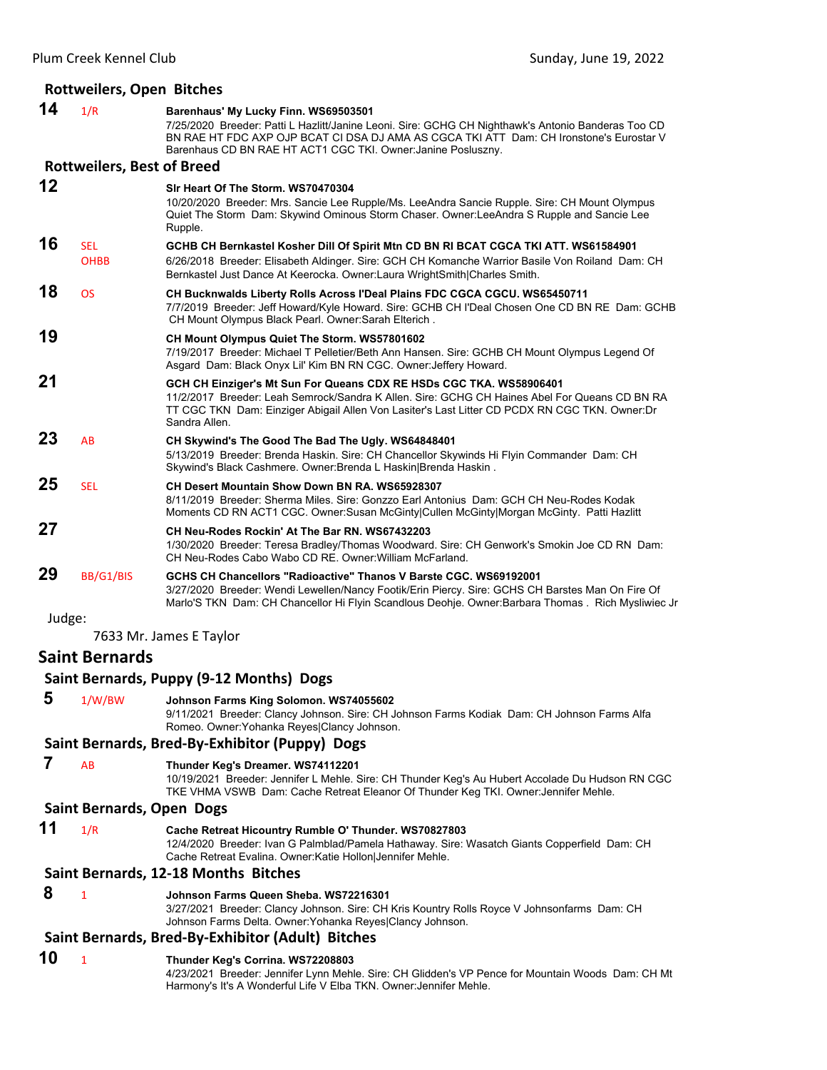### Rottweilers, Open Bitches

**14** 1/R **Barenhaus' My Lucky Finn. WS69503501**
7/25/2020 Breeder: Patti L Hazlitt/Janine Leoni. Sire: GCHG CH Nighthawk's Antonio Banderas Too CD BN RAE HT FDC AXP OJP BCAT CI DSA DJ AMA AS CGCA TKI ATT Dam: CH Ironstone's Eurostar V Barenhaus CD BN RAE HT ACT1 CGC TKI. Owner:Janine Posluszny.

### Rottweilers, Best of Breed

**12** **Slr Heart Of The Storm. WS70470304**
10/20/2020 Breeder: Mrs. Sancie Lee Rupple/Ms. LeeAndra Sancie Rupple. Sire: CH Mount Olympus Quiet The Storm Dam: Skywind Ominous Storm Chaser. Owner:LeeAndra S Rupple and Sancie Lee Rupple.

**16** SEL OHBB **GCHB CH Bernkastel Kosher Dill Of Spirit Mtn CD BN RI BCAT CGCA TKI ATT. WS61584901**
6/26/2018 Breeder: Elisabeth Aldinger. Sire: GCH CH Komanche Warrior Basile Von Roiland Dam: CH Bernkastel Just Dance At Keerocka. Owner:Laura WrightSmith|Charles Smith.

**18** OS **CH Bucknwalds Liberty Rolls Across I'Deal Plains FDC CGCA CGCU. WS65450711**
7/7/2019 Breeder: Jeff Howard/Kyle Howard. Sire: GCHB CH I'Deal Chosen One CD BN RE Dam: GCHB CH Mount Olympus Black Pearl. Owner:Sarah Elterich .

**19** **CH Mount Olympus Quiet The Storm. WS57801602**
7/19/2017 Breeder: Michael T Pelletier/Beth Ann Hansen. Sire: GCHB CH Mount Olympus Legend Of Asgard Dam: Black Onyx Lil' Kim BN RN CGC. Owner:Jeffery Howard.

**21** **GCH CH Einziger's Mt Sun For Queans CDX RE HSDs CGC TKA. WS58906401**
11/2/2017 Breeder: Leah Semrock/Sandra K Allen. Sire: GCHG CH Haines Abel For Queans CD BN RA TT CGC TKN Dam: Einziger Abigail Allen Von Lasiter's Last Litter CD PCDX RN CGC TKN. Owner:Dr Sandra Allen.

**23** AB **CH Skywind's The Good The Bad The Ugly. WS64848401**
5/13/2019 Breeder: Brenda Haskin. Sire: CH Chancellor Skywinds Hi Flyin Commander Dam: CH Skywind's Black Cashmere. Owner:Brenda L Haskin|Brenda Haskin .

**25** SEL **CH Desert Mountain Show Down BN RA. WS65928307**
8/11/2019 Breeder: Sherma Miles. Sire: Gonzzo Earl Antonius Dam: GCH CH Neu-Rodes Kodak Moments CD RN ACT1 CGC. Owner:Susan McGinty|Cullen McGinty|Morgan McGinty. Patti Hazlitt

**27** **CH Neu-Rodes Rockin' At The Bar RN. WS67432203**
1/30/2020 Breeder: Teresa Bradley/Thomas Woodward. Sire: CH Genwork's Smokin Joe CD RN Dam: CH Neu-Rodes Cabo Wabo CD RE. Owner:William McFarland.

**29** BB/G1/BIS **GCHS CH Chancellors "Radioactive" Thanos V Barste CGC. WS69192001**
3/27/2020 Breeder: Wendi Lewellen/Nancy Footik/Erin Piercy. Sire: GCHS CH Barstes Man On Fire Of Marlo'S TKN Dam: CH Chancellor Hi Flyin Scandlous Deohje. Owner:Barbara Thomas . Rich Mysliwiec Jr

Judge:

7633 Mr. James E Taylor

## Saint Bernards

### Saint Bernards, Puppy (9-12 Months) Dogs

**5** 1/W/BW **Johnson Farms King Solomon. WS74055602**
9/11/2021 Breeder: Clancy Johnson. Sire: CH Johnson Farms Kodiak Dam: CH Johnson Farms Alfa Romeo. Owner:Yohanka Reyes|Clancy Johnson.

### Saint Bernards, Bred-By-Exhibitor (Puppy) Dogs

**7** AB **Thunder Keg's Dreamer. WS74112201**
10/19/2021 Breeder: Jennifer L Mehle. Sire: CH Thunder Keg's Au Hubert Accolade Du Hudson RN CGC TKE VHMA VSWB Dam: Cache Retreat Eleanor Of Thunder Keg TKI. Owner:Jennifer Mehle.

### Saint Bernards, Open Dogs

**11** 1/R **Cache Retreat Hicountry Rumble O' Thunder. WS70827803**
12/4/2020 Breeder: Ivan G Palmblad/Pamela Hathaway. Sire: Wasatch Giants Copperfield Dam: CH Cache Retreat Evalina. Owner:Katie Hollon|Jennifer Mehle.

### Saint Bernards, 12-18 Months Bitches

**8** 1 **Johnson Farms Queen Sheba. WS72216301**
3/27/2021 Breeder: Clancy Johnson. Sire: CH Kris Kountry Rolls Royce V Johnsonfarms Dam: CH Johnson Farms Delta. Owner:Yohanka Reyes|Clancy Johnson.

### Saint Bernards, Bred-By-Exhibitor (Adult) Bitches

**10** 1 **Thunder Keg's Corrina. WS72208803**
4/23/2021 Breeder: Jennifer Lynn Mehle. Sire: CH Glidden's VP Pence for Mountain Woods Dam: CH Mt Harmony's It's A Wonderful Life V Elba TKN. Owner:Jennifer Mehle.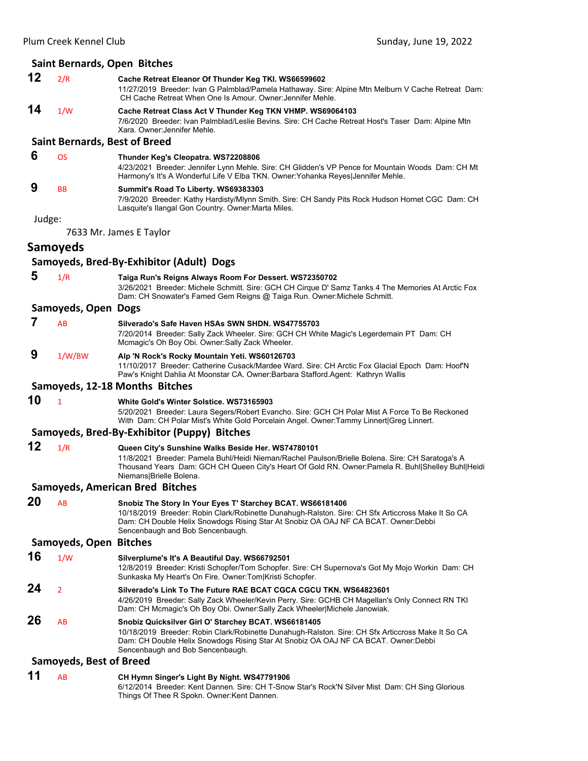### Saint Bernards, Open Bitches

**12** 2/R **Cache Retreat Eleanor Of Thunder Keg TKI. WS66599602**
11/27/2019 Breeder: Ivan G Palmblad/Pamela Hathaway. Sire: Alpine Mtn Melburn V Cache Retreat Dam: CH Cache Retreat When One Is Amour. Owner:Jennifer Mehle.

**14** 1/W **Cache Retreat Class Act V Thunder Keg TKN VHMP. WS69064103**
7/6/2020 Breeder: Ivan Palmblad/Leslie Bevins. Sire: CH Cache Retreat Host's Taser Dam: Alpine Mtn Xara. Owner:Jennifer Mehle.

### Saint Bernards, Best of Breed

**6** OS **Thunder Keg's Cleopatra. WS72208806**
4/23/2021 Breeder: Jennifer Lynn Mehle. Sire: CH Glidden's VP Pence for Mountain Woods Dam: CH Mt Harmony's It's A Wonderful Life V Elba TKN. Owner:Yohanka Reyes|Jennifer Mehle.

**9** BB **Summit's Road To Liberty. WS69383303**
7/9/2020 Breeder: Kathy Hardisty/Mlynn Smith. Sire: CH Sandy Pits Rock Hudson Hornet CGC Dam: CH Lasquite's Ilangal Gon Country. Owner:Marta Miles.

Judge:

7633 Mr. James E Taylor

## Samoyeds

### Samoyeds, Bred-By-Exhibitor (Adult) Dogs

**5** 1/R **Taiga Run's Reigns Always Room For Dessert. WS72350702**
3/26/2021 Breeder: Michele Schmitt. Sire: GCH CH Cirque D' Samz Tanks 4 The Memories At Arctic Fox Dam: CH Snowater's Famed Gem Reigns @ Taiga Run. Owner:Michele Schmitt.

### Samoyeds, Open Dogs

**7** AB **Silverado's Safe Haven HSAs SWN SHDN. WS47755703**
7/20/2014 Breeder: Sally Zack Wheeler. Sire: GCH CH White Magic's Legerdemain PT Dam: CH Mcmagic's Oh Boy Obi. Owner:Sally Zack Wheeler.

**9** 1/W/BW **Alp 'N Rock's Rocky Mountain Yeti. WS60126703**
11/10/2017 Breeder: Catherine Cusack/Mardee Ward. Sire: CH Arctic Fox Glacial Epoch Dam: Hoof'N Paw's Knight Dahlia At Moonstar CA. Owner:Barbara Stafford.Agent: Kathryn Wallis

### Samoyeds, 12-18 Months Bitches

**10** 1 **White Gold's Winter Solstice. WS73165903**
5/20/2021 Breeder: Laura Segers/Robert Evancho. Sire: GCH CH Polar Mist A Force To Be Reckoned With Dam: CH Polar Mist's White Gold Porcelain Angel. Owner:Tammy Linnert|Greg Linnert.

### Samoyeds, Bred-By-Exhibitor (Puppy) Bitches

**12** 1/R **Queen City's Sunshine Walks Beside Her. WS74780101**
11/8/2021 Breeder: Pamela Buhl/Heidi Nieman/Rachel Paulson/Brielle Bolena. Sire: CH Saratoga's A Thousand Years Dam: GCH CH Queen City's Heart Of Gold RN. Owner:Pamela R. Buhl|Shelley Buhl|Heidi Niemans|Brielle Bolena.

### Samoyeds, American Bred Bitches

**20** AB **Snobiz The Story In Your Eyes T' Starchey BCAT. WS66181406**
10/18/2019 Breeder: Robin Clark/Robinette Dunahugh-Ralston. Sire: CH Sfx Articcross Make It So CA Dam: CH Double Helix Snowdogs Rising Star At Snobiz OA OAJ NF CA BCAT. Owner:Debbi Sencenbaugh and Bob Sencenbaugh.

### Samoyeds, Open Bitches

**16** 1/W **Silverplume's It's A Beautiful Day. WS66792501**
12/8/2019 Breeder: Kristi Schopfer/Tom Schopfer. Sire: CH Supernova's Got My Mojo Workin Dam: CH Sunkaska My Heart's On Fire. Owner:Tom|Kristi Schopfer.

**24** 2 **Silverado's Link To The Future RAE BCAT CGCA CGCU TKN. WS64823601**
4/26/2019 Breeder: Sally Zack Wheeler/Kevin Perry. Sire: GCHB CH Magellan's Only Connect RN TKI Dam: CH Mcmagic's Oh Boy Obi. Owner:Sally Zack Wheeler|Michele Janowiak.

**26** AB **Snobiz Quicksilver Girl O' Starchey BCAT. WS66181405**
10/18/2019 Breeder: Robin Clark/Robinette Dunahugh-Ralston. Sire: CH Sfx Articcross Make It So CA Dam: CH Double Helix Snowdogs Rising Star At Snobiz OA OAJ NF CA BCAT. Owner:Debbi Sencenbaugh and Bob Sencenbaugh.

### Samoyeds, Best of Breed

**11** AB **CH Hymn Singer's Light By Night. WS47791906**
6/12/2014 Breeder: Kent Dannen. Sire: CH T-Snow Star's Rock'N Silver Mist Dam: CH Sing Glorious Things Of Thee R Spokn. Owner:Kent Dannen.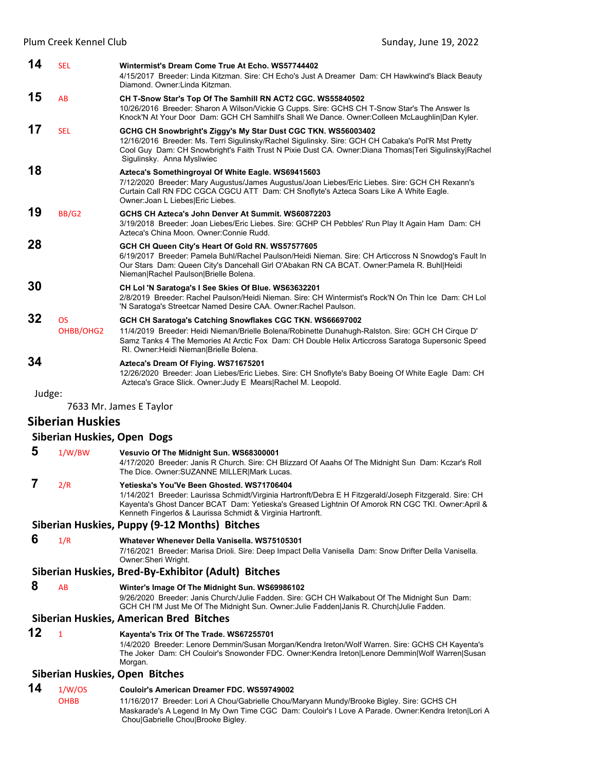**14** SEL **Wintermist's Dream Come True At Echo. WS57744402**
4/15/2017 Breeder: Linda Kitzman. Sire: CH Echo's Just A Dreamer Dam: CH Hawkwind's Black Beauty Diamond. Owner:Linda Kitzman.

**15** AB **CH T-Snow Star's Top Of The Samhill RN ACT2 CGC. WS55840502**
10/26/2016 Breeder: Sharon A Wilson/Vickie G Cupps. Sire: GCHS CH T-Snow Star's The Answer Is Knock'N At Your Door Dam: GCH CH Samhill's Shall We Dance. Owner:Colleen McLaughlin|Dan Kyler.

**17** SEL **GCHG CH Snowbright's Ziggy's My Star Dust CGC TKN. WS56003402**
12/16/2016 Breeder: Ms. Terri Sigulinsky/Rachel Sigulinsky. Sire: GCH CH Cabaka's Pol'R Mst Pretty Cool Guy Dam: CH Snowbright's Faith Trust N Pixie Dust CA. Owner:Diana Thomas|Teri Sigulinsky|Rachel Sigulinsky. Anna Mysliwiec

**18** **Azteca's Somethingroyal Of White Eagle. WS69415603**
7/12/2020 Breeder: Mary Augustus/James Augustus/Joan Liebes/Eric Liebes. Sire: GCH CH Rexann's Curtain Call RN FDC CGCA CGCU ATT Dam: CH Snoflyte's Azteca Soars Like A White Eagle. Owner:Joan L Liebes|Eric Liebes.

**19** BB/G2 **GCHS CH Azteca's John Denver At Summit. WS60872203**
3/19/2018 Breeder: Joan Liebes/Eric Liebes. Sire: GCHP CH Pebbles' Run Play It Again Ham Dam: CH Azteca's China Moon. Owner:Connie Rudd.

**28** **GCH CH Queen City's Heart Of Gold RN. WS57577605**
6/19/2017 Breeder: Pamela Buhl/Rachel Paulson/Heidi Nieman. Sire: CH Articcross N Snowdog's Fault In Our Stars Dam: Queen City's Dancehall Girl O'Abakan RN CA BCAT. Owner:Pamela R. Buhl|Heidi Nieman|Rachel Paulson|Brielle Bolena.

**30** **CH Lol 'N Saratoga's I See Skies Of Blue. WS63632201**
2/8/2019 Breeder: Rachel Paulson/Heidi Nieman. Sire: CH Wintermist's Rock'N On Thin Ice Dam: CH Lol 'N Saratoga's Streetcar Named Desire CAA. Owner:Rachel Paulson.

**32** OS OHBB/OHG2 **GCH CH Saratoga's Catching Snowflakes CGC TKN. WS66697002**
11/4/2019 Breeder: Heidi Nieman/Brielle Bolena/Robinette Dunahugh-Ralston. Sire: GCH CH Cirque D' Samz Tanks 4 The Memories At Arctic Fox Dam: CH Double Helix Articcross Saratoga Supersonic Speed RI. Owner:Heidi Nieman|Brielle Bolena.

**34** **Azteca's Dream Of Flying. WS71675201**
12/26/2020 Breeder: Joan Liebes/Eric Liebes. Sire: CH Snoflyte's Baby Boeing Of White Eagle Dam: CH Azteca's Grace Slick. Owner:Judy E Mears|Rachel M. Leopold.

Judge:

7633 Mr. James E Taylor

## Siberian Huskies

### Siberian Huskies, Open Dogs

**5** 1/W/BW **Vesuvio Of The Midnight Sun. WS68300001**
4/17/2020 Breeder: Janis R Church. Sire: CH Blizzard Of Aaahs Of The Midnight Sun Dam: Kczar's Roll The Dice. Owner:SUZANNE MILLER|Mark Lucas.

**7** 2/R **Yetieska's You'Ve Been Ghosted. WS71706404**
1/14/2021 Breeder: Laurissa Schmidt/Virginia Hartronft/Debra E H Fitzgerald/Joseph Fitzgerald. Sire: CH Kayenta's Ghost Dancer BCAT Dam: Yetieska's Greased Lightnin Of Amorok RN CGC TKI. Owner:April & Kenneth Fingerlos & Laurissa Schmidt & Virginia Hartronft.

### Siberian Huskies, Puppy (9-12 Months) Bitches

**6** 1/R **Whatever Whenever Della Vanisella. WS75105301**
7/16/2021 Breeder: Marisa Drioli. Sire: Deep Impact Della Vanisella Dam: Snow Drifter Della Vanisella. Owner:Sheri Wright.

### Siberian Huskies, Bred-By-Exhibitor (Adult) Bitches

**8** AB **Winter's Image Of The Midnight Sun. WS69986102**
9/26/2020 Breeder: Janis Church/Julie Fadden. Sire: GCH CH Walkabout Of The Midnight Sun Dam: GCH CH I'M Just Me Of The Midnight Sun. Owner:Julie Fadden|Janis R. Church|Julie Fadden.

### Siberian Huskies, American Bred Bitches

**12** 1 **Kayenta's Trix Of The Trade. WS67255701**
1/4/2020 Breeder: Lenore Demmin/Susan Morgan/Kendra Ireton/Wolf Warren. Sire: GCHS CH Kayenta's The Joker Dam: CH Couloir's Snowonder FDC. Owner:Kendra Ireton|Lenore Demmin|Wolf Warren|Susan Morgan.

### Siberian Huskies, Open Bitches

**14** 1/W/OS OHBB **Couloir's American Dreamer FDC. WS59749002**
11/16/2017 Breeder: Lori A Chou/Gabrielle Chou/Maryann Mundy/Brooke Bigley. Sire: GCHS CH Maskarade's A Legend In My Own Time CGC Dam: Couloir's I Love A Parade. Owner:Kendra Ireton|Lori A Chou|Gabrielle Chou|Brooke Bigley.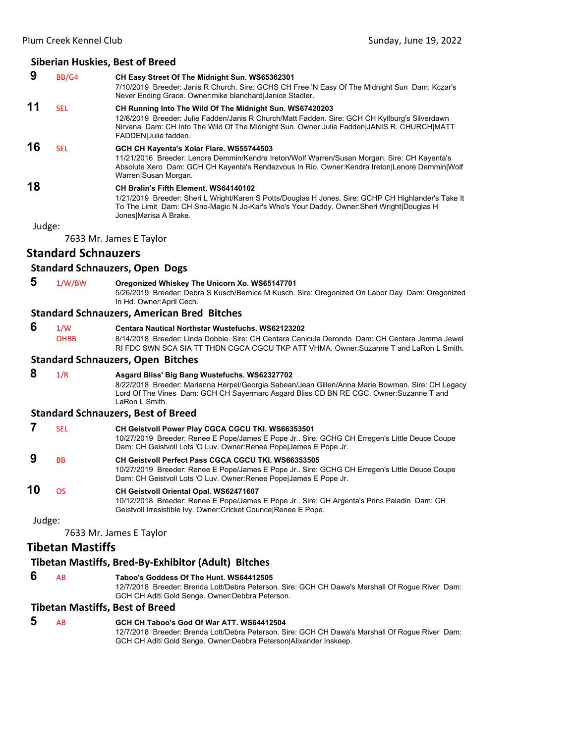### Siberian Huskies, Best of Breed

**9** BB/G4 **CH Easy Street Of The Midnight Sun. WS65362301**
7/10/2019 Breeder: Janis R Church. Sire: GCHS CH Free 'N Easy Of The Midnight Sun Dam: Kczar's Never Ending Grace. Owner:mike blanchard|Janice Stadler.

**11** SEL **CH Running Into The Wild Of The Midnight Sun. WS67420203**
12/6/2019 Breeder: Julie Fadden/Janis R Church/Matt Fadden. Sire: GCH CH Kyllburg's Silverdawn Nirvana Dam: CH Into The Wild Of The Midnight Sun. Owner:Julie Fadden|JANIS R. CHURCH|MATT FADDEN|Julie fadden.

**16** SEL **GCH CH Kayenta's Xolar Flare. WS55744503**
11/21/2016 Breeder: Lenore Demmin/Kendra Ireton/Wolf Warren/Susan Morgan. Sire: CH Kayenta's Absolute Xero Dam: GCH CH Kayenta's Rendezvous In Rio. Owner:Kendra Ireton|Lenore Demmin|Wolf Warren|Susan Morgan.

**18** **CH Bralin's Fifth Element. WS64140102**
1/21/2019 Breeder: Sheri L Wright/Karen S Potts/Douglas H Jones. Sire: GCHP CH Highlander's Take It To The Limit Dam: CH Sno-Magic N Jo-Kar's Who's Your Daddy. Owner:Sheri Wright|Douglas H Jones|Marisa A Brake.

Judge:

7633 Mr. James E Taylor

## Standard Schnauzers

### Standard Schnauzers, Open Dogs

**5** 1/W/BW **Oregonized Whiskey The Unicorn Xo. WS65147701**
5/26/2019 Breeder: Debra S Kusch/Bernice M Kusch. Sire: Oregonized On Labor Day Dam: Oregonized In Hd. Owner:April Cech.

### Standard Schnauzers, American Bred Bitches

**6** 1/W OHBB **Centara Nautical Northstar Wustefuchs. WS62123202**
8/14/2018 Breeder: Linda Dobbie. Sire: CH Centara Canicula Derondo Dam: CH Centara Jemma Jewel RI FDC SWN SCA SIA TT THDN CGCA CGCU TKP ATT VHMA. Owner:Suzanne T and LaRon L Smith.

### Standard Schnauzers, Open Bitches

**8** 1/R **Asgard Bliss' Big Bang Wustefuchs. WS62327702**
8/22/2018 Breeder: Marianna Herpel/Georgia Sabean/Jean Gillen/Anna Marie Bowman. Sire: CH Legacy Lord Of The Vines Dam: GCH CH Sayermarc Asgard Bliss CD BN RE CGC. Owner:Suzanne T and LaRon L Smith.

### Standard Schnauzers, Best of Breed

**7** SEL **CH Geistvoll Power Play CGCA CGCU TKI. WS66353501**
10/27/2019 Breeder: Renee E Pope/James E Pope Jr.. Sire: GCHG CH Erregen's Little Deuce Coupe Dam: CH Geistvoll Lots 'O Luv. Owner:Renee Pope|James E Pope Jr.

**9** BB **CH Geistvoll Perfect Pass CGCA CGCU TKI. WS66353505**
10/27/2019 Breeder: Renee E Pope/James E Pope Jr.. Sire: GCHG CH Erregen's Little Deuce Coupe Dam: CH Geistvoll Lots 'O Luv. Owner:Renee Pope|James E Pope Jr.

**10** OS **CH Geistvoll Oriental Opal. WS62471607**
10/12/2018 Breeder: Renee E Pope/James E Pope Jr.. Sire: CH Argenta's Prins Paladin Dam: CH Geistvoll Irresistible Ivy. Owner:Cricket Counce|Renee E Pope.

Judge:

7633 Mr. James E Taylor

## Tibetan Mastiffs

### Tibetan Mastiffs, Bred-By-Exhibitor (Adult) Bitches

**6** AB **Taboo's Goddess Of The Hunt. WS64412505**
12/7/2018 Breeder: Brenda Lott/Debra Peterson. Sire: GCH CH Dawa's Marshall Of Rogue River Dam: GCH CH Aditi Gold Senge. Owner:Debbra Peterson.

### Tibetan Mastiffs, Best of Breed

**5** AB **GCH CH Taboo's God Of War ATT. WS64412504**
12/7/2018 Breeder: Brenda Lott/Debra Peterson. Sire: GCH CH Dawa's Marshall Of Rogue River Dam: GCH CH Aditi Gold Senge. Owner:Debbra Peterson|Alixander Inskeep.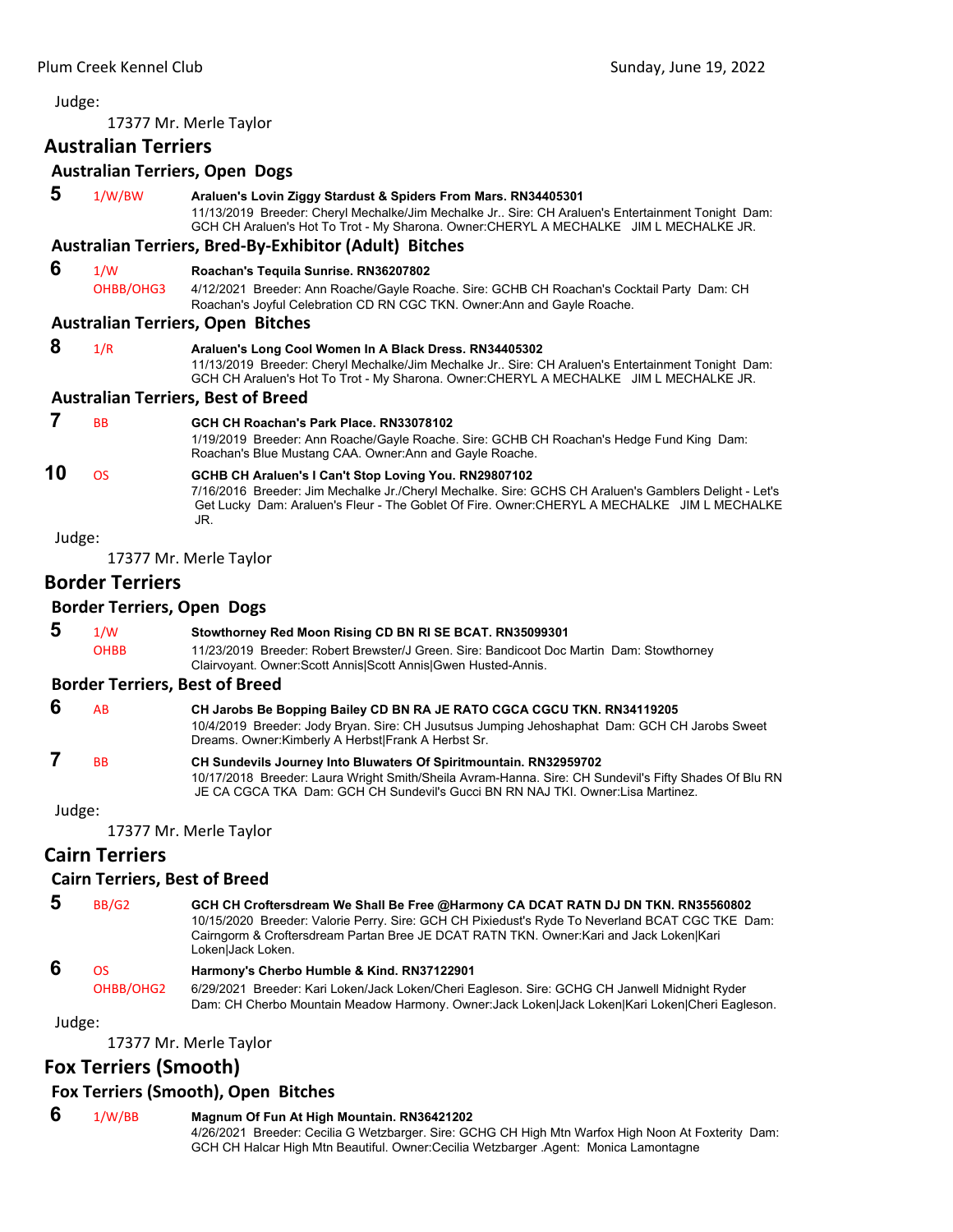Judge:

17377 Mr. Merle Taylor

## Australian Terriers

### Australian Terriers, Open Dogs

**5** 1/W/BW **Araluen's Lovin Ziggy Stardust & Spiders From Mars. RN34405301**
11/13/2019 Breeder: Cheryl Mechalke/Jim Mechalke Jr.. Sire: CH Araluen's Entertainment Tonight Dam: GCH CH Araluen's Hot To Trot - My Sharona. Owner:CHERYL A MECHALKE JIM L MECHALKE JR.

### Australian Terriers, Bred-By-Exhibitor (Adult) Bitches

**6** 1/W OHBB/OHG3 **Roachan's Tequila Sunrise. RN36207802**
4/12/2021 Breeder: Ann Roache/Gayle Roache. Sire: GCHB CH Roachan's Cocktail Party Dam: CH Roachan's Joyful Celebration CD RN CGC TKN. Owner:Ann and Gayle Roache.

### Australian Terriers, Open Bitches

**8** 1/R **Araluen's Long Cool Women In A Black Dress. RN34405302**
11/13/2019 Breeder: Cheryl Mechalke/Jim Mechalke Jr.. Sire: CH Araluen's Entertainment Tonight Dam: GCH CH Araluen's Hot To Trot - My Sharona. Owner:CHERYL A MECHALKE JIM L MECHALKE JR.

### Australian Terriers, Best of Breed

**7** BB **GCH CH Roachan's Park Place. RN33078102**
1/19/2019 Breeder: Ann Roache/Gayle Roache. Sire: GCHB CH Roachan's Hedge Fund King Dam: Roachan's Blue Mustang CAA. Owner:Ann and Gayle Roache.

**10** OS **GCHB CH Araluen's I Can't Stop Loving You. RN29807102**
7/16/2016 Breeder: Jim Mechalke Jr./Cheryl Mechalke. Sire: GCHS CH Araluen's Gamblers Delight - Let's Get Lucky Dam: Araluen's Fleur - The Goblet Of Fire. Owner:CHERYL A MECHALKE JIM L MECHALKE JR.

Judge:

17377 Mr. Merle Taylor

## Border Terriers

### Border Terriers, Open Dogs

**5** 1/W OHBB **Stowthorney Red Moon Rising CD BN RI SE BCAT. RN35099301**
11/23/2019 Breeder: Robert Brewster/J Green. Sire: Bandicoot Doc Martin Dam: Stowthorney Clairvoyant. Owner:Scott Annis|Scott Annis|Gwen Husted-Annis.

### Border Terriers, Best of Breed

**6** AB **CH Jarobs Be Bopping Bailey CD BN RA JE RATO CGCA CGCU TKN. RN34119205**
10/4/2019 Breeder: Jody Bryan. Sire: CH Jusutsus Jumping Jehoshaphat Dam: GCH CH Jarobs Sweet Dreams. Owner:Kimberly A Herbst|Frank A Herbst Sr.

**7** BB **CH Sundevils Journey Into Bluwaters Of Spiritmountain. RN32959702**
10/17/2018 Breeder: Laura Wright Smith/Sheila Avram-Hanna. Sire: CH Sundevil's Fifty Shades Of Blu RN JE CA CGCA TKA Dam: GCH CH Sundevil's Gucci BN RN NAJ TKI. Owner:Lisa Martinez.

Judge:

17377 Mr. Merle Taylor

## Cairn Terriers

### Cairn Terriers, Best of Breed

**5** BB/G2 **GCH CH Croftersdream We Shall Be Free @Harmony CA DCAT RATN DJ DN TKN. RN35560802**
10/15/2020 Breeder: Valorie Perry. Sire: GCH CH Pixiedust's Ryde To Neverland BCAT CGC TKE Dam: Cairngorm & Croftersdream Partan Bree JE DCAT RATN TKN. Owner:Kari and Jack Loken|Kari Loken|Jack Loken.

**6** OS OHBB/OHG2 **Harmony's Cherbo Humble & Kind. RN37122901**
6/29/2021 Breeder: Kari Loken/Jack Loken/Cheri Eagleson. Sire: GCHG CH Janwell Midnight Ryder Dam: CH Cherbo Mountain Meadow Harmony. Owner:Jack Loken|Jack Loken|Kari Loken|Cheri Eagleson.

Judge:

17377 Mr. Merle Taylor

## Fox Terriers (Smooth)

### Fox Terriers (Smooth), Open Bitches

**6** 1/W/BB **Magnum Of Fun At High Mountain. RN36421202**
4/26/2021 Breeder: Cecilia G Wetzbarger. Sire: GCHG CH High Mtn Warfox High Noon At Foxterity Dam: GCH CH Halcar High Mtn Beautiful. Owner:Cecilia Wetzbarger .Agent: Monica Lamontagne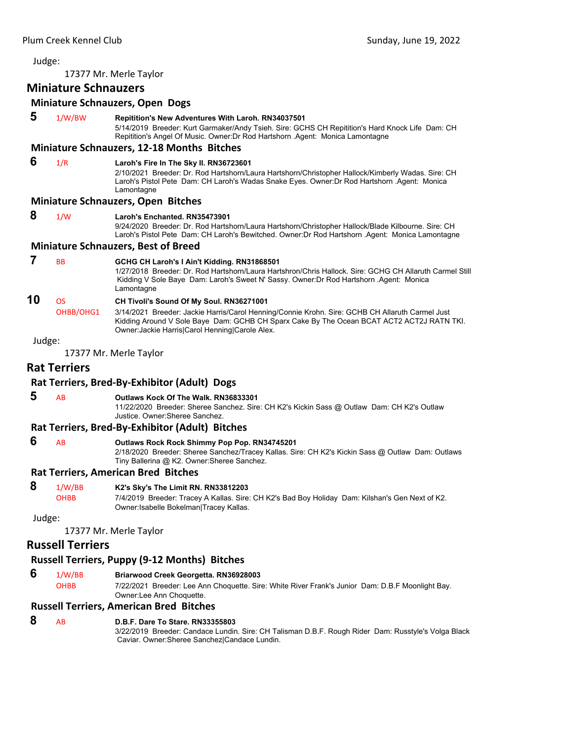Judge:

17377 Mr. Merle Taylor

## Miniature Schnauzers

### Miniature Schnauzers, Open Dogs

**5** 1/W/BW **Repitition's New Adventures With Laroh. RN34037501**
5/14/2019 Breeder: Kurt Garmaker/Andy Tsieh. Sire: GCHS CH Repitition's Hard Knock Life Dam: CH Repitition's Angel Of Music. Owner:Dr Rod Hartshorn .Agent: Monica Lamontagne

### Miniature Schnauzers, 12-18 Months Bitches

**6** 1/R **Laroh's Fire In The Sky II. RN36723601**
2/10/2021 Breeder: Dr. Rod Hartshorn/Laura Hartshorn/Christopher Hallock/Kimberly Wadas. Sire: CH Laroh's Pistol Pete Dam: CH Laroh's Wadas Snake Eyes. Owner:Dr Rod Hartshorn .Agent: Monica Lamontagne

### Miniature Schnauzers, Open Bitches

**8** 1/W **Laroh's Enchanted. RN35473901**
9/24/2020 Breeder: Dr. Rod Hartshorn/Laura Hartshorn/Christopher Hallock/Blade Kilbourne. Sire: CH Laroh's Pistol Pete Dam: CH Laroh's Bewitched. Owner:Dr Rod Hartshorn .Agent: Monica Lamontagne

### Miniature Schnauzers, Best of Breed

**7** BB **GCHG CH Laroh's I Ain't Kidding. RN31868501**
1/27/2018 Breeder: Dr. Rod Hartshorn/Laura Hartshron/Chris Hallock. Sire: GCHG CH Allaruth Carmel Still Kidding V Sole Baye Dam: Laroh's Sweet N' Sassy. Owner:Dr Rod Hartshorn .Agent: Monica Lamontagne

**10** OS OHBB/OHG1 **CH Tivoli's Sound Of My Soul. RN36271001**
3/14/2021 Breeder: Jackie Harris/Carol Henning/Connie Krohn. Sire: GCHB CH Allaruth Carmel Just Kidding Around V Sole Baye Dam: GCHB CH Sparx Cake By The Ocean BCAT ACT2 ACT2J RATN TKI. Owner:Jackie Harris|Carol Henning|Carole Alex.

Judge:

17377 Mr. Merle Taylor

## Rat Terriers

### Rat Terriers, Bred-By-Exhibitor (Adult) Dogs

**5** AB **Outlaws Kock Of The Walk. RN36833301**
11/22/2020 Breeder: Sheree Sanchez. Sire: CH K2's Kickin Sass @ Outlaw Dam: CH K2's Outlaw Justice. Owner:Sheree Sanchez.

### Rat Terriers, Bred-By-Exhibitor (Adult) Bitches

**6** AB **Outlaws Rock Rock Shimmy Pop Pop. RN34745201**
2/18/2020 Breeder: Sheree Sanchez/Tracey Kallas. Sire: CH K2's Kickin Sass @ Outlaw Dam: Outlaws Tiny Ballerina @ K2. Owner:Sheree Sanchez.

### Rat Terriers, American Bred Bitches

**8** 1/W/BB OHBB **K2's Sky's The Limit RN. RN33812203**
7/4/2019 Breeder: Tracey A Kallas. Sire: CH K2's Bad Boy Holiday Dam: Kilshan's Gen Next of K2. Owner:Isabelle Bokelman|Tracey Kallas.

Judge:

17377 Mr. Merle Taylor

## Russell Terriers

### Russell Terriers, Puppy (9-12 Months) Bitches

**6** 1/W/BB OHBB **Briarwood Creek Georgetta. RN36928003**
7/22/2021 Breeder: Lee Ann Choquette. Sire: White River Frank's Junior Dam: D.B.F Moonlight Bay. Owner:Lee Ann Choquette.

### Russell Terriers, American Bred Bitches

**8** AB **D.B.F. Dare To Stare. RN33355803**
3/22/2019 Breeder: Candace Lundin. Sire: CH Talisman D.B.F. Rough Rider Dam: Russtyle's Volga Black Caviar. Owner:Sheree Sanchez|Candace Lundin.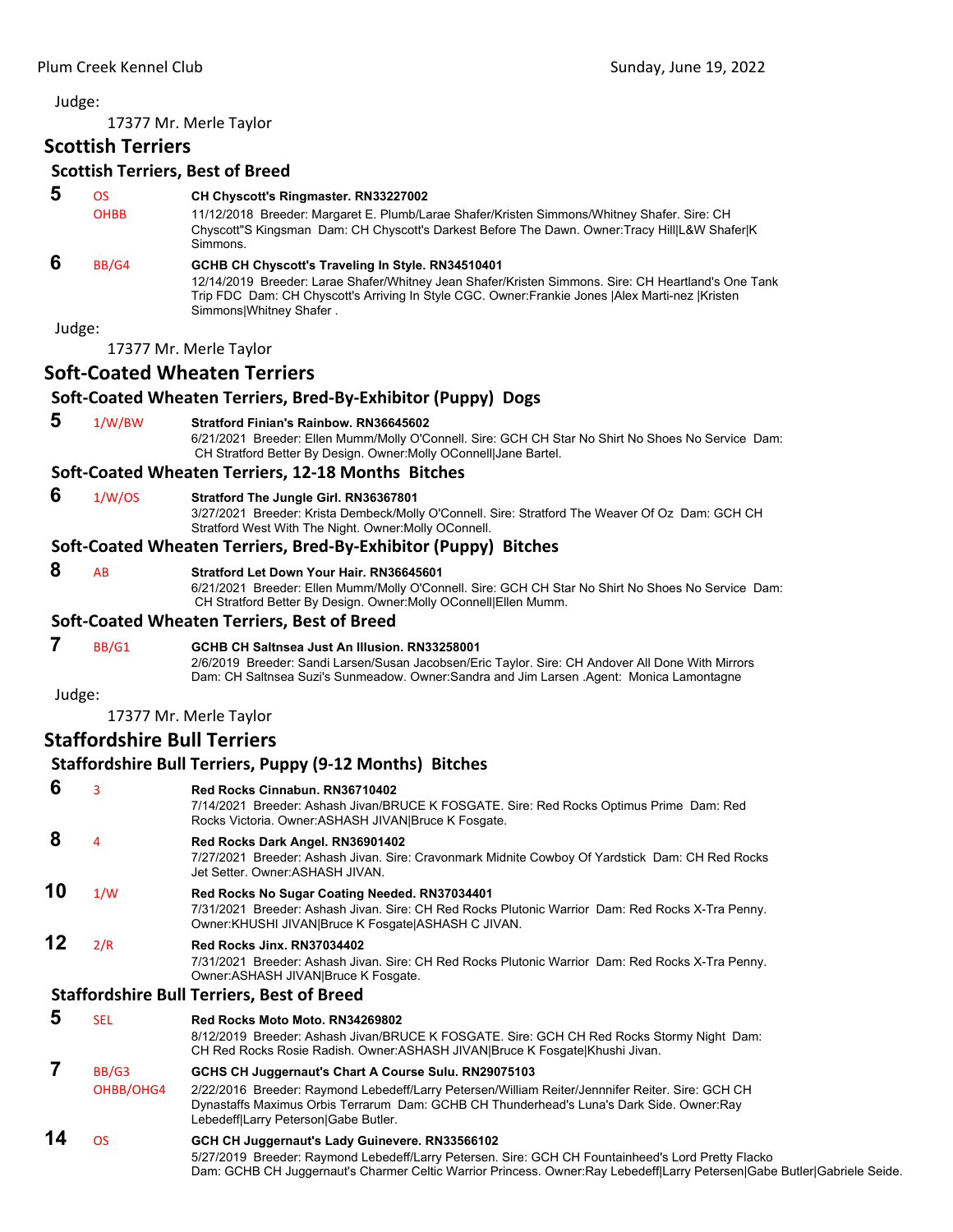Judge:

17377 Mr. Merle Taylor

## Scottish Terriers

### Scottish Terriers, Best of Breed

**5** OS OHBB **CH Chyscott's Ringmaster. RN33227002**
11/12/2018 Breeder: Margaret E. Plumb/Larae Shafer/Kristen Simmons/Whitney Shafer. Sire: CH Chyscott''S Kingsman Dam: CH Chyscott's Darkest Before The Dawn. Owner:Tracy Hill|L&W Shafer|K Simmons.

**6** BB/G4 **GCHB CH Chyscott's Traveling In Style. RN34510401**
12/14/2019 Breeder: Larae Shafer/Whitney Jean Shafer/Kristen Simmons. Sire: CH Heartland's One Tank Trip FDC Dam: CH Chyscott's Arriving In Style CGC. Owner:Frankie Jones |Alex Marti-nez |Kristen Simmons|Whitney Shafer .

Judge:

17377 Mr. Merle Taylor

## Soft-Coated Wheaten Terriers

### Soft-Coated Wheaten Terriers, Bred-By-Exhibitor (Puppy) Dogs

**5** 1/W/BW **Stratford Finian's Rainbow. RN36645602**
6/21/2021 Breeder: Ellen Mumm/Molly O'Connell. Sire: GCH CH Star No Shirt No Shoes No Service Dam: CH Stratford Better By Design. Owner:Molly OConnell|Jane Bartel.

### Soft-Coated Wheaten Terriers, 12-18 Months Bitches

**6** 1/W/OS **Stratford The Jungle Girl. RN36367801**
3/27/2021 Breeder: Krista Dembeck/Molly O'Connell. Sire: Stratford The Weaver Of Oz Dam: GCH CH Stratford West With The Night. Owner:Molly OConnell.

### Soft-Coated Wheaten Terriers, Bred-By-Exhibitor (Puppy) Bitches

**8** AB **Stratford Let Down Your Hair. RN36645601**
6/21/2021 Breeder: Ellen Mumm/Molly O'Connell. Sire: GCH CH Star No Shirt No Shoes No Service Dam: CH Stratford Better By Design. Owner:Molly OConnell|Ellen Mumm.

### Soft-Coated Wheaten Terriers, Best of Breed

**7** BB/G1 **GCHB CH Saltnsea Just An Illusion. RN33258001**
2/6/2019 Breeder: Sandi Larsen/Susan Jacobsen/Eric Taylor. Sire: CH Andover All Done With Mirrors Dam: CH Saltnsea Suzi's Sunmeadow. Owner:Sandra and Jim Larsen .Agent: Monica Lamontagne

Judge:

17377 Mr. Merle Taylor

## Staffordshire Bull Terriers

### Staffordshire Bull Terriers, Puppy (9-12 Months) Bitches

**6** 3 **Red Rocks Cinnabun. RN36710402**
7/14/2021 Breeder: Ashash Jivan/BRUCE K FOSGATE. Sire: Red Rocks Optimus Prime Dam: Red Rocks Victoria. Owner:ASHASH JIVAN|Bruce K Fosgate.

**8** 4 **Red Rocks Dark Angel. RN36901402**
7/27/2021 Breeder: Ashash Jivan. Sire: Cravonmark Midnite Cowboy Of Yardstick Dam: CH Red Rocks Jet Setter. Owner:ASHASH JIVAN.

**10** 1/W **Red Rocks No Sugar Coating Needed. RN37034401**
7/31/2021 Breeder: Ashash Jivan. Sire: CH Red Rocks Plutonic Warrior Dam: Red Rocks X-Tra Penny. Owner:KHUSHI JIVAN|Bruce K Fosgate|ASHASH C JIVAN.

**12** 2/R **Red Rocks Jinx. RN37034402**
7/31/2021 Breeder: Ashash Jivan. Sire: CH Red Rocks Plutonic Warrior Dam: Red Rocks X-Tra Penny. Owner:ASHASH JIVAN|Bruce K Fosgate.

### Staffordshire Bull Terriers, Best of Breed

**5** SEL **Red Rocks Moto Moto. RN34269802**
8/12/2019 Breeder: Ashash Jivan/BRUCE K FOSGATE. Sire: GCH CH Red Rocks Stormy Night Dam: CH Red Rocks Rosie Radish. Owner:ASHASH JIVAN|Bruce K Fosgate|Khushi Jivan.

**7** BB/G3 OHBB/OHG4 **GCHS CH Juggernaut's Chart A Course Sulu. RN29075103**
2/22/2016 Breeder: Raymond Lebedeff/Larry Petersen/William Reiter/Jennnifer Reiter. Sire: GCH CH Dynastaffs Maximus Orbis Terrarum Dam: GCHB CH Thunderhead's Luna's Dark Side. Owner:Ray Lebedeff|Larry Peterson|Gabe Butler.

**14** OS **GCH CH Juggernaut's Lady Guinevere. RN33566102**
5/27/2019 Breeder: Raymond Lebedeff/Larry Petersen. Sire: GCH CH Fountainheed's Lord Pretty Flacko Dam: GCHB CH Juggernaut's Charmer Celtic Warrior Princess. Owner:Ray Lebedeff|Larry Petersen|Gabe Butler|Gabriele Seide.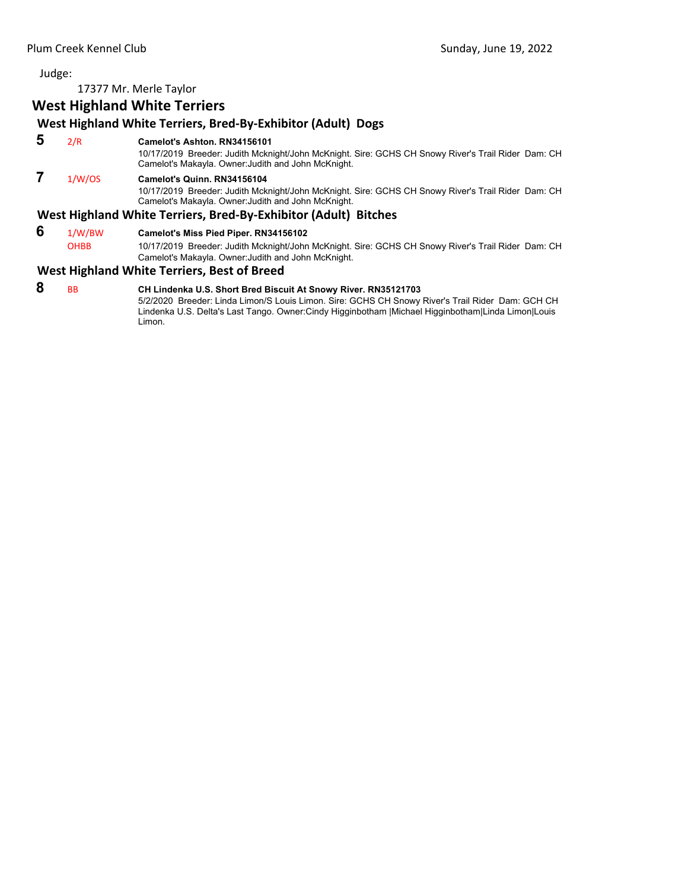Judge:

17377 Mr. Merle Taylor

## West Highland White Terriers

### West Highland White Terriers, Bred-By-Exhibitor (Adult) Dogs

**5** 2/R **Camelot's Ashton. RN34156101**
10/17/2019 Breeder: Judith Mcknight/John McKnight. Sire: GCHS CH Snowy River's Trail Rider Dam: CH Camelot's Makayla. Owner:Judith and John McKnight.

**7** 1/W/OS **Camelot's Quinn. RN34156104**
10/17/2019 Breeder: Judith Mcknight/John McKnight. Sire: GCHS CH Snowy River's Trail Rider Dam: CH Camelot's Makayla. Owner:Judith and John McKnight.

### West Highland White Terriers, Bred-By-Exhibitor (Adult) Bitches

**6** 1/W/BW OHBB **Camelot's Miss Pied Piper. RN34156102**
10/17/2019 Breeder: Judith Mcknight/John McKnight. Sire: GCHS CH Snowy River's Trail Rider Dam: CH Camelot's Makayla. Owner:Judith and John McKnight.

### West Highland White Terriers, Best of Breed

**8** BB **CH Lindenka U.S. Short Bred Biscuit At Snowy River. RN35121703**
5/2/2020 Breeder: Linda Limon/S Louis Limon. Sire: GCHS CH Snowy River's Trail Rider Dam: GCH CH Lindenka U.S. Delta's Last Tango. Owner:Cindy Higginbotham |Michael Higginbotham|Linda Limon|Louis Limon.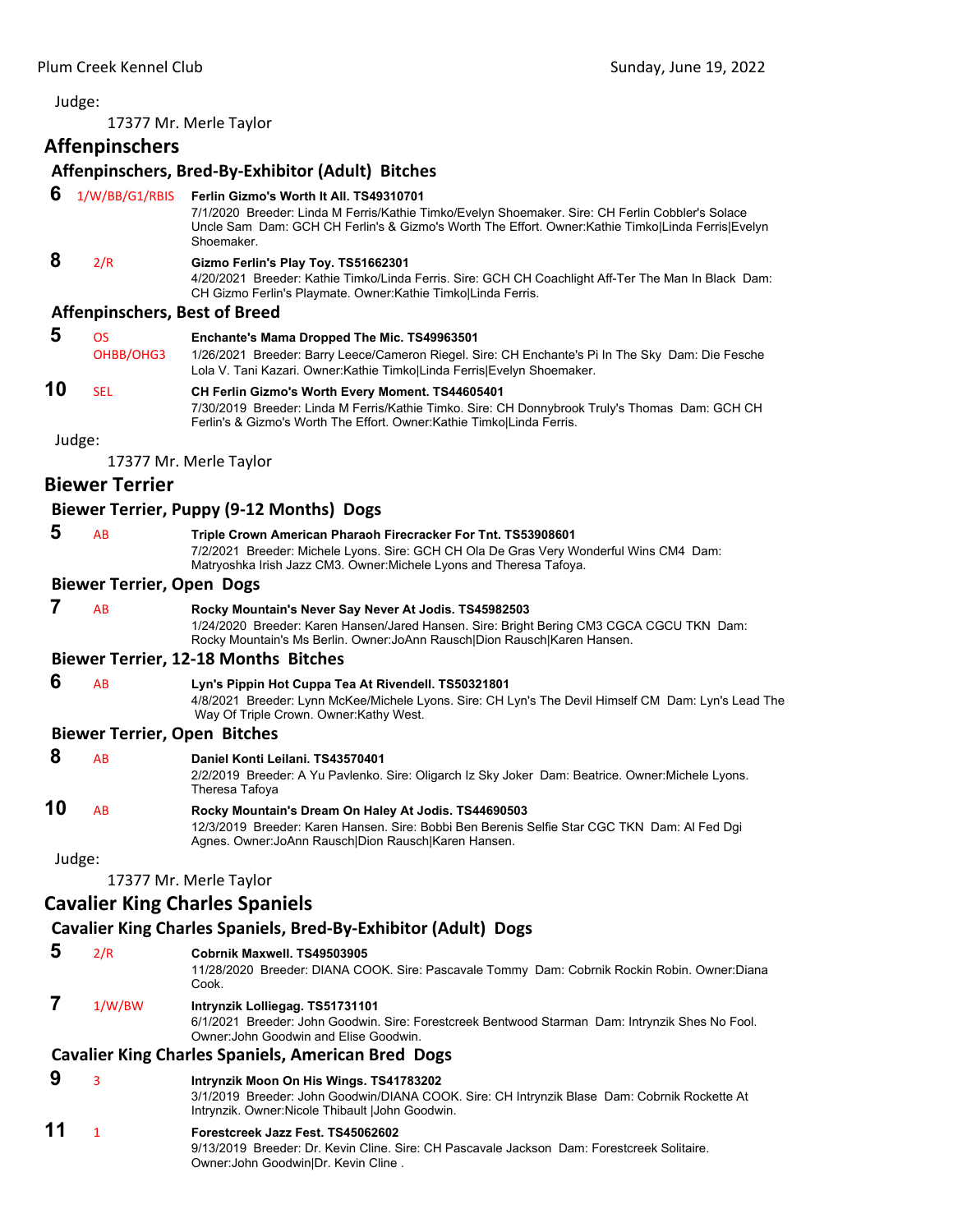Judge:

17377 Mr. Merle Taylor

## Affenpinschers

### Affenpinschers, Bred-By-Exhibitor (Adult) Bitches

**6** 1/W/BB/G1/RBIS **Ferlin Gizmo's Worth It All. TS49310701**
7/1/2020 Breeder: Linda M Ferris/Kathie Timko/Evelyn Shoemaker. Sire: CH Ferlin Cobbler's Solace Uncle Sam Dam: GCH CH Ferlin's & Gizmo's Worth The Effort. Owner:Kathie Timko|Linda Ferris|Evelyn Shoemaker.

**8** 2/R **Gizmo Ferlin's Play Toy. TS51662301**
4/20/2021 Breeder: Kathie Timko/Linda Ferris. Sire: GCH CH Coachlight Aff-Ter The Man In Black Dam: CH Gizmo Ferlin's Playmate. Owner:Kathie Timko|Linda Ferris.

### Affenpinschers, Best of Breed

**5** OS OHBB/OHG3 **Enchante's Mama Dropped The Mic. TS49963501**
1/26/2021 Breeder: Barry Leece/Cameron Riegel. Sire: CH Enchante's Pi In The Sky Dam: Die Fesche Lola V. Tani Kazari. Owner:Kathie Timko|Linda Ferris|Evelyn Shoemaker.

**10** SEL **CH Ferlin Gizmo's Worth Every Moment. TS44605401**
7/30/2019 Breeder: Linda M Ferris/Kathie Timko. Sire: CH Donnybrook Truly's Thomas Dam: GCH CH Ferlin's & Gizmo's Worth The Effort. Owner:Kathie Timko|Linda Ferris.

Judge:

17377 Mr. Merle Taylor

## Biewer Terrier

### Biewer Terrier, Puppy (9-12 Months) Dogs

**5** AB **Triple Crown American Pharaoh Firecracker For Tnt. TS53908601**
7/2/2021 Breeder: Michele Lyons. Sire: GCH CH Ola De Gras Very Wonderful Wins CM4 Dam: Matryoshka Irish Jazz CM3. Owner:Michele Lyons and Theresa Tafoya.

### Biewer Terrier, Open Dogs

**7** AB **Rocky Mountain's Never Say Never At Jodis. TS45982503**
1/24/2020 Breeder: Karen Hansen/Jared Hansen. Sire: Bright Bering CM3 CGCA CGCU TKN Dam: Rocky Mountain's Ms Berlin. Owner:JoAnn Rausch|Dion Rausch|Karen Hansen.

### Biewer Terrier, 12-18 Months Bitches

**6** AB **Lyn's Pippin Hot Cuppa Tea At Rivendell. TS50321801**
4/8/2021 Breeder: Lynn McKee/Michele Lyons. Sire: CH Lyn's The Devil Himself CM Dam: Lyn's Lead The Way Of Triple Crown. Owner:Kathy West.

### Biewer Terrier, Open Bitches

**8** AB **Daniel Konti Leilani. TS43570401**
2/2/2019 Breeder: A Yu Pavlenko. Sire: Oligarch Iz Sky Joker Dam: Beatrice. Owner:Michele Lyons. Theresa Tafoya

**10** AB **Rocky Mountain's Dream On Haley At Jodis. TS44690503**
12/3/2019 Breeder: Karen Hansen. Sire: Bobbi Ben Berenis Selfie Star CGC TKN Dam: Al Fed Dgi Agnes. Owner:JoAnn Rausch|Dion Rausch|Karen Hansen.

Judge:

17377 Mr. Merle Taylor

## Cavalier King Charles Spaniels

### Cavalier King Charles Spaniels, Bred-By-Exhibitor (Adult) Dogs

**5** 2/R **Cobrnik Maxwell. TS49503905**
11/28/2020 Breeder: DIANA COOK. Sire: Pascavale Tommy Dam: Cobrnik Rockin Robin. Owner:Diana Cook.

**7** 1/W/BW **Intrynzik Lolliegag. TS51731101**
6/1/2021 Breeder: John Goodwin. Sire: Forestcreek Bentwood Starman Dam: Intrynzik Shes No Fool. Owner:John Goodwin and Elise Goodwin.

### Cavalier King Charles Spaniels, American Bred Dogs

**9** 3 **Intrynzik Moon On His Wings. TS41783202**
3/1/2019 Breeder: John Goodwin/DIANA COOK. Sire: CH Intrynzik Blase Dam: Cobrnik Rockette At Intrynzik. Owner:Nicole Thibault |John Goodwin.

**11** 1 **Forestcreek Jazz Fest. TS45062602**
9/13/2019 Breeder: Dr. Kevin Cline. Sire: CH Pascavale Jackson Dam: Forestcreek Solitaire. Owner:John Goodwin|Dr. Kevin Cline .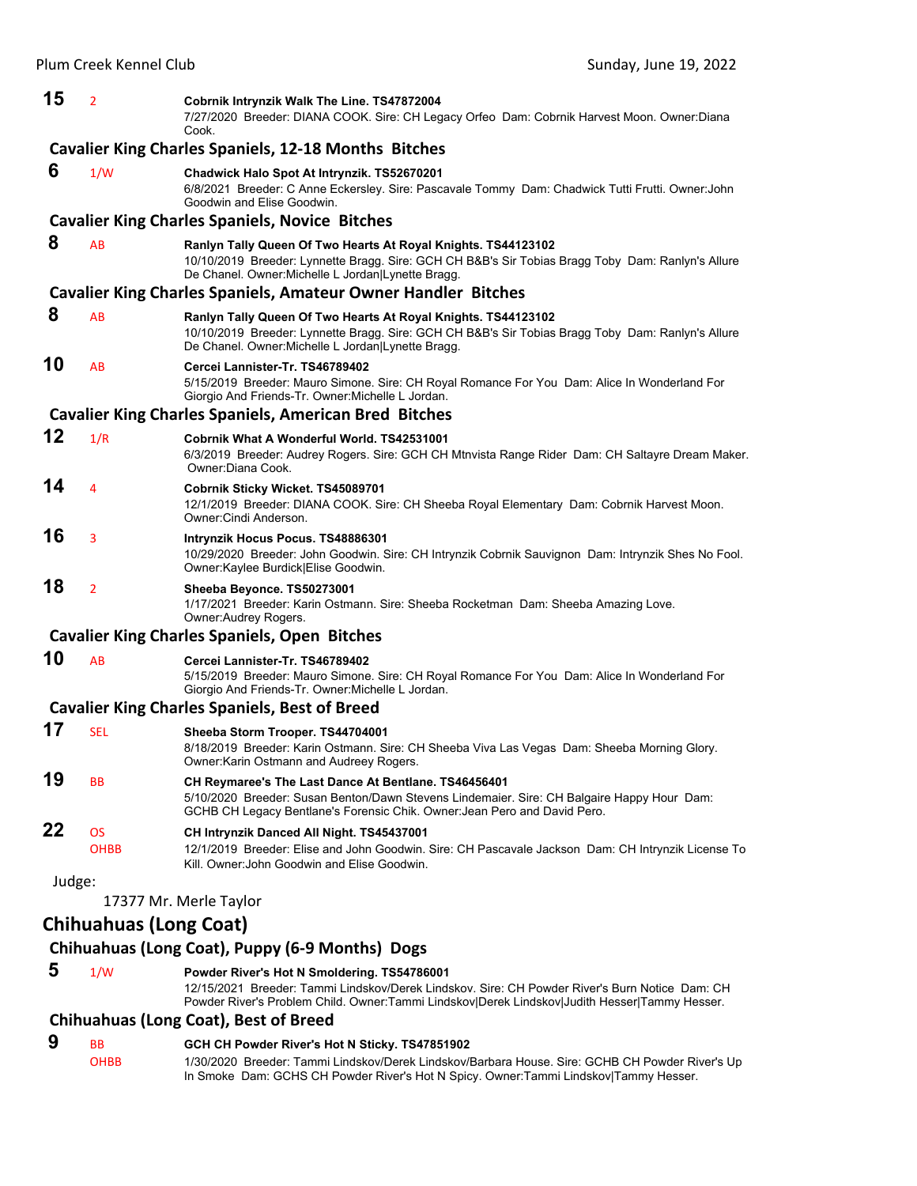**15** 2 **Cobrnik Intrynzik Walk The Line. TS47872004**
7/27/2020 Breeder: DIANA COOK. Sire: CH Legacy Orfeo Dam: Cobrnik Harvest Moon. Owner:Diana Cook.

### Cavalier King Charles Spaniels, 12-18 Months Bitches

**6** 1/W **Chadwick Halo Spot At Intrynzik. TS52670201**
6/8/2021 Breeder: C Anne Eckersley. Sire: Pascavale Tommy Dam: Chadwick Tutti Frutti. Owner:John Goodwin and Elise Goodwin.

### Cavalier King Charles Spaniels, Novice Bitches

**8** AB **Ranlyn Tally Queen Of Two Hearts At Royal Knights. TS44123102**
10/10/2019 Breeder: Lynnette Bragg. Sire: GCH CH B&B's Sir Tobias Bragg Toby Dam: Ranlyn's Allure De Chanel. Owner:Michelle L Jordan|Lynette Bragg.

### Cavalier King Charles Spaniels, Amateur Owner Handler Bitches

**8** AB **Ranlyn Tally Queen Of Two Hearts At Royal Knights. TS44123102**
10/10/2019 Breeder: Lynnette Bragg. Sire: GCH CH B&B's Sir Tobias Bragg Toby Dam: Ranlyn's Allure De Chanel. Owner:Michelle L Jordan|Lynette Bragg.

**10** AB **Cercei Lannister-Tr. TS46789402**
5/15/2019 Breeder: Mauro Simone. Sire: CH Royal Romance For You Dam: Alice In Wonderland For Giorgio And Friends-Tr. Owner:Michelle L Jordan.

### Cavalier King Charles Spaniels, American Bred Bitches

**12** 1/R **Cobrnik What A Wonderful World. TS42531001**
6/3/2019 Breeder: Audrey Rogers. Sire: GCH CH Mtnvista Range Rider Dam: CH Saltayre Dream Maker. Owner:Diana Cook.

**14** 4 **Cobrnik Sticky Wicket. TS45089701**
12/1/2019 Breeder: DIANA COOK. Sire: CH Sheeba Royal Elementary Dam: Cobrnik Harvest Moon. Owner:Cindi Anderson.

**16** 3 **Intrynzik Hocus Pocus. TS48886301**
10/29/2020 Breeder: John Goodwin. Sire: CH Intrynzik Cobrnik Sauvignon Dam: Intrynzik Shes No Fool. Owner:Kaylee Burdick|Elise Goodwin.

**18** 2 **Sheeba Beyonce. TS50273001**
1/17/2021 Breeder: Karin Ostmann. Sire: Sheeba Rocketman Dam: Sheeba Amazing Love. Owner:Audrey Rogers.

### Cavalier King Charles Spaniels, Open Bitches

**10** AB **Cercei Lannister-Tr. TS46789402**
5/15/2019 Breeder: Mauro Simone. Sire: CH Royal Romance For You Dam: Alice In Wonderland For Giorgio And Friends-Tr. Owner:Michelle L Jordan.

### Cavalier King Charles Spaniels, Best of Breed

**17** SEL **Sheeba Storm Trooper. TS44704001**
8/18/2019 Breeder: Karin Ostmann. Sire: CH Sheeba Viva Las Vegas Dam: Sheeba Morning Glory. Owner:Karin Ostmann and Audreey Rogers.

**19** BB **CH Reymaree's The Last Dance At Bentlane. TS46456401**
5/10/2020 Breeder: Susan Benton/Dawn Stevens Lindemaier. Sire: CH Balgaire Happy Hour Dam: GCHB CH Legacy Bentlane's Forensic Chik. Owner:Jean Pero and David Pero.

**22** OS OHBB **CH Intrynzik Danced All Night. TS45437001**
12/1/2019 Breeder: Elise and John Goodwin. Sire: CH Pascavale Jackson Dam: CH Intrynzik License To Kill. Owner:John Goodwin and Elise Goodwin.

Judge:

17377 Mr. Merle Taylor

## Chihuahuas (Long Coat)

### Chihuahuas (Long Coat), Puppy (6-9 Months) Dogs

**5** 1/W **Powder River's Hot N Smoldering. TS54786001**
12/15/2021 Breeder: Tammi Lindskov/Derek Lindskov. Sire: CH Powder River's Burn Notice Dam: CH Powder River's Problem Child. Owner:Tammi Lindskov|Derek Lindskov|Judith Hesser|Tammy Hesser.

### Chihuahuas (Long Coat), Best of Breed

**9** BB OHBB **GCH CH Powder River's Hot N Sticky. TS47851902**
1/30/2020 Breeder: Tammi Lindskov/Derek Lindskov/Barbara House. Sire: GCHB CH Powder River's Up In Smoke Dam: GCHS CH Powder River's Hot N Spicy. Owner:Tammi Lindskov|Tammy Hesser.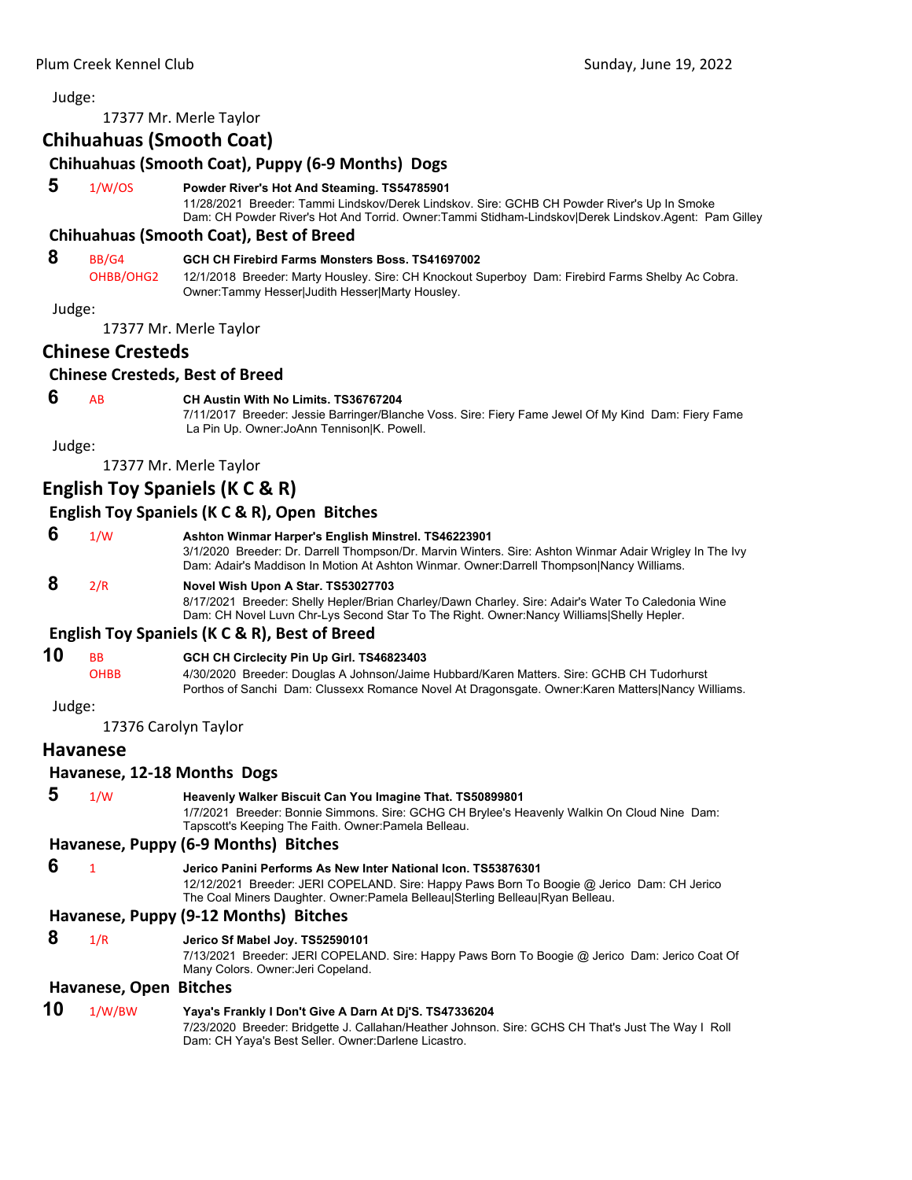Judge:

17377 Mr. Merle Taylor

## Chihuahuas (Smooth Coat)

### Chihuahuas (Smooth Coat), Puppy (6-9 Months) Dogs

**5** 1/W/OS **Powder River's Hot And Steaming. TS54785901**
11/28/2021 Breeder: Tammi Lindskov/Derek Lindskov. Sire: GCHB CH Powder River's Up In Smoke Dam: CH Powder River's Hot And Torrid. Owner:Tammi Stidham-Lindskov|Derek Lindskov.Agent: Pam Gilley

### Chihuahuas (Smooth Coat), Best of Breed

**8** BB/G4 OHBB/OHG2 **GCH CH Firebird Farms Monsters Boss. TS41697002**
12/1/2018 Breeder: Marty Housley. Sire: CH Knockout Superboy Dam: Firebird Farms Shelby Ac Cobra. Owner:Tammy Hesser|Judith Hesser|Marty Housley.

Judge:

17377 Mr. Merle Taylor

## Chinese Cresteds

### Chinese Cresteds, Best of Breed

**6** AB **CH Austin With No Limits. TS36767204**
7/11/2017 Breeder: Jessie Barringer/Blanche Voss. Sire: Fiery Fame Jewel Of My Kind Dam: Fiery Fame La Pin Up. Owner:JoAnn Tennison|K. Powell.

Judge:

17377 Mr. Merle Taylor

## English Toy Spaniels (K C & R)

### English Toy Spaniels (K C & R), Open Bitches

**6** 1/W **Ashton Winmar Harper's English Minstrel. TS46223901**
3/1/2020 Breeder: Dr. Darrell Thompson/Dr. Marvin Winters. Sire: Ashton Winmar Adair Wrigley In The Ivy Dam: Adair's Maddison In Motion At Ashton Winmar. Owner:Darrell Thompson|Nancy Williams.

**8** 2/R **Novel Wish Upon A Star. TS53027703**
8/17/2021 Breeder: Shelly Hepler/Brian Charley/Dawn Charley. Sire: Adair's Water To Caledonia Wine Dam: CH Novel Luvn Chr-Lys Second Star To The Right. Owner:Nancy Williams|Shelly Hepler.

### English Toy Spaniels (K C & R), Best of Breed

**10** BB OHBB **GCH CH Circlecity Pin Up Girl. TS46823403**
4/30/2020 Breeder: Douglas A Johnson/Jaime Hubbard/Karen Matters. Sire: GCHB CH Tudorhurst Porthos of Sanchi Dam: Clussexx Romance Novel At Dragonsgate. Owner:Karen Matters|Nancy Williams.

Judge:

17376 Carolyn Taylor

## Havanese

### Havanese, 12-18 Months Dogs

**5** 1/W **Heavenly Walker Biscuit Can You Imagine That. TS50899801**
1/7/2021 Breeder: Bonnie Simmons. Sire: GCHG CH Brylee's Heavenly Walkin On Cloud Nine Dam: Tapscott's Keeping The Faith. Owner:Pamela Belleau.

### Havanese, Puppy (6-9 Months) Bitches

**6** 1 **Jerico Panini Performs As New Inter National Icon. TS53876301**
12/12/2021 Breeder: JERI COPELAND. Sire: Happy Paws Born To Boogie @ Jerico Dam: CH Jerico The Coal Miners Daughter. Owner:Pamela Belleau|Sterling Belleau|Ryan Belleau.

### Havanese, Puppy (9-12 Months) Bitches

**8** 1/R **Jerico Sf Mabel Joy. TS52590101**
7/13/2021 Breeder: JERI COPELAND. Sire: Happy Paws Born To Boogie @ Jerico Dam: Jerico Coat Of Many Colors. Owner:Jeri Copeland.

### Havanese, Open Bitches

**10** 1/W/BW **Yaya's Frankly I Don't Give A Darn At Dj'S. TS47336204**
7/23/2020 Breeder: Bridgette J. Callahan/Heather Johnson. Sire: GCHS CH That's Just The Way I Roll Dam: CH Yaya's Best Seller. Owner:Darlene Licastro.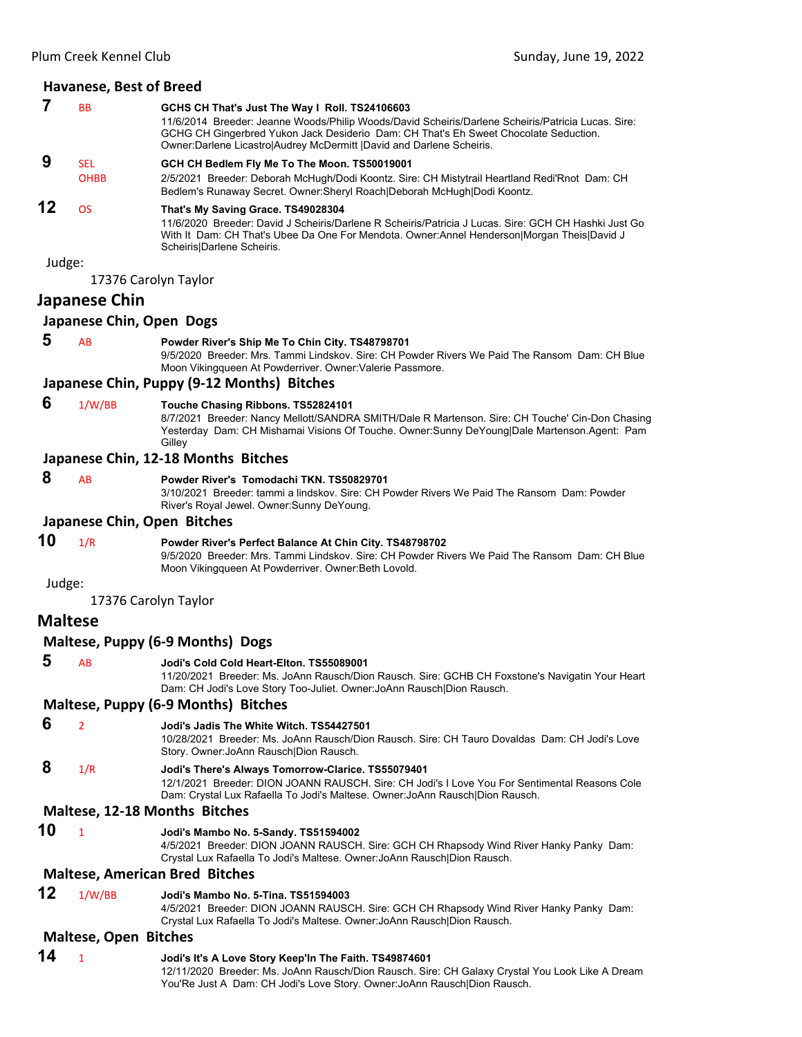### Havanese, Best of Breed

**7** BB **GCHS CH That's Just The Way I Roll. TS24106603**
11/6/2014 Breeder: Jeanne Woods/Philip Woods/David Scheiris/Darlene Scheiris/Patricia Lucas. Sire: GCHG CH Gingerbred Yukon Jack Desiderio Dam: CH That's Eh Sweet Chocolate Seduction. Owner:Darlene Licastro|Audrey McDermitt |David and Darlene Scheiris.

**9** SEL OHBB **GCH CH Bedlem Fly Me To The Moon. TS50019001**
2/5/2021 Breeder: Deborah McHugh/Dodi Koontz. Sire: CH Mistytrail Heartland Redi'Rnot Dam: CH Bedlem's Runaway Secret. Owner:Sheryl Roach|Deborah McHugh|Dodi Koontz.

**12** OS **That's My Saving Grace. TS49028304**
11/6/2020 Breeder: David J Scheiris/Darlene R Scheiris/Patricia J Lucas. Sire: GCH CH Hashki Just Go With It Dam: CH That's Ubee Da One For Mendota. Owner:Annel Henderson|Morgan Theis|David J Scheiris|Darlene Scheiris.

Judge:

17376 Carolyn Taylor

## Japanese Chin

### Japanese Chin, Open Dogs

**5** AB **Powder River's Ship Me To Chin City. TS48798701**
9/5/2020 Breeder: Mrs. Tammi Lindskov. Sire: CH Powder Rivers We Paid The Ransom Dam: CH Blue Moon Vikingqueen At Powderriver. Owner:Valerie Passmore.

### Japanese Chin, Puppy (9-12 Months) Bitches

**6** 1/W/BB **Touche Chasing Ribbons. TS52824101**
8/7/2021 Breeder: Nancy Mellott/SANDRA SMITH/Dale R Martenson. Sire: CH Touche' Cin-Don Chasing Yesterday Dam: CH Mishamai Visions Of Touche. Owner:Sunny DeYoung|Dale Martenson.Agent: Pam Gilley

### Japanese Chin, 12-18 Months Bitches

**8** AB **Powder River's Tomodachi TKN. TS50829701**
3/10/2021 Breeder: tammi a lindskov. Sire: CH Powder Rivers We Paid The Ransom Dam: Powder River's Royal Jewel. Owner:Sunny DeYoung.

### Japanese Chin, Open Bitches

**10** 1/R **Powder River's Perfect Balance At Chin City. TS48798702**
9/5/2020 Breeder: Mrs. Tammi Lindskov. Sire: CH Powder Rivers We Paid The Ransom Dam: CH Blue Moon Vikingqueen At Powderriver. Owner:Beth Lovold.

Judge:

17376 Carolyn Taylor

## Maltese

### Maltese, Puppy (6-9 Months) Dogs

**5** AB **Jodi's Cold Cold Heart-Elton. TS55089001**
11/20/2021 Breeder: Ms. JoAnn Rausch/Dion Rausch. Sire: GCHB CH Foxstone's Navigatin Your Heart Dam: CH Jodi's Love Story Too-Juliet. Owner:JoAnn Rausch|Dion Rausch.

### Maltese, Puppy (6-9 Months) Bitches

**6** 2 **Jodi's Jadis The White Witch. TS54427501**
10/28/2021 Breeder: Ms. JoAnn Rausch/Dion Rausch. Sire: CH Tauro Dovaldas Dam: CH Jodi's Love Story. Owner:JoAnn Rausch|Dion Rausch.

**8** 1/R **Jodi's There's Always Tomorrow-Clarice. TS55079401**
12/1/2021 Breeder: DION JOANN RAUSCH. Sire: CH Jodi's I Love You For Sentimental Reasons Cole Dam: Crystal Lux Rafaella To Jodi's Maltese. Owner:JoAnn Rausch|Dion Rausch.

### Maltese, 12-18 Months Bitches

**10** 1 **Jodi's Mambo No. 5-Sandy. TS51594002**
4/5/2021 Breeder: DION JOANN RAUSCH. Sire: GCH CH Rhapsody Wind River Hanky Panky Dam: Crystal Lux Rafaella To Jodi's Maltese. Owner:JoAnn Rausch|Dion Rausch.

### Maltese, American Bred Bitches

**12** 1/W/BB **Jodi's Mambo No. 5-Tina. TS51594003**
4/5/2021 Breeder: DION JOANN RAUSCH. Sire: GCH CH Rhapsody Wind River Hanky Panky Dam: Crystal Lux Rafaella To Jodi's Maltese. Owner:JoAnn Rausch|Dion Rausch.

### Maltese, Open Bitches

**14** 1 **Jodi's It's A Love Story Keep'In The Faith. TS49874601**
12/11/2020 Breeder: Ms. JoAnn Rausch/Dion Rausch. Sire: CH Galaxy Crystal You Look Like A Dream You'Re Just A Dam: CH Jodi's Love Story. Owner:JoAnn Rausch|Dion Rausch.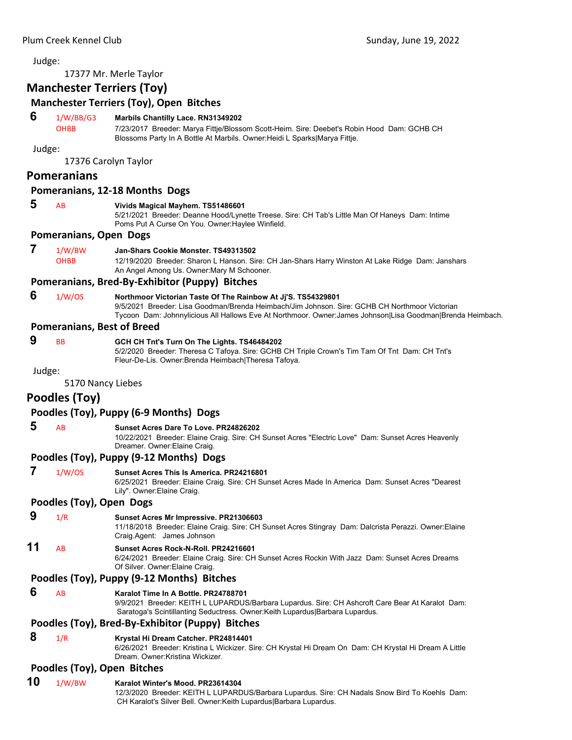Judge:

17377 Mr. Merle Taylor

## Manchester Terriers (Toy)

### Manchester Terriers (Toy), Open Bitches

**6** 1/W/BB/G3 OHBB **Marbils Chantilly Lace. RN31349202**
7/23/2017 Breeder: Marya Fittje/Blossom Scott-Heim. Sire: Deebet's Robin Hood Dam: GCHB CH Blossoms Party In A Bottle At Marbils. Owner:Heidi L Sparks|Marya Fittje.

Judge:

17376 Carolyn Taylor

## Pomeranians

### Pomeranians, 12-18 Months Dogs

**5** AB **Vivids Magical Mayhem. TS51486601**
5/21/2021 Breeder: Deanne Hood/Lynette Treese. Sire: CH Tab's Little Man Of Haneys Dam: Intime Poms Put A Curse On You. Owner:Haylee Winfield.

### Pomeranians, Open Dogs

**7** 1/W/BW OHBB **Jan-Shars Cookie Monster. TS49313502**
12/19/2020 Breeder: Sharon L Hanson. Sire: CH Jan-Shars Harry Winston At Lake Ridge Dam: Janshars An Angel Among Us. Owner:Mary M Schooner.

### Pomeranians, Bred-By-Exhibitor (Puppy) Bitches

**6** 1/W/OS **Northmoor Victorian Taste Of The Rainbow At Jj'S. TS54329801**
9/5/2021 Breeder: Lisa Goodman/Brenda Heimbach/Jim Johnson. Sire: GCHB CH Northmoor Victorian Tycoon Dam: Johnnylicious All Hallows Eve At Northmoor. Owner:James Johnson|Lisa Goodman|Brenda Heimbach.

### Pomeranians, Best of Breed

**9** BB **GCH CH Tnt's Turn On The Lights. TS46484202**
5/2/2020 Breeder: Theresa C Tafoya. Sire: GCHB CH Triple Crown's Tim Tam Of Tnt Dam: CH Tnt's Fleur-De-Lis. Owner:Brenda Heimbach|Theresa Tafoya.

Judge:

5170 Nancy Liebes

## Poodles (Toy)

### Poodles (Toy), Puppy (6-9 Months) Dogs

**5** AB **Sunset Acres Dare To Love. PR24826202**
10/22/2021 Breeder: Elaine Craig. Sire: CH Sunset Acres "Electric Love" Dam: Sunset Acres Heavenly Dreamer. Owner:Elaine Craig.

### Poodles (Toy), Puppy (9-12 Months) Dogs

**7** 1/W/OS **Sunset Acres This Is America. PR24216801**
6/25/2021 Breeder: Elaine Craig. Sire: CH Sunset Acres Made In America Dam: Sunset Acres "Dearest Lily". Owner:Elaine Craig.

### Poodles (Toy), Open Dogs

**9** 1/R **Sunset Acres Mr Impressive. PR21306603**
11/18/2018 Breeder: Elaine Craig. Sire: CH Sunset Acres Stingray Dam: Dalcrista Perazzi. Owner:Elaine Craig.Agent: James Johnson

**11** AB **Sunset Acres Rock-N-Roll. PR24216601**
6/24/2021 Breeder: Elaine Craig. Sire: CH Sunset Acres Rockin With Jazz Dam: Sunset Acres Dreams Of Silver. Owner:Elaine Craig.

### Poodles (Toy), Puppy (9-12 Months) Bitches

**6** AB **Karalot Time In A Bottle. PR24788701**
9/9/2021 Breeder: KEITH L LUPARDUS/Barbara Lupardus. Sire: CH Ashcroft Care Bear At Karalot Dam: Saratoga's Scintillanting Seductress. Owner:Keith Lupardus|Barbara Lupardus.

### Poodles (Toy), Bred-By-Exhibitor (Puppy) Bitches

**8** 1/R **Krystal Hi Dream Catcher. PR24814401**
6/26/2021 Breeder: Kristina L Wickizer. Sire: CH Krystal Hi Dream On Dam: CH Krystal Hi Dream A Little Dream. Owner:Kristina Wickizer.

### Poodles (Toy), Open Bitches

**10** 1/W/BW **Karalot Winter's Mood. PR23614304**
12/3/2020 Breeder: KEITH L LUPARDUS/Barbara Lupardus. Sire: CH Nadals Snow Bird To Koehls Dam: CH Karalot's Silver Bell. Owner:Keith Lupardus|Barbara Lupardus.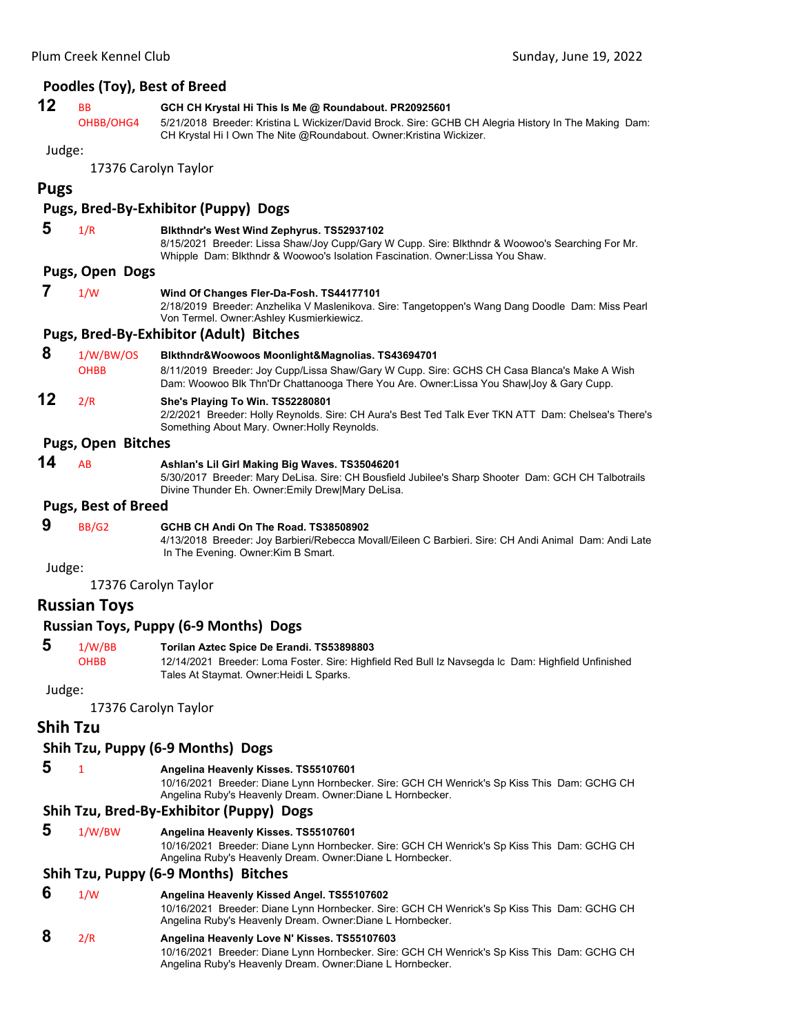### Poodles (Toy), Best of Breed

**12** BB OHBB/OHG4 **GCH CH Krystal Hi This Is Me @ Roundabout. PR20925601**
5/21/2018 Breeder: Kristina L Wickizer/David Brock. Sire: GCHB CH Alegria History In The Making Dam: CH Krystal Hi I Own The Nite @Roundabout. Owner:Kristina Wickizer.

Judge:

17376 Carolyn Taylor

## Pugs

### Pugs, Bred-By-Exhibitor (Puppy) Dogs

**5** 1/R **Blkthndr's West Wind Zephyrus. TS52937102**
8/15/2021 Breeder: Lissa Shaw/Joy Cupp/Gary W Cupp. Sire: Blkthndr & Woowoo's Searching For Mr. Whipple Dam: Blkthndr & Woowoo's Isolation Fascination. Owner:Lissa You Shaw.

### Pugs, Open Dogs

**7** 1/W **Wind Of Changes Fler-Da-Fosh. TS44177101**
2/18/2019 Breeder: Anzhelika V Maslenikova. Sire: Tangetoppen's Wang Dang Doodle Dam: Miss Pearl Von Termel. Owner:Ashley Kusmierkiewicz.

### Pugs, Bred-By-Exhibitor (Adult) Bitches

**8** 1/W/BW/OS OHBB **Blkthndr&Woowoos Moonlight&Magnolias. TS43694701**
8/11/2019 Breeder: Joy Cupp/Lissa Shaw/Gary W Cupp. Sire: GCHS CH Casa Blanca's Make A Wish Dam: Woowoo Blk Thn'Dr Chattanooga There You Are. Owner:Lissa You Shaw|Joy & Gary Cupp.

**12** 2/R **She's Playing To Win. TS52280801**
2/2/2021 Breeder: Holly Reynolds. Sire: CH Aura's Best Ted Talk Ever TKN ATT Dam: Chelsea's There's Something About Mary. Owner:Holly Reynolds.

### Pugs, Open Bitches

**14** AB **Ashlan's Lil Girl Making Big Waves. TS35046201**
5/30/2017 Breeder: Mary DeLisa. Sire: CH Bousfield Jubilee's Sharp Shooter Dam: GCH CH Talbotrails Divine Thunder Eh. Owner:Emily Drew|Mary DeLisa.

### Pugs, Best of Breed

**9** BB/G2 **GCHB CH Andi On The Road. TS38508902**
4/13/2018 Breeder: Joy Barbieri/Rebecca Movall/Eileen C Barbieri. Sire: CH Andi Animal Dam: Andi Late In The Evening. Owner:Kim B Smart.

Judge:

17376 Carolyn Taylor

## Russian Toys

### Russian Toys, Puppy (6-9 Months) Dogs

**5** 1/W/BB OHBB **Torilan Aztec Spice De Erandi. TS53898803**
12/14/2021 Breeder: Loma Foster. Sire: Highfield Red Bull Iz Navsegda Ic Dam: Highfield Unfinished Tales At Staymat. Owner:Heidi L Sparks.

Judge:

17376 Carolyn Taylor

## Shih Tzu

### Shih Tzu, Puppy (6-9 Months) Dogs

**5** 1 **Angelina Heavenly Kisses. TS55107601**
10/16/2021 Breeder: Diane Lynn Hornbecker. Sire: GCH CH Wenrick's Sp Kiss This Dam: GCHG CH Angelina Ruby's Heavenly Dream. Owner:Diane L Hornbecker.

### Shih Tzu, Bred-By-Exhibitor (Puppy) Dogs

**5** 1/W/BW **Angelina Heavenly Kisses. TS55107601**
10/16/2021 Breeder: Diane Lynn Hornbecker. Sire: GCH CH Wenrick's Sp Kiss This Dam: GCHG CH Angelina Ruby's Heavenly Dream. Owner:Diane L Hornbecker.

### Shih Tzu, Puppy (6-9 Months) Bitches

**6** 1/W **Angelina Heavenly Kissed Angel. TS55107602**
10/16/2021 Breeder: Diane Lynn Hornbecker. Sire: GCH CH Wenrick's Sp Kiss This Dam: GCHG CH Angelina Ruby's Heavenly Dream. Owner:Diane L Hornbecker.

**8** 2/R **Angelina Heavenly Love N' Kisses. TS55107603**
10/16/2021 Breeder: Diane Lynn Hornbecker. Sire: GCH CH Wenrick's Sp Kiss This Dam: GCHG CH Angelina Ruby's Heavenly Dream. Owner:Diane L Hornbecker.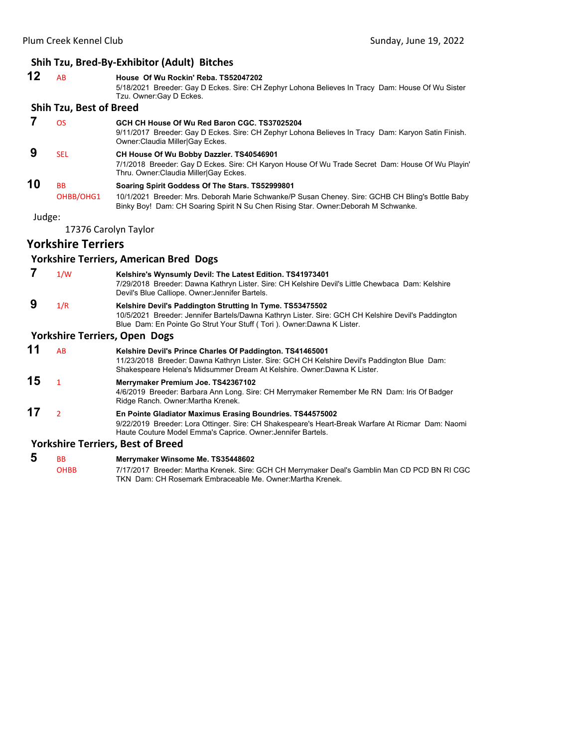### Shih Tzu, Bred-By-Exhibitor (Adult) Bitches

**12** AB **House Of Wu Rockin' Reba. TS52047202**
5/18/2021 Breeder: Gay D Eckes. Sire: CH Zephyr Lohona Believes In Tracy Dam: House Of Wu Sister Tzu. Owner:Gay D Eckes.

### Shih Tzu, Best of Breed

**7** OS **GCH CH House Of Wu Red Baron CGC. TS37025204**
9/11/2017 Breeder: Gay D Eckes. Sire: CH Zephyr Lohona Believes In Tracy Dam: Karyon Satin Finish. Owner:Claudia Miller|Gay Eckes.

**9** SEL **CH House Of Wu Bobby Dazzler. TS40546901**
7/1/2018 Breeder: Gay D Eckes. Sire: CH Karyon House Of Wu Trade Secret Dam: House Of Wu Playin' Thru. Owner:Claudia Miller|Gay Eckes.

**10** BB OHBB/OHG1 **Soaring Spirit Goddess Of The Stars. TS52999801**
10/1/2021 Breeder: Mrs. Deborah Marie Schwanke/P Susan Cheney. Sire: GCHB CH Bling's Bottle Baby Binky Boy! Dam: CH Soaring Spirit N Su Chen Rising Star. Owner:Deborah M Schwanke.

Judge:

17376 Carolyn Taylor

## Yorkshire Terriers

### Yorkshire Terriers, American Bred Dogs

**7** 1/W **Kelshire's Wynsumly Devil: The Latest Edition. TS41973401**
7/29/2018 Breeder: Dawna Kathryn Lister. Sire: CH Kelshire Devil's Little Chewbaca Dam: Kelshire Devil's Blue Calliope. Owner:Jennifer Bartels.

**9** 1/R **Kelshire Devil's Paddington Strutting In Tyme. TS53475502**
10/5/2021 Breeder: Jennifer Bartels/Dawna Kathryn Lister. Sire: GCH CH Kelshire Devil's Paddington Blue Dam: En Pointe Go Strut Your Stuff ( Tori ). Owner:Dawna K Lister.

### Yorkshire Terriers, Open Dogs

**11** AB **Kelshire Devil's Prince Charles Of Paddington. TS41465001**
11/23/2018 Breeder: Dawna Kathryn Lister. Sire: GCH CH Kelshire Devil's Paddington Blue Dam: Shakespeare Helena's Midsummer Dream At Kelshire. Owner:Dawna K Lister.

**15** 1 **Merrymaker Premium Joe. TS42367102**
4/6/2019 Breeder: Barbara Ann Long. Sire: CH Merrymaker Remember Me RN Dam: Iris Of Badger Ridge Ranch. Owner:Martha Krenek.

**17** 2 **En Pointe Gladiator Maximus Erasing Boundries. TS44575002**
9/22/2019 Breeder: Lora Ottinger. Sire: CH Shakespeare's Heart-Break Warfare At Ricmar Dam: Naomi Haute Couture Model Emma's Caprice. Owner:Jennifer Bartels.

### Yorkshire Terriers, Best of Breed

**5** BB OHBB **Merrymaker Winsome Me. TS35448602**
7/17/2017 Breeder: Martha Krenek. Sire: GCH CH Merrymaker Deal's Gamblin Man CD PCD BN RI CGC TKN Dam: CH Rosemark Embraceable Me. Owner:Martha Krenek.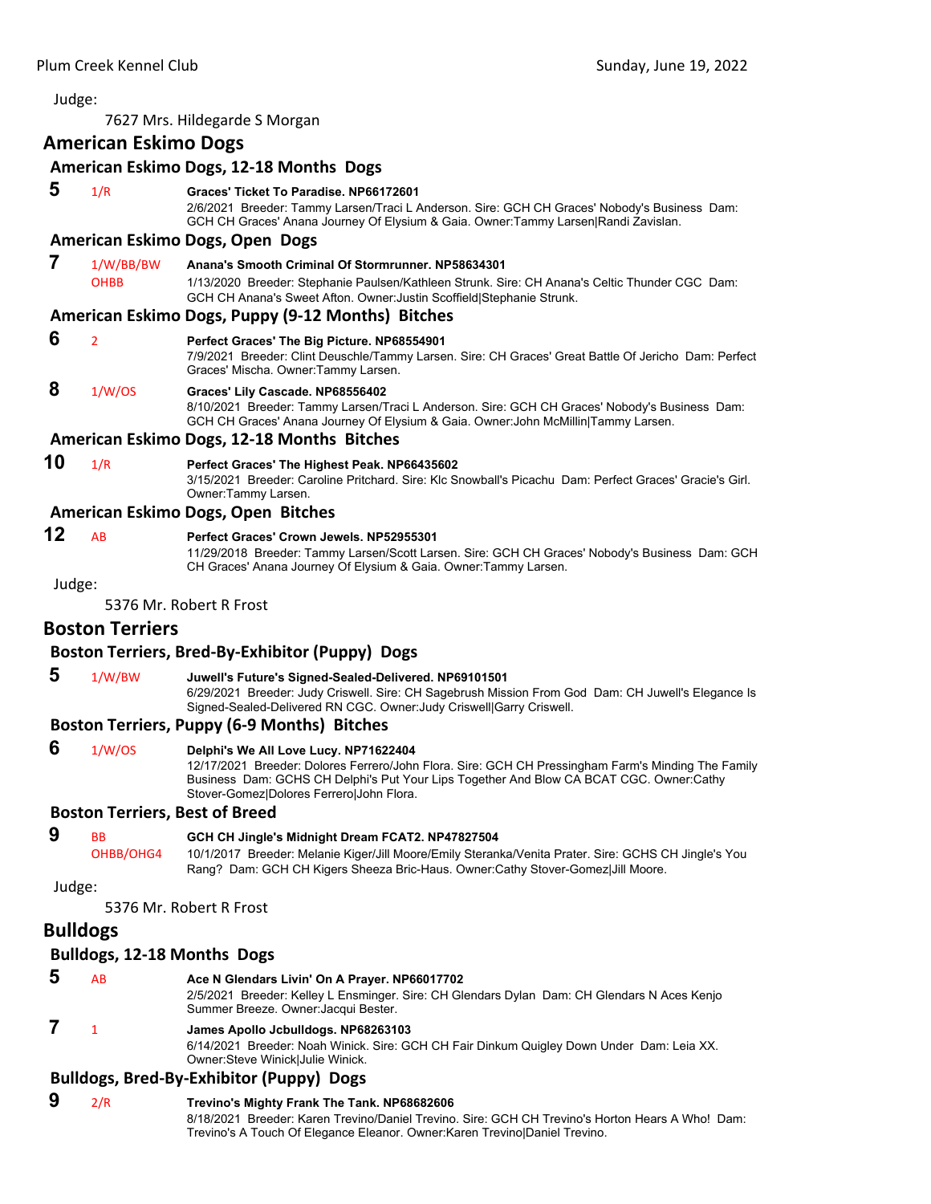Judge:

7627 Mrs. Hildegarde S Morgan

## American Eskimo Dogs

### American Eskimo Dogs, 12-18 Months Dogs

**5** 1/R **Graces' Ticket To Paradise. NP66172601**
2/6/2021 Breeder: Tammy Larsen/Traci L Anderson. Sire: GCH CH Graces' Nobody's Business Dam: GCH CH Graces' Anana Journey Of Elysium & Gaia. Owner:Tammy Larsen|Randi Zavislan.

### American Eskimo Dogs, Open Dogs

**7** 1/W/BB/BW OHBB **Anana's Smooth Criminal Of Stormrunner. NP58634301**
1/13/2020 Breeder: Stephanie Paulsen/Kathleen Strunk. Sire: CH Anana's Celtic Thunder CGC Dam: GCH CH Anana's Sweet Afton. Owner:Justin Scoffield|Stephanie Strunk.

### American Eskimo Dogs, Puppy (9-12 Months) Bitches

**6** 2 **Perfect Graces' The Big Picture. NP68554901**
7/9/2021 Breeder: Clint Deuschle/Tammy Larsen. Sire: CH Graces' Great Battle Of Jericho Dam: Perfect Graces' Mischa. Owner:Tammy Larsen.

**8** 1/W/OS **Graces' Lily Cascade. NP68556402**
8/10/2021 Breeder: Tammy Larsen/Traci L Anderson. Sire: GCH CH Graces' Nobody's Business Dam: GCH CH Graces' Anana Journey Of Elysium & Gaia. Owner:John McMillin|Tammy Larsen.

### American Eskimo Dogs, 12-18 Months Bitches

**10** 1/R **Perfect Graces' The Highest Peak. NP66435602**
3/15/2021 Breeder: Caroline Pritchard. Sire: Klc Snowball's Picachu Dam: Perfect Graces' Gracie's Girl. Owner:Tammy Larsen.

### American Eskimo Dogs, Open Bitches

**12** AB **Perfect Graces' Crown Jewels. NP52955301**
11/29/2018 Breeder: Tammy Larsen/Scott Larsen. Sire: GCH CH Graces' Nobody's Business Dam: GCH CH Graces' Anana Journey Of Elysium & Gaia. Owner:Tammy Larsen.

Judge:

5376 Mr. Robert R Frost

## Boston Terriers

### Boston Terriers, Bred-By-Exhibitor (Puppy) Dogs

**5** 1/W/BW **Juwell's Future's Signed-Sealed-Delivered. NP69101501**
6/29/2021 Breeder: Judy Criswell. Sire: CH Sagebrush Mission From God Dam: CH Juwell's Elegance Is Signed-Sealed-Delivered RN CGC. Owner:Judy Criswell|Garry Criswell.

### Boston Terriers, Puppy (6-9 Months) Bitches

**6** 1/W/OS **Delphi's We All Love Lucy. NP71622404**
12/17/2021 Breeder: Dolores Ferrero/John Flora. Sire: GCH CH Pressingham Farm's Minding The Family Business Dam: GCHS CH Delphi's Put Your Lips Together And Blow CA BCAT CGC. Owner:Cathy Stover-Gomez|Dolores Ferrero|John Flora.

### Boston Terriers, Best of Breed

**9** BB OHBB/OHG4 **GCH CH Jingle's Midnight Dream FCAT2. NP47827504**
10/1/2017 Breeder: Melanie Kiger/Jill Moore/Emily Steranka/Venita Prater. Sire: GCHS CH Jingle's You Rang? Dam: GCH CH Kigers Sheeza Bric-Haus. Owner:Cathy Stover-Gomez|Jill Moore.

Judge:

5376 Mr. Robert R Frost

## Bulldogs

### Bulldogs, 12-18 Months Dogs

**5** AB **Ace N Glendars Livin' On A Prayer. NP66017702**
2/5/2021 Breeder: Kelley L Ensminger. Sire: CH Glendars Dylan Dam: CH Glendars N Aces Kenjo Summer Breeze. Owner:Jacqui Bester.

**7** 1 **James Apollo Jcbulldogs. NP68263103**
6/14/2021 Breeder: Noah Winick. Sire: GCH CH Fair Dinkum Quigley Down Under Dam: Leia XX. Owner:Steve Winick|Julie Winick.

### Bulldogs, Bred-By-Exhibitor (Puppy) Dogs

**9** 2/R **Trevino's Mighty Frank The Tank. NP68682606**
8/18/2021 Breeder: Karen Trevino/Daniel Trevino. Sire: GCH CH Trevino's Horton Hears A Who! Dam: Trevino's A Touch Of Elegance Eleanor. Owner:Karen Trevino|Daniel Trevino.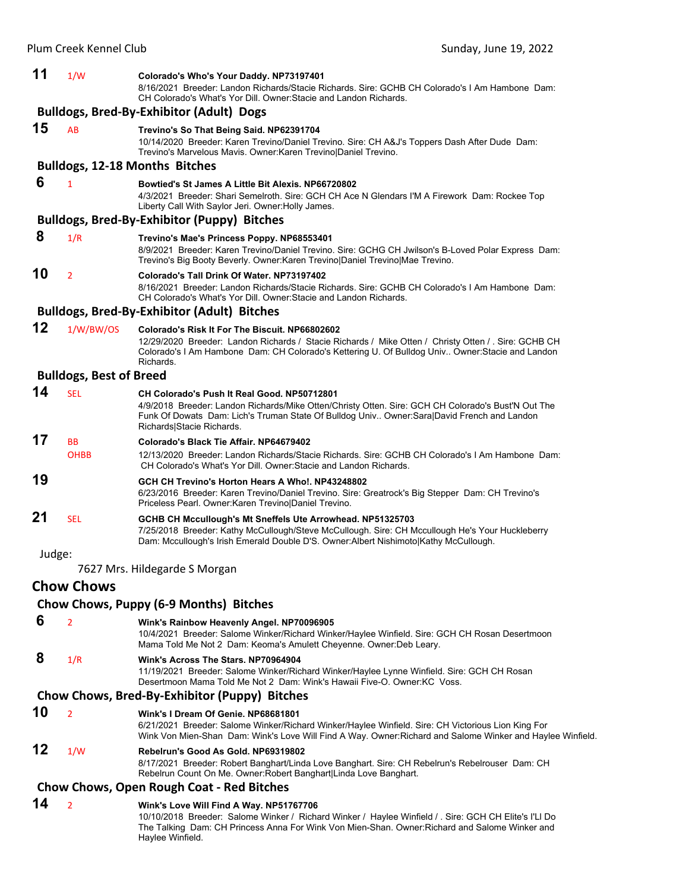**11** 1/W **Colorado's Who's Your Daddy. NP73197401**
8/16/2021 Breeder: Landon Richards/Stacie Richards. Sire: GCHB CH Colorado's I Am Hambone Dam: CH Colorado's What's Yor Dill. Owner:Stacie and Landon Richards.

### Bulldogs, Bred-By-Exhibitor (Adult) Dogs

**15** AB **Trevino's So That Being Said. NP62391704**
10/14/2020 Breeder: Karen Trevino/Daniel Trevino. Sire: CH A&J's Toppers Dash After Dude Dam: Trevino's Marvelous Mavis. Owner:Karen Trevino|Daniel Trevino.

### Bulldogs, 12-18 Months Bitches

**6** 1 **Bowtied's St James A Little Bit Alexis. NP66720802**
4/3/2021 Breeder: Shari Semelroth. Sire: GCH CH Ace N Glendars I'M A Firework Dam: Rockee Top Liberty Call With Saylor Jeri. Owner:Holly James.

### Bulldogs, Bred-By-Exhibitor (Puppy) Bitches

**8** 1/R **Trevino's Mae's Princess Poppy. NP68553401**
8/9/2021 Breeder: Karen Trevino/Daniel Trevino. Sire: GCHG CH Jwilson's B-Loved Polar Express Dam: Trevino's Big Booty Beverly. Owner:Karen Trevino|Daniel Trevino|Mae Trevino.

**10** 2 **Colorado's Tall Drink Of Water. NP73197402**
8/16/2021 Breeder: Landon Richards/Stacie Richards. Sire: GCHB CH Colorado's I Am Hambone Dam: CH Colorado's What's Yor Dill. Owner:Stacie and Landon Richards.

### Bulldogs, Bred-By-Exhibitor (Adult) Bitches

**12** 1/W/BW/OS **Colorado's Risk It For The Biscuit. NP66802602**
12/29/2020 Breeder: Landon Richards / Stacie Richards / Mike Otten / Christy Otten / . Sire: GCHB CH Colorado's I Am Hambone Dam: CH Colorado's Kettering U. Of Bulldog Univ.. Owner:Stacie and Landon Richards.

### Bulldogs, Best of Breed

**14** SEL **CH Colorado's Push It Real Good. NP50712801**
4/9/2018 Breeder: Landon Richards/Mike Otten/Christy Otten. Sire: GCH CH Colorado's Bust'N Out The Funk Of Dowats Dam: Lich's Truman State Of Bulldog Univ.. Owner:Sara|David French and Landon Richards|Stacie Richards.

**17** BB OHBB **Colorado's Black Tie Affair. NP64679402**
12/13/2020 Breeder: Landon Richards/Stacie Richards. Sire: GCHB CH Colorado's I Am Hambone Dam: CH Colorado's What's Yor Dill. Owner:Stacie and Landon Richards.

**19** **GCH CH Trevino's Horton Hears A Who!. NP43248802**
6/23/2016 Breeder: Karen Trevino/Daniel Trevino. Sire: Greatrock's Big Stepper Dam: CH Trevino's Priceless Pearl. Owner:Karen Trevino|Daniel Trevino.

**21** SEL **GCHB CH Mccullough's Mt Sneffels Ute Arrowhead. NP51325703**
7/25/2018 Breeder: Kathy McCullough/Steve McCullough. Sire: CH Mccullough He's Your Huckleberry Dam: Mccullough's Irish Emerald Double D'S. Owner:Albert Nishimoto|Kathy McCullough.

Judge:

7627 Mrs. Hildegarde S Morgan

## Chow Chows

### Chow Chows, Puppy (6-9 Months) Bitches

**6** 2 **Wink's Rainbow Heavenly Angel. NP70096905**
10/4/2021 Breeder: Salome Winker/Richard Winker/Haylee Winfield. Sire: GCH CH Rosan Desertmoon Mama Told Me Not 2 Dam: Keoma's Amulett Cheyenne. Owner:Deb Leary.

**8** 1/R **Wink's Across The Stars. NP70964904**
11/19/2021 Breeder: Salome Winker/Richard Winker/Haylee Lynne Winfield. Sire: GCH CH Rosan Desertmoon Mama Told Me Not 2 Dam: Wink's Hawaii Five-O. Owner:KC Voss.

### Chow Chows, Bred-By-Exhibitor (Puppy) Bitches

**10** 2 **Wink's I Dream Of Genie. NP68681801**
6/21/2021 Breeder: Salome Winker/Richard Winker/Haylee Winfield. Sire: CH Victorious Lion King For Wink Von Mien-Shan Dam: Wink's Love Will Find A Way. Owner:Richard and Salome Winker and Haylee Winfield.

**12** 1/W **Rebelrun's Good As Gold. NP69319802**
8/17/2021 Breeder: Robert Banghart/Linda Love Banghart. Sire: CH Rebelrun's Rebelrouser Dam: CH Rebelrun Count On Me. Owner:Robert Banghart|Linda Love Banghart.

### Chow Chows, Open Rough Coat - Red Bitches

**14** 2 **Wink's Love Will Find A Way. NP51767706**
10/10/2018 Breeder: Salome Winker / Richard Winker / Haylee Winfield / . Sire: GCH CH Elite's I'Ll Do The Talking Dam: CH Princess Anna For Wink Von Mien-Shan. Owner:Richard and Salome Winker and Haylee Winfield.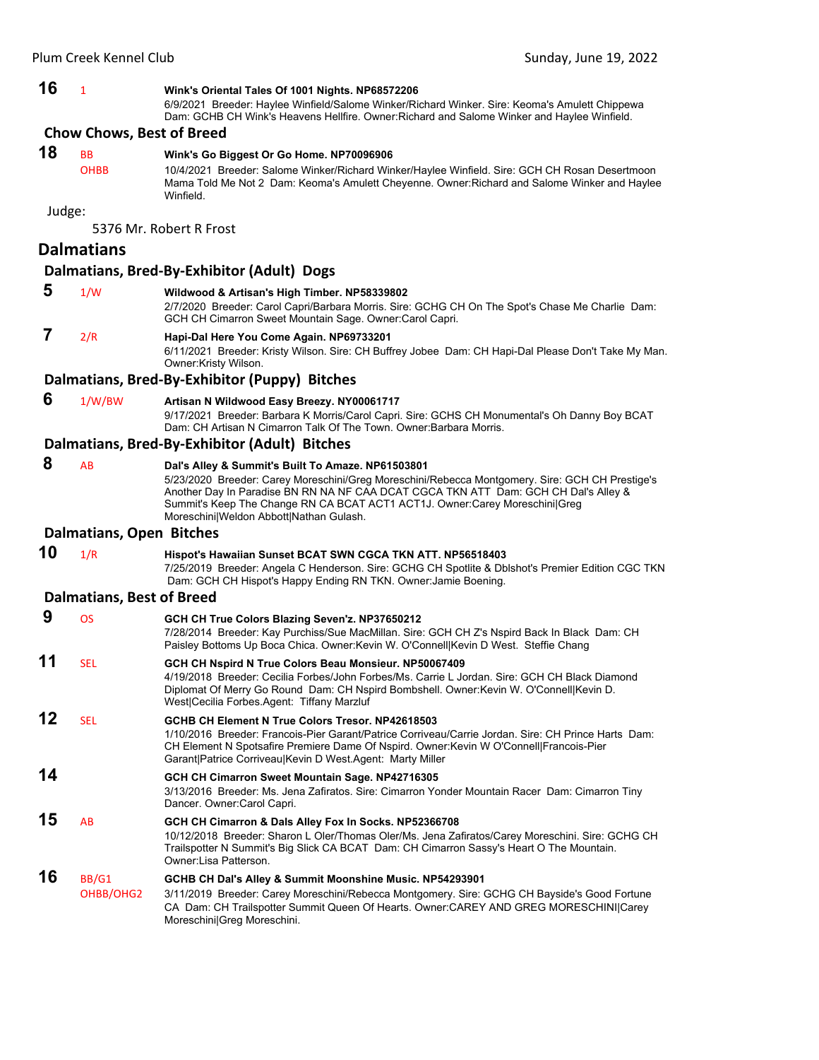**16** 1 **Wink's Oriental Tales Of 1001 Nights. NP68572206**
6/9/2021 Breeder: Haylee Winfield/Salome Winker/Richard Winker. Sire: Keoma's Amulett Chippewa Dam: GCHB CH Wink's Heavens Hellfire. Owner:Richard and Salome Winker and Haylee Winfield.

### Chow Chows, Best of Breed

**18** BB OHBB **Wink's Go Biggest Or Go Home. NP70096906**
10/4/2021 Breeder: Salome Winker/Richard Winker/Haylee Winfield. Sire: GCH CH Rosan Desertmoon Mama Told Me Not 2 Dam: Keoma's Amulett Cheyenne. Owner:Richard and Salome Winker and Haylee Winfield.

Judge:

5376 Mr. Robert R Frost

## Dalmatians

### Dalmatians, Bred-By-Exhibitor (Adult) Dogs

**5** 1/W **Wildwood & Artisan's High Timber. NP58339802**
2/7/2020 Breeder: Carol Capri/Barbara Morris. Sire: GCHG CH On The Spot's Chase Me Charlie Dam: GCH CH Cimarron Sweet Mountain Sage. Owner:Carol Capri.

**7** 2/R **Hapi-Dal Here You Come Again. NP69733201**
6/11/2021 Breeder: Kristy Wilson. Sire: CH Buffrey Jobee Dam: CH Hapi-Dal Please Don't Take My Man. Owner:Kristy Wilson.

### Dalmatians, Bred-By-Exhibitor (Puppy) Bitches

**6** 1/W/BW **Artisan N Wildwood Easy Breezy. NY00061717**
9/17/2021 Breeder: Barbara K Morris/Carol Capri. Sire: GCHS CH Monumental's Oh Danny Boy BCAT Dam: CH Artisan N Cimarron Talk Of The Town. Owner:Barbara Morris.

### Dalmatians, Bred-By-Exhibitor (Adult) Bitches

**8** AB **Dal's Alley & Summit's Built To Amaze. NP61503801**
5/23/2020 Breeder: Carey Moreschini/Greg Moreschini/Rebecca Montgomery. Sire: GCH CH Prestige's Another Day In Paradise BN RN NA NF CAA DCAT CGCA TKN ATT Dam: GCH CH Dal's Alley & Summit's Keep The Change RN CA BCAT ACT1 ACT1J. Owner:Carey Moreschini|Greg Moreschini|Weldon Abbott|Nathan Gulash.

### Dalmatians, Open Bitches

**10** 1/R **Hispot's Hawaiian Sunset BCAT SWN CGCA TKN ATT. NP56518403**
7/25/2019 Breeder: Angela C Henderson. Sire: GCHG CH Spotlite & Dblshot's Premier Edition CGC TKN Dam: GCH CH Hispot's Happy Ending RN TKN. Owner:Jamie Boening.

### Dalmatians, Best of Breed

**9** OS **GCH CH True Colors Blazing Seven'z. NP37650212**
7/28/2014 Breeder: Kay Purchiss/Sue MacMillan. Sire: GCH CH Z's Nspird Back In Black Dam: CH Paisley Bottoms Up Boca Chica. Owner:Kevin W. O'Connell|Kevin D West. Steffie Chang

**11** SEL **GCH CH Nspird N True Colors Beau Monsieur. NP50067409**
4/19/2018 Breeder: Cecilia Forbes/John Forbes/Ms. Carrie L Jordan. Sire: GCH CH Black Diamond Diplomat Of Merry Go Round Dam: CH Nspird Bombshell. Owner:Kevin W. O'Connell|Kevin D. West|Cecilia Forbes.Agent: Tiffany Marzluf

**12** SEL **GCHB CH Element N True Colors Tresor. NP42618503**
1/10/2016 Breeder: Francois-Pier Garant/Patrice Corriveau/Carrie Jordan. Sire: CH Prince Harts Dam: CH Element N Spotsafire Premiere Dame Of Nspird. Owner:Kevin W O'Connell|Francois-Pier Garant|Patrice Corriveau|Kevin D West.Agent: Marty Miller

**14** **GCH CH Cimarron Sweet Mountain Sage. NP42716305**
3/13/2016 Breeder: Ms. Jena Zafiratos. Sire: Cimarron Yonder Mountain Racer Dam: Cimarron Tiny Dancer. Owner:Carol Capri.

**15** AB **GCH CH Cimarron & Dals Alley Fox In Socks. NP52366708**
10/12/2018 Breeder: Sharon L Oler/Thomas Oler/Ms. Jena Zafiratos/Carey Moreschini. Sire: GCHG CH Trailspotter N Summit's Big Slick CA BCAT Dam: CH Cimarron Sassy's Heart O The Mountain. Owner:Lisa Patterson.

**16** BB/G1 OHBB/OHG2 **GCHB CH Dal's Alley & Summit Moonshine Music. NP54293901**
3/11/2019 Breeder: Carey Moreschini/Rebecca Montgomery. Sire: GCHG CH Bayside's Good Fortune CA Dam: CH Trailspotter Summit Queen Of Hearts. Owner:CAREY AND GREG MORESCHINI|Carey Moreschini|Greg Moreschini.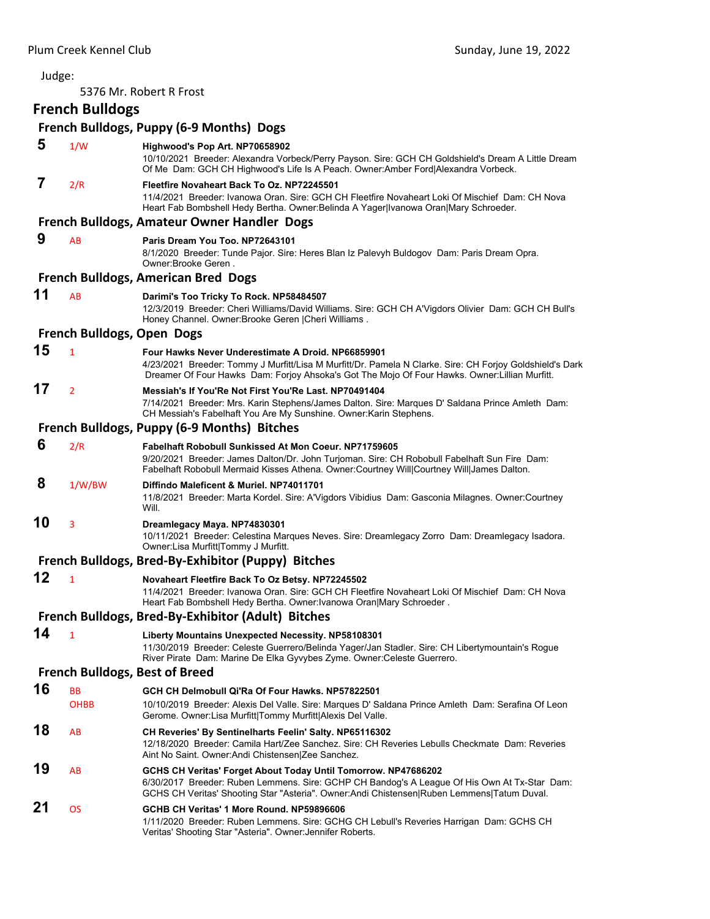Judge:

5376 Mr. Robert R Frost

## French Bulldogs

### French Bulldogs, Puppy (6-9 Months) Dogs

**5** 1/W **Highwood's Pop Art. NP70658902**
10/10/2021 Breeder: Alexandra Vorbeck/Perry Payson. Sire: GCH CH Goldshield's Dream A Little Dream Of Me Dam: GCH CH Highwood's Life Is A Peach. Owner:Amber Ford|Alexandra Vorbeck.

**7** 2/R **Fleetfire Novaheart Back To Oz. NP72245501**
11/4/2021 Breeder: Ivanowa Oran. Sire: GCH CH Fleetfire Novaheart Loki Of Mischief Dam: CH Nova Heart Fab Bombshell Hedy Bertha. Owner:Belinda A Yager|Ivanowa Oran|Mary Schroeder.

### French Bulldogs, Amateur Owner Handler Dogs

**9** AB **Paris Dream You Too. NP72643101**
8/1/2020 Breeder: Tunde Pajor. Sire: Heres Blan Iz Palevyh Buldogov Dam: Paris Dream Opra. Owner:Brooke Geren .

### French Bulldogs, American Bred Dogs

**11** AB **Darimi's Too Tricky To Rock. NP58484507**
12/3/2019 Breeder: Cheri Williams/David Williams. Sire: GCH CH A'Vigdors Olivier Dam: GCH CH Bull's Honey Channel. Owner:Brooke Geren |Cheri Williams .

### French Bulldogs, Open Dogs

**15** 1 **Four Hawks Never Underestimate A Droid. NP66859901**
4/23/2021 Breeder: Tommy J Murfitt/Lisa M Murfitt/Dr. Pamela N Clarke. Sire: CH Forjoy Goldshield's Dark Dreamer Of Four Hawks Dam: Forjoy Ahsoka's Got The Mojo Of Four Hawks. Owner:Lillian Murfitt.

**17** 2 **Messiah's If You'Re Not First You'Re Last. NP70491404**
7/14/2021 Breeder: Mrs. Karin Stephens/James Dalton. Sire: Marques D' Saldana Prince Amleth Dam: CH Messiah's Fabelhaft You Are My Sunshine. Owner:Karin Stephens.

### French Bulldogs, Puppy (6-9 Months) Bitches

**6** 2/R **Fabelhaft Robobull Sunkissed At Mon Coeur. NP71759605**
9/20/2021 Breeder: James Dalton/Dr. John Turjoman. Sire: CH Robobull Fabelhaft Sun Fire Dam: Fabelhaft Robobull Mermaid Kisses Athena. Owner:Courtney Will|Courtney Will|James Dalton.

**8** 1/W/BW **Diffindo Maleficent & Muriel. NP74011701**
11/8/2021 Breeder: Marta Kordel. Sire: A'Vigdors Vibidius Dam: Gasconia Milagnes. Owner:Courtney Will.

**10** 3 **Dreamlegacy Maya. NP74830301**
10/11/2021 Breeder: Celestina Marques Neves. Sire: Dreamlegacy Zorro Dam: Dreamlegacy Isadora. Owner:Lisa Murfitt|Tommy J Murfitt.

### French Bulldogs, Bred-By-Exhibitor (Puppy) Bitches

**12** 1 **Novaheart Fleetfire Back To Oz Betsy. NP72245502**
11/4/2021 Breeder: Ivanowa Oran. Sire: GCH CH Fleetfire Novaheart Loki Of Mischief Dam: CH Nova Heart Fab Bombshell Hedy Bertha. Owner:Ivanowa Oran|Mary Schroeder .

### French Bulldogs, Bred-By-Exhibitor (Adult) Bitches

**14** 1 **Liberty Mountains Unexpected Necessity. NP58108301**
11/30/2019 Breeder: Celeste Guerrero/Belinda Yager/Jan Stadler. Sire: CH Libertymountain's Rogue River Pirate Dam: Marine De Elka Gyvybes Zyme. Owner:Celeste Guerrero.

### French Bulldogs, Best of Breed

**16** BB OHBB **GCH CH Delmobull Qi'Ra Of Four Hawks. NP57822501**
10/10/2019 Breeder: Alexis Del Valle. Sire: Marques D' Saldana Prince Amleth Dam: Serafina Of Leon Gerome. Owner:Lisa Murfitt|Tommy Murfitt|Alexis Del Valle.

**18** AB **CH Reveries' By Sentinelharts Feelin' Salty. NP65116302**
12/18/2020 Breeder: Camila Hart/Zee Sanchez. Sire: CH Reveries Lebulls Checkmate Dam: Reveries Aint No Saint. Owner:Andi Chistensen|Zee Sanchez.

**19** AB **GCHS CH Veritas' Forget About Today Until Tomorrow. NP47686202**
6/30/2017 Breeder: Ruben Lemmens. Sire: GCHP CH Bandog's A League Of His Own At Tx-Star Dam: GCHS CH Veritas' Shooting Star "Asteria". Owner:Andi Chistensen|Ruben Lemmens|Tatum Duval.

**21** OS **GCHB CH Veritas' 1 More Round. NP59896606**
1/11/2020 Breeder: Ruben Lemmens. Sire: GCHG CH Lebull's Reveries Harrigan Dam: GCHS CH Veritas' Shooting Star "Asteria". Owner:Jennifer Roberts.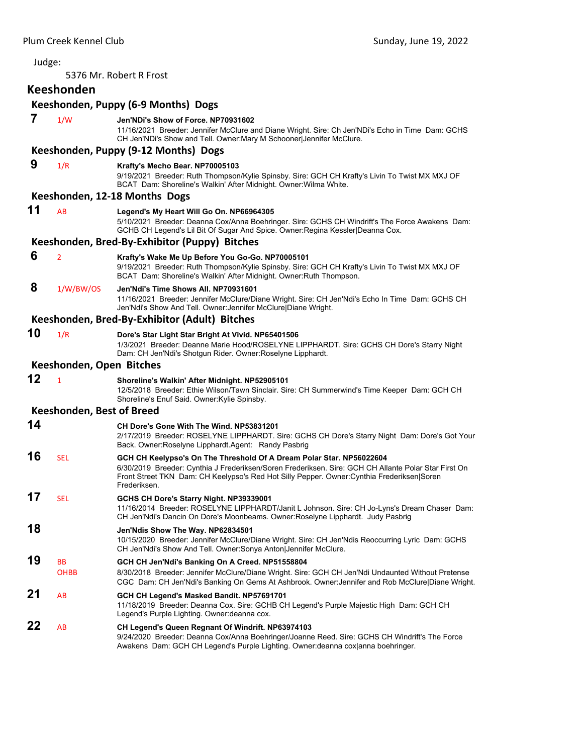Judge:

5376 Mr. Robert R Frost

## Keeshonden

### Keeshonden, Puppy (6-9 Months) Dogs

**7** 1/W **Jen'NDi's Show of Force. NP70931602**
11/16/2021 Breeder: Jennifer McClure and Diane Wright. Sire: Ch Jen'NDi's Echo in Time Dam: GCHS CH Jen'NDi's Show and Tell. Owner:Mary M Schooner|Jennifer McClure.

### Keeshonden, Puppy (9-12 Months) Dogs

**9** 1/R **Krafty's Mecho Bear. NP70005103**
9/19/2021 Breeder: Ruth Thompson/Kylie Spinsby. Sire: GCH CH Krafty's Livin To Twist MX MXJ OF BCAT Dam: Shoreline's Walkin' After Midnight. Owner:Wilma White.

### Keeshonden, 12-18 Months Dogs

**11** AB **Legend's My Heart Will Go On. NP66964305**
5/10/2021 Breeder: Deanna Cox/Anna Boehringer. Sire: GCHS CH Windrift's The Force Awakens Dam: GCHB CH Legend's Lil Bit Of Sugar And Spice. Owner:Regina Kessler|Deanna Cox.

### Keeshonden, Bred-By-Exhibitor (Puppy) Bitches

**6** 2 **Krafty's Wake Me Up Before You Go-Go. NP70005101**
9/19/2021 Breeder: Ruth Thompson/Kylie Spinsby. Sire: GCH CH Krafty's Livin To Twist MX MXJ OF BCAT Dam: Shoreline's Walkin' After Midnight. Owner:Ruth Thompson.

**8** 1/W/BW/OS **Jen'Ndi's Time Shows All. NP70931601**
11/16/2021 Breeder: Jennifer McClure/Diane Wright. Sire: CH Jen'Ndi's Echo In Time Dam: GCHS CH Jen'Ndi's Show And Tell. Owner:Jennifer McClure|Diane Wright.

### Keeshonden, Bred-By-Exhibitor (Adult) Bitches

**10** 1/R **Dore's Star Light Star Bright At Vivid. NP65401506**
1/3/2021 Breeder: Deanne Marie Hood/ROSELYNE LIPPHARDT. Sire: GCHS CH Dore's Starry Night Dam: CH Jen'Ndi's Shotgun Rider. Owner:Roselyne Lipphardt.

### Keeshonden, Open Bitches

**12** 1 **Shoreline's Walkin' After Midnight. NP52905101**
12/5/2018 Breeder: Ethie Wilson/Tawn Sinclair. Sire: CH Summerwind's Time Keeper Dam: GCH CH Shoreline's Enuf Said. Owner:Kylie Spinsby.

### Keeshonden, Best of Breed

**14** **CH Dore's Gone With The Wind. NP53831201**
2/17/2019 Breeder: ROSELYNE LIPPHARDT. Sire: GCHS CH Dore's Starry Night Dam: Dore's Got Your Back. Owner:Roselyne Lipphardt.Agent: Randy Pasbrig

**16** SEL **GCH CH Keelypso's On The Threshold Of A Dream Polar Star. NP56022604**
6/30/2019 Breeder: Cynthia J Frederiksen/Soren Frederiksen. Sire: GCH CH Allante Polar Star First On Front Street TKN Dam: CH Keelypso's Red Hot Silly Pepper. Owner:Cynthia Frederiksen|Soren Frederiksen.

**17** SEL **GCHS CH Dore's Starry Night. NP39339001**
11/16/2014 Breeder: ROSELYNE LIPPHARDT/Janit L Johnson. Sire: CH Jo-Lyns's Dream Chaser Dam: CH Jen'Ndi's Dancin On Dore's Moonbeams. Owner:Roselyne Lipphardt. Judy Pasbrig

**18** **Jen'Ndis Show The Way. NP62834501**
10/15/2020 Breeder: Jennifer McClure/Diane Wright. Sire: CH Jen'Ndis Reoccurring Lyric Dam: GCHS CH Jen'Ndi's Show And Tell. Owner:Sonya Anton|Jennifer McClure.

**19** BB OHBB **GCH CH Jen'NDi's Banking On A Creed. NP51558804**
8/30/2018 Breeder: Jennifer McClure/Diane Wright. Sire: GCH CH Jen'Ndi Undaunted Without Pretense CGC Dam: CH Jen'Ndi's Banking On Gems At Ashbrook. Owner:Jennifer and Rob McClure|Diane Wright.

**21** AB **GCH CH Legend's Masked Bandit. NP57691701**
11/18/2019 Breeder: Deanna Cox. Sire: GCHB CH Legend's Purple Majestic High Dam: GCH CH Legend's Purple Lighting. Owner:deanna cox.

**22** AB **CH Legend's Queen Regnant Of Windrift. NP63974103**
9/24/2020 Breeder: Deanna Cox/Anna Boehringer/Joanne Reed. Sire: GCHS CH Windrift's The Force Awakens Dam: GCH CH Legend's Purple Lighting. Owner:deanna cox|anna boehringer.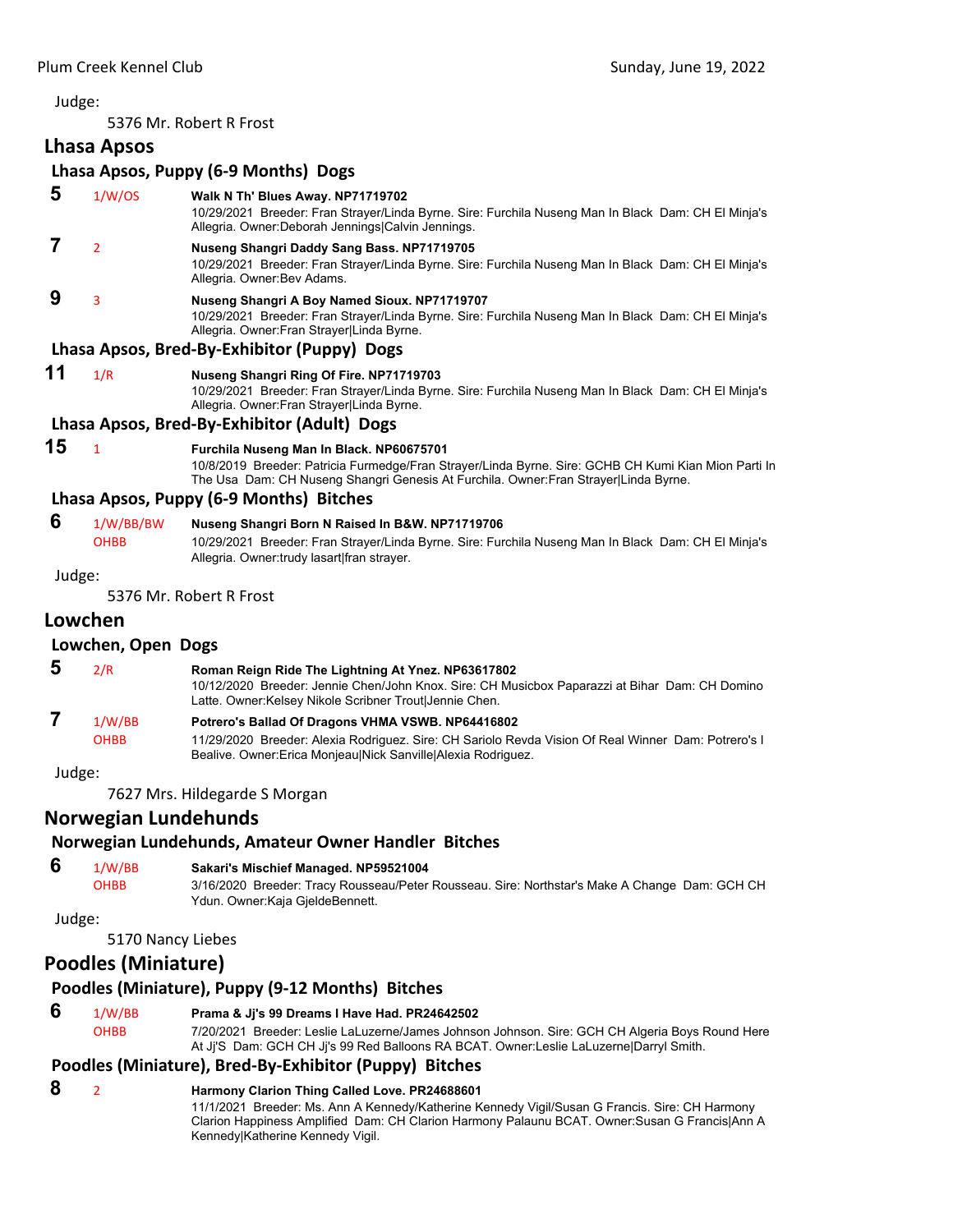Judge:

5376 Mr. Robert R Frost

## Lhasa Apsos

### Lhasa Apsos, Puppy (6-9 Months) Dogs

**5** 1/W/OS **Walk N Th' Blues Away. NP71719702**
10/29/2021 Breeder: Fran Strayer/Linda Byrne. Sire: Furchila Nuseng Man In Black Dam: CH El Minja's Allegria. Owner:Deborah Jennings|Calvin Jennings.

**7** 2 **Nuseng Shangri Daddy Sang Bass. NP71719705**
10/29/2021 Breeder: Fran Strayer/Linda Byrne. Sire: Furchila Nuseng Man In Black Dam: CH El Minja's Allegria. Owner:Bev Adams.

**9** 3 **Nuseng Shangri A Boy Named Sioux. NP71719707**
10/29/2021 Breeder: Fran Strayer/Linda Byrne. Sire: Furchila Nuseng Man In Black Dam: CH El Minja's Allegria. Owner:Fran Strayer|Linda Byrne.

### Lhasa Apsos, Bred-By-Exhibitor (Puppy) Dogs

**11** 1/R **Nuseng Shangri Ring Of Fire. NP71719703**
10/29/2021 Breeder: Fran Strayer/Linda Byrne. Sire: Furchila Nuseng Man In Black Dam: CH El Minja's Allegria. Owner:Fran Strayer|Linda Byrne.

### Lhasa Apsos, Bred-By-Exhibitor (Adult) Dogs

**15** 1 **Furchila Nuseng Man In Black. NP60675701**
10/8/2019 Breeder: Patricia Furmedge/Fran Strayer/Linda Byrne. Sire: GCHB CH Kumi Kian Mion Parti In The Usa Dam: CH Nuseng Shangri Genesis At Furchila. Owner:Fran Strayer|Linda Byrne.

### Lhasa Apsos, Puppy (6-9 Months) Bitches

**6** 1/W/BB/BW OHBB **Nuseng Shangri Born N Raised In B&W. NP71719706**
10/29/2021 Breeder: Fran Strayer/Linda Byrne. Sire: Furchila Nuseng Man In Black Dam: CH El Minja's Allegria. Owner:trudy lasart|fran strayer.

Judge:

5376 Mr. Robert R Frost

## Lowchen

### Lowchen, Open Dogs

**5** 2/R **Roman Reign Ride The Lightning At Ynez. NP63617802**
10/12/2020 Breeder: Jennie Chen/John Knox. Sire: CH Musicbox Paparazzi at Bihar Dam: CH Domino Latte. Owner:Kelsey Nikole Scribner Trout|Jennie Chen.

**7** 1/W/BB OHBB **Potrero's Ballad Of Dragons VHMA VSWB. NP64416802**
11/29/2020 Breeder: Alexia Rodriguez. Sire: CH Sariolo Revda Vision Of Real Winner Dam: Potrero's I Bealive. Owner:Erica Monjeau|Nick Sanville|Alexia Rodriguez.

Judge:

7627 Mrs. Hildegarde S Morgan

## Norwegian Lundehunds

### Norwegian Lundehunds, Amateur Owner Handler Bitches

**6** 1/W/BB OHBB **Sakari's Mischief Managed. NP59521004**
3/16/2020 Breeder: Tracy Rousseau/Peter Rousseau. Sire: Northstar's Make A Change Dam: GCH CH Ydun. Owner:Kaja GjeldeBennett.

Judge:

5170 Nancy Liebes

## Poodles (Miniature)

### Poodles (Miniature), Puppy (9-12 Months) Bitches

**6** 1/W/BB OHBB **Prama & Jj's 99 Dreams I Have Had. PR24642502**
7/20/2021 Breeder: Leslie LaLuzerne/James Johnson Johnson. Sire: GCH CH Algeria Boys Round Here At Jj'S Dam: GCH CH Jj's 99 Red Balloons RA BCAT. Owner:Leslie LaLuzerne|Darryl Smith.

### Poodles (Miniature), Bred-By-Exhibitor (Puppy) Bitches

**8** 2 **Harmony Clarion Thing Called Love. PR24688601**
11/1/2021 Breeder: Ms. Ann A Kennedy/Katherine Kennedy Vigil/Susan G Francis. Sire: CH Harmony Clarion Happiness Amplified Dam: CH Clarion Harmony Palaunu BCAT. Owner:Susan G Francis|Ann A Kennedy|Katherine Kennedy Vigil.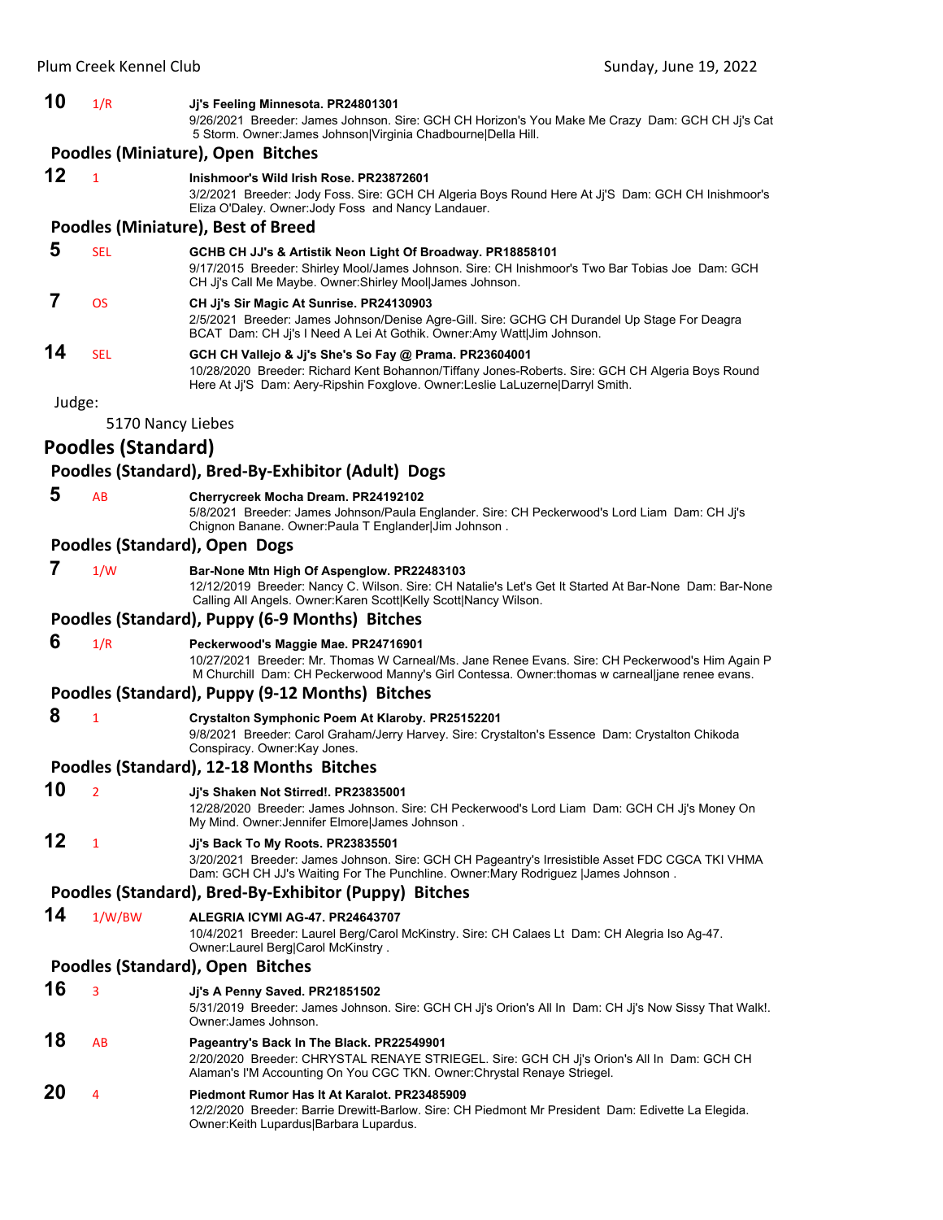**10** 1/R **Jj's Feeling Minnesota. PR24801301**
9/26/2021 Breeder: James Johnson. Sire: GCH CH Horizon's You Make Me Crazy Dam: GCH CH Jj's Cat 5 Storm. Owner:James Johnson|Virginia Chadbourne|Della Hill.

### Poodles (Miniature), Open Bitches

**12** 1 **Inishmoor's Wild Irish Rose. PR23872601**
3/2/2021 Breeder: Jody Foss. Sire: GCH CH Algeria Boys Round Here At Jj'S Dam: GCH CH Inishmoor's Eliza O'Daley. Owner:Jody Foss and Nancy Landauer.

### Poodles (Miniature), Best of Breed

**5** SEL **GCHB CH JJ's & Artistik Neon Light Of Broadway. PR18858101**
9/17/2015 Breeder: Shirley Mool/James Johnson. Sire: CH Inishmoor's Two Bar Tobias Joe Dam: GCH CH Jj's Call Me Maybe. Owner:Shirley Mool|James Johnson.

**7** OS **CH Jj's Sir Magic At Sunrise. PR24130903**
2/5/2021 Breeder: James Johnson/Denise Agre-Gill. Sire: GCHG CH Durandel Up Stage For Deagra BCAT Dam: CH Jj's I Need A Lei At Gothik. Owner:Amy Watt|Jim Johnson.

**14** SEL **GCH CH Vallejo & Jj's She's So Fay @ Prama. PR23604001**
10/28/2020 Breeder: Richard Kent Bohannon/Tiffany Jones-Roberts. Sire: GCH CH Algeria Boys Round Here At Jj'S Dam: Aery-Ripshin Foxglove. Owner:Leslie LaLuzerne|Darryl Smith.

Judge:

5170 Nancy Liebes

## Poodles (Standard)

### Poodles (Standard), Bred-By-Exhibitor (Adult) Dogs

**5** AB **Cherrycreek Mocha Dream. PR24192102**
5/8/2021 Breeder: James Johnson/Paula Englander. Sire: CH Peckerwood's Lord Liam Dam: CH Jj's Chignon Banane. Owner:Paula T Englander|Jim Johnson .

### Poodles (Standard), Open Dogs

**7** 1/W **Bar-None Mtn High Of Aspenglow. PR22483103**
12/12/2019 Breeder: Nancy C. Wilson. Sire: CH Natalie's Let's Get It Started At Bar-None Dam: Bar-None Calling All Angels. Owner:Karen Scott|Kelly Scott|Nancy Wilson.

### Poodles (Standard), Puppy (6-9 Months) Bitches

**6** 1/R **Peckerwood's Maggie Mae. PR24716901**
10/27/2021 Breeder: Mr. Thomas W Carneal/Ms. Jane Renee Evans. Sire: CH Peckerwood's Him Again P M Churchill Dam: CH Peckerwood Manny's Girl Contessa. Owner:thomas w carneal|jane renee evans.

### Poodles (Standard), Puppy (9-12 Months) Bitches

**8** 1 **Crystalton Symphonic Poem At Klaroby. PR25152201**
9/8/2021 Breeder: Carol Graham/Jerry Harvey. Sire: Crystalton's Essence Dam: Crystalton Chikoda Conspiracy. Owner:Kay Jones.

### Poodles (Standard), 12-18 Months Bitches

**10** 2 **Jj's Shaken Not Stirred!. PR23835001**
12/28/2020 Breeder: James Johnson. Sire: CH Peckerwood's Lord Liam Dam: GCH CH Jj's Money On My Mind. Owner:Jennifer Elmore|James Johnson .

**12** 1 **Jj's Back To My Roots. PR23835501**
3/20/2021 Breeder: James Johnson. Sire: GCH CH Pageantry's Irresistible Asset FDC CGCA TKI VHMA Dam: GCH CH JJ's Waiting For The Punchline. Owner:Mary Rodriguez |James Johnson .

### Poodles (Standard), Bred-By-Exhibitor (Puppy) Bitches

**14** 1/W/BW **ALEGRIA ICYMI AG-47. PR24643707**
10/4/2021 Breeder: Laurel Berg/Carol McKinstry. Sire: CH Calaes Lt Dam: CH Alegria Iso Ag-47. Owner:Laurel Berg|Carol McKinstry .

### Poodles (Standard), Open Bitches

**16** 3 **Jj's A Penny Saved. PR21851502**
5/31/2019 Breeder: James Johnson. Sire: GCH CH Jj's Orion's All In Dam: CH Jj's Now Sissy That Walk!. Owner:James Johnson.

**18** AB **Pageantry's Back In The Black. PR22549901**
2/20/2020 Breeder: CHRYSTAL RENAYE STRIEGEL. Sire: GCH CH Jj's Orion's All In Dam: GCH CH Alaman's I'M Accounting On You CGC TKN. Owner:Chrystal Renaye Striegel.

**20** 4 **Piedmont Rumor Has It At Karalot. PR23485909**
12/2/2020 Breeder: Barrie Drewitt-Barlow. Sire: CH Piedmont Mr President Dam: Edivette La Elegida. Owner:Keith Lupardus|Barbara Lupardus.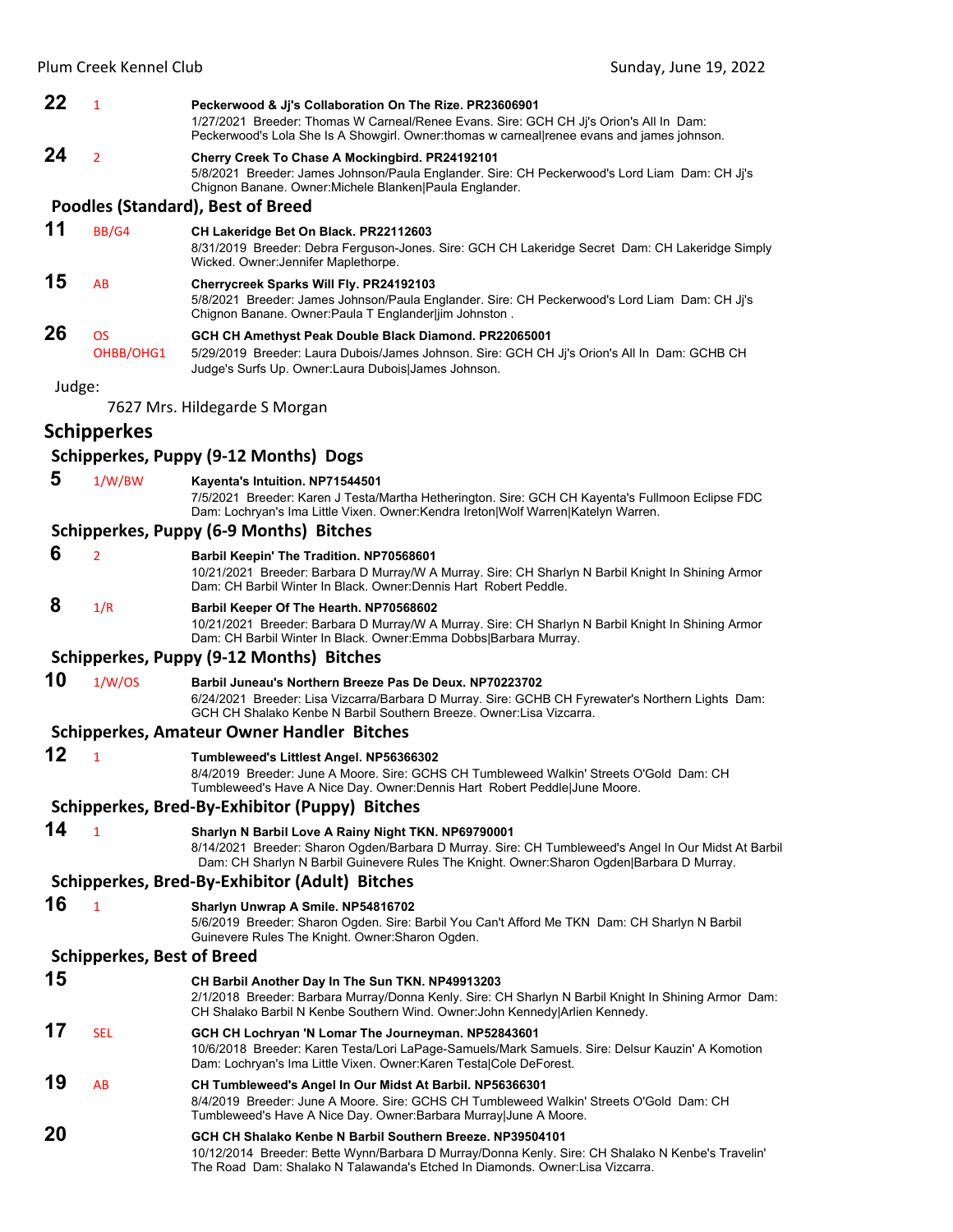**22** 1 **Peckerwood & Jj's Collaboration On The Rize. PR23606901**
1/27/2021 Breeder: Thomas W Carneal/Renee Evans. Sire: GCH CH Jj's Orion's All In Dam: Peckerwood's Lola She Is A Showgirl. Owner:thomas w carneal|renee evans and james johnson.

**24** 2 **Cherry Creek To Chase A Mockingbird. PR24192101**
5/8/2021 Breeder: James Johnson/Paula Englander. Sire: CH Peckerwood's Lord Liam Dam: CH Jj's Chignon Banane. Owner:Michele Blanken|Paula Englander.

### Poodles (Standard), Best of Breed

**11** BB/G4 **CH Lakeridge Bet On Black. PR22112603**
8/31/2019 Breeder: Debra Ferguson-Jones. Sire: GCH CH Lakeridge Secret Dam: CH Lakeridge Simply Wicked. Owner:Jennifer Maplethorpe.

**15** AB **Cherrycreek Sparks Will Fly. PR24192103**
5/8/2021 Breeder: James Johnson/Paula Englander. Sire: CH Peckerwood's Lord Liam Dam: CH Jj's Chignon Banane. Owner:Paula T Englander|jim Johnston .

**26** OS OHBB/OHG1 **GCH CH Amethyst Peak Double Black Diamond. PR22065001**
5/29/2019 Breeder: Laura Dubois/James Johnson. Sire: GCH CH Jj's Orion's All In Dam: GCHB CH Judge's Surfs Up. Owner:Laura Dubois|James Johnson.

Judge:

7627 Mrs. Hildegarde S Morgan

## Schipperkes

### Schipperkes, Puppy (9-12 Months) Dogs

**5** 1/W/BW **Kayenta's Intuition. NP71544501**
7/5/2021 Breeder: Karen J Testa/Martha Hetherington. Sire: GCH CH Kayenta's Fullmoon Eclipse FDC Dam: Lochryan's Ima Little Vixen. Owner:Kendra Ireton|Wolf Warren|Katelyn Warren.

### Schipperkes, Puppy (6-9 Months) Bitches

**6** 2 **Barbil Keepin' The Tradition. NP70568601**
10/21/2021 Breeder: Barbara D Murray/W A Murray. Sire: CH Sharlyn N Barbil Knight In Shining Armor Dam: CH Barbil Winter In Black. Owner:Dennis Hart Robert Peddle.

**8** 1/R **Barbil Keeper Of The Hearth. NP70568602**
10/21/2021 Breeder: Barbara D Murray/W A Murray. Sire: CH Sharlyn N Barbil Knight In Shining Armor Dam: CH Barbil Winter In Black. Owner:Emma Dobbs|Barbara Murray.

### Schipperkes, Puppy (9-12 Months) Bitches

**10** 1/W/OS **Barbil Juneau's Northern Breeze Pas De Deux. NP70223702**
6/24/2021 Breeder: Lisa Vizcarra/Barbara D Murray. Sire: GCHB CH Fyrewater's Northern Lights Dam: GCH CH Shalako Kenbe N Barbil Southern Breeze. Owner:Lisa Vizcarra.

### Schipperkes, Amateur Owner Handler Bitches

**12** 1 **Tumbleweed's Littlest Angel. NP56366302**
8/4/2019 Breeder: June A Moore. Sire: GCHS CH Tumbleweed Walkin' Streets O'Gold Dam: CH Tumbleweed's Have A Nice Day. Owner:Dennis Hart Robert Peddle|June Moore.

### Schipperkes, Bred-By-Exhibitor (Puppy) Bitches

**14** 1 **Sharlyn N Barbil Love A Rainy Night TKN. NP69790001**
8/14/2021 Breeder: Sharon Ogden/Barbara D Murray. Sire: CH Tumbleweed's Angel In Our Midst At Barbil Dam: CH Sharlyn N Barbil Guinevere Rules The Knight. Owner:Sharon Ogden|Barbara D Murray.

### Schipperkes, Bred-By-Exhibitor (Adult) Bitches

**16** 1 **Sharlyn Unwrap A Smile. NP54816702**
5/6/2019 Breeder: Sharon Ogden. Sire: Barbil You Can't Afford Me TKN Dam: CH Sharlyn N Barbil Guinevere Rules The Knight. Owner:Sharon Ogden.

### Schipperkes, Best of Breed

**15** **CH Barbil Another Day In The Sun TKN. NP49913203**
2/1/2018 Breeder: Barbara Murray/Donna Kenly. Sire: CH Sharlyn N Barbil Knight In Shining Armor Dam: CH Shalako Barbil N Kenbe Southern Wind. Owner:John Kennedy|Arlien Kennedy.

**17** SEL **GCH CH Lochryan 'N Lomar The Journeyman. NP52843601**
10/6/2018 Breeder: Karen Testa/Lori LaPage-Samuels/Mark Samuels. Sire: Delsur Kauzin' A Komotion Dam: Lochryan's Ima Little Vixen. Owner:Karen Testa|Cole DeForest.

**19** AB **CH Tumbleweed's Angel In Our Midst At Barbil. NP56366301**
8/4/2019 Breeder: June A Moore. Sire: GCHS CH Tumbleweed Walkin' Streets O'Gold Dam: CH Tumbleweed's Have A Nice Day. Owner:Barbara Murray|June A Moore.

**20** **GCH CH Shalako Kenbe N Barbil Southern Breeze. NP39504101**
10/12/2014 Breeder: Bette Wynn/Barbara D Murray/Donna Kenly. Sire: CH Shalako N Kenbe's Travelin' The Road Dam: Shalako N Talawanda's Etched In Diamonds. Owner:Lisa Vizcarra.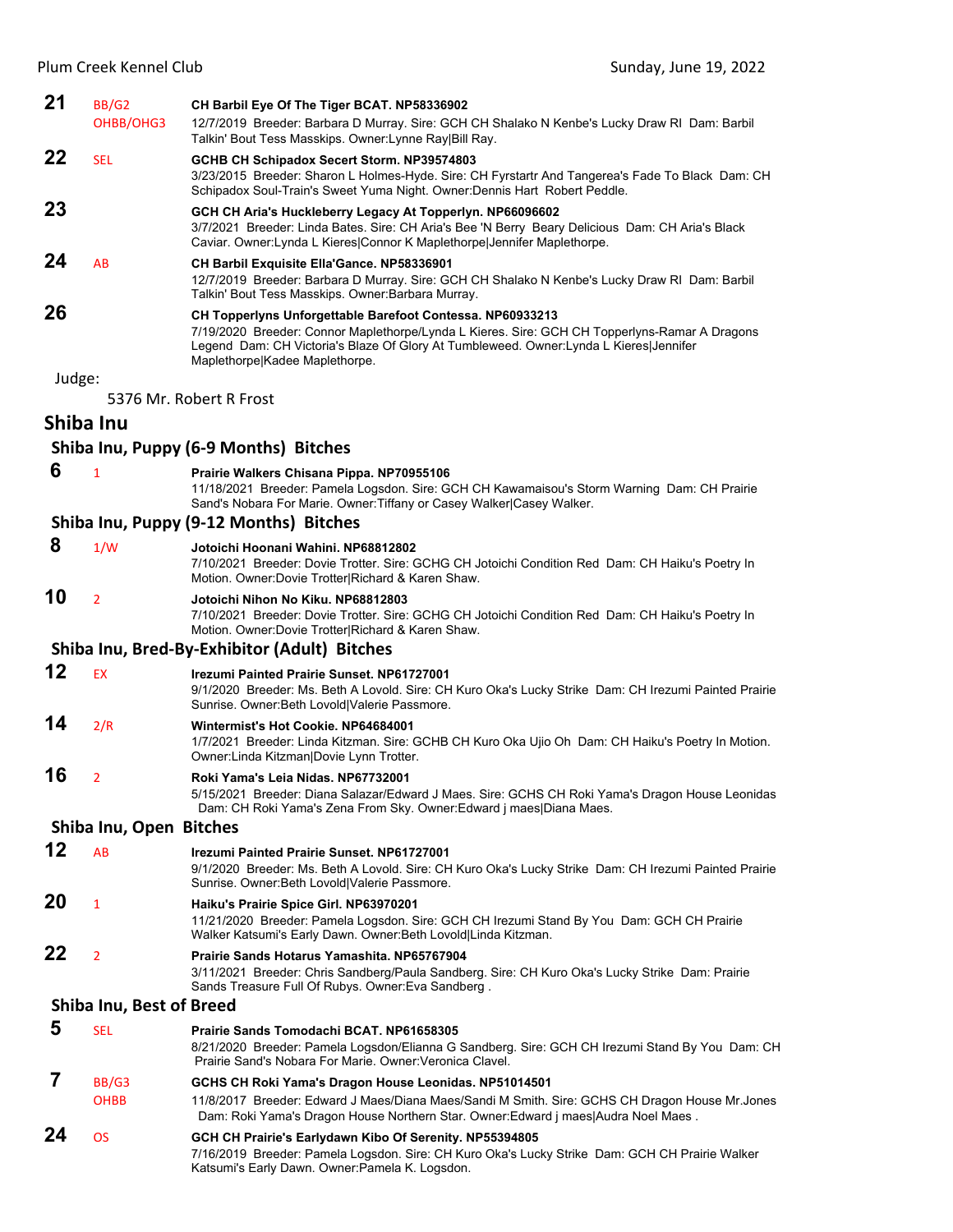**21** BB/G2 OHBB/OHG3 **CH Barbil Eye Of The Tiger BCAT. NP58336902**
12/7/2019 Breeder: Barbara D Murray. Sire: GCH CH Shalako N Kenbe's Lucky Draw RI Dam: Barbil Talkin' Bout Tess Masskips. Owner:Lynne Ray|Bill Ray.

**22** SEL **GCHB CH Schipadox Secert Storm. NP39574803**
3/23/2015 Breeder: Sharon L Holmes-Hyde. Sire: CH Fyrstartr And Tangerea's Fade To Black Dam: CH Schipadox Soul-Train's Sweet Yuma Night. Owner:Dennis Hart Robert Peddle.

**23** **GCH CH Aria's Huckleberry Legacy At Topperlyn. NP66096602**
3/7/2021 Breeder: Linda Bates. Sire: CH Aria's Bee 'N Berry Beary Delicious Dam: CH Aria's Black Caviar. Owner:Lynda L Kieres|Connor K Maplethorpe|Jennifer Maplethorpe.

**24** AB **CH Barbil Exquisite Ella'Gance. NP58336901**
12/7/2019 Breeder: Barbara D Murray. Sire: GCH CH Shalako N Kenbe's Lucky Draw RI Dam: Barbil Talkin' Bout Tess Masskips. Owner:Barbara Murray.

**26** **CH Topperlyns Unforgettable Barefoot Contessa. NP60933213**
7/19/2020 Breeder: Connor Maplethorpe/Lynda L Kieres. Sire: GCH CH Topperlyns-Ramar A Dragons Legend Dam: CH Victoria's Blaze Of Glory At Tumbleweed. Owner:Lynda L Kieres|Jennifer Maplethorpe|Kadee Maplethorpe.

Judge:

5376 Mr. Robert R Frost

## Shiba Inu

### Shiba Inu, Puppy (6-9 Months) Bitches

**6** 1 **Prairie Walkers Chisana Pippa. NP70955106**
11/18/2021 Breeder: Pamela Logsdon. Sire: GCH CH Kawamaisou's Storm Warning Dam: CH Prairie Sand's Nobara For Marie. Owner:Tiffany or Casey Walker|Casey Walker.

### Shiba Inu, Puppy (9-12 Months) Bitches

**8** 1/W **Jotoichi Hoonani Wahini. NP68812802**
7/10/2021 Breeder: Dovie Trotter. Sire: GCHG CH Jotoichi Condition Red Dam: CH Haiku's Poetry In Motion. Owner:Dovie Trotter|Richard & Karen Shaw.

**10** 2 **Jotoichi Nihon No Kiku. NP68812803**
7/10/2021 Breeder: Dovie Trotter. Sire: GCHG CH Jotoichi Condition Red Dam: CH Haiku's Poetry In Motion. Owner:Dovie Trotter|Richard & Karen Shaw.

### Shiba Inu, Bred-By-Exhibitor (Adult) Bitches

**12** EX **Irezumi Painted Prairie Sunset. NP61727001**
9/1/2020 Breeder: Ms. Beth A Lovold. Sire: CH Kuro Oka's Lucky Strike Dam: CH Irezumi Painted Prairie Sunrise. Owner:Beth Lovold|Valerie Passmore.

**14** 2/R **Wintermist's Hot Cookie. NP64684001**
1/7/2021 Breeder: Linda Kitzman. Sire: GCHB CH Kuro Oka Ujio Oh Dam: CH Haiku's Poetry In Motion. Owner:Linda Kitzman|Dovie Lynn Trotter.

**16** 2 **Roki Yama's Leia Nidas. NP67732001**
5/15/2021 Breeder: Diana Salazar/Edward J Maes. Sire: GCHS CH Roki Yama's Dragon House Leonidas Dam: CH Roki Yama's Zena From Sky. Owner:Edward j maes|Diana Maes.

### Shiba Inu, Open Bitches

**12** AB **Irezumi Painted Prairie Sunset. NP61727001**
9/1/2020 Breeder: Ms. Beth A Lovold. Sire: CH Kuro Oka's Lucky Strike Dam: CH Irezumi Painted Prairie Sunrise. Owner:Beth Lovold|Valerie Passmore.

**20** 1 **Haiku's Prairie Spice Girl. NP63970201**
11/21/2020 Breeder: Pamela Logsdon. Sire: GCH CH Irezumi Stand By You Dam: GCH CH Prairie Walker Katsumi's Early Dawn. Owner:Beth Lovold|Linda Kitzman.

**22** 2 **Prairie Sands Hotarus Yamashita. NP65767904**
3/11/2021 Breeder: Chris Sandberg/Paula Sandberg. Sire: CH Kuro Oka's Lucky Strike Dam: Prairie Sands Treasure Full Of Rubys. Owner:Eva Sandberg .

### Shiba Inu, Best of Breed

**5** SEL **Prairie Sands Tomodachi BCAT. NP61658305**
8/21/2020 Breeder: Pamela Logsdon/Elianna G Sandberg. Sire: GCH CH Irezumi Stand By You Dam: CH Prairie Sand's Nobara For Marie. Owner:Veronica Clavel.

**7** BB/G3 OHBB **GCHS CH Roki Yama's Dragon House Leonidas. NP51014501**
11/8/2017 Breeder: Edward J Maes/Diana Maes/Sandi M Smith. Sire: GCHS CH Dragon House Mr.Jones Dam: Roki Yama's Dragon House Northern Star. Owner:Edward j maes|Audra Noel Maes .

**24** OS **GCH CH Prairie's Earlydawn Kibo Of Serenity. NP55394805**
7/16/2019 Breeder: Pamela Logsdon. Sire: CH Kuro Oka's Lucky Strike Dam: GCH CH Prairie Walker Katsumi's Early Dawn. Owner:Pamela K. Logsdon.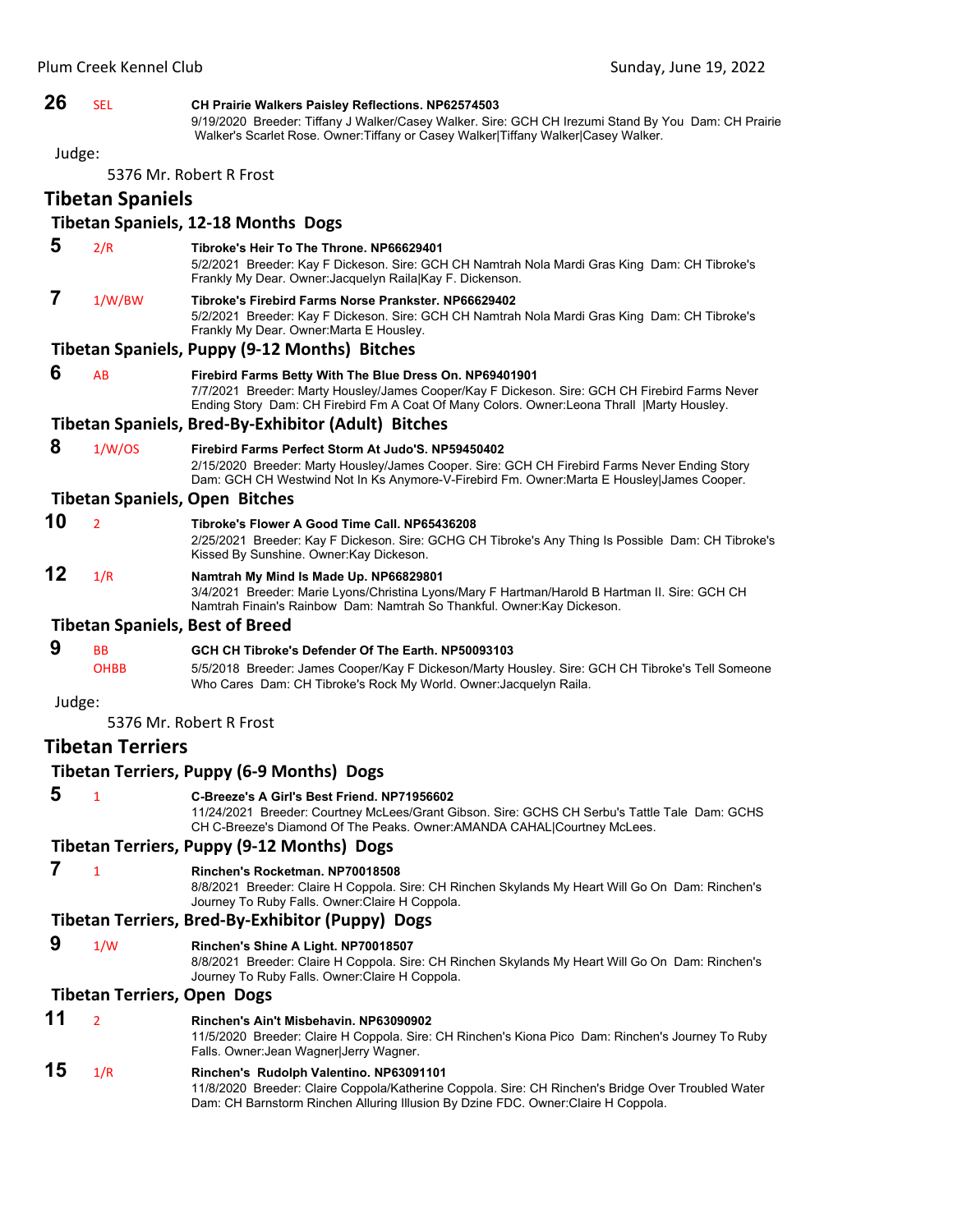**26** SEL **CH Prairie Walkers Paisley Reflections. NP62574503**
9/19/2020 Breeder: Tiffany J Walker/Casey Walker. Sire: GCH CH Irezumi Stand By You Dam: CH Prairie Walker's Scarlet Rose. Owner:Tiffany or Casey Walker|Tiffany Walker|Casey Walker.

Judge:

5376 Mr. Robert R Frost

## Tibetan Spaniels

### Tibetan Spaniels, 12-18 Months Dogs

**5** 2/R **Tibroke's Heir To The Throne. NP66629401**
5/2/2021 Breeder: Kay F Dickeson. Sire: GCH CH Namtrah Nola Mardi Gras King Dam: CH Tibroke's Frankly My Dear. Owner:Jacquelyn Raila|Kay F. Dickenson.

**7** 1/W/BW **Tibroke's Firebird Farms Norse Prankster. NP66629402**
5/2/2021 Breeder: Kay F Dickeson. Sire: GCH CH Namtrah Nola Mardi Gras King Dam: CH Tibroke's Frankly My Dear. Owner:Marta E Housley.

### Tibetan Spaniels, Puppy (9-12 Months) Bitches

**6** AB **Firebird Farms Betty With The Blue Dress On. NP69401901**
7/7/2021 Breeder: Marty Housley/James Cooper/Kay F Dickeson. Sire: GCH CH Firebird Farms Never Ending Story Dam: CH Firebird Fm A Coat Of Many Colors. Owner:Leona Thrall |Marty Housley.

### Tibetan Spaniels, Bred-By-Exhibitor (Adult) Bitches

**8** 1/W/OS **Firebird Farms Perfect Storm At Judo'S. NP59450402**
2/15/2020 Breeder: Marty Housley/James Cooper. Sire: GCH CH Firebird Farms Never Ending Story Dam: GCH CH Westwind Not In Ks Anymore-V-Firebird Fm. Owner:Marta E Housley|James Cooper.

### Tibetan Spaniels, Open Bitches

**10** 2 **Tibroke's Flower A Good Time Call. NP65436208**
2/25/2021 Breeder: Kay F Dickeson. Sire: GCHG CH Tibroke's Any Thing Is Possible Dam: CH Tibroke's Kissed By Sunshine. Owner:Kay Dickeson.

**12** 1/R **Namtrah My Mind Is Made Up. NP66829801**
3/4/2021 Breeder: Marie Lyons/Christina Lyons/Mary F Hartman/Harold B Hartman II. Sire: GCH CH Namtrah Finain's Rainbow Dam: Namtrah So Thankful. Owner:Kay Dickeson.

### Tibetan Spaniels, Best of Breed

**9** BB OHBB **GCH CH Tibroke's Defender Of The Earth. NP50093103**
5/5/2018 Breeder: James Cooper/Kay F Dickeson/Marty Housley. Sire: GCH CH Tibroke's Tell Someone Who Cares Dam: CH Tibroke's Rock My World. Owner:Jacquelyn Raila.

Judge:

5376 Mr. Robert R Frost

## Tibetan Terriers

### Tibetan Terriers, Puppy (6-9 Months) Dogs

**5** 1 **C-Breeze's A Girl's Best Friend. NP71956602**
11/24/2021 Breeder: Courtney McLees/Grant Gibson. Sire: GCHS CH Serbu's Tattle Tale Dam: GCHS CH C-Breeze's Diamond Of The Peaks. Owner:AMANDA CAHAL|Courtney McLees.

### Tibetan Terriers, Puppy (9-12 Months) Dogs

**7** 1 **Rinchen's Rocketman. NP70018508**
8/8/2021 Breeder: Claire H Coppola. Sire: CH Rinchen Skylands My Heart Will Go On Dam: Rinchen's Journey To Ruby Falls. Owner:Claire H Coppola.

### Tibetan Terriers, Bred-By-Exhibitor (Puppy) Dogs

**9** 1/W **Rinchen's Shine A Light. NP70018507**
8/8/2021 Breeder: Claire H Coppola. Sire: CH Rinchen Skylands My Heart Will Go On Dam: Rinchen's Journey To Ruby Falls. Owner:Claire H Coppola.

### Tibetan Terriers, Open Dogs

**11** 2 **Rinchen's Ain't Misbehavin. NP63090902**
11/5/2020 Breeder: Claire H Coppola. Sire: CH Rinchen's Kiona Pico Dam: Rinchen's Journey To Ruby Falls. Owner:Jean Wagner|Jerry Wagner.

**15** 1/R **Rinchen's Rudolph Valentino. NP63091101**
11/8/2020 Breeder: Claire Coppola/Katherine Coppola. Sire: CH Rinchen's Bridge Over Troubled Water Dam: CH Barnstorm Rinchen Alluring Illusion By Dzine FDC. Owner:Claire H Coppola.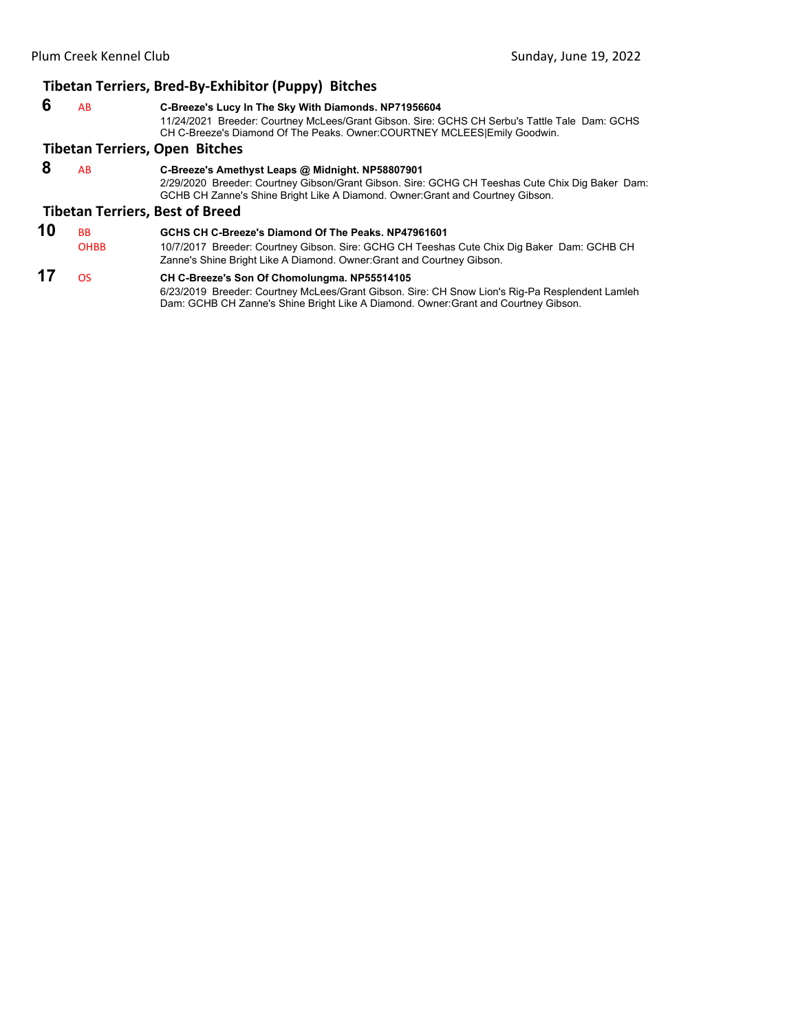### Tibetan Terriers, Bred-By-Exhibitor (Puppy) Bitches

**6** AB **C-Breeze's Lucy In The Sky With Diamonds. NP71956604**
11/24/2021 Breeder: Courtney McLees/Grant Gibson. Sire: GCHS CH Serbu's Tattle Tale Dam: GCHS CH C-Breeze's Diamond Of The Peaks. Owner:COURTNEY MCLEES|Emily Goodwin.

### Tibetan Terriers, Open Bitches

**8** AB **C-Breeze's Amethyst Leaps @ Midnight. NP58807901**
2/29/2020 Breeder: Courtney Gibson/Grant Gibson. Sire: GCHG CH Teeshas Cute Chix Dig Baker Dam: GCHB CH Zanne's Shine Bright Like A Diamond. Owner:Grant and Courtney Gibson.

### Tibetan Terriers, Best of Breed

**10** BB OHBB **GCHS CH C-Breeze's Diamond Of The Peaks. NP47961601**
10/7/2017 Breeder: Courtney Gibson. Sire: GCHG CH Teeshas Cute Chix Dig Baker Dam: GCHB CH Zanne's Shine Bright Like A Diamond. Owner:Grant and Courtney Gibson.

**17** OS **CH C-Breeze's Son Of Chomolungma. NP55514105**
6/23/2019 Breeder: Courtney McLees/Grant Gibson. Sire: CH Snow Lion's Rig-Pa Resplendent Lamleh Dam: GCHB CH Zanne's Shine Bright Like A Diamond. Owner:Grant and Courtney Gibson.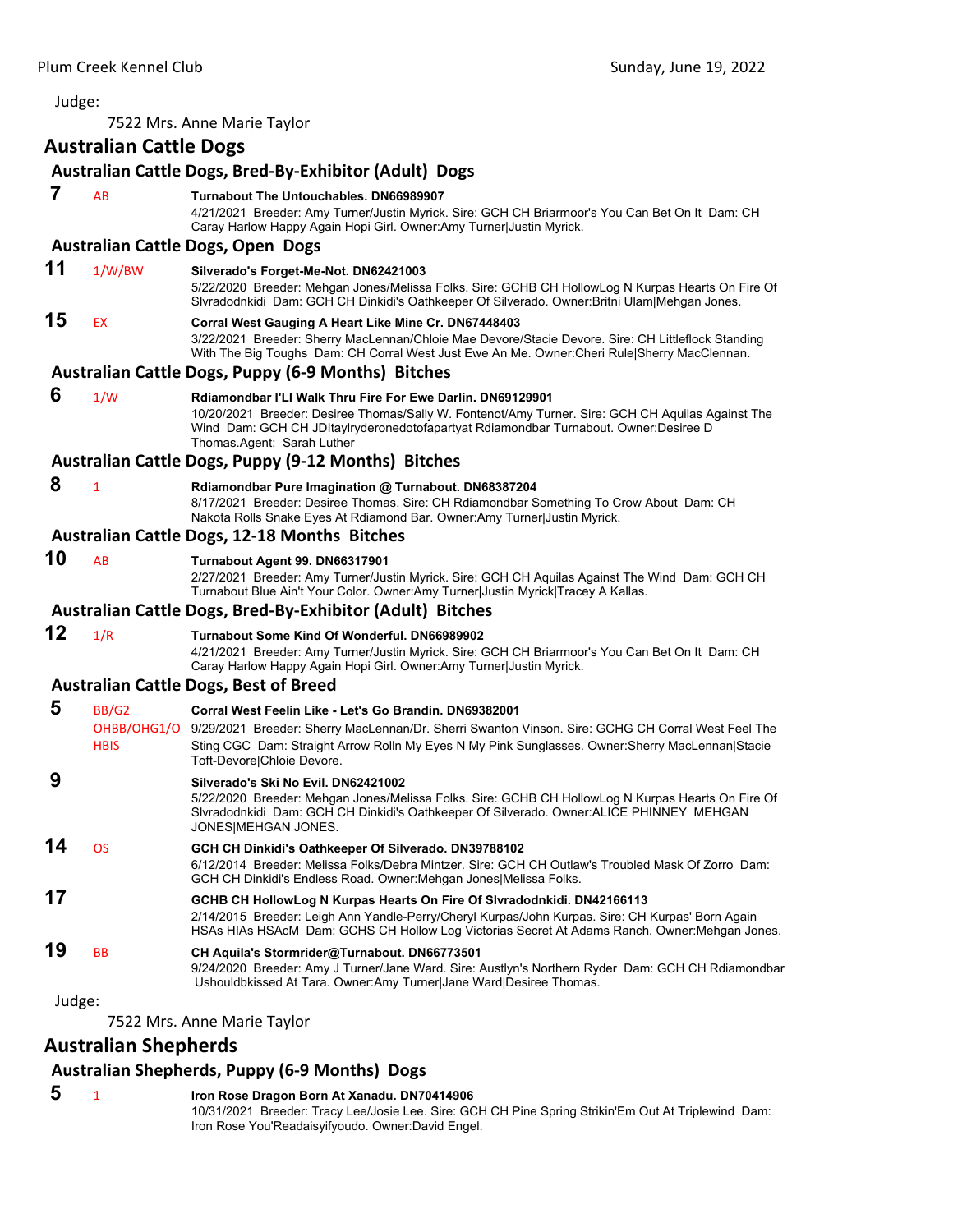Judge:

7522 Mrs. Anne Marie Taylor

## Australian Cattle Dogs

### Australian Cattle Dogs, Bred-By-Exhibitor (Adult) Dogs

**7** AB **Turnabout The Untouchables. DN66989907**
4/21/2021 Breeder: Amy Turner/Justin Myrick. Sire: GCH CH Briarmoor's You Can Bet On It Dam: CH Caray Harlow Happy Again Hopi Girl. Owner:Amy Turner|Justin Myrick.

### Australian Cattle Dogs, Open Dogs

**11** 1/W/BW **Silverado's Forget-Me-Not. DN62421003**
5/22/2020 Breeder: Mehgan Jones/Melissa Folks. Sire: GCHB CH HollowLog N Kurpas Hearts On Fire Of Slvradodnkidi Dam: GCH CH Dinkidi's Oathkeeper Of Silverado. Owner:Britni Ulam|Mehgan Jones.

**15** EX **Corral West Gauging A Heart Like Mine Cr. DN67448403**
3/22/2021 Breeder: Sherry MacLennan/Chloie Mae Devore/Stacie Devore. Sire: CH Littleflock Standing With The Big Toughs Dam: CH Corral West Just Ewe An Me. Owner:Cheri Rule|Sherry MacClennan.

### Australian Cattle Dogs, Puppy (6-9 Months) Bitches

**6** 1/W **Rdiamondbar I'Ll Walk Thru Fire For Ewe Darlin. DN69129901**
10/20/2021 Breeder: Desiree Thomas/Sally W. Fontenot/Amy Turner. Sire: GCH CH Aquilas Against The Wind Dam: GCH CH JDItaylryderonedotofapartyat Rdiamondbar Turnabout. Owner:Desiree D Thomas.Agent: Sarah Luther

### Australian Cattle Dogs, Puppy (9-12 Months) Bitches

**8** 1 **Rdiamondbar Pure Imagination @ Turnabout. DN68387204**
8/17/2021 Breeder: Desiree Thomas. Sire: CH Rdiamondbar Something To Crow About Dam: CH Nakota Rolls Snake Eyes At Rdiamond Bar. Owner:Amy Turner|Justin Myrick.

### Australian Cattle Dogs, 12-18 Months Bitches

**10** AB **Turnabout Agent 99. DN66317901**
2/27/2021 Breeder: Amy Turner/Justin Myrick. Sire: GCH CH Aquilas Against The Wind Dam: GCH CH Turnabout Blue Ain't Your Color. Owner:Amy Turner|Justin Myrick|Tracey A Kallas.

### Australian Cattle Dogs, Bred-By-Exhibitor (Adult) Bitches

**12** 1/R **Turnabout Some Kind Of Wonderful. DN66989902**
4/21/2021 Breeder: Amy Turner/Justin Myrick. Sire: GCH CH Briarmoor's You Can Bet On It Dam: CH Caray Harlow Happy Again Hopi Girl. Owner:Amy Turner|Justin Myrick.

### Australian Cattle Dogs, Best of Breed

**5** BB/G2 OHBB/OHG1/O HBIS **Corral West Feelin Like - Let's Go Brandin. DN69382001**
9/29/2021 Breeder: Sherry MacLennan/Dr. Sherri Swanton Vinson. Sire: GCHG CH Corral West Feel The Sting CGC Dam: Straight Arrow Rolln My Eyes N My Pink Sunglasses. Owner:Sherry MacLennan|Stacie Toft-Devore|Chloie Devore.

**9** **Silverado's Ski No Evil. DN62421002**
5/22/2020 Breeder: Mehgan Jones/Melissa Folks. Sire: GCHB CH HollowLog N Kurpas Hearts On Fire Of Slvradodnkidi Dam: GCH CH Dinkidi's Oathkeeper Of Silverado. Owner:ALICE PHINNEY MEHGAN JONES|MEHGAN JONES.

**14** OS **GCH CH Dinkidi's Oathkeeper Of Silverado. DN39788102**
6/12/2014 Breeder: Melissa Folks/Debra Mintzer. Sire: GCH CH Outlaw's Troubled Mask Of Zorro Dam: GCH CH Dinkidi's Endless Road. Owner:Mehgan Jones|Melissa Folks.

**17** **GCHB CH HollowLog N Kurpas Hearts On Fire Of Slvradodnkidi. DN42166113**
2/14/2015 Breeder: Leigh Ann Yandle-Perry/Cheryl Kurpas/John Kurpas. Sire: CH Kurpas' Born Again HSAs HIAs HSAcM Dam: GCHS CH Hollow Log Victorias Secret At Adams Ranch. Owner:Mehgan Jones.

**19** BB **CH Aquila's Stormrider@Turnabout. DN66773501**
9/24/2020 Breeder: Amy J Turner/Jane Ward. Sire: Austlyn's Northern Ryder Dam: GCH CH Rdiamondbar Ushouldbkissed At Tara. Owner:Amy Turner|Jane Ward|Desiree Thomas.

Judge:

7522 Mrs. Anne Marie Taylor

## Australian Shepherds

### Australian Shepherds, Puppy (6-9 Months) Dogs

**5** 1 **Iron Rose Dragon Born At Xanadu. DN70414906**
10/31/2021 Breeder: Tracy Lee/Josie Lee. Sire: GCH CH Pine Spring Strikin'Em Out At Triplewind Dam: Iron Rose You'Readaisyifyoudo. Owner:David Engel.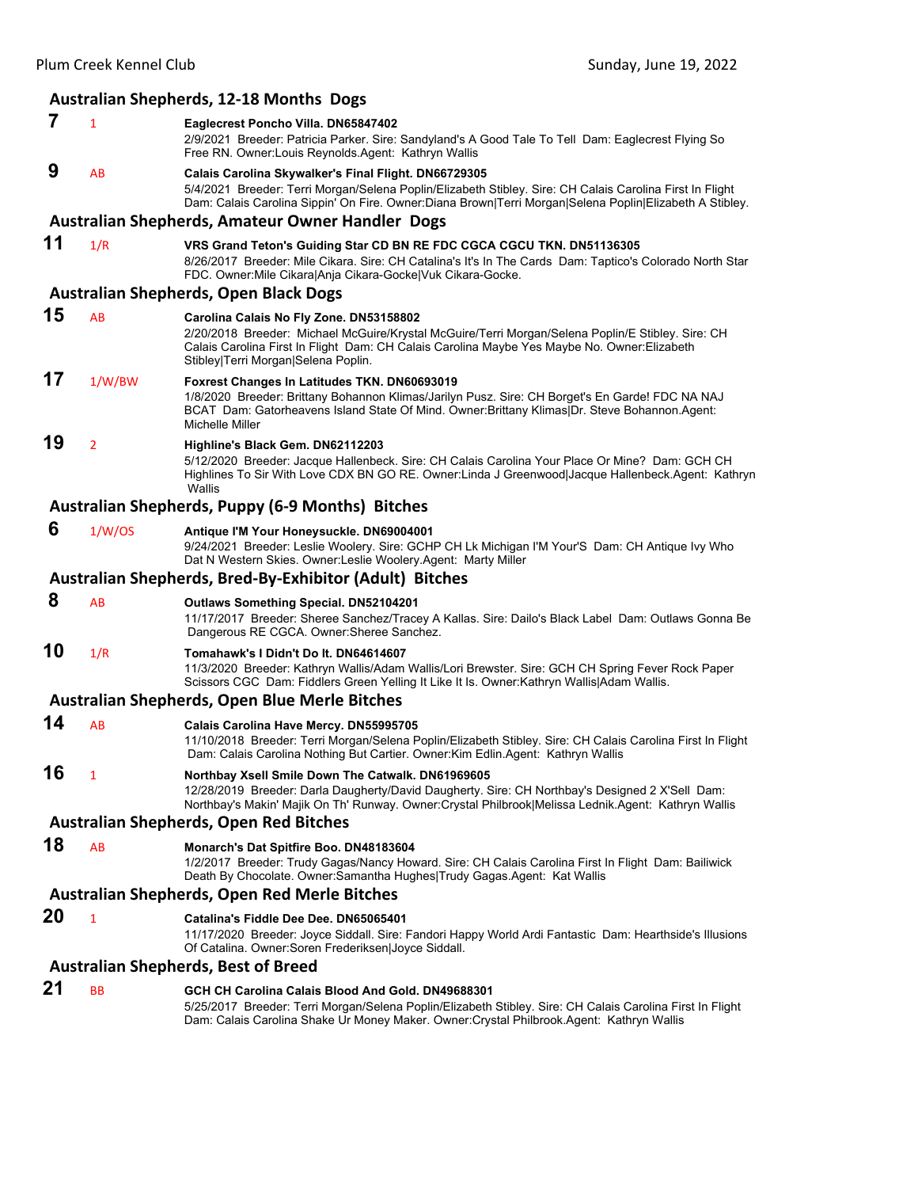## Australian Shepherds, 12-18 Months Dogs

**7** 1 **Eaglecrest Poncho Villa. DN65847402**
2/9/2021 Breeder: Patricia Parker. Sire: Sandyland's A Good Tale To Tell Dam: Eaglecrest Flying So Free RN. Owner:Louis Reynolds.Agent: Kathryn Wallis

**9** AB **Calais Carolina Skywalker's Final Flight. DN66729305**
5/4/2021 Breeder: Terri Morgan/Selena Poplin/Elizabeth Stibley. Sire: CH Calais Carolina First In Flight Dam: Calais Carolina Sippin' On Fire. Owner:Diana Brown|Terri Morgan|Selena Poplin|Elizabeth A Stibley.

## Australian Shepherds, Amateur Owner Handler Dogs

**11** 1/R **VRS Grand Teton's Guiding Star CD BN RE FDC CGCA CGCU TKN. DN51136305**
8/26/2017 Breeder: Mile Cikara. Sire: CH Catalina's It's In The Cards Dam: Taptico's Colorado North Star FDC. Owner:Mile Cikara|Anja Cikara-Gocke|Vuk Cikara-Gocke.

## Australian Shepherds, Open Black Dogs

**15** AB **Carolina Calais No Fly Zone. DN53158802**
2/20/2018 Breeder: Michael McGuire/Krystal McGuire/Terri Morgan/Selena Poplin/E Stibley. Sire: CH Calais Carolina First In Flight Dam: CH Calais Carolina Maybe Yes Maybe No. Owner:Elizabeth Stibley|Terri Morgan|Selena Poplin.

**17** 1/W/BW **Foxrest Changes In Latitudes TKN. DN60693019**
1/8/2020 Breeder: Brittany Bohannon Klimas/Jarilyn Pusz. Sire: CH Borget's En Garde! FDC NA NAJ BCAT Dam: Gatorheavens Island State Of Mind. Owner:Brittany Klimas|Dr. Steve Bohannon.Agent: Michelle Miller

**19** 2 **Highline's Black Gem. DN62112203**
5/12/2020 Breeder: Jacque Hallenbeck. Sire: CH Calais Carolina Your Place Or Mine? Dam: GCH CH Highlines To Sir With Love CDX BN GO RE. Owner:Linda J Greenwood|Jacque Hallenbeck.Agent: Kathryn Wallis

## Australian Shepherds, Puppy (6-9 Months) Bitches

**6** 1/W/OS **Antique I'M Your Honeysuckle. DN69004001**
9/24/2021 Breeder: Leslie Woolery. Sire: GCHP CH Lk Michigan I'M Your'S Dam: CH Antique Ivy Who Dat N Western Skies. Owner:Leslie Woolery.Agent: Marty Miller

## Australian Shepherds, Bred-By-Exhibitor (Adult) Bitches

**8** AB **Outlaws Something Special. DN52104201**
11/17/2017 Breeder: Sheree Sanchez/Tracey A Kallas. Sire: Dailo's Black Label Dam: Outlaws Gonna Be Dangerous RE CGCA. Owner:Sheree Sanchez.

**10** 1/R **Tomahawk's I Didn't Do It. DN64614607**
11/3/2020 Breeder: Kathryn Wallis/Adam Wallis/Lori Brewster. Sire: GCH CH Spring Fever Rock Paper Scissors CGC Dam: Fiddlers Green Yelling It Like It Is. Owner:Kathryn Wallis|Adam Wallis.

## Australian Shepherds, Open Blue Merle Bitches

**14** AB **Calais Carolina Have Mercy. DN55995705**
11/10/2018 Breeder: Terri Morgan/Selena Poplin/Elizabeth Stibley. Sire: CH Calais Carolina First In Flight Dam: Calais Carolina Nothing But Cartier. Owner:Kim Edlin.Agent: Kathryn Wallis

**16** 1 **Northbay Xsell Smile Down The Catwalk. DN61969605**
12/28/2019 Breeder: Darla Daugherty/David Daugherty. Sire: CH Northbay's Designed 2 X'Sell Dam: Northbay's Makin' Majik On Th' Runway. Owner:Crystal Philbrook|Melissa Lednik.Agent: Kathryn Wallis

## Australian Shepherds, Open Red Bitches

**18** AB **Monarch's Dat Spitfire Boo. DN48183604**
1/2/2017 Breeder: Trudy Gagas/Nancy Howard. Sire: CH Calais Carolina First In Flight Dam: Bailiwick Death By Chocolate. Owner:Samantha Hughes|Trudy Gagas.Agent: Kat Wallis

## Australian Shepherds, Open Red Merle Bitches

**20** 1 **Catalina's Fiddle Dee Dee. DN65065401**
11/17/2020 Breeder: Joyce Siddall. Sire: Fandori Happy World Ardi Fantastic Dam: Hearthside's Illusions Of Catalina. Owner:Soren Frederiksen|Joyce Siddall.

## Australian Shepherds, Best of Breed

**21** BB **GCH CH Carolina Calais Blood And Gold. DN49688301**
5/25/2017 Breeder: Terri Morgan/Selena Poplin/Elizabeth Stibley. Sire: CH Calais Carolina First In Flight Dam: Calais Carolina Shake Ur Money Maker. Owner:Crystal Philbrook.Agent: Kathryn Wallis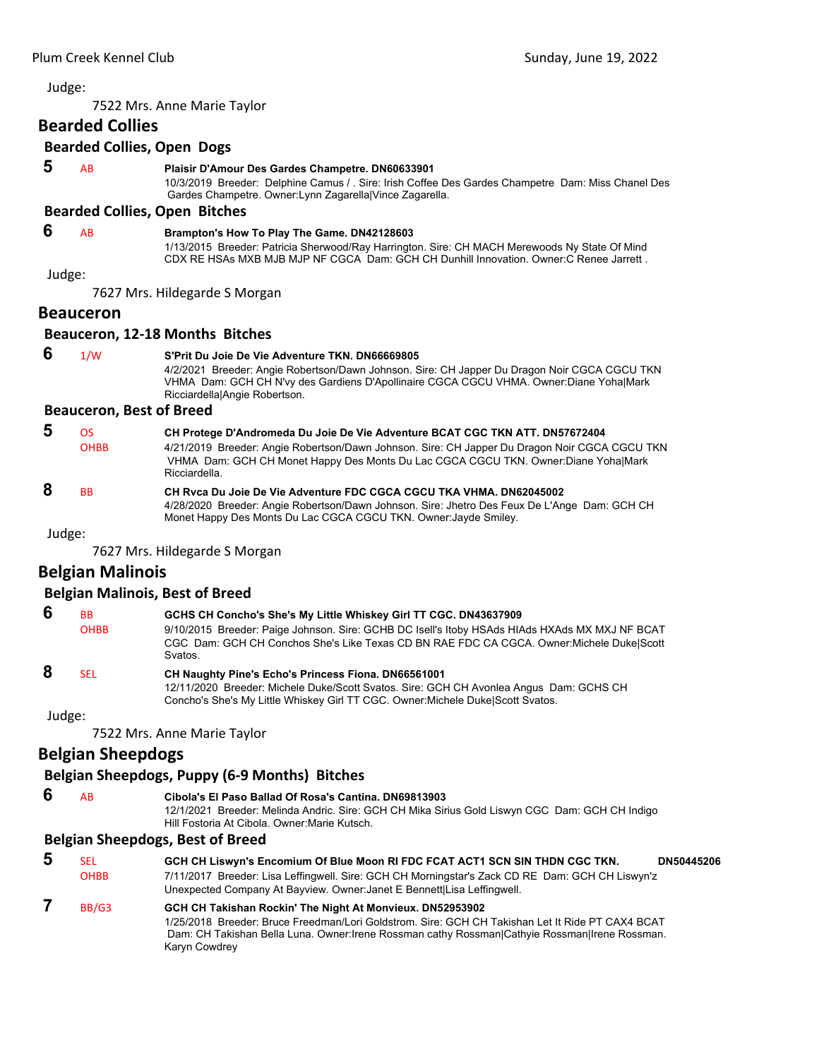Judge:

7522 Mrs. Anne Marie Taylor

## Bearded Collies

### Bearded Collies, Open Dogs

**5** AB **Plaisir D'Amour Des Gardes Champetre. DN60633901**
10/3/2019 Breeder: Delphine Camus / . Sire: Irish Coffee Des Gardes Champetre Dam: Miss Chanel Des Gardes Champetre. Owner:Lynn Zagarella|Vince Zagarella.

### Bearded Collies, Open Bitches

**6** AB **Brampton's How To Play The Game. DN42128603**
1/13/2015 Breeder: Patricia Sherwood/Ray Harrington. Sire: CH MACH Merewoods Ny State Of Mind CDX RE HSAs MXB MJB MJP NF CGCA Dam: GCH CH Dunhill Innovation. Owner:C Renee Jarrett .

Judge:

7627 Mrs. Hildegarde S Morgan

## Beauceron

### Beauceron, 12-18 Months Bitches

**6** 1/W **S'Prit Du Joie De Vie Adventure TKN. DN66669805**
4/2/2021 Breeder: Angie Robertson/Dawn Johnson. Sire: CH Japper Du Dragon Noir CGCA CGCU TKN VHMA Dam: GCH CH N'vy des Gardiens D'Apollinaire CGCA CGCU VHMA. Owner:Diane Yoha|Mark Ricciardella|Angie Robertson.

### Beauceron, Best of Breed

**5** OS OHBB **CH Protege D'Andromeda Du Joie De Vie Adventure BCAT CGC TKN ATT. DN57672404**
4/21/2019 Breeder: Angie Robertson/Dawn Johnson. Sire: CH Japper Du Dragon Noir CGCA CGCU TKN VHMA Dam: GCH CH Monet Happy Des Monts Du Lac CGCA CGCU TKN. Owner:Diane Yoha|Mark Ricciardella.

**8** BB **CH Rvca Du Joie De Vie Adventure FDC CGCA CGCU TKA VHMA. DN62045002**
4/28/2020 Breeder: Angie Robertson/Dawn Johnson. Sire: Jhetro Des Feux De L'Ange Dam: GCH CH Monet Happy Des Monts Du Lac CGCA CGCU TKN. Owner:Jayde Smiley.

Judge:

7627 Mrs. Hildegarde S Morgan

## Belgian Malinois

### Belgian Malinois, Best of Breed

**6** BB OHBB **GCHS CH Concho's She's My Little Whiskey Girl TT CGC. DN43637909**
9/10/2015 Breeder: Paige Johnson. Sire: GCHB DC Isell's Itoby HSAds HIAds HXAds MX MXJ NF BCAT CGC Dam: GCH CH Conchos She's Like Texas CD BN RAE FDC CA CGCA. Owner:Michele Duke|Scott Svatos.

**8** SEL **CH Naughty Pine's Echo's Princess Fiona. DN66561001**
12/11/2020 Breeder: Michele Duke/Scott Svatos. Sire: GCH CH Avonlea Angus Dam: GCHS CH Concho's She's My Little Whiskey Girl TT CGC. Owner:Michele Duke|Scott Svatos.

Judge:

7522 Mrs. Anne Marie Taylor

## Belgian Sheepdogs

### Belgian Sheepdogs, Puppy (6-9 Months) Bitches

**6** AB **Cibola's El Paso Ballad Of Rosa's Cantina. DN69813903**
12/1/2021 Breeder: Melinda Andric. Sire: GCH CH Mika Sirius Gold Liswyn CGC Dam: GCH CH Indigo Hill Fostoria At Cibola. Owner:Marie Kutsch.

### Belgian Sheepdogs, Best of Breed

**5** SEL OHBB **GCH CH Liswyn's Encomium Of Blue Moon RI FDC FCAT ACT1 SCN SIN THDN CGC TKN. DN50445206**
7/11/2017 Breeder: Lisa Leffingwell. Sire: GCH CH Morningstar's Zack CD RE Dam: GCH CH Liswyn'z Unexpected Company At Bayview. Owner:Janet E Bennett|Lisa Leffingwell.

**7** BB/G3 **GCH CH Takishan Rockin' The Night At Monvieux. DN52953902**
1/25/2018 Breeder: Bruce Freedman/Lori Goldstrom. Sire: GCH CH Takishan Let It Ride PT CAX4 BCAT Dam: CH Takishan Bella Luna. Owner:Irene Rossman cathy Rossman|Cathyie Rossman|Irene Rossman. Karyn Cowdrey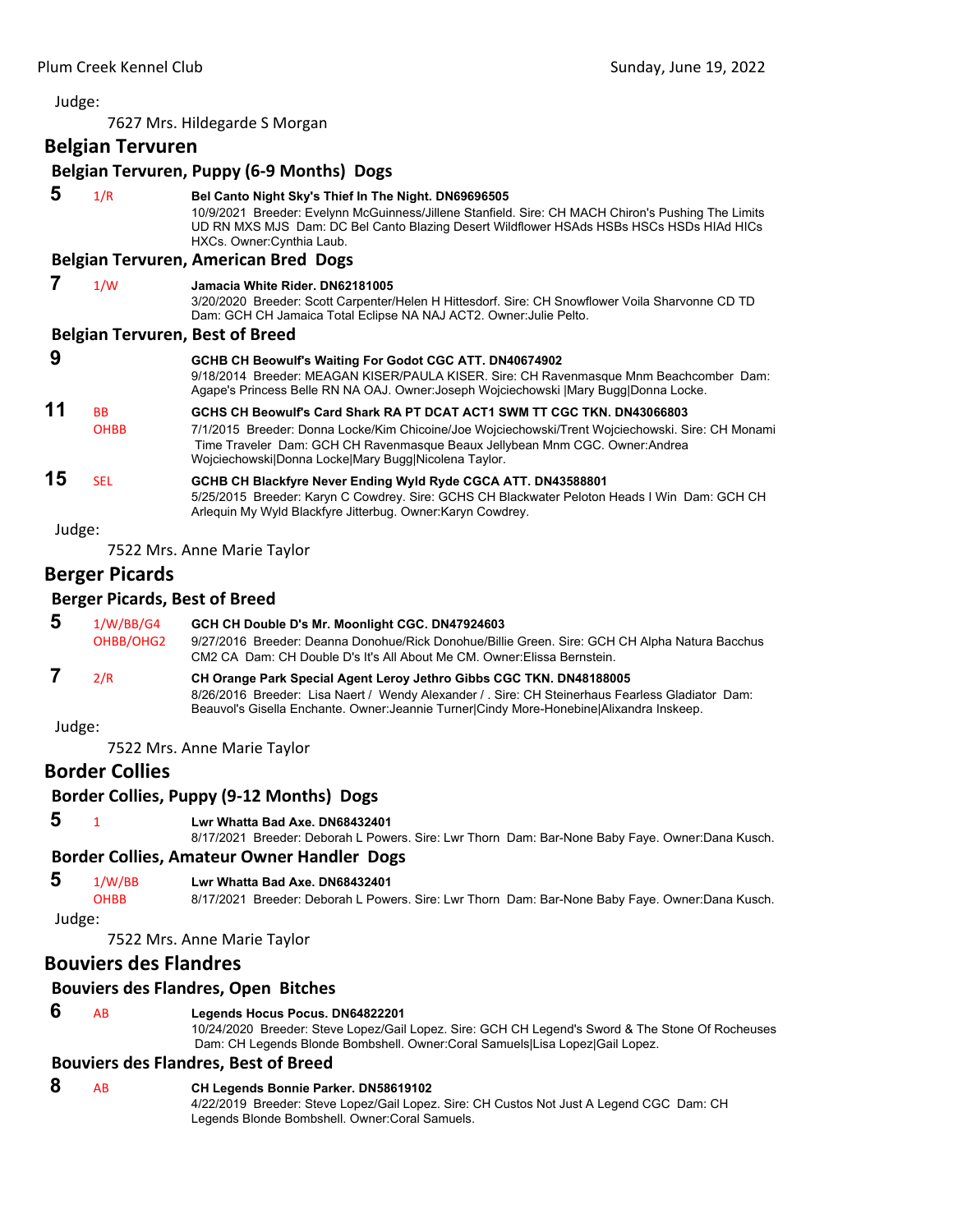Judge:

7627 Mrs. Hildegarde S Morgan

## Belgian Tervuren

### Belgian Tervuren, Puppy (6-9 Months) Dogs

**5** 1/R **Bel Canto Night Sky's Thief In The Night. DN69696505**
10/9/2021 Breeder: Evelynn McGuinness/Jillene Stanfield. Sire: CH MACH Chiron's Pushing The Limits UD RN MXS MJS Dam: DC Bel Canto Blazing Desert Wildflower HSAds HSBs HSCs HSDs HIAd HICs HXCs. Owner:Cynthia Laub.

### Belgian Tervuren, American Bred Dogs

**7** 1/W **Jamacia White Rider. DN62181005**
3/20/2020 Breeder: Scott Carpenter/Helen H Hittesdorf. Sire: CH Snowflower Voila Sharvonne CD TD Dam: GCH CH Jamaica Total Eclipse NA NAJ ACT2. Owner:Julie Pelto.

### Belgian Tervuren, Best of Breed

**9** **GCHB CH Beowulf's Waiting For Godot CGC ATT. DN40674902**
9/18/2014 Breeder: MEAGAN KISER/PAULA KISER. Sire: CH Ravenmasque Mnm Beachcomber Dam: Agape's Princess Belle RN NA OAJ. Owner:Joseph Wojciechowski |Mary Bugg|Donna Locke.

**11** BB OHBB **GCHS CH Beowulf's Card Shark RA PT DCAT ACT1 SWM TT CGC TKN. DN43066803**
7/1/2015 Breeder: Donna Locke/Kim Chicoine/Joe Wojciechowski/Trent Wojciechowski. Sire: CH Monami Time Traveler Dam: GCH CH Ravenmasque Beaux Jellybean Mnm CGC. Owner:Andrea Wojciechowski|Donna Locke|Mary Bugg|Nicolena Taylor.

**15** SEL **GCHB CH Blackfyre Never Ending Wyld Ryde CGCA ATT. DN43588801**
5/25/2015 Breeder: Karyn C Cowdrey. Sire: GCHS CH Blackwater Peloton Heads I Win Dam: GCH CH Arlequin My Wyld Blackfyre Jitterbug. Owner:Karyn Cowdrey.

Judge:

7522 Mrs. Anne Marie Taylor

## Berger Picards

### Berger Picards, Best of Breed

**5** 1/W/BB/G4 OHBB/OHG2 **GCH CH Double D's Mr. Moonlight CGC. DN47924603**
9/27/2016 Breeder: Deanna Donohue/Rick Donohue/Billie Green. Sire: GCH CH Alpha Natura Bacchus CM2 CA Dam: CH Double D's It's All About Me CM. Owner:Elissa Bernstein.

**7** 2/R **CH Orange Park Special Agent Leroy Jethro Gibbs CGC TKN. DN48188005**
8/26/2016 Breeder: Lisa Naert / Wendy Alexander / . Sire: CH Steinerhaus Fearless Gladiator Dam: Beauvol's Gisella Enchante. Owner:Jeannie Turner|Cindy More-Honebine|Alixandra Inskeep.

Judge:

7522 Mrs. Anne Marie Taylor

## Border Collies

### Border Collies, Puppy (9-12 Months) Dogs

**5** 1 **Lwr Whatta Bad Axe. DN68432401**
8/17/2021 Breeder: Deborah L Powers. Sire: Lwr Thorn Dam: Bar-None Baby Faye. Owner:Dana Kusch.

### Border Collies, Amateur Owner Handler Dogs

**5** 1/W/BB OHBB **Lwr Whatta Bad Axe. DN68432401**
8/17/2021 Breeder: Deborah L Powers. Sire: Lwr Thorn Dam: Bar-None Baby Faye. Owner:Dana Kusch.

Judge:

7522 Mrs. Anne Marie Taylor

## Bouviers des Flandres

### Bouviers des Flandres, Open Bitches

**6** AB **Legends Hocus Pocus. DN64822201**
10/24/2020 Breeder: Steve Lopez/Gail Lopez. Sire: GCH CH Legend's Sword & The Stone Of Rocheuses Dam: CH Legends Blonde Bombshell. Owner:Coral Samuels|Lisa Lopez|Gail Lopez.

### Bouviers des Flandres, Best of Breed

**8** AB **CH Legends Bonnie Parker. DN58619102**
4/22/2019 Breeder: Steve Lopez/Gail Lopez. Sire: CH Custos Not Just A Legend CGC Dam: CH Legends Blonde Bombshell. Owner:Coral Samuels.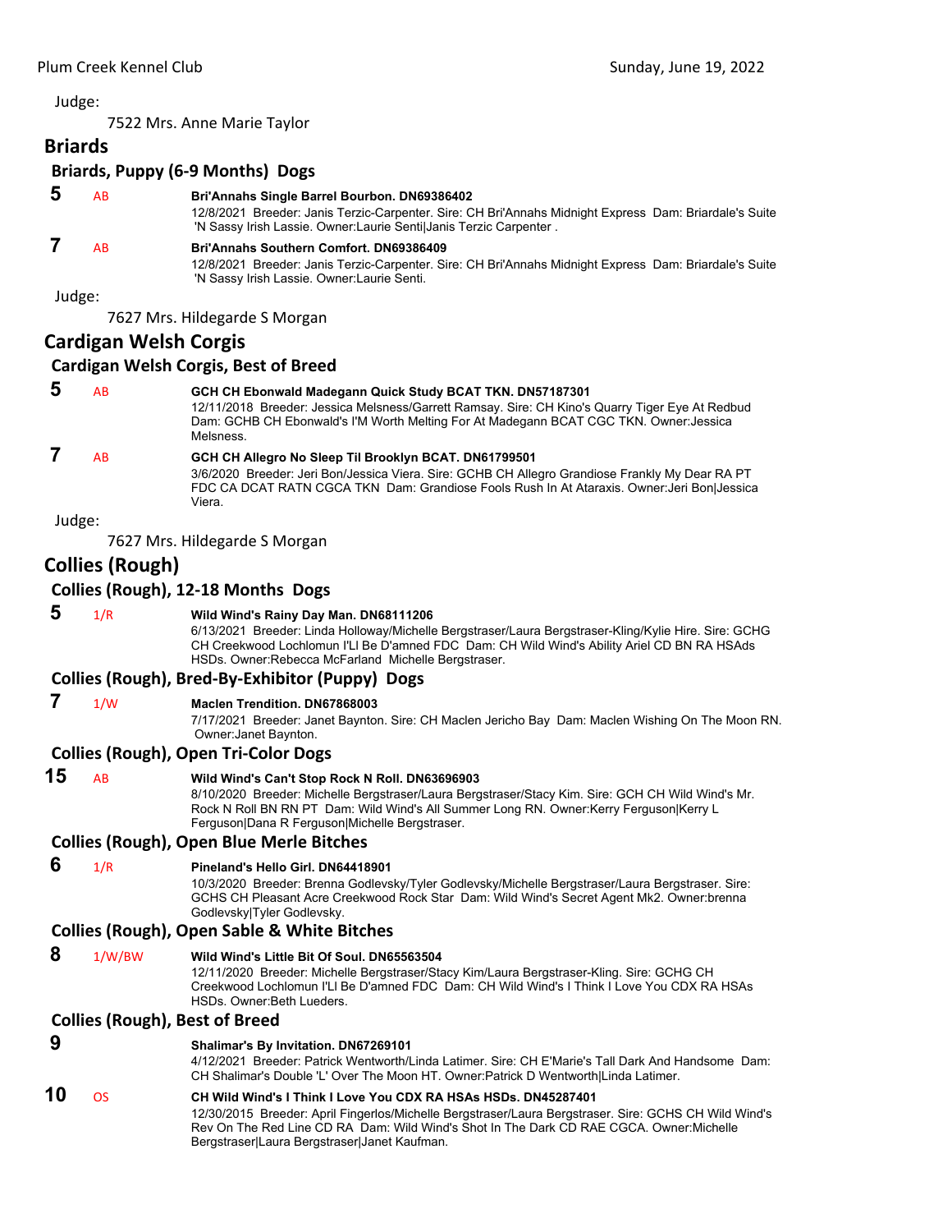Judge:

7522 Mrs. Anne Marie Taylor

## Briards

### Briards, Puppy (6-9 Months) Dogs

**5** AB **Bri'Annahs Single Barrel Bourbon. DN69386402**
12/8/2021 Breeder: Janis Terzic-Carpenter. Sire: CH Bri'Annahs Midnight Express Dam: Briardale's Suite 'N Sassy Irish Lassie. Owner:Laurie Senti|Janis Terzic Carpenter .

**7** AB **Bri'Annahs Southern Comfort. DN69386409**
12/8/2021 Breeder: Janis Terzic-Carpenter. Sire: CH Bri'Annahs Midnight Express Dam: Briardale's Suite 'N Sassy Irish Lassie. Owner:Laurie Senti.

Judge:

7627 Mrs. Hildegarde S Morgan

## Cardigan Welsh Corgis

### Cardigan Welsh Corgis, Best of Breed

**5** AB **GCH CH Ebonwald Madegann Quick Study BCAT TKN. DN57187301**
12/11/2018 Breeder: Jessica Melsness/Garrett Ramsay. Sire: CH Kino's Quarry Tiger Eye At Redbud Dam: GCHB CH Ebonwald's I'M Worth Melting For At Madegann BCAT CGC TKN. Owner:Jessica Melsness.

**7** AB **GCH CH Allegro No Sleep Til Brooklyn BCAT. DN61799501**
3/6/2020 Breeder: Jeri Bon/Jessica Viera. Sire: GCHB CH Allegro Grandiose Frankly My Dear RA PT FDC CA DCAT RATN CGCA TKN Dam: Grandiose Fools Rush In At Ataraxis. Owner:Jeri Bon|Jessica Viera.

Judge:

7627 Mrs. Hildegarde S Morgan

## Collies (Rough)

### Collies (Rough), 12-18 Months Dogs

**5** 1/R **Wild Wind's Rainy Day Man. DN68111206**
6/13/2021 Breeder: Linda Holloway/Michelle Bergstraser/Laura Bergstraser-Kling/Kylie Hire. Sire: GCHG CH Creekwood Lochlomun I'Ll Be D'amned FDC Dam: CH Wild Wind's Ability Ariel CD BN RA HSAds HSDs. Owner:Rebecca McFarland Michelle Bergstraser.

### Collies (Rough), Bred-By-Exhibitor (Puppy) Dogs

**7** 1/W **Maclen Trendition. DN67868003**
7/17/2021 Breeder: Janet Baynton. Sire: CH Maclen Jericho Bay Dam: Maclen Wishing On The Moon RN. Owner:Janet Baynton.

### Collies (Rough), Open Tri-Color Dogs

**15** AB **Wild Wind's Can't Stop Rock N Roll. DN63696903**
8/10/2020 Breeder: Michelle Bergstraser/Laura Bergstraser/Stacy Kim. Sire: GCH CH Wild Wind's Mr. Rock N Roll BN RN PT Dam: Wild Wind's All Summer Long RN. Owner:Kerry Ferguson|Kerry L Ferguson|Dana R Ferguson|Michelle Bergstraser.

### Collies (Rough), Open Blue Merle Bitches

**6** 1/R **Pineland's Hello Girl. DN64418901**
10/3/2020 Breeder: Brenna Godlevsky/Tyler Godlevsky/Michelle Bergstraser/Laura Bergstraser. Sire: GCHS CH Pleasant Acre Creekwood Rock Star Dam: Wild Wind's Secret Agent Mk2. Owner:brenna Godlevsky|Tyler Godlevsky.

### Collies (Rough), Open Sable & White Bitches

**8** 1/W/BW **Wild Wind's Little Bit Of Soul. DN65563504**
12/11/2020 Breeder: Michelle Bergstraser/Stacy Kim/Laura Bergstraser-Kling. Sire: GCHG CH Creekwood Lochlomun I'Ll Be D'amned FDC Dam: CH Wild Wind's I Think I Love You CDX RA HSAs HSDs. Owner:Beth Lueders.

### Collies (Rough), Best of Breed

**9** **Shalimar's By Invitation. DN67269101**
4/12/2021 Breeder: Patrick Wentworth/Linda Latimer. Sire: CH E'Marie's Tall Dark And Handsome Dam: CH Shalimar's Double 'L' Over The Moon HT. Owner:Patrick D Wentworth|Linda Latimer.

**10** OS **CH Wild Wind's I Think I Love You CDX RA HSAs HSDs. DN45287401**
12/30/2015 Breeder: April Fingerlos/Michelle Bergstraser/Laura Bergstraser. Sire: GCHS CH Wild Wind's Rev On The Red Line CD RA Dam: Wild Wind's Shot In The Dark CD RAE CGCA. Owner:Michelle Bergstraser|Laura Bergstraser|Janet Kaufman.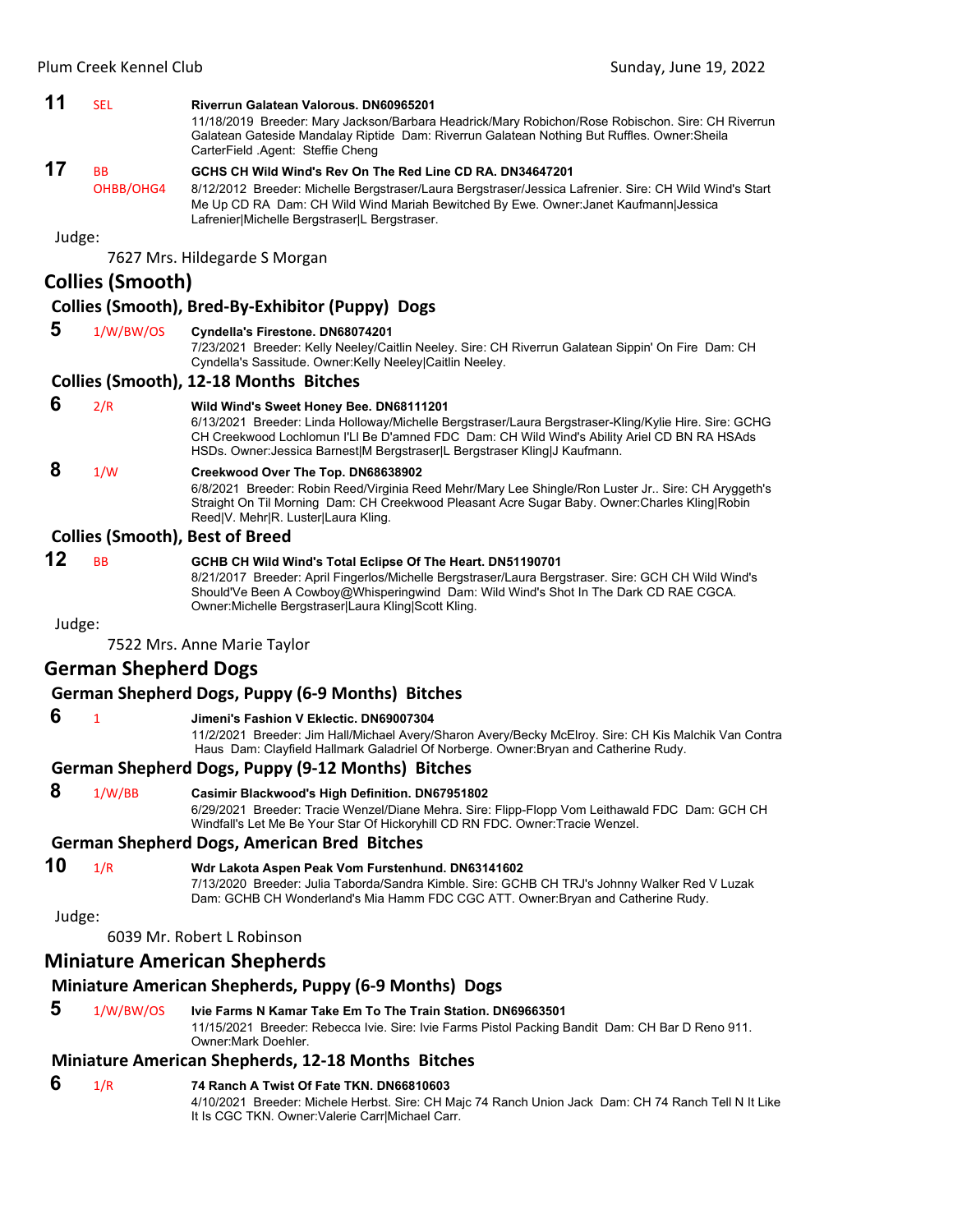**11** SEL **Riverrun Galatean Valorous. DN60965201**
11/18/2019 Breeder: Mary Jackson/Barbara Headrick/Mary Robichon/Rose Robischon. Sire: CH Riverrun Galatean Gateside Mandalay Riptide Dam: Riverrun Galatean Nothing But Ruffles. Owner:Sheila CarterField .Agent: Steffie Cheng

**17** BB OHBB/OHG4 **GCHS CH Wild Wind's Rev On The Red Line CD RA. DN34647201**
8/12/2012 Breeder: Michelle Bergstraser/Laura Bergstraser/Jessica Lafrenier. Sire: CH Wild Wind's Start Me Up CD RA Dam: CH Wild Wind Mariah Bewitched By Ewe. Owner:Janet Kaufmann|Jessica Lafrenier|Michelle Bergstraser|L Bergstraser.

Judge:

7627 Mrs. Hildegarde S Morgan

## Collies (Smooth)

### Collies (Smooth), Bred-By-Exhibitor (Puppy) Dogs

**5** 1/W/BW/OS **Cyndella's Firestone. DN68074201**
7/23/2021 Breeder: Kelly Neeley/Caitlin Neeley. Sire: CH Riverrun Galatean Sippin' On Fire Dam: CH Cyndella's Sassitude. Owner:Kelly Neeley|Caitlin Neeley.

### Collies (Smooth), 12-18 Months Bitches

**6** 2/R **Wild Wind's Sweet Honey Bee. DN68111201**
6/13/2021 Breeder: Linda Holloway/Michelle Bergstraser/Laura Bergstraser-Kling/Kylie Hire. Sire: GCHG CH Creekwood Lochlomun I'Ll Be D'amned FDC Dam: CH Wild Wind's Ability Ariel CD BN RA HSAds HSDs. Owner:Jessica Barnest|M Bergstraser|L Bergstraser Kling|J Kaufmann.

**8** 1/W **Creekwood Over The Top. DN68638902**
6/8/2021 Breeder: Robin Reed/Virginia Reed Mehr/Mary Lee Shingle/Ron Luster Jr.. Sire: CH Aryggeth's Straight On Til Morning Dam: CH Creekwood Pleasant Acre Sugar Baby. Owner:Charles Kling|Robin Reed|V. Mehr|R. Luster|Laura Kling.

### Collies (Smooth), Best of Breed

**12** BB **GCHB CH Wild Wind's Total Eclipse Of The Heart. DN51190701**
8/21/2017 Breeder: April Fingerlos/Michelle Bergstraser/Laura Bergstraser. Sire: GCH CH Wild Wind's Should'Ve Been A Cowboy@Whisperingwind Dam: Wild Wind's Shot In The Dark CD RAE CGCA. Owner:Michelle Bergstraser|Laura Kling|Scott Kling.

Judge:

7522 Mrs. Anne Marie Taylor

## German Shepherd Dogs

### German Shepherd Dogs, Puppy (6-9 Months) Bitches

**6** 1 **Jimeni's Fashion V Eklectic. DN69007304**
11/2/2021 Breeder: Jim Hall/Michael Avery/Sharon Avery/Becky McElroy. Sire: CH Kis Malchik Van Contra Haus Dam: Clayfield Hallmark Galadriel Of Norberge. Owner:Bryan and Catherine Rudy.

### German Shepherd Dogs, Puppy (9-12 Months) Bitches

**8** 1/W/BB **Casimir Blackwood's High Definition. DN67951802**
6/29/2021 Breeder: Tracie Wenzel/Diane Mehra. Sire: Flipp-Flopp Vom Leithawald FDC Dam: GCH CH Windfall's Let Me Be Your Star Of Hickoryhill CD RN FDC. Owner:Tracie Wenzel.

### German Shepherd Dogs, American Bred Bitches

**10** 1/R **Wdr Lakota Aspen Peak Vom Furstenhund. DN63141602**
7/13/2020 Breeder: Julia Taborda/Sandra Kimble. Sire: GCHB CH TRJ's Johnny Walker Red V Luzak Dam: GCHB CH Wonderland's Mia Hamm FDC CGC ATT. Owner:Bryan and Catherine Rudy.

Judge:

6039 Mr. Robert L Robinson

## Miniature American Shepherds

### Miniature American Shepherds, Puppy (6-9 Months) Dogs

**5** 1/W/BW/OS **Ivie Farms N Kamar Take Em To The Train Station. DN69663501**
11/15/2021 Breeder: Rebecca Ivie. Sire: Ivie Farms Pistol Packing Bandit Dam: CH Bar D Reno 911. Owner:Mark Doehler.

### Miniature American Shepherds, 12-18 Months Bitches

**6** 1/R **74 Ranch A Twist Of Fate TKN. DN66810603**
4/10/2021 Breeder: Michele Herbst. Sire: CH Majc 74 Ranch Union Jack Dam: CH 74 Ranch Tell N It Like It Is CGC TKN. Owner:Valerie Carr|Michael Carr.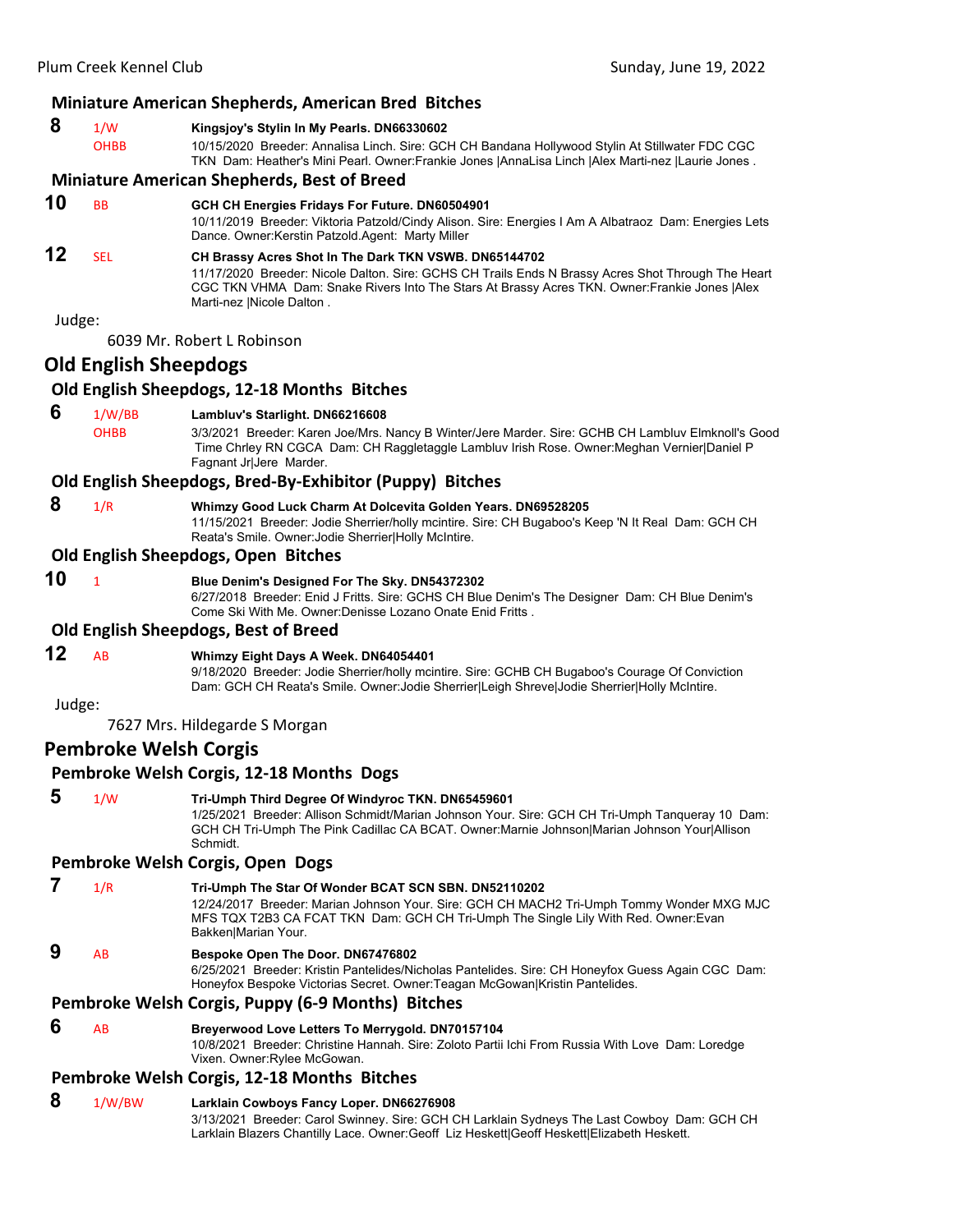### Miniature American Shepherds, American Bred Bitches

**8** 1/W OHBB **Kingsjoy's Stylin In My Pearls. DN66330602**
10/15/2020 Breeder: Annalisa Linch. Sire: GCH CH Bandana Hollywood Stylin At Stillwater FDC CGC TKN Dam: Heather's Mini Pearl. Owner:Frankie Jones |AnnaLisa Linch |Alex Marti-nez |Laurie Jones .

### Miniature American Shepherds, Best of Breed

**10** BB **GCH CH Energies Fridays For Future. DN60504901**
10/11/2019 Breeder: Viktoria Patzold/Cindy Alison. Sire: Energies I Am A Albatraoz Dam: Energies Lets Dance. Owner:Kerstin Patzold.Agent: Marty Miller

**12** SEL **CH Brassy Acres Shot In The Dark TKN VSWB. DN65144702**
11/17/2020 Breeder: Nicole Dalton. Sire: GCHS CH Trails Ends N Brassy Acres Shot Through The Heart CGC TKN VHMA Dam: Snake Rivers Into The Stars At Brassy Acres TKN. Owner:Frankie Jones |Alex Marti-nez |Nicole Dalton .

Judge:

6039 Mr. Robert L Robinson

## Old English Sheepdogs

### Old English Sheepdogs, 12-18 Months Bitches

**6** 1/W/BB OHBB **Lambluv's Starlight. DN66216608**
3/3/2021 Breeder: Karen Joe/Mrs. Nancy B Winter/Jere Marder. Sire: GCHB CH Lambluv Elmknoll's Good Time Chrley RN CGCA Dam: CH Raggletaggle Lambluv Irish Rose. Owner:Meghan Vernier|Daniel P Fagnant Jr|Jere Marder.

### Old English Sheepdogs, Bred-By-Exhibitor (Puppy) Bitches

**8** 1/R **Whimzy Good Luck Charm At Dolcevita Golden Years. DN69528205**
11/15/2021 Breeder: Jodie Sherrier/holly mcintire. Sire: CH Bugaboo's Keep 'N It Real Dam: GCH CH Reata's Smile. Owner:Jodie Sherrier|Holly McIntire.

### Old English Sheepdogs, Open Bitches

**10** 1 **Blue Denim's Designed For The Sky. DN54372302**
6/27/2018 Breeder: Enid J Fritts. Sire: GCHS CH Blue Denim's The Designer Dam: CH Blue Denim's Come Ski With Me. Owner:Denisse Lozano Onate Enid Fritts .

### Old English Sheepdogs, Best of Breed

**12** AB **Whimzy Eight Days A Week. DN64054401**
9/18/2020 Breeder: Jodie Sherrier/holly mcintire. Sire: GCHB CH Bugaboo's Courage Of Conviction Dam: GCH CH Reata's Smile. Owner:Jodie Sherrier|Leigh Shreve|Jodie Sherrier|Holly McIntire.

Judge:

7627 Mrs. Hildegarde S Morgan

## Pembroke Welsh Corgis

### Pembroke Welsh Corgis, 12-18 Months Dogs

**5** 1/W **Tri-Umph Third Degree Of Windyroc TKN. DN65459601**
1/25/2021 Breeder: Allison Schmidt/Marian Johnson Your. Sire: GCH CH Tri-Umph Tanqueray 10 Dam: GCH CH Tri-Umph The Pink Cadillac CA BCAT. Owner:Marnie Johnson|Marian Johnson Your|Allison Schmidt.

### Pembroke Welsh Corgis, Open Dogs

**7** 1/R **Tri-Umph The Star Of Wonder BCAT SCN SBN. DN52110202**
12/24/2017 Breeder: Marian Johnson Your. Sire: GCH CH MACH2 Tri-Umph Tommy Wonder MXG MJC MFS TQX T2B3 CA FCAT TKN Dam: GCH CH Tri-Umph The Single Lily With Red. Owner:Evan Bakken|Marian Your.

**9** AB **Bespoke Open The Door. DN67476802**
6/25/2021 Breeder: Kristin Pantelides/Nicholas Pantelides. Sire: CH Honeyfox Guess Again CGC Dam: Honeyfox Bespoke Victorias Secret. Owner:Teagan McGowan|Kristin Pantelides.

### Pembroke Welsh Corgis, Puppy (6-9 Months) Bitches

**6** AB **Breyerwood Love Letters To Merrygold. DN70157104**
10/8/2021 Breeder: Christine Hannah. Sire: Zoloto Partii Ichi From Russia With Love Dam: Loredge Vixen. Owner:Rylee McGowan.

### Pembroke Welsh Corgis, 12-18 Months Bitches

**8** 1/W/BW **Larklain Cowboys Fancy Loper. DN66276908**
3/13/2021 Breeder: Carol Swinney. Sire: GCH CH Larklain Sydneys The Last Cowboy Dam: GCH CH Larklain Blazers Chantilly Lace. Owner:Geoff Liz Heskett|Geoff Heskett|Elizabeth Heskett.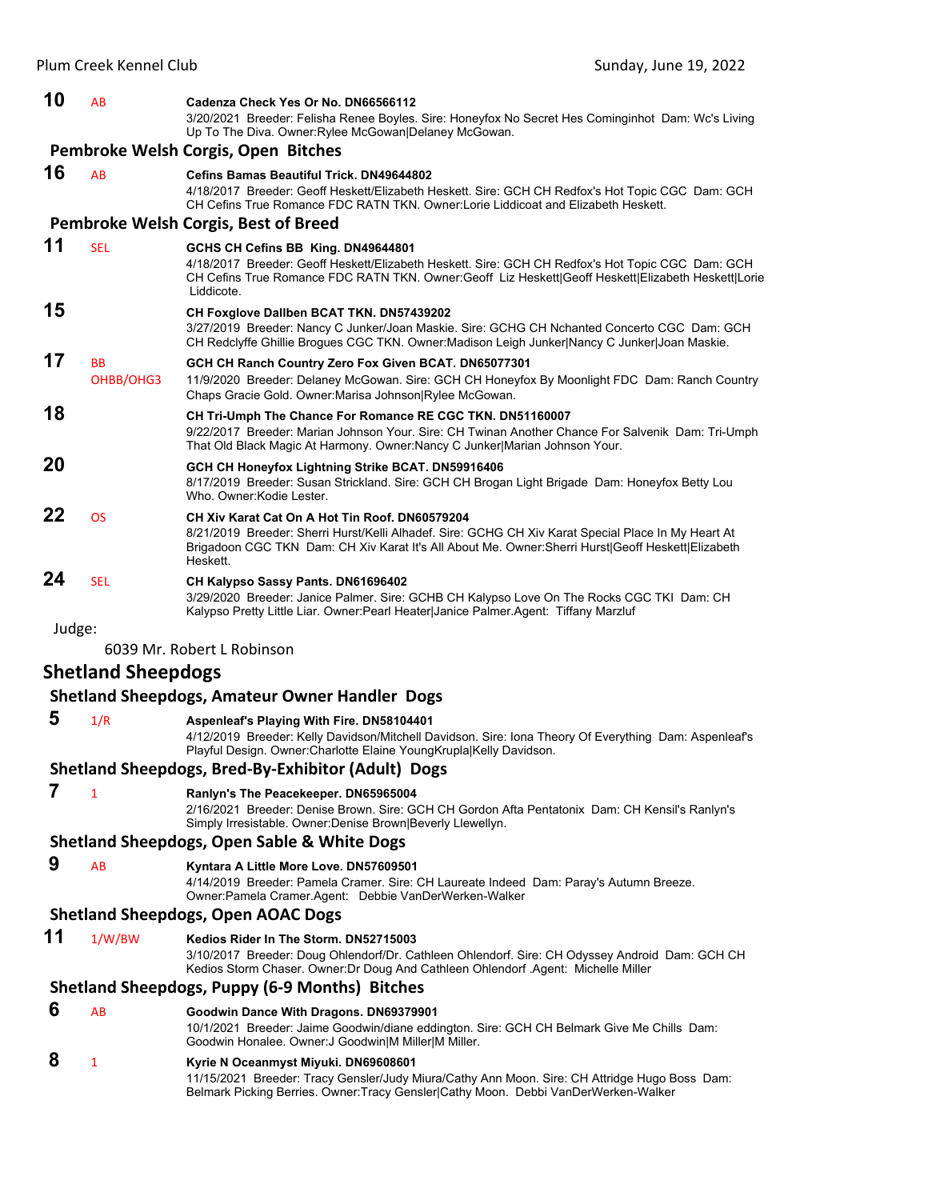**10** AB **Cadenza Check Yes Or No. DN66566112**
3/20/2021 Breeder: Felisha Renee Boyles. Sire: Honeyfox No Secret Hes Cominginhot Dam: Wc's Living Up To The Diva. Owner:Rylee McGowan|Delaney McGowan.

### Pembroke Welsh Corgis, Open Bitches

**16** AB **Cefins Bamas Beautiful Trick. DN49644802**
4/18/2017 Breeder: Geoff Heskett/Elizabeth Heskett. Sire: GCH CH Redfox's Hot Topic CGC Dam: GCH CH Cefins True Romance FDC RATN TKN. Owner:Lorie Liddicoat and Elizabeth Heskett.

### Pembroke Welsh Corgis, Best of Breed

**11** SEL **GCHS CH Cefins BB King. DN49644801**
4/18/2017 Breeder: Geoff Heskett/Elizabeth Heskett. Sire: GCH CH Redfox's Hot Topic CGC Dam: GCH CH Cefins True Romance FDC RATN TKN. Owner:Geoff Liz Heskett|Geoff Heskett|Elizabeth Heskett|Lorie Liddicote.

**15** **CH Foxglove Dallben BCAT TKN. DN57439202**
3/27/2019 Breeder: Nancy C Junker/Joan Maskie. Sire: GCHG CH Nchanted Concerto CGC Dam: GCH CH Redclyffe Ghillie Brogues CGC TKN. Owner:Madison Leigh Junker|Nancy C Junker|Joan Maskie.

**17** BB OHBB/OHG3 **GCH CH Ranch Country Zero Fox Given BCAT. DN65077301**
11/9/2020 Breeder: Delaney McGowan. Sire: GCH CH Honeyfox By Moonlight FDC Dam: Ranch Country Chaps Gracie Gold. Owner:Marisa Johnson|Rylee McGowan.

**18** **CH Tri-Umph The Chance For Romance RE CGC TKN. DN51160007**
9/22/2017 Breeder: Marian Johnson Your. Sire: CH Twinan Another Chance For Salvenik Dam: Tri-Umph That Old Black Magic At Harmony. Owner:Nancy C Junker|Marian Johnson Your.

**20** **GCH CH Honeyfox Lightning Strike BCAT. DN59916406**
8/17/2019 Breeder: Susan Strickland. Sire: GCH CH Brogan Light Brigade Dam: Honeyfox Betty Lou Who. Owner:Kodie Lester.

**22** OS **CH Xiv Karat Cat On A Hot Tin Roof. DN60579204**
8/21/2019 Breeder: Sherri Hurst/Kelli Alhadef. Sire: GCHG CH Xiv Karat Special Place In My Heart At Brigadoon CGC TKN Dam: CH Xiv Karat It's All About Me. Owner:Sherri Hurst|Geoff Heskett|Elizabeth Heskett.

**24** SEL **CH Kalypso Sassy Pants. DN61696402**
3/29/2020 Breeder: Janice Palmer. Sire: GCHB CH Kalypso Love On The Rocks CGC TKI Dam: CH Kalypso Pretty Little Liar. Owner:Pearl Heater|Janice Palmer.Agent: Tiffany Marzluf

Judge:

6039 Mr. Robert L Robinson

## Shetland Sheepdogs

### Shetland Sheepdogs, Amateur Owner Handler Dogs

**5** 1/R **Aspenleaf's Playing With Fire. DN58104401**
4/12/2019 Breeder: Kelly Davidson/Mitchell Davidson. Sire: Iona Theory Of Everything Dam: Aspenleaf's Playful Design. Owner:Charlotte Elaine YoungKrupla|Kelly Davidson.

### Shetland Sheepdogs, Bred-By-Exhibitor (Adult) Dogs

**7** 1 **Ranlyn's The Peacekeeper. DN65965004**
2/16/2021 Breeder: Denise Brown. Sire: GCH CH Gordon Afta Pentatonix Dam: CH Kensil's Ranlyn's Simply Irresistable. Owner:Denise Brown|Beverly Llewellyn.

### Shetland Sheepdogs, Open Sable & White Dogs

**9** AB **Kyntara A Little More Love. DN57609501**
4/14/2019 Breeder: Pamela Cramer. Sire: CH Laureate Indeed Dam: Paray's Autumn Breeze. Owner:Pamela Cramer.Agent: Debbie VanDerWerken-Walker

### Shetland Sheepdogs, Open AOAC Dogs

**11** 1/W/BW **Kedios Rider In The Storm. DN52715003**
3/10/2017 Breeder: Doug Ohlendorf/Dr. Cathleen Ohlendorf. Sire: CH Odyssey Android Dam: GCH CH Kedios Storm Chaser. Owner:Dr Doug And Cathleen Ohlendorf .Agent: Michelle Miller

### Shetland Sheepdogs, Puppy (6-9 Months) Bitches

**6** AB **Goodwin Dance With Dragons. DN69379901**
10/1/2021 Breeder: Jaime Goodwin/diane eddington. Sire: GCH CH Belmark Give Me Chills Dam: Goodwin Honalee. Owner:J Goodwin|M Miller|M Miller.

**8** 1 **Kyrie N Oceanmyst Miyuki. DN69608601**
11/15/2021 Breeder: Tracy Gensler/Judy Miura/Cathy Ann Moon. Sire: CH Attridge Hugo Boss Dam: Belmark Picking Berries. Owner:Tracy Gensler|Cathy Moon. Debbi VanDerWerken-Walker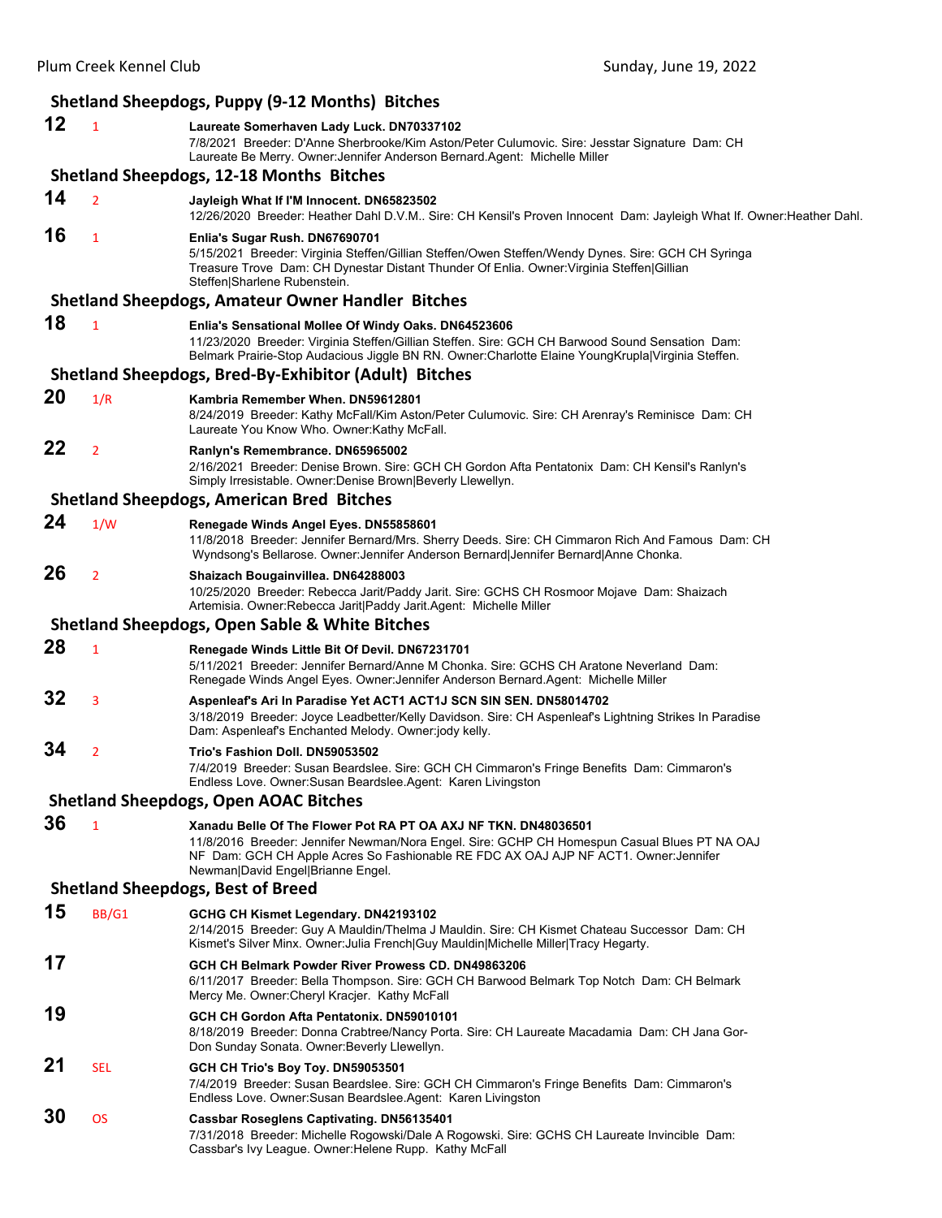## Shetland Sheepdogs, Puppy (9-12 Months) Bitches

**12** 1 **Laureate Somerhaven Lady Luck. DN70337102**
7/8/2021 Breeder: D'Anne Sherbrooke/Kim Aston/Peter Culumovic. Sire: Jesstar Signature Dam: CH Laureate Be Merry. Owner:Jennifer Anderson Bernard.Agent: Michelle Miller

## Shetland Sheepdogs, 12-18 Months Bitches

**14** 2 **Jayleigh What If I'M Innocent. DN65823502**
12/26/2020 Breeder: Heather Dahl D.V.M.. Sire: CH Kensil's Proven Innocent Dam: Jayleigh What If. Owner:Heather Dahl.

**16** 1 **Enlia's Sugar Rush. DN67690701**
5/15/2021 Breeder: Virginia Steffen/Gillian Steffen/Owen Steffen/Wendy Dynes. Sire: GCH CH Syringa Treasure Trove Dam: CH Dynestar Distant Thunder Of Enlia. Owner:Virginia Steffen|Gillian Steffen|Sharlene Rubenstein.

## Shetland Sheepdogs, Amateur Owner Handler Bitches

**18** 1 **Enlia's Sensational Mollee Of Windy Oaks. DN64523606**
11/23/2020 Breeder: Virginia Steffen/Gillian Steffen. Sire: GCH CH Barwood Sound Sensation Dam: Belmark Prairie-Stop Audacious Jiggle BN RN. Owner:Charlotte Elaine YoungKrupla|Virginia Steffen.

## Shetland Sheepdogs, Bred-By-Exhibitor (Adult) Bitches

**20** 1/R **Kambria Remember When. DN59612801**
8/24/2019 Breeder: Kathy McFall/Kim Aston/Peter Culumovic. Sire: CH Arenray's Reminisce Dam: CH Laureate You Know Who. Owner:Kathy McFall.

**22** 2 **Ranlyn's Remembrance. DN65965002**
2/16/2021 Breeder: Denise Brown. Sire: GCH CH Gordon Afta Pentatonix Dam: CH Kensil's Ranlyn's Simply Irresistable. Owner:Denise Brown|Beverly Llewellyn.

## Shetland Sheepdogs, American Bred Bitches

**24** 1/W **Renegade Winds Angel Eyes. DN55858601**
11/8/2018 Breeder: Jennifer Bernard/Mrs. Sherry Deeds. Sire: CH Cimmaron Rich And Famous Dam: CH Wyndsong's Bellarose. Owner:Jennifer Anderson Bernard|Jennifer Bernard|Anne Chonka.

**26** 2 **Shaizach Bougainvillea. DN64288003**
10/25/2020 Breeder: Rebecca Jarit/Paddy Jarit. Sire: GCHS CH Rosmoor Mojave Dam: Shaizach Artemisia. Owner:Rebecca Jarit|Paddy Jarit.Agent: Michelle Miller

## Shetland Sheepdogs, Open Sable & White Bitches

**28** 1 **Renegade Winds Little Bit Of Devil. DN67231701**
5/11/2021 Breeder: Jennifer Bernard/Anne M Chonka. Sire: GCHS CH Aratone Neverland Dam: Renegade Winds Angel Eyes. Owner:Jennifer Anderson Bernard.Agent: Michelle Miller

**32** 3 **Aspenleaf's Ari In Paradise Yet ACT1 ACT1J SCN SIN SEN. DN58014702**
3/18/2019 Breeder: Joyce Leadbetter/Kelly Davidson. Sire: CH Aspenleaf's Lightning Strikes In Paradise Dam: Aspenleaf's Enchanted Melody. Owner:jody kelly.

**34** 2 **Trio's Fashion Doll. DN59053502**
7/4/2019 Breeder: Susan Beardslee. Sire: GCH CH Cimmaron's Fringe Benefits Dam: Cimmaron's Endless Love. Owner:Susan Beardslee.Agent: Karen Livingston

## Shetland Sheepdogs, Open AOAC Bitches

**36** 1 **Xanadu Belle Of The Flower Pot RA PT OA AXJ NF TKN. DN48036501**
11/8/2016 Breeder: Jennifer Newman/Nora Engel. Sire: GCHP CH Homespun Casual Blues PT NA OAJ NF Dam: GCH CH Apple Acres So Fashionable RE FDC AX OAJ AJP NF ACT1. Owner:Jennifer Newman|David Engel|Brianne Engel.

## Shetland Sheepdogs, Best of Breed

**15** BB/G1 **GCHG CH Kismet Legendary. DN42193102**
2/14/2015 Breeder: Guy A Mauldin/Thelma J Mauldin. Sire: CH Kismet Chateau Successor Dam: CH Kismet's Silver Minx. Owner:Julia French|Guy Mauldin|Michelle Miller|Tracy Hegarty.

**17** **GCH CH Belmark Powder River Prowess CD. DN49863206**
6/11/2017 Breeder: Bella Thompson. Sire: GCH CH Barwood Belmark Top Notch Dam: CH Belmark Mercy Me. Owner:Cheryl Kracjer. Kathy McFall

**19** **GCH CH Gordon Afta Pentatonix. DN59010101**
8/18/2019 Breeder: Donna Crabtree/Nancy Porta. Sire: CH Laureate Macadamia Dam: CH Jana Gor-Don Sunday Sonata. Owner:Beverly Llewellyn.

**21** SEL **GCH CH Trio's Boy Toy. DN59053501**
7/4/2019 Breeder: Susan Beardslee. Sire: GCH CH Cimmaron's Fringe Benefits Dam: Cimmaron's Endless Love. Owner:Susan Beardslee.Agent: Karen Livingston

**30** OS **Cassbar Roseglens Captivating. DN56135401**
7/31/2018 Breeder: Michelle Rogowski/Dale A Rogowski. Sire: GCHS CH Laureate Invincible Dam: Cassbar's Ivy League. Owner:Helene Rupp. Kathy McFall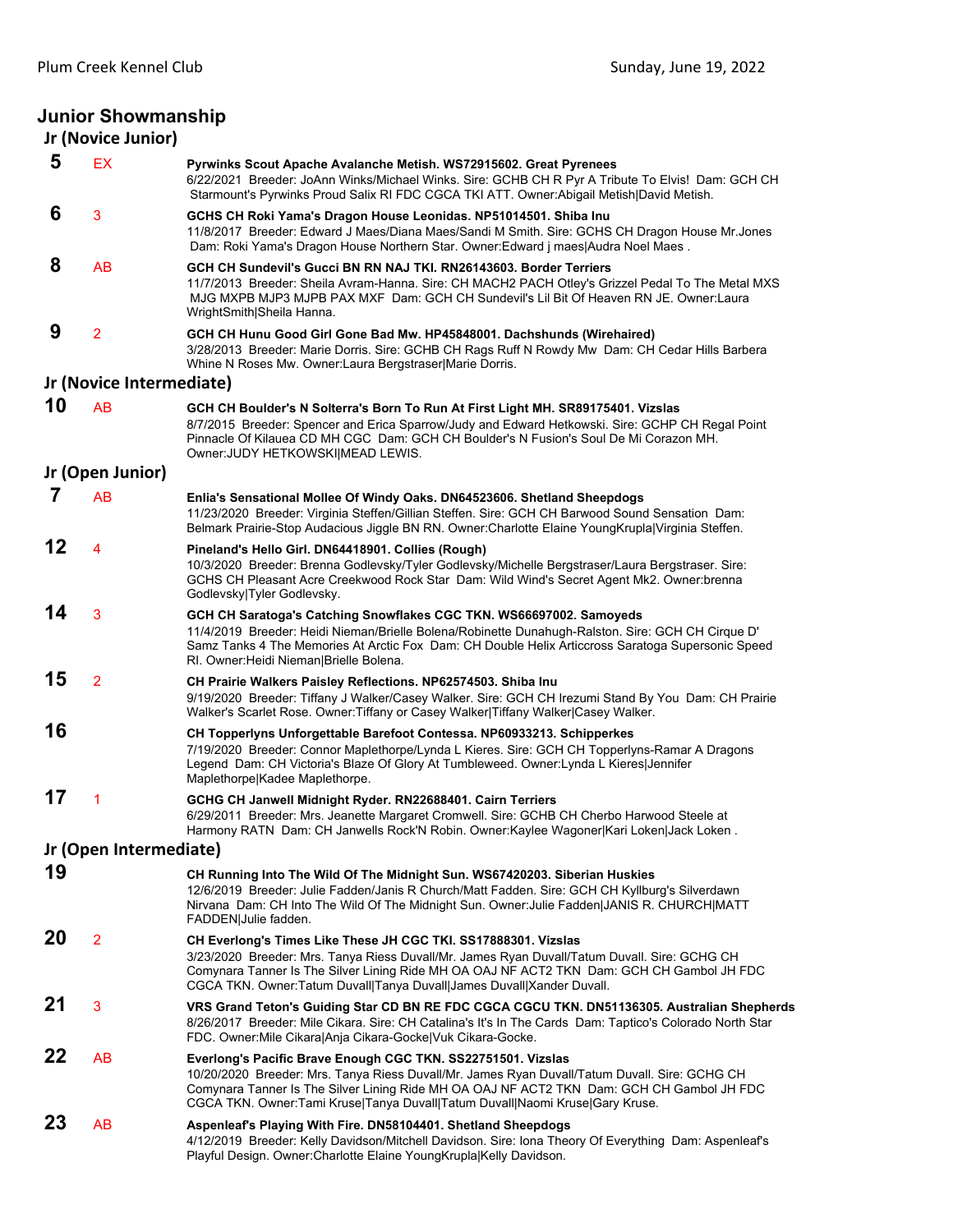## Junior Showmanship

### Jr (Novice Junior)

**5** EX **Pyrwinks Scout Apache Avalanche Metish. WS72915602. Great Pyrenees**
6/22/2021 Breeder: JoAnn Winks/Michael Winks. Sire: GCHB CH R Pyr A Tribute To Elvis! Dam: GCH CH Starmount's Pyrwinks Proud Salix RI FDC CGCA TKI ATT. Owner:Abigail Metish|David Metish.

**6** 3 **GCHS CH Roki Yama's Dragon House Leonidas. NP51014501. Shiba Inu**
11/8/2017 Breeder: Edward J Maes/Diana Maes/Sandi M Smith. Sire: GCHS CH Dragon House Mr.Jones Dam: Roki Yama's Dragon House Northern Star. Owner:Edward j maes|Audra Noel Maes .

**8** AB **GCH CH Sundevil's Gucci BN RN NAJ TKI. RN26143603. Border Terriers**
11/7/2013 Breeder: Sheila Avram-Hanna. Sire: CH MACH2 PACH Otley's Grizzel Pedal To The Metal MXS MJG MXPB MJP3 MJPB PAX MXF Dam: GCH CH Sundevil's Lil Bit Of Heaven RN JE. Owner:Laura WrightSmith|Sheila Hanna.

**9** 2 **GCH CH Hunu Good Girl Gone Bad Mw. HP45848001. Dachshunds (Wirehaired)**
3/28/2013 Breeder: Marie Dorris. Sire: GCHB CH Rags Ruff N Rowdy Mw Dam: CH Cedar Hills Barbera Whine N Roses Mw. Owner:Laura Bergstraser|Marie Dorris.

### Jr (Novice Intermediate)

**10** AB **GCH CH Boulder's N Solterra's Born To Run At First Light MH. SR89175401. Vizslas**
8/7/2015 Breeder: Spencer and Erica Sparrow/Judy and Edward Hetkowski. Sire: GCHP CH Regal Point Pinnacle Of Kilauea CD MH CGC Dam: GCH CH Boulder's N Fusion's Soul De Mi Corazon MH. Owner:JUDY HETKOWSKI|MEAD LEWIS.

### Jr (Open Junior)

**7** AB **Enlia's Sensational Mollee Of Windy Oaks. DN64523606. Shetland Sheepdogs**
11/23/2020 Breeder: Virginia Steffen/Gillian Steffen. Sire: GCH CH Barwood Sound Sensation Dam: Belmark Prairie-Stop Audacious Jiggle BN RN. Owner:Charlotte Elaine YoungKrupla|Virginia Steffen.

**12** 4 **Pineland's Hello Girl. DN64418901. Collies (Rough)**
10/3/2020 Breeder: Brenna Godlevsky/Tyler Godlevsky/Michelle Bergstraser/Laura Bergstraser. Sire: GCHS CH Pleasant Acre Creekwood Rock Star Dam: Wild Wind's Secret Agent Mk2. Owner:brenna Godlevsky|Tyler Godlevsky.

**14** 3 **GCH CH Saratoga's Catching Snowflakes CGC TKN. WS66697002. Samoyeds**
11/4/2019 Breeder: Heidi Nieman/Brielle Bolena/Robinette Dunahugh-Ralston. Sire: GCH CH Cirque D' Samz Tanks 4 The Memories At Arctic Fox Dam: CH Double Helix Articcross Saratoga Supersonic Speed RI. Owner:Heidi Nieman|Brielle Bolena.

**15** 2 **CH Prairie Walkers Paisley Reflections. NP62574503. Shiba Inu**
9/19/2020 Breeder: Tiffany J Walker/Casey Walker. Sire: GCH CH Irezumi Stand By You Dam: CH Prairie Walker's Scarlet Rose. Owner:Tiffany or Casey Walker|Tiffany Walker|Casey Walker.

**16** **CH Topperlyns Unforgettable Barefoot Contessa. NP60933213. Schipperkes**
7/19/2020 Breeder: Connor Maplethorpe/Lynda L Kieres. Sire: GCH CH Topperlyns-Ramar A Dragons Legend Dam: CH Victoria's Blaze Of Glory At Tumbleweed. Owner:Lynda L Kieres|Jennifer Maplethorpe|Kadee Maplethorpe.

**17** 1 **GCHG CH Janwell Midnight Ryder. RN22688401. Cairn Terriers**
6/29/2011 Breeder: Mrs. Jeanette Margaret Cromwell. Sire: GCHB CH Cherbo Harwood Steele at Harmony RATN Dam: CH Janwells Rock'N Robin. Owner:Kaylee Wagoner|Kari Loken|Jack Loken .

### Jr (Open Intermediate)

**19** **CH Running Into The Wild Of The Midnight Sun. WS67420203. Siberian Huskies**
12/6/2019 Breeder: Julie Fadden/Janis R Church/Matt Fadden. Sire: GCH CH Kyllburg's Silverdawn Nirvana Dam: CH Into The Wild Of The Midnight Sun. Owner:Julie Fadden|JANIS R. CHURCH|MATT FADDEN|Julie fadden.

**20** 2 **CH Everlong's Times Like These JH CGC TKI. SS17888301. Vizslas**
3/23/2020 Breeder: Mrs. Tanya Riess Duvall/Mr. James Ryan Duvall/Tatum Duvall. Sire: GCHG CH Comynara Tanner Is The Silver Lining Ride MH OA OAJ NF ACT2 TKN Dam: GCH CH Gambol JH FDC CGCA TKN. Owner:Tatum Duvall|Tanya Duvall|James Duvall|Xander Duvall.

**21** 3 **VRS Grand Teton's Guiding Star CD BN RE FDC CGCA CGCU TKN. DN51136305. Australian Shepherds**
8/26/2017 Breeder: Mile Cikara. Sire: CH Catalina's It's In The Cards Dam: Taptico's Colorado North Star FDC. Owner:Mile Cikara|Anja Cikara-Gocke|Vuk Cikara-Gocke.

**22** AB **Everlong's Pacific Brave Enough CGC TKN. SS22751501. Vizslas**
10/20/2020 Breeder: Mrs. Tanya Riess Duvall/Mr. James Ryan Duvall/Tatum Duvall. Sire: GCHG CH Comynara Tanner Is The Silver Lining Ride MH OA OAJ NF ACT2 TKN Dam: GCH CH Gambol JH FDC CGCA TKN. Owner:Tami Kruse|Tanya Duvall|Tatum Duvall|Naomi Kruse|Gary Kruse.

**23** AB **Aspenleaf's Playing With Fire. DN58104401. Shetland Sheepdogs**
4/12/2019 Breeder: Kelly Davidson/Mitchell Davidson. Sire: Iona Theory Of Everything Dam: Aspenleaf's Playful Design. Owner:Charlotte Elaine YoungKrupla|Kelly Davidson.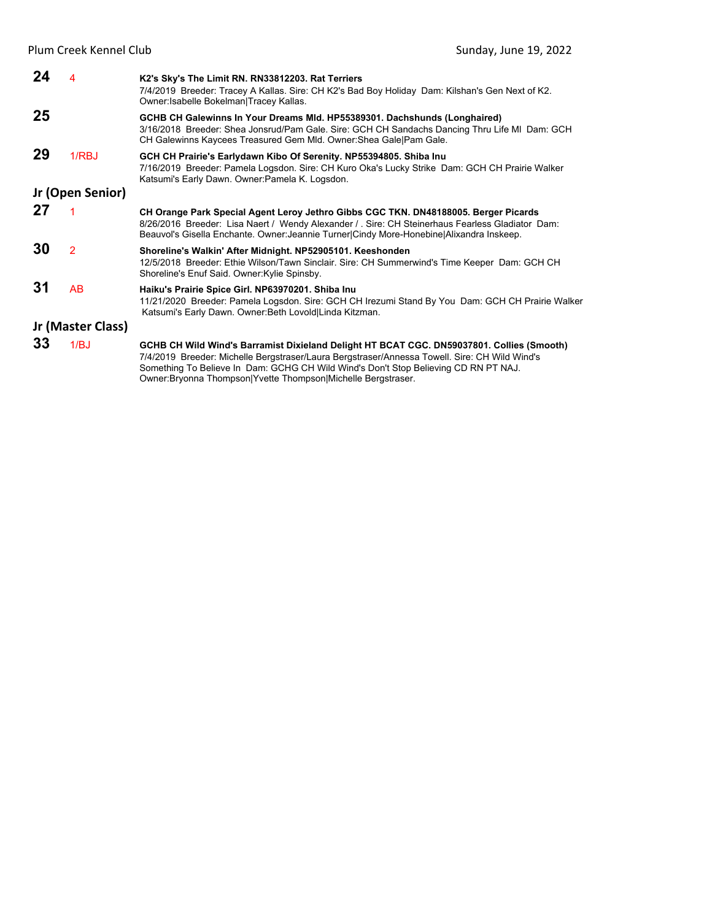**24** 4 **K2's Sky's The Limit RN. RN33812203. Rat Terriers**
7/4/2019 Breeder: Tracey A Kallas. Sire: CH K2's Bad Boy Holiday Dam: Kilshan's Gen Next of K2. Owner:Isabelle Bokelman|Tracey Kallas.

**25** **GCHB CH Galewinns In Your Dreams Mld. HP55389301. Dachshunds (Longhaired)**
3/16/2018 Breeder: Shea Jonsrud/Pam Gale. Sire: GCH CH Sandachs Dancing Thru Life Ml Dam: GCH CH Galewinns Kaycees Treasured Gem Mld. Owner:Shea Gale|Pam Gale.

**29** 1/RBJ **GCH CH Prairie's Earlydawn Kibo Of Serenity. NP55394805. Shiba Inu**
7/16/2019 Breeder: Pamela Logsdon. Sire: CH Kuro Oka's Lucky Strike Dam: GCH CH Prairie Walker Katsumi's Early Dawn. Owner:Pamela K. Logsdon.

## Jr (Open Senior)

**27** 1 **CH Orange Park Special Agent Leroy Jethro Gibbs CGC TKN. DN48188005. Berger Picards**
8/26/2016 Breeder: Lisa Naert / Wendy Alexander / . Sire: CH Steinerhaus Fearless Gladiator Dam: Beauvol's Gisella Enchante. Owner:Jeannie Turner|Cindy More-Honebine|Alixandra Inskeep.

**30** 2 **Shoreline's Walkin' After Midnight. NP52905101. Keeshonden**
12/5/2018 Breeder: Ethie Wilson/Tawn Sinclair. Sire: CH Summerwind's Time Keeper Dam: GCH CH Shoreline's Enuf Said. Owner:Kylie Spinsby.

**31** AB **Haiku's Prairie Spice Girl. NP63970201. Shiba Inu**
11/21/2020 Breeder: Pamela Logsdon. Sire: GCH CH Irezumi Stand By You Dam: GCH CH Prairie Walker Katsumi's Early Dawn. Owner:Beth Lovold|Linda Kitzman.

## Jr (Master Class)

**33** 1/BJ **GCHB CH Wild Wind's Barramist Dixieland Delight HT BCAT CGC. DN59037801. Collies (Smooth)**
7/4/2019 Breeder: Michelle Bergstraser/Laura Bergstraser/Annessa Towell. Sire: CH Wild Wind's Something To Believe In Dam: GCHG CH Wild Wind's Don't Stop Believing CD RN PT NAJ. Owner:Bryonna Thompson|Yvette Thompson|Michelle Bergstraser.